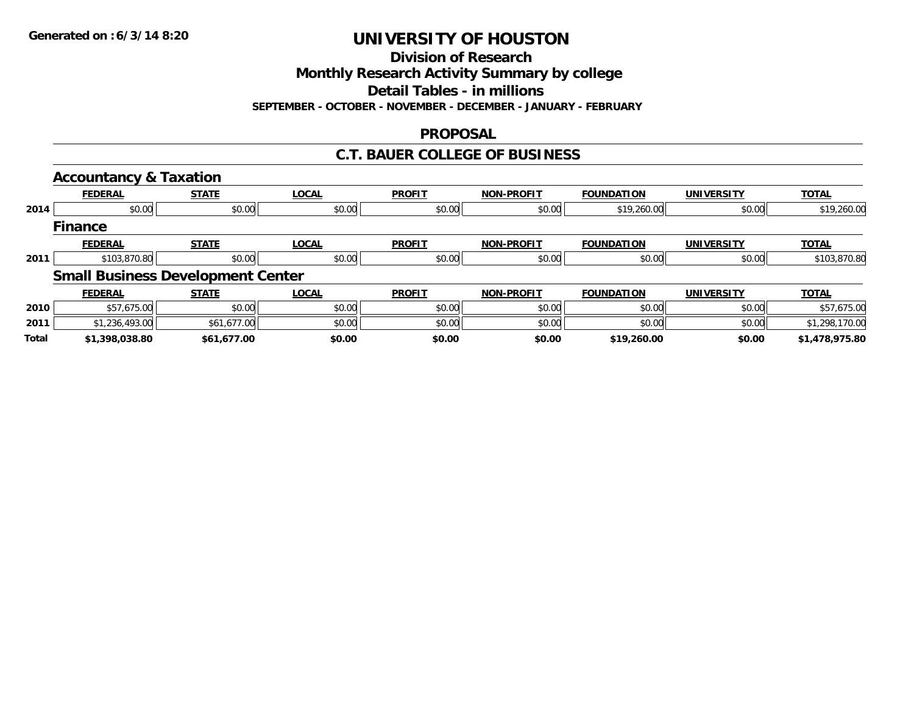Generated on :6/3/14 8:20

# UNIVERSITY OF HOUSTON

## Division of Research

## Monthly Research Activity Summary by college

## Detail Tables - in millions

**SEPTEMBER - OCTOBER - NOVEMBER - DECEMBER - JANUARY - FEBRUARY**

## PROPOSAL

## C.T. BAUER COLLEGE OF BUSINESS

### Accountancy & Taxation

| | FEDERAL | STATE | LOCAL | PROFIT | NON-PROFIT | FOUNDATION | UNIVERSITY | TOTAL |
|---|---|---|---|---|---|---|---|---|
| 2014 | $0.00 | $0.00 | $0.00 | $0.00 | $0.00 | $19,260.00 | $0.00 | $19,260.00 |

### Finance

| | FEDERAL | STATE | LOCAL | PROFIT | NON-PROFIT | FOUNDATION | UNIVERSITY | TOTAL |
|---|---|---|---|---|---|---|---|---|
| 2011 | $103,870.80 | $0.00 | $0.00 | $0.00 | $0.00 | $0.00 | $0.00 | $103,870.80 |

### Small Business Development Center

| | FEDERAL | STATE | LOCAL | PROFIT | NON-PROFIT | FOUNDATION | UNIVERSITY | TOTAL |
|---|---|---|---|---|---|---|---|---|
| 2010 | $57,675.00 | $0.00 | $0.00 | $0.00 | $0.00 | $0.00 | $0.00 | $57,675.00 |
| 2011 | $1,236,493.00 | $61,677.00 | $0.00 | $0.00 | $0.00 | $0.00 | $0.00 | $1,298,170.00 |
| **Total** | **$1,398,038.80** | **$61,677.00** | **$0.00** | **$0.00** | **$0.00** | **$19,260.00** | **$0.00** | **$1,478,975.80** |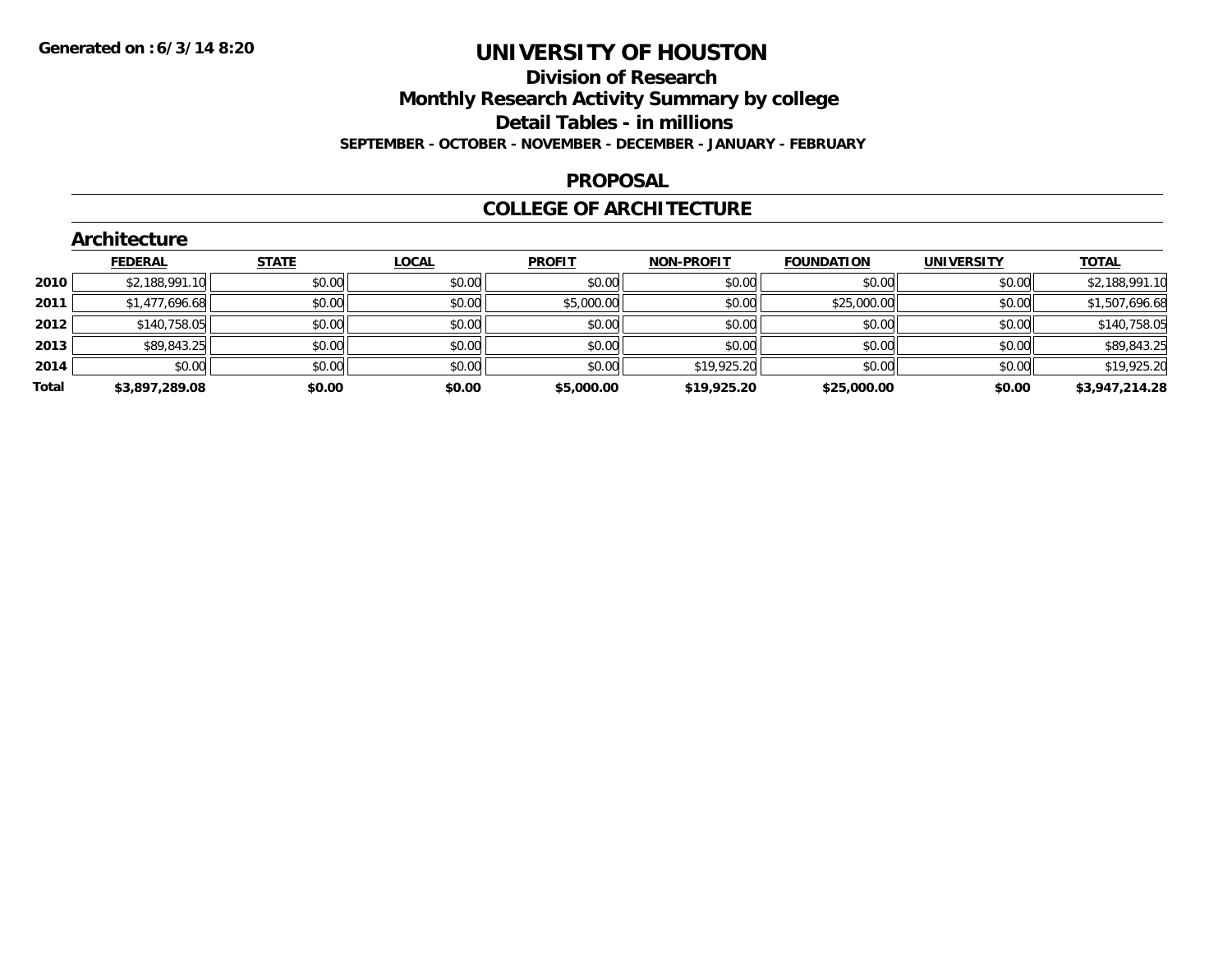Generated on :6/3/14 8:20

# UNIVERSITY OF HOUSTON

## Division of Research

## Monthly Research Activity Summary by college

## Detail Tables - in millions

**SEPTEMBER - OCTOBER - NOVEMBER - DECEMBER - JANUARY - FEBRUARY**

## PROPOSAL

## COLLEGE OF ARCHITECTURE

### Architecture

| | FEDERAL | STATE | LOCAL | PROFIT | NON-PROFIT | FOUNDATION | UNIVERSITY | TOTAL |
|---|---|---|---|---|---|---|---|---|
| 2010 | $2,188,991.10 | $0.00 | $0.00 | $0.00 | $0.00 | $0.00 | $0.00 | $2,188,991.10 |
| 2011 | $1,477,696.68 | $0.00 | $0.00 | $5,000.00 | $0.00 | $25,000.00 | $0.00 | $1,507,696.68 |
| 2012 | $140,758.05 | $0.00 | $0.00 | $0.00 | $0.00 | $0.00 | $0.00 | $140,758.05 |
| 2013 | $89,843.25 | $0.00 | $0.00 | $0.00 | $0.00 | $0.00 | $0.00 | $89,843.25 |
| 2014 | $0.00 | $0.00 | $0.00 | $0.00 | $19,925.20 | $0.00 | $0.00 | $19,925.20 |
| **Total** | **$3,897,289.08** | **$0.00** | **$0.00** | **$5,000.00** | **$19,925.20** | **$25,000.00** | **$0.00** | **$3,947,214.28** |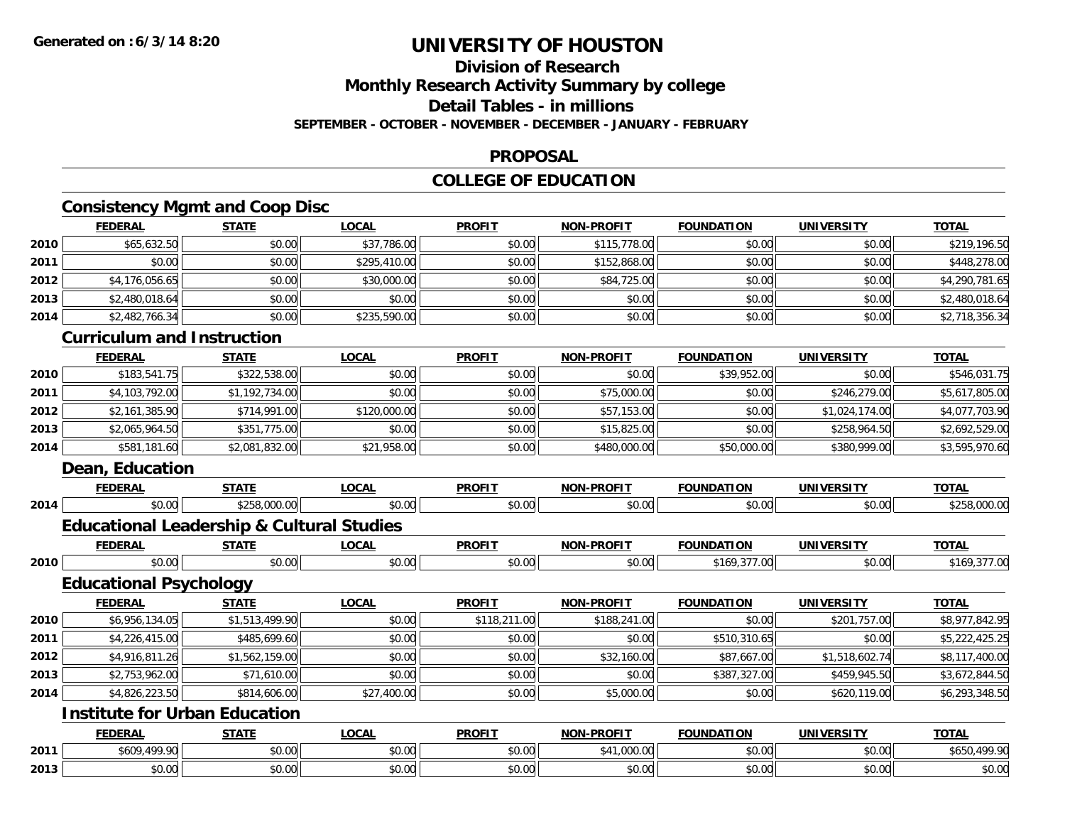**Generated on :6/3/14 8:20**

# UNIVERSITY OF HOUSTON

## Division of Research

## Monthly Research Activity Summary by college

## Detail Tables - in millions

**SEPTEMBER - OCTOBER - NOVEMBER - DECEMBER - JANUARY - FEBRUARY**

## PROPOSAL

## COLLEGE OF EDUCATION

### Consistency Mgmt and Coop Disc

| | FEDERAL | STATE | LOCAL | PROFIT | NON-PROFIT | FOUNDATION | UNIVERSITY | TOTAL |
|---|---|---|---|---|---|---|---|---|
| 2010 | $65,632.50 | $0.00 | $37,786.00 | $0.00 | $115,778.00 | $0.00 | $0.00 | $219,196.50 |
| 2011 | $0.00 | $0.00 | $295,410.00 | $0.00 | $152,868.00 | $0.00 | $0.00 | $448,278.00 |
| 2012 | $4,176,056.65 | $0.00 | $30,000.00 | $0.00 | $84,725.00 | $0.00 | $0.00 | $4,290,781.65 |
| 2013 | $2,480,018.64 | $0.00 | $0.00 | $0.00 | $0.00 | $0.00 | $0.00 | $2,480,018.64 |
| 2014 | $2,482,766.34 | $0.00 | $235,590.00 | $0.00 | $0.00 | $0.00 | $0.00 | $2,718,356.34 |

### Curriculum and Instruction

| | FEDERAL | STATE | LOCAL | PROFIT | NON-PROFIT | FOUNDATION | UNIVERSITY | TOTAL |
|---|---|---|---|---|---|---|---|---|
| 2010 | $183,541.75 | $322,538.00 | $0.00 | $0.00 | $0.00 | $39,952.00 | $0.00 | $546,031.75 |
| 2011 | $4,103,792.00 | $1,192,734.00 | $0.00 | $0.00 | $75,000.00 | $0.00 | $246,279.00 | $5,617,805.00 |
| 2012 | $2,161,385.90 | $714,991.00 | $120,000.00 | $0.00 | $57,153.00 | $0.00 | $1,024,174.00 | $4,077,703.90 |
| 2013 | $2,065,964.50 | $351,775.00 | $0.00 | $0.00 | $15,825.00 | $0.00 | $258,964.50 | $2,692,529.00 |
| 2014 | $581,181.60 | $2,081,832.00 | $21,958.00 | $0.00 | $480,000.00 | $50,000.00 | $380,999.00 | $3,595,970.60 |

### Dean, Education

| | FEDERAL | STATE | LOCAL | PROFIT | NON-PROFIT | FOUNDATION | UNIVERSITY | TOTAL |
|---|---|---|---|---|---|---|---|---|
| 2014 | $0.00 | $258,000.00 | $0.00 | $0.00 | $0.00 | $0.00 | $0.00 | $258,000.00 |

### Educational Leadership & Cultural Studies

| | FEDERAL | STATE | LOCAL | PROFIT | NON-PROFIT | FOUNDATION | UNIVERSITY | TOTAL |
|---|---|---|---|---|---|---|---|---|
| 2010 | $0.00 | $0.00 | $0.00 | $0.00 | $0.00 | $169,377.00 | $0.00 | $169,377.00 |

### Educational Psychology

| | FEDERAL | STATE | LOCAL | PROFIT | NON-PROFIT | FOUNDATION | UNIVERSITY | TOTAL |
|---|---|---|---|---|---|---|---|---|
| 2010 | $6,956,134.05 | $1,513,499.90 | $0.00 | $118,211.00 | $188,241.00 | $0.00 | $201,757.00 | $8,977,842.95 |
| 2011 | $4,226,415.00 | $485,699.60 | $0.00 | $0.00 | $0.00 | $510,310.65 | $0.00 | $5,222,425.25 |
| 2012 | $4,916,811.26 | $1,562,159.00 | $0.00 | $0.00 | $32,160.00 | $87,667.00 | $1,518,602.74 | $8,117,400.00 |
| 2013 | $2,753,962.00 | $71,610.00 | $0.00 | $0.00 | $0.00 | $387,327.00 | $459,945.50 | $3,672,844.50 |
| 2014 | $4,826,223.50 | $814,606.00 | $27,400.00 | $0.00 | $5,000.00 | $0.00 | $620,119.00 | $6,293,348.50 |

### Institute for Urban Education

| | FEDERAL | STATE | LOCAL | PROFIT | NON-PROFIT | FOUNDATION | UNIVERSITY | TOTAL |
|---|---|---|---|---|---|---|---|---|
| 2011 | $609,499.90 | $0.00 | $0.00 | $0.00 | $41,000.00 | $0.00 | $0.00 | $650,499.90 |
| 2013 | $0.00 | $0.00 | $0.00 | $0.00 | $0.00 | $0.00 | $0.00 | $0.00 |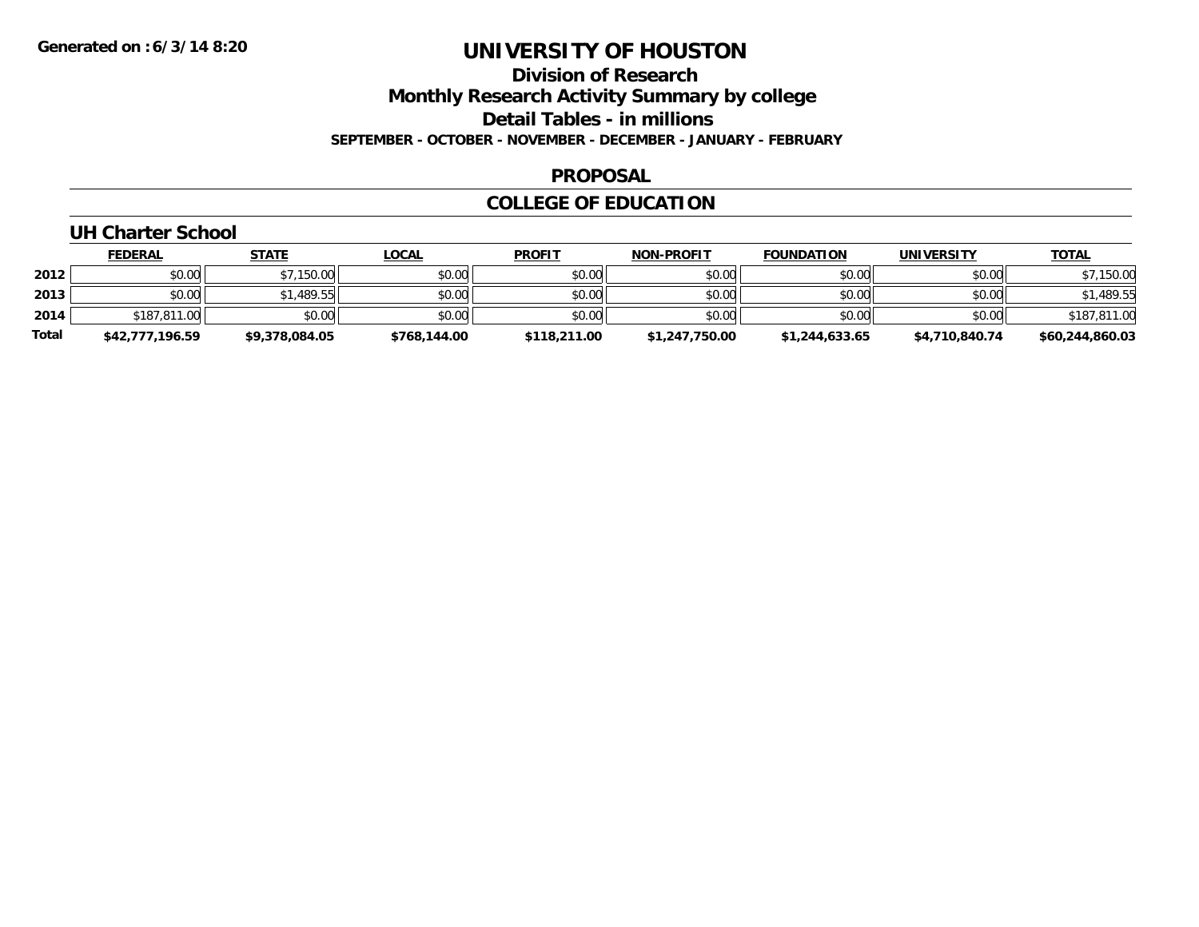# UNIVERSITY OF HOUSTON

## Division of Research

## Monthly Research Activity Summary by college

## Detail Tables - in millions

**SEPTEMBER - OCTOBER - NOVEMBER - DECEMBER - JANUARY - FEBRUARY**

## PROPOSAL

## COLLEGE OF EDUCATION

### UH Charter School

| | FEDERAL | STATE | LOCAL | PROFIT | NON-PROFIT | FOUNDATION | UNIVERSITY | TOTAL |
|---|---|---|---|---|---|---|---|---|
| 2012 | $0.00 | $7,150.00 | $0.00 | $0.00 | $0.00 | $0.00 | $0.00 | $7,150.00 |
| 2013 | $0.00 | $1,489.55 | $0.00 | $0.00 | $0.00 | $0.00 | $0.00 | $1,489.55 |
| 2014 | $187,811.00 | $0.00 | $0.00 | $0.00 | $0.00 | $0.00 | $0.00 | $187,811.00 |
| **Total** | **$42,777,196.59** | **$9,378,084.05** | **$768,144.00** | **$118,211.00** | **$1,247,750.00** | **$1,244,633.65** | **$4,710,840.74** | **$60,244,860.03** |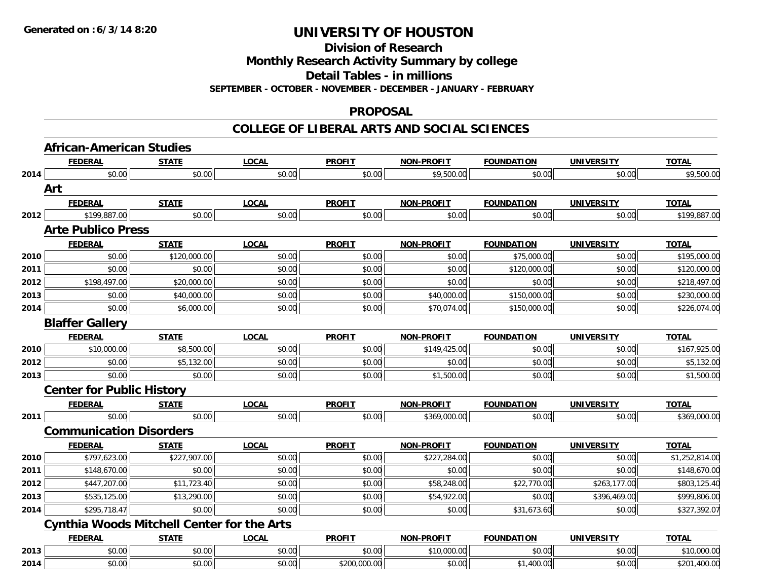**Generated on :6/3/14 8:20**

# UNIVERSITY OF HOUSTON

## Division of Research
## Monthly Research Activity Summary by college
## Detail Tables - in millions
### SEPTEMBER - OCTOBER - NOVEMBER - DECEMBER - JANUARY - FEBRUARY

### PROPOSAL

### COLLEGE OF LIBERAL ARTS AND SOCIAL SCIENCES

#### African-American Studies

| | FEDERAL | STATE | LOCAL | PROFIT | NON-PROFIT | FOUNDATION | UNIVERSITY | TOTAL |
|---|---|---|---|---|---|---|---|---|
| 2014 | $0.00 | $0.00 | $0.00 | $0.00 | $9,500.00 | $0.00 | $0.00 | $9,500.00 |

#### Art

| | FEDERAL | STATE | LOCAL | PROFIT | NON-PROFIT | FOUNDATION | UNIVERSITY | TOTAL |
|---|---|---|---|---|---|---|---|---|
| 2012 | $199,887.00 | $0.00 | $0.00 | $0.00 | $0.00 | $0.00 | $0.00 | $199,887.00 |

#### Arte Publico Press

| | FEDERAL | STATE | LOCAL | PROFIT | NON-PROFIT | FOUNDATION | UNIVERSITY | TOTAL |
|---|---|---|---|---|---|---|---|---|
| 2010 | $0.00 | $120,000.00 | $0.00 | $0.00 | $0.00 | $75,000.00 | $0.00 | $195,000.00 |
| 2011 | $0.00 | $0.00 | $0.00 | $0.00 | $0.00 | $120,000.00 | $0.00 | $120,000.00 |
| 2012 | $198,497.00 | $20,000.00 | $0.00 | $0.00 | $0.00 | $0.00 | $0.00 | $218,497.00 |
| 2013 | $0.00 | $40,000.00 | $0.00 | $0.00 | $40,000.00 | $150,000.00 | $0.00 | $230,000.00 |
| 2014 | $0.00 | $6,000.00 | $0.00 | $0.00 | $70,074.00 | $150,000.00 | $0.00 | $226,074.00 |

#### Blaffer Gallery

| | FEDERAL | STATE | LOCAL | PROFIT | NON-PROFIT | FOUNDATION | UNIVERSITY | TOTAL |
|---|---|---|---|---|---|---|---|---|
| 2010 | $10,000.00 | $8,500.00 | $0.00 | $0.00 | $149,425.00 | $0.00 | $0.00 | $167,925.00 |
| 2012 | $0.00 | $5,132.00 | $0.00 | $0.00 | $0.00 | $0.00 | $0.00 | $5,132.00 |
| 2013 | $0.00 | $0.00 | $0.00 | $0.00 | $1,500.00 | $0.00 | $0.00 | $1,500.00 |

#### Center for Public History

| | FEDERAL | STATE | LOCAL | PROFIT | NON-PROFIT | FOUNDATION | UNIVERSITY | TOTAL |
|---|---|---|---|---|---|---|---|---|
| 2011 | $0.00 | $0.00 | $0.00 | $0.00 | $369,000.00 | $0.00 | $0.00 | $369,000.00 |

#### Communication Disorders

| | FEDERAL | STATE | LOCAL | PROFIT | NON-PROFIT | FOUNDATION | UNIVERSITY | TOTAL |
|---|---|---|---|---|---|---|---|---|
| 2010 | $797,623.00 | $227,907.00 | $0.00 | $0.00 | $227,284.00 | $0.00 | $0.00 | $1,252,814.00 |
| 2011 | $148,670.00 | $0.00 | $0.00 | $0.00 | $0.00 | $0.00 | $0.00 | $148,670.00 |
| 2012 | $447,207.00 | $11,723.40 | $0.00 | $0.00 | $58,248.00 | $22,770.00 | $263,177.00 | $803,125.40 |
| 2013 | $535,125.00 | $13,290.00 | $0.00 | $0.00 | $54,922.00 | $0.00 | $396,469.00 | $999,806.00 |
| 2014 | $295,718.47 | $0.00 | $0.00 | $0.00 | $0.00 | $31,673.60 | $0.00 | $327,392.07 |

#### Cynthia Woods Mitchell Center for the Arts

| | FEDERAL | STATE | LOCAL | PROFIT | NON-PROFIT | FOUNDATION | UNIVERSITY | TOTAL |
|---|---|---|---|---|---|---|---|---|
| 2013 | $0.00 | $0.00 | $0.00 | $0.00 | $10,000.00 | $0.00 | $0.00 | $10,000.00 |
| 2014 | $0.00 | $0.00 | $0.00 | $200,000.00 | $0.00 | $1,400.00 | $0.00 | $201,400.00 |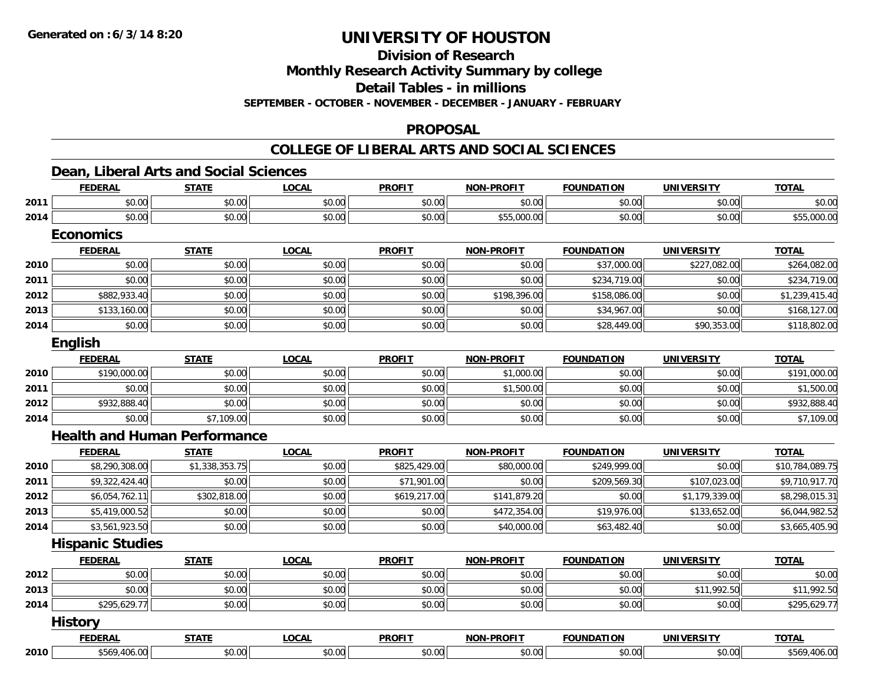**Generated on :6/3/14 8:20**

# UNIVERSITY OF HOUSTON

## Division of Research

## Monthly Research Activity Summary by college

## Detail Tables - in millions

**SEPTEMBER - OCTOBER - NOVEMBER - DECEMBER - JANUARY - FEBRUARY**

## PROPOSAL

## COLLEGE OF LIBERAL ARTS AND SOCIAL SCIENCES

### Dean, Liberal Arts and Social Sciences

| | FEDERAL | STATE | LOCAL | PROFIT | NON-PROFIT | FOUNDATION | UNIVERSITY | TOTAL |
|---|---|---|---|---|---|---|---|---|
| 2011 | $0.00 | $0.00 | $0.00 | $0.00 | $0.00 | $0.00 | $0.00 | $0.00 |
| 2014 | $0.00 | $0.00 | $0.00 | $0.00 | $55,000.00 | $0.00 | $0.00 | $55,000.00 |

### Economics

| | FEDERAL | STATE | LOCAL | PROFIT | NON-PROFIT | FOUNDATION | UNIVERSITY | TOTAL |
|---|---|---|---|---|---|---|---|---|
| 2010 | $0.00 | $0.00 | $0.00 | $0.00 | $0.00 | $37,000.00 | $227,082.00 | $264,082.00 |
| 2011 | $0.00 | $0.00 | $0.00 | $0.00 | $0.00 | $234,719.00 | $0.00 | $234,719.00 |
| 2012 | $882,933.40 | $0.00 | $0.00 | $0.00 | $198,396.00 | $158,086.00 | $0.00 | $1,239,415.40 |
| 2013 | $133,160.00 | $0.00 | $0.00 | $0.00 | $0.00 | $34,967.00 | $0.00 | $168,127.00 |
| 2014 | $0.00 | $0.00 | $0.00 | $0.00 | $0.00 | $28,449.00 | $90,353.00 | $118,802.00 |

### English

| | FEDERAL | STATE | LOCAL | PROFIT | NON-PROFIT | FOUNDATION | UNIVERSITY | TOTAL |
|---|---|---|---|---|---|---|---|---|
| 2010 | $190,000.00 | $0.00 | $0.00 | $0.00 | $1,000.00 | $0.00 | $0.00 | $191,000.00 |
| 2011 | $0.00 | $0.00 | $0.00 | $0.00 | $1,500.00 | $0.00 | $0.00 | $1,500.00 |
| 2012 | $932,888.40 | $0.00 | $0.00 | $0.00 | $0.00 | $0.00 | $0.00 | $932,888.40 |
| 2014 | $0.00 | $7,109.00 | $0.00 | $0.00 | $0.00 | $0.00 | $0.00 | $7,109.00 |

### Health and Human Performance

| | FEDERAL | STATE | LOCAL | PROFIT | NON-PROFIT | FOUNDATION | UNIVERSITY | TOTAL |
|---|---|---|---|---|---|---|---|---|
| 2010 | $8,290,308.00 | $1,338,353.75 | $0.00 | $825,429.00 | $80,000.00 | $249,999.00 | $0.00 | $10,784,089.75 |
| 2011 | $9,322,424.40 | $0.00 | $0.00 | $71,901.00 | $0.00 | $209,569.30 | $107,023.00 | $9,710,917.70 |
| 2012 | $6,054,762.11 | $302,818.00 | $0.00 | $619,217.00 | $141,879.20 | $0.00 | $1,179,339.00 | $8,298,015.31 |
| 2013 | $5,419,000.52 | $0.00 | $0.00 | $0.00 | $472,354.00 | $19,976.00 | $133,652.00 | $6,044,982.52 |
| 2014 | $3,561,923.50 | $0.00 | $0.00 | $0.00 | $40,000.00 | $63,482.40 | $0.00 | $3,665,405.90 |

### Hispanic Studies

| | FEDERAL | STATE | LOCAL | PROFIT | NON-PROFIT | FOUNDATION | UNIVERSITY | TOTAL |
|---|---|---|---|---|---|---|---|---|
| 2012 | $0.00 | $0.00 | $0.00 | $0.00 | $0.00 | $0.00 | $0.00 | $0.00 |
| 2013 | $0.00 | $0.00 | $0.00 | $0.00 | $0.00 | $0.00 | $11,992.50 | $11,992.50 |
| 2014 | $295,629.77 | $0.00 | $0.00 | $0.00 | $0.00 | $0.00 | $0.00 | $295,629.77 |

### History

| | FEDERAL | STATE | LOCAL | PROFIT | NON-PROFIT | FOUNDATION | UNIVERSITY | TOTAL |
|---|---|---|---|---|---|---|---|---|
| 2010 | $569,406.00 | $0.00 | $0.00 | $0.00 | $0.00 | $0.00 | $0.00 | $569,406.00 |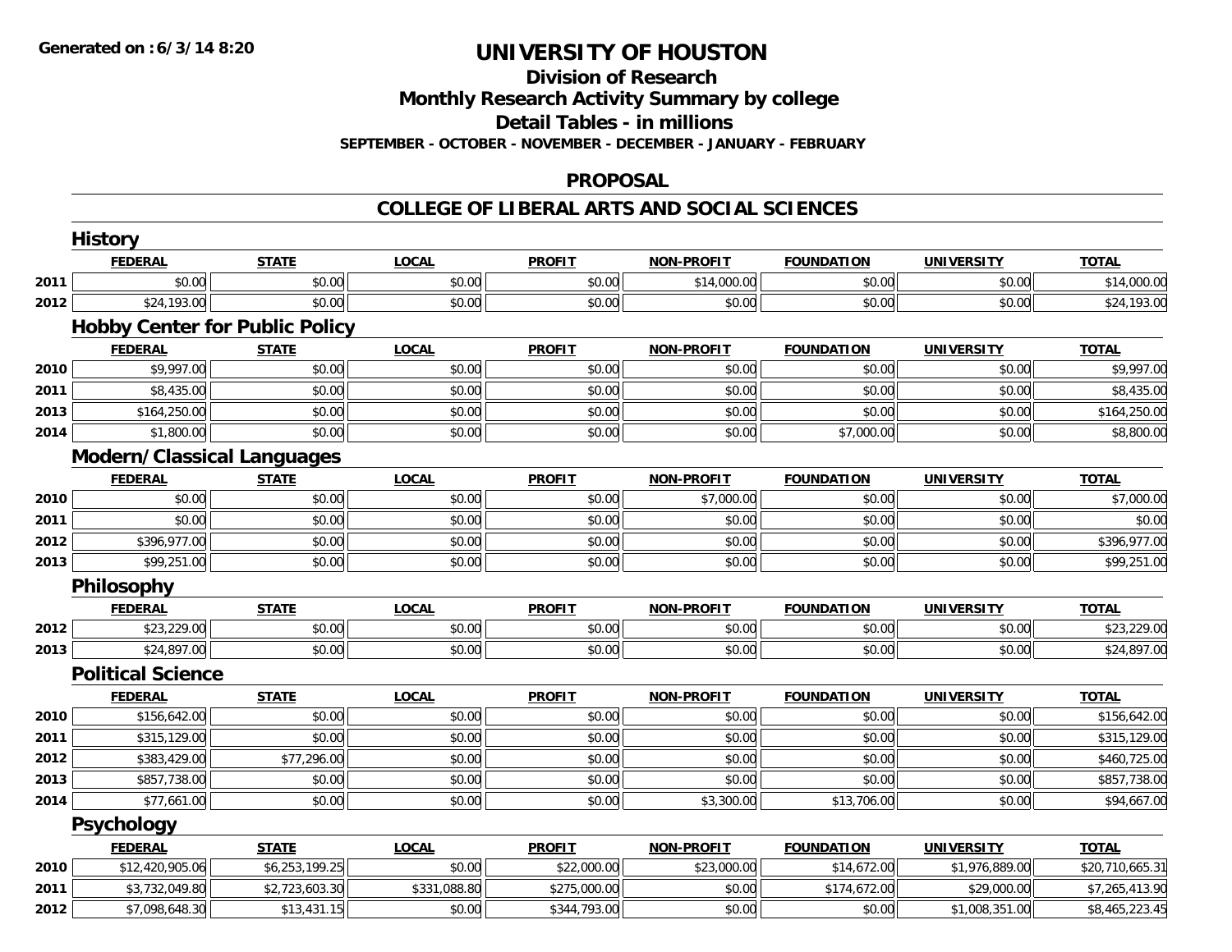Generated on :6/3/14 8:20

# UNIVERSITY OF HOUSTON

## Division of Research

## Monthly Research Activity Summary by college

## Detail Tables - in millions

### SEPTEMBER - OCTOBER - NOVEMBER - DECEMBER - JANUARY - FEBRUARY

## PROPOSAL

## COLLEGE OF LIBERAL ARTS AND SOCIAL SCIENCES

### History

| | FEDERAL | STATE | LOCAL | PROFIT | NON-PROFIT | FOUNDATION | UNIVERSITY | TOTAL |
|---|---|---|---|---|---|---|---|---|
| 2011 | $0.00 | $0.00 | $0.00 | $0.00 | $14,000.00 | $0.00 | $0.00 | $14,000.00 |
| 2012 | $24,193.00 | $0.00 | $0.00 | $0.00 | $0.00 | $0.00 | $0.00 | $24,193.00 |

### Hobby Center for Public Policy

| | FEDERAL | STATE | LOCAL | PROFIT | NON-PROFIT | FOUNDATION | UNIVERSITY | TOTAL |
|---|---|---|---|---|---|---|---|---|
| 2010 | $9,997.00 | $0.00 | $0.00 | $0.00 | $0.00 | $0.00 | $0.00 | $9,997.00 |
| 2011 | $8,435.00 | $0.00 | $0.00 | $0.00 | $0.00 | $0.00 | $0.00 | $8,435.00 |
| 2013 | $164,250.00 | $0.00 | $0.00 | $0.00 | $0.00 | $0.00 | $0.00 | $164,250.00 |
| 2014 | $1,800.00 | $0.00 | $0.00 | $0.00 | $0.00 | $7,000.00 | $0.00 | $8,800.00 |

### Modern/Classical Languages

| | FEDERAL | STATE | LOCAL | PROFIT | NON-PROFIT | FOUNDATION | UNIVERSITY | TOTAL |
|---|---|---|---|---|---|---|---|---|
| 2010 | $0.00 | $0.00 | $0.00 | $0.00 | $7,000.00 | $0.00 | $0.00 | $7,000.00 |
| 2011 | $0.00 | $0.00 | $0.00 | $0.00 | $0.00 | $0.00 | $0.00 | $0.00 |
| 2012 | $396,977.00 | $0.00 | $0.00 | $0.00 | $0.00 | $0.00 | $0.00 | $396,977.00 |
| 2013 | $99,251.00 | $0.00 | $0.00 | $0.00 | $0.00 | $0.00 | $0.00 | $99,251.00 |

### Philosophy

| | FEDERAL | STATE | LOCAL | PROFIT | NON-PROFIT | FOUNDATION | UNIVERSITY | TOTAL |
|---|---|---|---|---|---|---|---|---|
| 2012 | $23,229.00 | $0.00 | $0.00 | $0.00 | $0.00 | $0.00 | $0.00 | $23,229.00 |
| 2013 | $24,897.00 | $0.00 | $0.00 | $0.00 | $0.00 | $0.00 | $0.00 | $24,897.00 |

### Political Science

| | FEDERAL | STATE | LOCAL | PROFIT | NON-PROFIT | FOUNDATION | UNIVERSITY | TOTAL |
|---|---|---|---|---|---|---|---|---|
| 2010 | $156,642.00 | $0.00 | $0.00 | $0.00 | $0.00 | $0.00 | $0.00 | $156,642.00 |
| 2011 | $315,129.00 | $0.00 | $0.00 | $0.00 | $0.00 | $0.00 | $0.00 | $315,129.00 |
| 2012 | $383,429.00 | $77,296.00 | $0.00 | $0.00 | $0.00 | $0.00 | $0.00 | $460,725.00 |
| 2013 | $857,738.00 | $0.00 | $0.00 | $0.00 | $0.00 | $0.00 | $0.00 | $857,738.00 |
| 2014 | $77,661.00 | $0.00 | $0.00 | $0.00 | $3,300.00 | $13,706.00 | $0.00 | $94,667.00 |

### Psychology

| | FEDERAL | STATE | LOCAL | PROFIT | NON-PROFIT | FOUNDATION | UNIVERSITY | TOTAL |
|---|---|---|---|---|---|---|---|---|
| 2010 | $12,420,905.06 | $6,253,199.25 | $0.00 | $22,000.00 | $23,000.00 | $14,672.00 | $1,976,889.00 | $20,710,665.31 |
| 2011 | $3,732,049.80 | $2,723,603.30 | $331,088.80 | $275,000.00 | $0.00 | $174,672.00 | $29,000.00 | $7,265,413.90 |
| 2012 | $7,098,648.30 | $13,431.15 | $0.00 | $344,793.00 | $0.00 | $0.00 | $1,008,351.00 | $8,465,223.45 |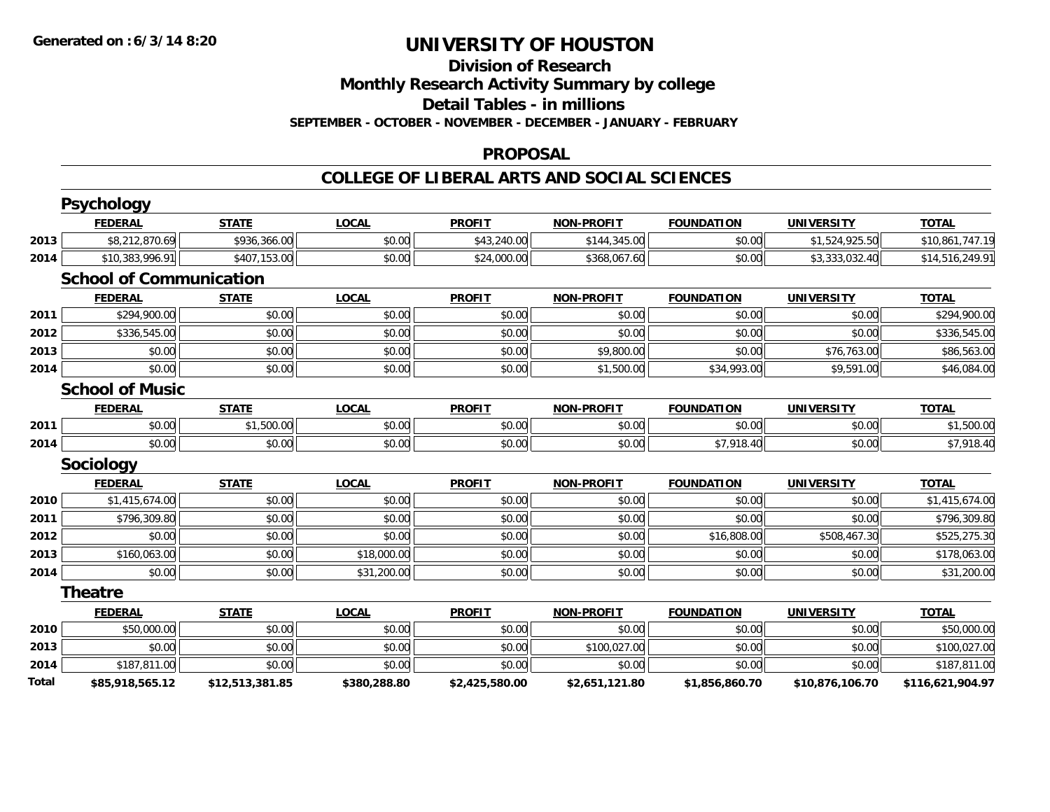# UNIVERSITY OF HOUSTON

## Division of Research

## Monthly Research Activity Summary by college

## Detail Tables - in millions

**SEPTEMBER - OCTOBER - NOVEMBER - DECEMBER - JANUARY - FEBRUARY**

## PROPOSAL

## COLLEGE OF LIBERAL ARTS AND SOCIAL SCIENCES

### Psychology

| | FEDERAL | STATE | LOCAL | PROFIT | NON-PROFIT | FOUNDATION | UNIVERSITY | TOTAL |
|---|---|---|---|---|---|---|---|---|
| 2013 | $8,212,870.69 | $936,366.00 | $0.00 | $43,240.00 | $144,345.00 | $0.00 | $1,524,925.50 | $10,861,747.19 |
| 2014 | $10,383,996.91 | $407,153.00 | $0.00 | $24,000.00 | $368,067.60 | $0.00 | $3,333,032.40 | $14,516,249.91 |

### School of Communication

| | FEDERAL | STATE | LOCAL | PROFIT | NON-PROFIT | FOUNDATION | UNIVERSITY | TOTAL |
|---|---|---|---|---|---|---|---|---|
| 2011 | $294,900.00 | $0.00 | $0.00 | $0.00 | $0.00 | $0.00 | $0.00 | $294,900.00 |
| 2012 | $336,545.00 | $0.00 | $0.00 | $0.00 | $0.00 | $0.00 | $0.00 | $336,545.00 |
| 2013 | $0.00 | $0.00 | $0.00 | $0.00 | $9,800.00 | $0.00 | $76,763.00 | $86,563.00 |
| 2014 | $0.00 | $0.00 | $0.00 | $0.00 | $1,500.00 | $34,993.00 | $9,591.00 | $46,084.00 |

### School of Music

| | FEDERAL | STATE | LOCAL | PROFIT | NON-PROFIT | FOUNDATION | UNIVERSITY | TOTAL |
|---|---|---|---|---|---|---|---|---|
| 2011 | $0.00 | $1,500.00 | $0.00 | $0.00 | $0.00 | $0.00 | $0.00 | $1,500.00 |
| 2014 | $0.00 | $0.00 | $0.00 | $0.00 | $0.00 | $7,918.40 | $0.00 | $7,918.40 |

### Sociology

| | FEDERAL | STATE | LOCAL | PROFIT | NON-PROFIT | FOUNDATION | UNIVERSITY | TOTAL |
|---|---|---|---|---|---|---|---|---|
| 2010 | $1,415,674.00 | $0.00 | $0.00 | $0.00 | $0.00 | $0.00 | $0.00 | $1,415,674.00 |
| 2011 | $796,309.80 | $0.00 | $0.00 | $0.00 | $0.00 | $0.00 | $0.00 | $796,309.80 |
| 2012 | $0.00 | $0.00 | $0.00 | $0.00 | $0.00 | $16,808.00 | $508,467.30 | $525,275.30 |
| 2013 | $160,063.00 | $0.00 | $18,000.00 | $0.00 | $0.00 | $0.00 | $0.00 | $178,063.00 |
| 2014 | $0.00 | $0.00 | $31,200.00 | $0.00 | $0.00 | $0.00 | $0.00 | $31,200.00 |

### Theatre

| | FEDERAL | STATE | LOCAL | PROFIT | NON-PROFIT | FOUNDATION | UNIVERSITY | TOTAL |
|---|---|---|---|---|---|---|---|---|
| 2010 | $50,000.00 | $0.00 | $0.00 | $0.00 | $0.00 | $0.00 | $0.00 | $50,000.00 |
| 2013 | $0.00 | $0.00 | $0.00 | $0.00 | $100,027.00 | $0.00 | $0.00 | $100,027.00 |
| 2014 | $187,811.00 | $0.00 | $0.00 | $0.00 | $0.00 | $0.00 | $0.00 | $187,811.00 |
| **Total** | **$85,918,565.12** | **$12,513,381.85** | **$380,288.80** | **$2,425,580.00** | **$2,651,121.80** | **$1,856,860.70** | **$10,876,106.70** | **$116,621,904.97** |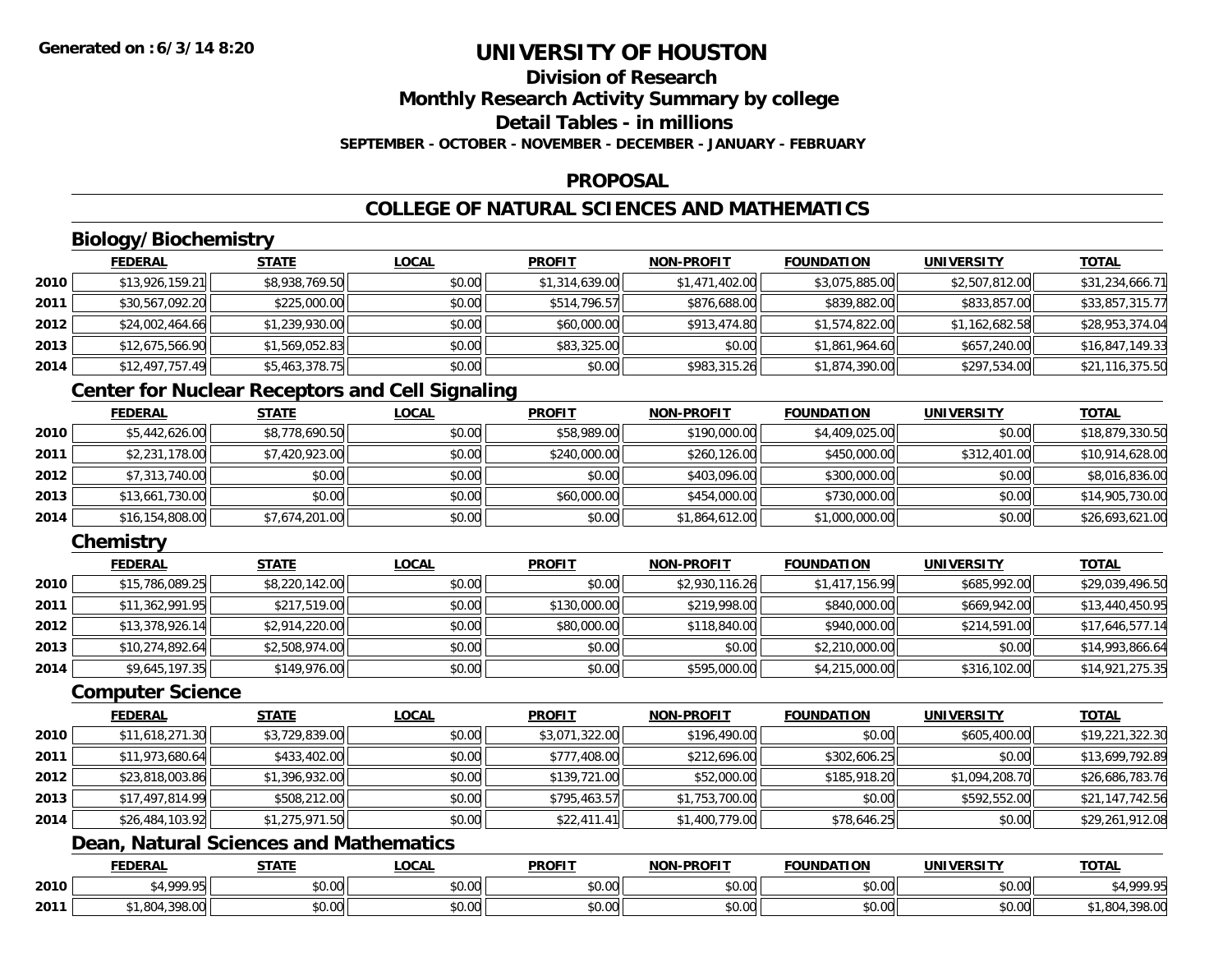**Generated on :6/3/14 8:20**

# UNIVERSITY OF HOUSTON

## Division of Research
## Monthly Research Activity Summary by college
## Detail Tables - in millions

**SEPTEMBER - OCTOBER - NOVEMBER - DECEMBER - JANUARY - FEBRUARY**

## PROPOSAL

## COLLEGE OF NATURAL SCIENCES AND MATHEMATICS

### Biology/Biochemistry

| | FEDERAL | STATE | LOCAL | PROFIT | NON-PROFIT | FOUNDATION | UNIVERSITY | TOTAL |
|---|---|---|---|---|---|---|---|---|
| 2010 | $13,926,159.21 | $8,938,769.50 | $0.00 | $1,314,639.00 | $1,471,402.00 | $3,075,885.00 | $2,507,812.00 | $31,234,666.71 |
| 2011 | $30,567,092.20 | $225,000.00 | $0.00 | $514,796.57 | $876,688.00 | $839,882.00 | $833,857.00 | $33,857,315.77 |
| 2012 | $24,002,464.66 | $1,239,930.00 | $0.00 | $60,000.00 | $913,474.80 | $1,574,822.00 | $1,162,682.58 | $28,953,374.04 |
| 2013 | $12,675,566.90 | $1,569,052.83 | $0.00 | $83,325.00 | $0.00 | $1,861,964.60 | $657,240.00 | $16,847,149.33 |
| 2014 | $12,497,757.49 | $5,463,378.75 | $0.00 | $0.00 | $983,315.26 | $1,874,390.00 | $297,534.00 | $21,116,375.50 |

### Center for Nuclear Receptors and Cell Signaling

| | FEDERAL | STATE | LOCAL | PROFIT | NON-PROFIT | FOUNDATION | UNIVERSITY | TOTAL |
|---|---|---|---|---|---|---|---|---|
| 2010 | $5,442,626.00 | $8,778,690.50 | $0.00 | $58,989.00 | $190,000.00 | $4,409,025.00 | $0.00 | $18,879,330.50 |
| 2011 | $2,231,178.00 | $7,420,923.00 | $0.00 | $240,000.00 | $260,126.00 | $450,000.00 | $312,401.00 | $10,914,628.00 |
| 2012 | $7,313,740.00 | $0.00 | $0.00 | $0.00 | $403,096.00 | $300,000.00 | $0.00 | $8,016,836.00 |
| 2013 | $13,661,730.00 | $0.00 | $0.00 | $60,000.00 | $454,000.00 | $730,000.00 | $0.00 | $14,905,730.00 |
| 2014 | $16,154,808.00 | $7,674,201.00 | $0.00 | $0.00 | $1,864,612.00 | $1,000,000.00 | $0.00 | $26,693,621.00 |

### Chemistry

| | FEDERAL | STATE | LOCAL | PROFIT | NON-PROFIT | FOUNDATION | UNIVERSITY | TOTAL |
|---|---|---|---|---|---|---|---|---|
| 2010 | $15,786,089.25 | $8,220,142.00 | $0.00 | $0.00 | $2,930,116.26 | $1,417,156.99 | $685,992.00 | $29,039,496.50 |
| 2011 | $11,362,991.95 | $217,519.00 | $0.00 | $130,000.00 | $219,998.00 | $840,000.00 | $669,942.00 | $13,440,450.95 |
| 2012 | $13,378,926.14 | $2,914,220.00 | $0.00 | $80,000.00 | $118,840.00 | $940,000.00 | $214,591.00 | $17,646,577.14 |
| 2013 | $10,274,892.64 | $2,508,974.00 | $0.00 | $0.00 | $0.00 | $2,210,000.00 | $0.00 | $14,993,866.64 |
| 2014 | $9,645,197.35 | $149,976.00 | $0.00 | $0.00 | $595,000.00 | $4,215,000.00 | $316,102.00 | $14,921,275.35 |

### Computer Science

| | FEDERAL | STATE | LOCAL | PROFIT | NON-PROFIT | FOUNDATION | UNIVERSITY | TOTAL |
|---|---|---|---|---|---|---|---|---|
| 2010 | $11,618,271.30 | $3,729,839.00 | $0.00 | $3,071,322.00 | $196,490.00 | $0.00 | $605,400.00 | $19,221,322.30 |
| 2011 | $11,973,680.64 | $433,402.00 | $0.00 | $777,408.00 | $212,696.00 | $302,606.25 | $0.00 | $13,699,792.89 |
| 2012 | $23,818,003.86 | $1,396,932.00 | $0.00 | $139,721.00 | $52,000.00 | $185,918.20 | $1,094,208.70 | $26,686,783.76 |
| 2013 | $17,497,814.99 | $508,212.00 | $0.00 | $795,463.57 | $1,753,700.00 | $0.00 | $592,552.00 | $21,147,742.56 |
| 2014 | $26,484,103.92 | $1,275,971.50 | $0.00 | $22,411.41 | $1,400,779.00 | $78,646.25 | $0.00 | $29,261,912.08 |

### Dean, Natural Sciences and Mathematics

| | FEDERAL | STATE | LOCAL | PROFIT | NON-PROFIT | FOUNDATION | UNIVERSITY | TOTAL |
|---|---|---|---|---|---|---|---|---|
| 2010 | $4,999.95 | $0.00 | $0.00 | $0.00 | $0.00 | $0.00 | $0.00 | $4,999.95 |
| 2011 | $1,804,398.00 | $0.00 | $0.00 | $0.00 | $0.00 | $0.00 | $0.00 | $1,804,398.00 |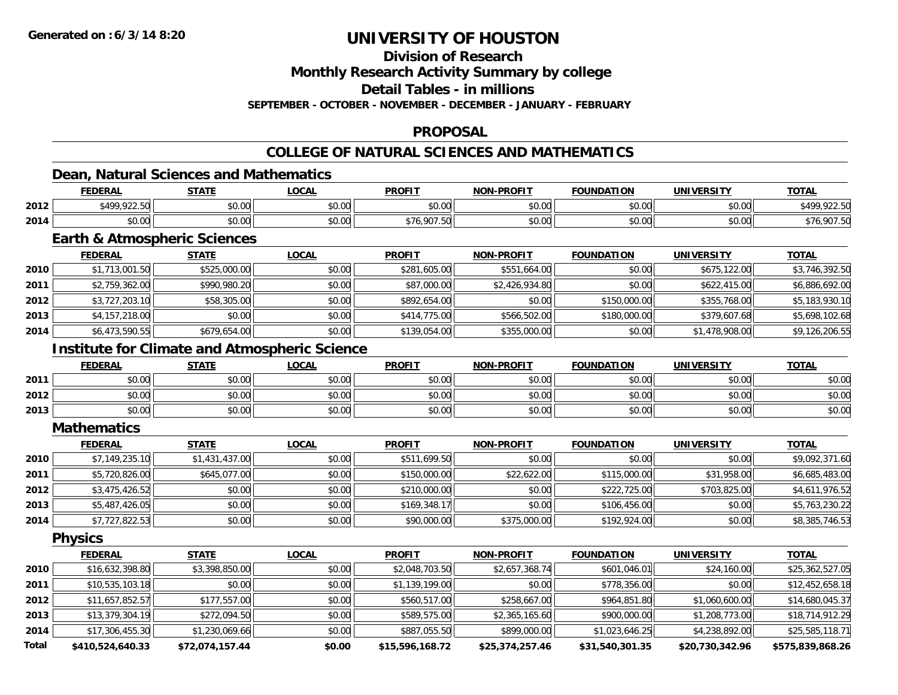# UNIVERSITY OF HOUSTON

## Division of Research

## Monthly Research Activity Summary by college

## Detail Tables - in millions

**SEPTEMBER - OCTOBER - NOVEMBER - DECEMBER - JANUARY - FEBRUARY**

## PROPOSAL

## COLLEGE OF NATURAL SCIENCES AND MATHEMATICS

### Dean, Natural Sciences and Mathematics

| | FEDERAL | STATE | LOCAL | PROFIT | NON-PROFIT | FOUNDATION | UNIVERSITY | TOTAL |
|---|---|---|---|---|---|---|---|---|
| 2012 | $499,922.50 | $0.00 | $0.00 | $0.00 | $0.00 | $0.00 | $0.00 | $499,922.50 |
| 2014 | $0.00 | $0.00 | $0.00 | $76,907.50 | $0.00 | $0.00 | $0.00 | $76,907.50 |

### Earth & Atmospheric Sciences

| | FEDERAL | STATE | LOCAL | PROFIT | NON-PROFIT | FOUNDATION | UNIVERSITY | TOTAL |
|---|---|---|---|---|---|---|---|---|
| 2010 | $1,713,001.50 | $525,000.00 | $0.00 | $281,605.00 | $551,664.00 | $0.00 | $675,122.00 | $3,746,392.50 |
| 2011 | $2,759,362.00 | $990,980.20 | $0.00 | $87,000.00 | $2,426,934.80 | $0.00 | $622,415.00 | $6,886,692.00 |
| 2012 | $3,727,203.10 | $58,305.00 | $0.00 | $892,654.00 | $0.00 | $150,000.00 | $355,768.00 | $5,183,930.10 |
| 2013 | $4,157,218.00 | $0.00 | $0.00 | $414,775.00 | $566,502.00 | $180,000.00 | $379,607.68 | $5,698,102.68 |
| 2014 | $6,473,590.55 | $679,654.00 | $0.00 | $139,054.00 | $355,000.00 | $0.00 | $1,478,908.00 | $9,126,206.55 |

### Institute for Climate and Atmospheric Science

| | FEDERAL | STATE | LOCAL | PROFIT | NON-PROFIT | FOUNDATION | UNIVERSITY | TOTAL |
|---|---|---|---|---|---|---|---|---|
| 2011 | $0.00 | $0.00 | $0.00 | $0.00 | $0.00 | $0.00 | $0.00 | $0.00 |
| 2012 | $0.00 | $0.00 | $0.00 | $0.00 | $0.00 | $0.00 | $0.00 | $0.00 |
| 2013 | $0.00 | $0.00 | $0.00 | $0.00 | $0.00 | $0.00 | $0.00 | $0.00 |

### Mathematics

| | FEDERAL | STATE | LOCAL | PROFIT | NON-PROFIT | FOUNDATION | UNIVERSITY | TOTAL |
|---|---|---|---|---|---|---|---|---|
| 2010 | $7,149,235.10 | $1,431,437.00 | $0.00 | $511,699.50 | $0.00 | $0.00 | $0.00 | $9,092,371.60 |
| 2011 | $5,720,826.00 | $645,077.00 | $0.00 | $150,000.00 | $22,622.00 | $115,000.00 | $31,958.00 | $6,685,483.00 |
| 2012 | $3,475,426.52 | $0.00 | $0.00 | $210,000.00 | $0.00 | $222,725.00 | $703,825.00 | $4,611,976.52 |
| 2013 | $5,487,426.05 | $0.00 | $0.00 | $169,348.17 | $0.00 | $106,456.00 | $0.00 | $5,763,230.22 |
| 2014 | $7,727,822.53 | $0.00 | $0.00 | $90,000.00 | $375,000.00 | $192,924.00 | $0.00 | $8,385,746.53 |

### Physics

| | FEDERAL | STATE | LOCAL | PROFIT | NON-PROFIT | FOUNDATION | UNIVERSITY | TOTAL |
|---|---|---|---|---|---|---|---|---|
| 2010 | $16,632,398.80 | $3,398,850.00 | $0.00 | $2,048,703.50 | $2,657,368.74 | $601,046.01 | $24,160.00 | $25,362,527.05 |
| 2011 | $10,535,103.18 | $0.00 | $0.00 | $1,139,199.00 | $0.00 | $778,356.00 | $0.00 | $12,452,658.18 |
| 2012 | $11,657,852.57 | $177,557.00 | $0.00 | $560,517.00 | $258,667.00 | $964,851.80 | $1,060,600.00 | $14,680,045.37 |
| 2013 | $13,379,304.19 | $272,094.50 | $0.00 | $589,575.00 | $2,365,165.60 | $900,000.00 | $1,208,773.00 | $18,714,912.29 |
| 2014 | $17,306,455.30 | $1,230,069.66 | $0.00 | $887,055.50 | $899,000.00 | $1,023,646.25 | $4,238,892.00 | $25,585,118.71 |
| **Total** | **$410,524,640.33** | **$72,074,157.44** | **$0.00** | **$15,596,168.72** | **$25,374,257.46** | **$31,540,301.35** | **$20,730,342.96** | **$575,839,868.26** |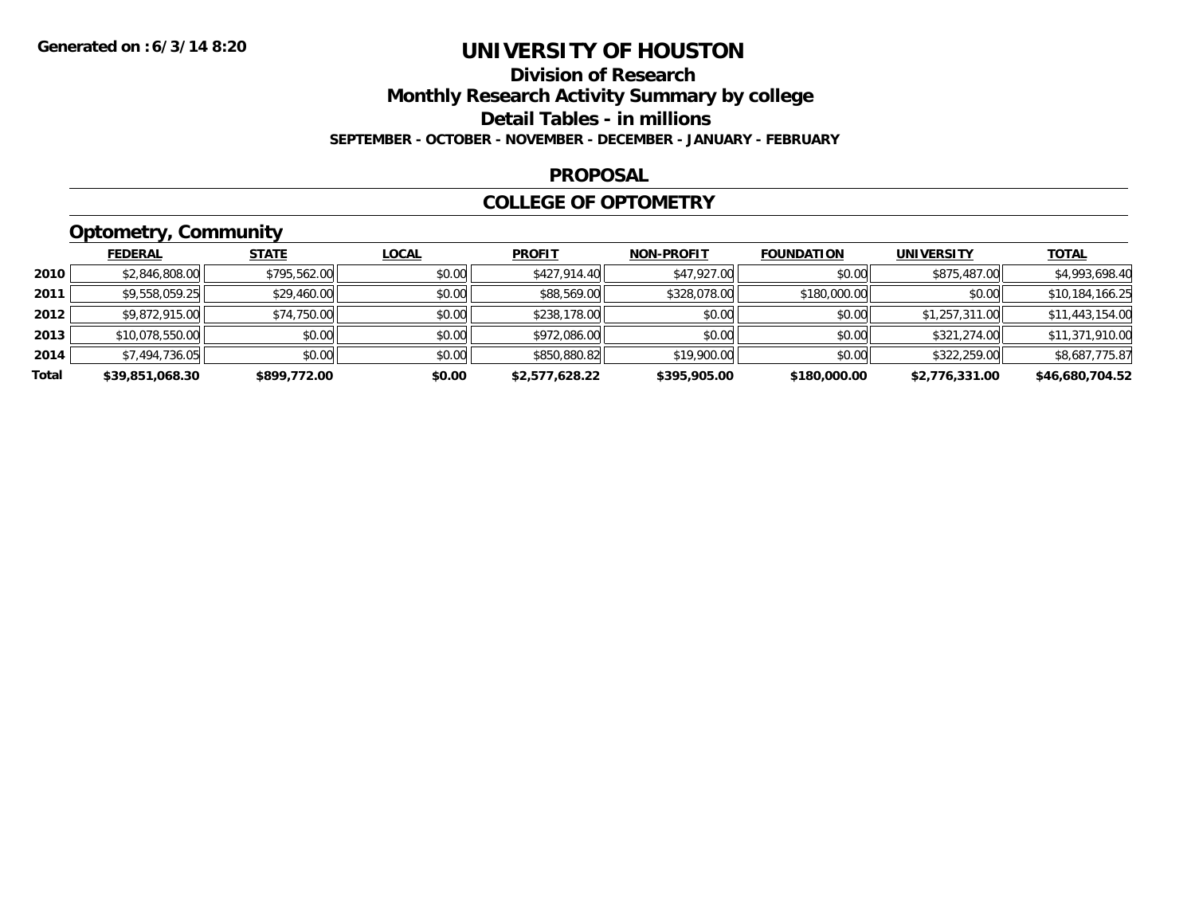Generated on :6/3/14 8:20

# UNIVERSITY OF HOUSTON

## Division of Research

## Monthly Research Activity Summary by college

## Detail Tables - in millions

**SEPTEMBER - OCTOBER - NOVEMBER - DECEMBER - JANUARY - FEBRUARY**

### PROPOSAL

### COLLEGE OF OPTOMETRY

### Optometry, Community

| | FEDERAL | STATE | LOCAL | PROFIT | NON-PROFIT | FOUNDATION | UNIVERSITY | TOTAL |
|---|---|---|---|---|---|---|---|---|
| 2010 | $2,846,808.00 | $795,562.00 | $0.00 | $427,914.40 | $47,927.00 | $0.00 | $875,487.00 | $4,993,698.40 |
| 2011 | $9,558,059.25 | $29,460.00 | $0.00 | $88,569.00 | $328,078.00 | $180,000.00 | $0.00 | $10,184,166.25 |
| 2012 | $9,872,915.00 | $74,750.00 | $0.00 | $238,178.00 | $0.00 | $0.00 | $1,257,311.00 | $11,443,154.00 |
| 2013 | $10,078,550.00 | $0.00 | $0.00 | $972,086.00 | $0.00 | $0.00 | $321,274.00 | $11,371,910.00 |
| 2014 | $7,494,736.05 | $0.00 | $0.00 | $850,880.82 | $19,900.00 | $0.00 | $322,259.00 | $8,687,775.87 |
| **Total** | **$39,851,068.30** | **$899,772.00** | **$0.00** | **$2,577,628.22** | **$395,905.00** | **$180,000.00** | **$2,776,331.00** | **$46,680,704.52** |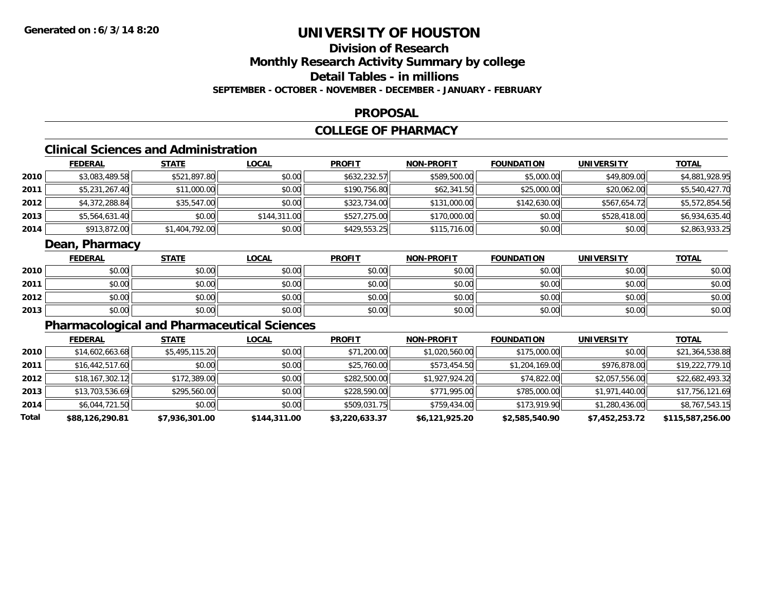**Generated on :6/3/14 8:20**

# UNIVERSITY OF HOUSTON

## Division of Research
## Monthly Research Activity Summary by college
## Detail Tables - in millions
### SEPTEMBER - OCTOBER - NOVEMBER - DECEMBER - JANUARY - FEBRUARY

## PROPOSAL

## COLLEGE OF PHARMACY

### Clinical Sciences and Administration

| | FEDERAL | STATE | LOCAL | PROFIT | NON-PROFIT | FOUNDATION | UNIVERSITY | TOTAL |
|---|---|---|---|---|---|---|---|---|
| 2010 | $3,083,489.58 | $521,897.80 | $0.00 | $632,232.57 | $589,500.00 | $5,000.00 | $49,809.00 | $4,881,928.95 |
| 2011 | $5,231,267.40 | $11,000.00 | $0.00 | $190,756.80 | $62,341.50 | $25,000.00 | $20,062.00 | $5,540,427.70 |
| 2012 | $4,372,288.84 | $35,547.00 | $0.00 | $323,734.00 | $131,000.00 | $142,630.00 | $567,654.72 | $5,572,854.56 |
| 2013 | $5,564,631.40 | $0.00 | $144,311.00 | $527,275.00 | $170,000.00 | $0.00 | $528,418.00 | $6,934,635.40 |
| 2014 | $913,872.00 | $1,404,792.00 | $0.00 | $429,553.25 | $115,716.00 | $0.00 | $0.00 | $2,863,933.25 |

### Dean, Pharmacy

| | FEDERAL | STATE | LOCAL | PROFIT | NON-PROFIT | FOUNDATION | UNIVERSITY | TOTAL |
|---|---|---|---|---|---|---|---|---|
| 2010 | $0.00 | $0.00 | $0.00 | $0.00 | $0.00 | $0.00 | $0.00 | $0.00 |
| 2011 | $0.00 | $0.00 | $0.00 | $0.00 | $0.00 | $0.00 | $0.00 | $0.00 |
| 2012 | $0.00 | $0.00 | $0.00 | $0.00 | $0.00 | $0.00 | $0.00 | $0.00 |
| 2013 | $0.00 | $0.00 | $0.00 | $0.00 | $0.00 | $0.00 | $0.00 | $0.00 |

### Pharmacological and Pharmaceutical Sciences

| | FEDERAL | STATE | LOCAL | PROFIT | NON-PROFIT | FOUNDATION | UNIVERSITY | TOTAL |
|---|---|---|---|---|---|---|---|---|
| 2010 | $14,602,663.68 | $5,495,115.20 | $0.00 | $71,200.00 | $1,020,560.00 | $175,000.00 | $0.00 | $21,364,538.88 |
| 2011 | $16,442,517.60 | $0.00 | $0.00 | $25,760.00 | $573,454.50 | $1,204,169.00 | $976,878.00 | $19,222,779.10 |
| 2012 | $18,167,302.12 | $172,389.00 | $0.00 | $282,500.00 | $1,927,924.20 | $74,822.00 | $2,057,556.00 | $22,682,493.32 |
| 2013 | $13,703,536.69 | $295,560.00 | $0.00 | $228,590.00 | $771,995.00 | $785,000.00 | $1,971,440.00 | $17,756,121.69 |
| 2014 | $6,044,721.50 | $0.00 | $0.00 | $509,031.75 | $759,434.00 | $173,919.90 | $1,280,436.00 | $8,767,543.15 |
| **Total** | **$88,126,290.81** | **$7,936,301.00** | **$144,311.00** | **$3,220,633.37** | **$6,121,925.20** | **$2,585,540.90** | **$7,452,253.72** | **$115,587,256.00** |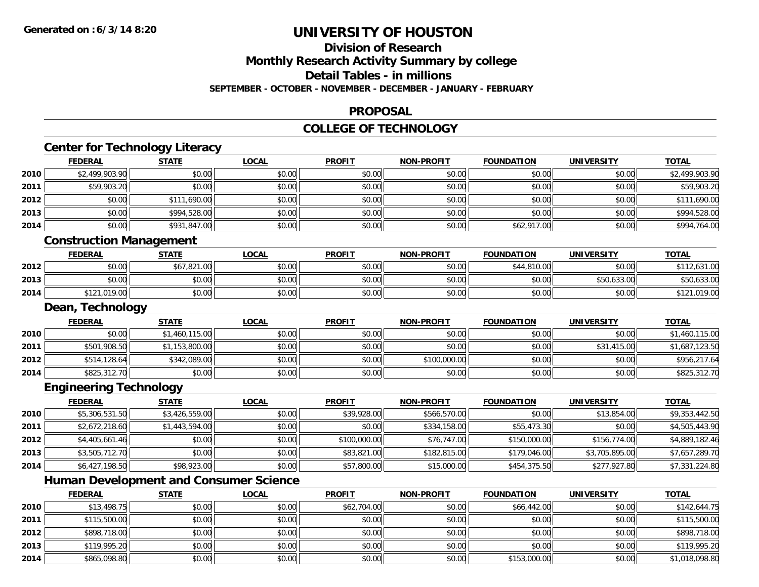# UNIVERSITY OF HOUSTON

## Division of Research

## Monthly Research Activity Summary by college

## Detail Tables - in millions

**SEPTEMBER - OCTOBER - NOVEMBER - DECEMBER - JANUARY - FEBRUARY**

## PROPOSAL

## COLLEGE OF TECHNOLOGY

### Center for Technology Literacy

| | FEDERAL | STATE | LOCAL | PROFIT | NON-PROFIT | FOUNDATION | UNIVERSITY | TOTAL |
|---|---|---|---|---|---|---|---|---|
| 2010 | $2,499,903.90 | $0.00 | $0.00 | $0.00 | $0.00 | $0.00 | $0.00 | $2,499,903.90 |
| 2011 | $59,903.20 | $0.00 | $0.00 | $0.00 | $0.00 | $0.00 | $0.00 | $59,903.20 |
| 2012 | $0.00 | $111,690.00 | $0.00 | $0.00 | $0.00 | $0.00 | $0.00 | $111,690.00 |
| 2013 | $0.00 | $994,528.00 | $0.00 | $0.00 | $0.00 | $0.00 | $0.00 | $994,528.00 |
| 2014 | $0.00 | $931,847.00 | $0.00 | $0.00 | $0.00 | $62,917.00 | $0.00 | $994,764.00 |

### Construction Management

| | FEDERAL | STATE | LOCAL | PROFIT | NON-PROFIT | FOUNDATION | UNIVERSITY | TOTAL |
|---|---|---|---|---|---|---|---|---|
| 2012 | $0.00 | $67,821.00 | $0.00 | $0.00 | $0.00 | $44,810.00 | $0.00 | $112,631.00 |
| 2013 | $0.00 | $0.00 | $0.00 | $0.00 | $0.00 | $0.00 | $50,633.00 | $50,633.00 |
| 2014 | $121,019.00 | $0.00 | $0.00 | $0.00 | $0.00 | $0.00 | $0.00 | $121,019.00 |

### Dean, Technology

| | FEDERAL | STATE | LOCAL | PROFIT | NON-PROFIT | FOUNDATION | UNIVERSITY | TOTAL |
|---|---|---|---|---|---|---|---|---|
| 2010 | $0.00 | $1,460,115.00 | $0.00 | $0.00 | $0.00 | $0.00 | $0.00 | $1,460,115.00 |
| 2011 | $501,908.50 | $1,153,800.00 | $0.00 | $0.00 | $0.00 | $0.00 | $31,415.00 | $1,687,123.50 |
| 2012 | $514,128.64 | $342,089.00 | $0.00 | $0.00 | $100,000.00 | $0.00 | $0.00 | $956,217.64 |
| 2014 | $825,312.70 | $0.00 | $0.00 | $0.00 | $0.00 | $0.00 | $0.00 | $825,312.70 |

### Engineering Technology

| | FEDERAL | STATE | LOCAL | PROFIT | NON-PROFIT | FOUNDATION | UNIVERSITY | TOTAL |
|---|---|---|---|---|---|---|---|---|
| 2010 | $5,306,531.50 | $3,426,559.00 | $0.00 | $39,928.00 | $566,570.00 | $0.00 | $13,854.00 | $9,353,442.50 |
| 2011 | $2,672,218.60 | $1,443,594.00 | $0.00 | $0.00 | $334,158.00 | $55,473.30 | $0.00 | $4,505,443.90 |
| 2012 | $4,405,661.46 | $0.00 | $0.00 | $100,000.00 | $76,747.00 | $150,000.00 | $156,774.00 | $4,889,182.46 |
| 2013 | $3,505,712.70 | $0.00 | $0.00 | $83,821.00 | $182,815.00 | $179,046.00 | $3,705,895.00 | $7,657,289.70 |
| 2014 | $6,427,198.50 | $98,923.00 | $0.00 | $57,800.00 | $15,000.00 | $454,375.50 | $277,927.80 | $7,331,224.80 |

### Human Development and Consumer Science

| | FEDERAL | STATE | LOCAL | PROFIT | NON-PROFIT | FOUNDATION | UNIVERSITY | TOTAL |
|---|---|---|---|---|---|---|---|---|
| 2010 | $13,498.75 | $0.00 | $0.00 | $62,704.00 | $0.00 | $66,442.00 | $0.00 | $142,644.75 |
| 2011 | $115,500.00 | $0.00 | $0.00 | $0.00 | $0.00 | $0.00 | $0.00 | $115,500.00 |
| 2012 | $898,718.00 | $0.00 | $0.00 | $0.00 | $0.00 | $0.00 | $0.00 | $898,718.00 |
| 2013 | $119,995.20 | $0.00 | $0.00 | $0.00 | $0.00 | $0.00 | $0.00 | $119,995.20 |
| 2014 | $865,098.80 | $0.00 | $0.00 | $0.00 | $0.00 | $153,000.00 | $0.00 | $1,018,098.80 |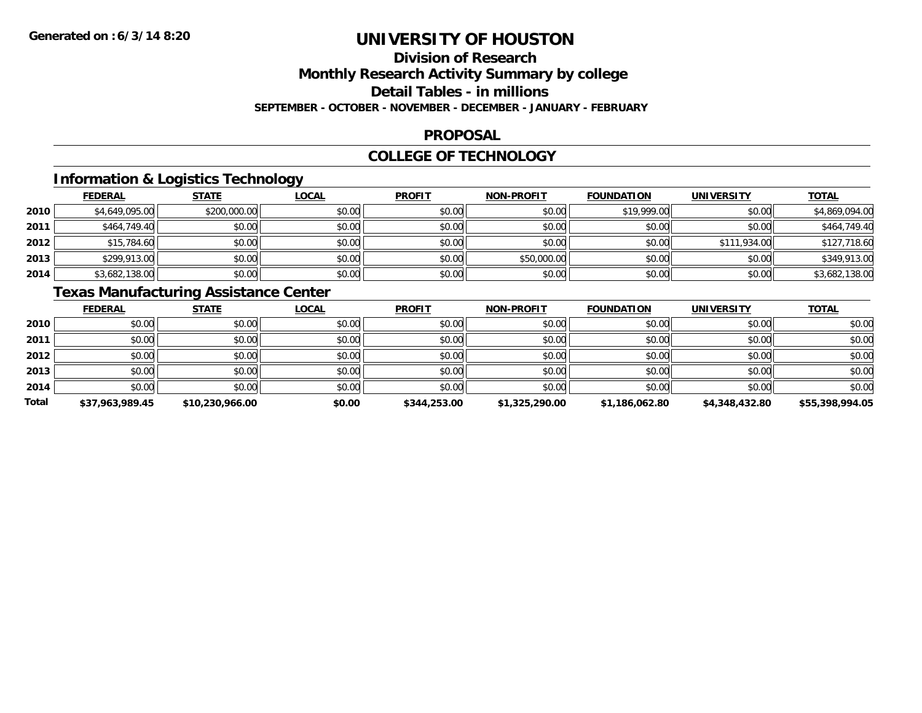**Generated on :6/3/14 8:20**

# UNIVERSITY OF HOUSTON

## Division of Research

## Monthly Research Activity Summary by college

## Detail Tables - in millions

### SEPTEMBER - OCTOBER - NOVEMBER - DECEMBER - JANUARY - FEBRUARY

## PROPOSAL

## COLLEGE OF TECHNOLOGY

### Information & Logistics Technology

| | FEDERAL | STATE | LOCAL | PROFIT | NON-PROFIT | FOUNDATION | UNIVERSITY | TOTAL |
|---|---|---|---|---|---|---|---|---|
| 2010 | $4,649,095.00 | $200,000.00 | $0.00 | $0.00 | $0.00 | $19,999.00 | $0.00 | $4,869,094.00 |
| 2011 | $464,749.40 | $0.00 | $0.00 | $0.00 | $0.00 | $0.00 | $0.00 | $464,749.40 |
| 2012 | $15,784.60 | $0.00 | $0.00 | $0.00 | $0.00 | $0.00 | $111,934.00 | $127,718.60 |
| 2013 | $299,913.00 | $0.00 | $0.00 | $0.00 | $50,000.00 | $0.00 | $0.00 | $349,913.00 |
| 2014 | $3,682,138.00 | $0.00 | $0.00 | $0.00 | $0.00 | $0.00 | $0.00 | $3,682,138.00 |

### Texas Manufacturing Assistance Center

| | FEDERAL | STATE | LOCAL | PROFIT | NON-PROFIT | FOUNDATION | UNIVERSITY | TOTAL |
|---|---|---|---|---|---|---|---|---|
| 2010 | $0.00 | $0.00 | $0.00 | $0.00 | $0.00 | $0.00 | $0.00 | $0.00 |
| 2011 | $0.00 | $0.00 | $0.00 | $0.00 | $0.00 | $0.00 | $0.00 | $0.00 |
| 2012 | $0.00 | $0.00 | $0.00 | $0.00 | $0.00 | $0.00 | $0.00 | $0.00 |
| 2013 | $0.00 | $0.00 | $0.00 | $0.00 | $0.00 | $0.00 | $0.00 | $0.00 |
| 2014 | $0.00 | $0.00 | $0.00 | $0.00 | $0.00 | $0.00 | $0.00 | $0.00 |
| **Total** | **$37,963,989.45** | **$10,230,966.00** | **$0.00** | **$344,253.00** | **$1,325,290.00** | **$1,186,062.80** | **$4,348,432.80** | **$55,398,994.05** |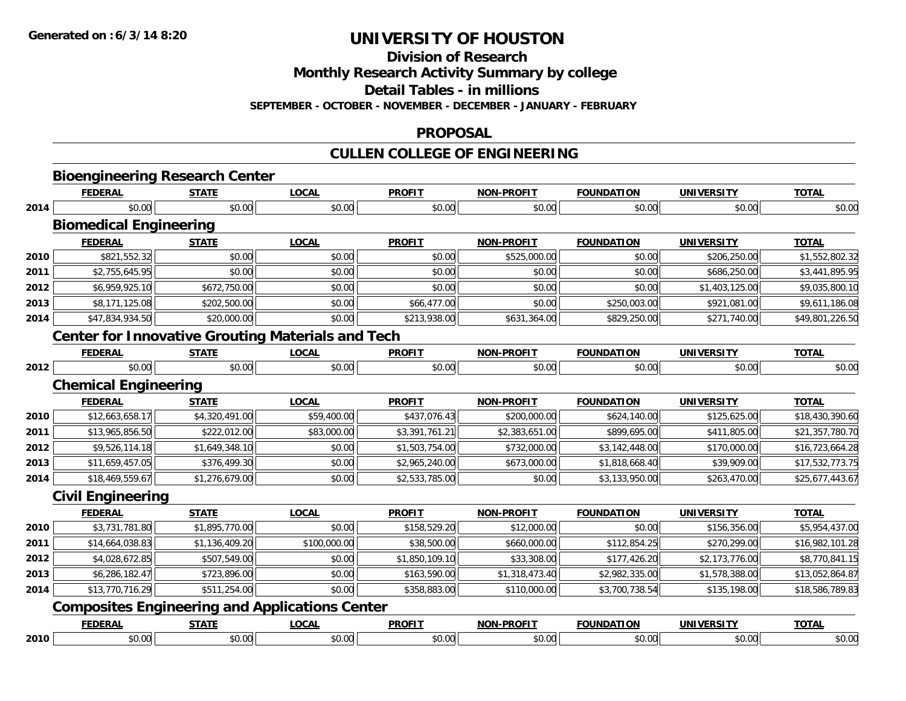**Generated on :6/3/14 8:20**

# UNIVERSITY OF HOUSTON

## Division of Research

## Monthly Research Activity Summary by college

## Detail Tables - in millions

**SEPTEMBER - OCTOBER - NOVEMBER - DECEMBER - JANUARY - FEBRUARY**

## PROPOSAL

## CULLEN COLLEGE OF ENGINEERING

### Bioengineering Research Center

| | FEDERAL | STATE | LOCAL | PROFIT | NON-PROFIT | FOUNDATION | UNIVERSITY | TOTAL |
|---|---|---|---|---|---|---|---|---|
| 2014 | $0.00 | $0.00 | $0.00 | $0.00 | $0.00 | $0.00 | $0.00 | $0.00 |

### Biomedical Engineering

| | FEDERAL | STATE | LOCAL | PROFIT | NON-PROFIT | FOUNDATION | UNIVERSITY | TOTAL |
|---|---|---|---|---|---|---|---|---|
| 2010 | $821,552.32 | $0.00 | $0.00 | $0.00 | $525,000.00 | $0.00 | $206,250.00 | $1,552,802.32 |
| 2011 | $2,755,645.95 | $0.00 | $0.00 | $0.00 | $0.00 | $0.00 | $686,250.00 | $3,441,895.95 |
| 2012 | $6,959,925.10 | $672,750.00 | $0.00 | $0.00 | $0.00 | $0.00 | $1,403,125.00 | $9,035,800.10 |
| 2013 | $8,171,125.08 | $202,500.00 | $0.00 | $66,477.00 | $0.00 | $250,003.00 | $921,081.00 | $9,611,186.08 |
| 2014 | $47,834,934.50 | $20,000.00 | $0.00 | $213,938.00 | $631,364.00 | $829,250.00 | $271,740.00 | $49,801,226.50 |

### Center for Innovative Grouting Materials and Tech

| | FEDERAL | STATE | LOCAL | PROFIT | NON-PROFIT | FOUNDATION | UNIVERSITY | TOTAL |
|---|---|---|---|---|---|---|---|---|
| 2012 | $0.00 | $0.00 | $0.00 | $0.00 | $0.00 | $0.00 | $0.00 | $0.00 |

### Chemical Engineering

| | FEDERAL | STATE | LOCAL | PROFIT | NON-PROFIT | FOUNDATION | UNIVERSITY | TOTAL |
|---|---|---|---|---|---|---|---|---|
| 2010 | $12,663,658.17 | $4,320,491.00 | $59,400.00 | $437,076.43 | $200,000.00 | $624,140.00 | $125,625.00 | $18,430,390.60 |
| 2011 | $13,965,856.50 | $222,012.00 | $83,000.00 | $3,391,761.21 | $2,383,651.00 | $899,695.00 | $411,805.00 | $21,357,780.70 |
| 2012 | $9,526,114.18 | $1,649,348.10 | $0.00 | $1,503,754.00 | $732,000.00 | $3,142,448.00 | $170,000.00 | $16,723,664.28 |
| 2013 | $11,659,457.05 | $376,499.30 | $0.00 | $2,965,240.00 | $673,000.00 | $1,818,668.40 | $39,909.00 | $17,532,773.75 |
| 2014 | $18,469,559.67 | $1,276,679.00 | $0.00 | $2,533,785.00 | $0.00 | $3,133,950.00 | $263,470.00 | $25,677,443.67 |

### Civil Engineering

| | FEDERAL | STATE | LOCAL | PROFIT | NON-PROFIT | FOUNDATION | UNIVERSITY | TOTAL |
|---|---|---|---|---|---|---|---|---|
| 2010 | $3,731,781.80 | $1,895,770.00 | $0.00 | $158,529.20 | $12,000.00 | $0.00 | $156,356.00 | $5,954,437.00 |
| 2011 | $14,664,038.83 | $1,136,409.20 | $100,000.00 | $38,500.00 | $660,000.00 | $112,854.25 | $270,299.00 | $16,982,101.28 |
| 2012 | $4,028,672.85 | $507,549.00 | $0.00 | $1,850,109.10 | $33,308.00 | $177,426.20 | $2,173,776.00 | $8,770,841.15 |
| 2013 | $6,286,182.47 | $723,896.00 | $0.00 | $163,590.00 | $1,318,473.40 | $2,982,335.00 | $1,578,388.00 | $13,052,864.87 |
| 2014 | $13,770,716.29 | $511,254.00 | $0.00 | $358,883.00 | $110,000.00 | $3,700,738.54 | $135,198.00 | $18,586,789.83 |

### Composites Engineering and Applications Center

| | FEDERAL | STATE | LOCAL | PROFIT | NON-PROFIT | FOUNDATION | UNIVERSITY | TOTAL |
|---|---|---|---|---|---|---|---|---|
| 2010 | $0.00 | $0.00 | $0.00 | $0.00 | $0.00 | $0.00 | $0.00 | $0.00 |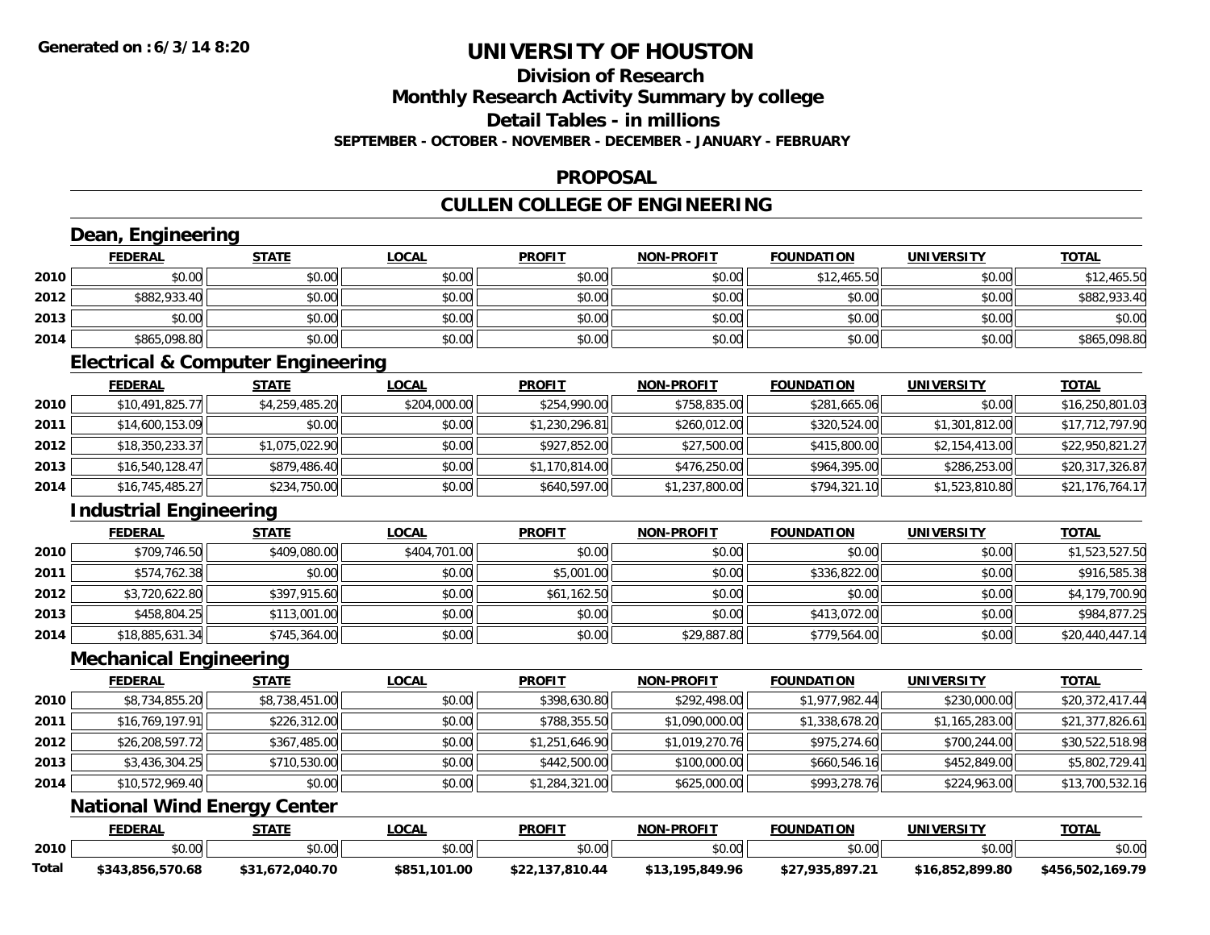**Generated on :6/3/14 8:20**

# UNIVERSITY OF HOUSTON

## Division of Research
## Monthly Research Activity Summary by college
## Detail Tables - in millions
### SEPTEMBER - OCTOBER - NOVEMBER - DECEMBER - JANUARY - FEBRUARY

## PROPOSAL

## CULLEN COLLEGE OF ENGINEERING

### Dean, Engineering

| | FEDERAL | STATE | LOCAL | PROFIT | NON-PROFIT | FOUNDATION | UNIVERSITY | TOTAL |
|---|---|---|---|---|---|---|---|---|
| 2010 | $0.00 | $0.00 | $0.00 | $0.00 | $0.00 | $12,465.50 | $0.00 | $12,465.50 |
| 2012 | $882,933.40 | $0.00 | $0.00 | $0.00 | $0.00 | $0.00 | $0.00 | $882,933.40 |
| 2013 | $0.00 | $0.00 | $0.00 | $0.00 | $0.00 | $0.00 | $0.00 | $0.00 |
| 2014 | $865,098.80 | $0.00 | $0.00 | $0.00 | $0.00 | $0.00 | $0.00 | $865,098.80 |

### Electrical & Computer Engineering

| | FEDERAL | STATE | LOCAL | PROFIT | NON-PROFIT | FOUNDATION | UNIVERSITY | TOTAL |
|---|---|---|---|---|---|---|---|---|
| 2010 | $10,491,825.77 | $4,259,485.20 | $204,000.00 | $254,990.00 | $758,835.00 | $281,665.06 | $0.00 | $16,250,801.03 |
| 2011 | $14,600,153.09 | $0.00 | $0.00 | $1,230,296.81 | $260,012.00 | $320,524.00 | $1,301,812.00 | $17,712,797.90 |
| 2012 | $18,350,233.37 | $1,075,022.90 | $0.00 | $927,852.00 | $27,500.00 | $415,800.00 | $2,154,413.00 | $22,950,821.27 |
| 2013 | $16,540,128.47 | $879,486.40 | $0.00 | $1,170,814.00 | $476,250.00 | $964,395.00 | $286,253.00 | $20,317,326.87 |
| 2014 | $16,745,485.27 | $234,750.00 | $0.00 | $640,597.00 | $1,237,800.00 | $794,321.10 | $1,523,810.80 | $21,176,764.17 |

### Industrial Engineering

| | FEDERAL | STATE | LOCAL | PROFIT | NON-PROFIT | FOUNDATION | UNIVERSITY | TOTAL |
|---|---|---|---|---|---|---|---|---|
| 2010 | $709,746.50 | $409,080.00 | $404,701.00 | $0.00 | $0.00 | $0.00 | $0.00 | $1,523,527.50 |
| 2011 | $574,762.38 | $0.00 | $0.00 | $5,001.00 | $0.00 | $336,822.00 | $0.00 | $916,585.38 |
| 2012 | $3,720,622.80 | $397,915.60 | $0.00 | $61,162.50 | $0.00 | $0.00 | $0.00 | $4,179,700.90 |
| 2013 | $458,804.25 | $113,001.00 | $0.00 | $0.00 | $0.00 | $413,072.00 | $0.00 | $984,877.25 |
| 2014 | $18,885,631.34 | $745,364.00 | $0.00 | $0.00 | $29,887.80 | $779,564.00 | $0.00 | $20,440,447.14 |

### Mechanical Engineering

| | FEDERAL | STATE | LOCAL | PROFIT | NON-PROFIT | FOUNDATION | UNIVERSITY | TOTAL |
|---|---|---|---|---|---|---|---|---|
| 2010 | $8,734,855.20 | $8,738,451.00 | $0.00 | $398,630.80 | $292,498.00 | $1,977,982.44 | $230,000.00 | $20,372,417.44 |
| 2011 | $16,769,197.91 | $226,312.00 | $0.00 | $788,355.50 | $1,090,000.00 | $1,338,678.20 | $1,165,283.00 | $21,377,826.61 |
| 2012 | $26,208,597.72 | $367,485.00 | $0.00 | $1,251,646.90 | $1,019,270.76 | $975,274.60 | $700,244.00 | $30,522,518.98 |
| 2013 | $3,436,304.25 | $710,530.00 | $0.00 | $442,500.00 | $100,000.00 | $660,546.16 | $452,849.00 | $5,802,729.41 |
| 2014 | $10,572,969.40 | $0.00 | $0.00 | $1,284,321.00 | $625,000.00 | $993,278.76 | $224,963.00 | $13,700,532.16 |

### National Wind Energy Center

| | FEDERAL | STATE | LOCAL | PROFIT | NON-PROFIT | FOUNDATION | UNIVERSITY | TOTAL |
|---|---|---|---|---|---|---|---|---|
| 2010 | $0.00 | $0.00 | $0.00 | $0.00 | $0.00 | $0.00 | $0.00 | $0.00 |
| **Total** | **$343,856,570.68** | **$31,672,040.70** | **$851,101.00** | **$22,137,810.44** | **$13,195,849.96** | **$27,935,897.21** | **$16,852,899.80** | **$456,502,169.79** |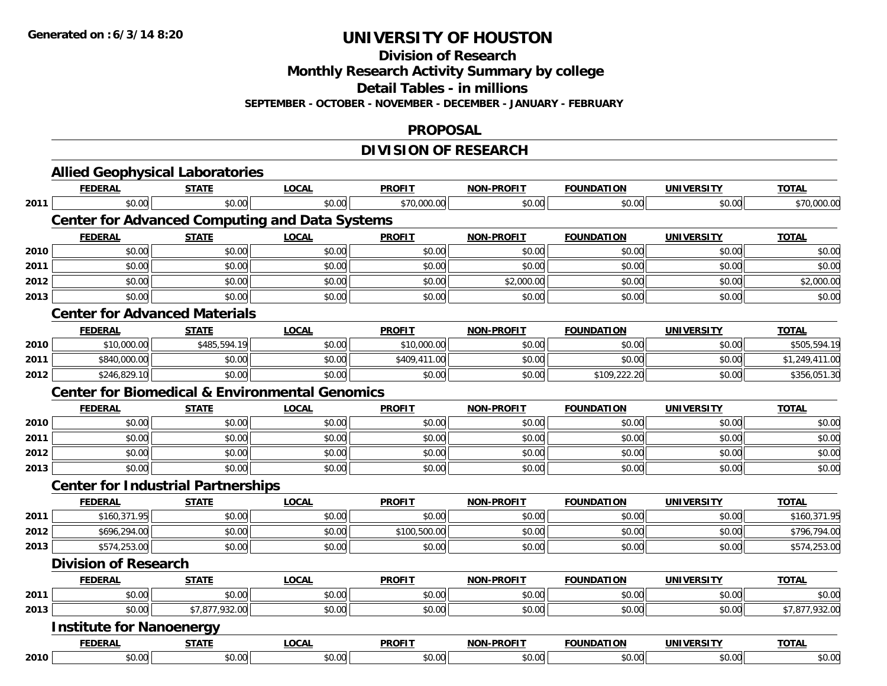Generated on :6/3/14 8:20

# UNIVERSITY OF HOUSTON

## Division of Research

## Monthly Research Activity Summary by college

## Detail Tables - in millions

**SEPTEMBER - OCTOBER - NOVEMBER - DECEMBER - JANUARY - FEBRUARY**

## PROPOSAL

## DIVISION OF RESEARCH

### Allied Geophysical Laboratories

| | FEDERAL | STATE | LOCAL | PROFIT | NON-PROFIT | FOUNDATION | UNIVERSITY | TOTAL |
|---|---|---|---|---|---|---|---|---|
| 2011 | $0.00 | $0.00 | $0.00 | $70,000.00 | $0.00 | $0.00 | $0.00 | $70,000.00 |

### Center for Advanced Computing and Data Systems

| | FEDERAL | STATE | LOCAL | PROFIT | NON-PROFIT | FOUNDATION | UNIVERSITY | TOTAL |
|---|---|---|---|---|---|---|---|---|
| 2010 | $0.00 | $0.00 | $0.00 | $0.00 | $0.00 | $0.00 | $0.00 | $0.00 |
| 2011 | $0.00 | $0.00 | $0.00 | $0.00 | $0.00 | $0.00 | $0.00 | $0.00 |
| 2012 | $0.00 | $0.00 | $0.00 | $0.00 | $2,000.00 | $0.00 | $0.00 | $2,000.00 |
| 2013 | $0.00 | $0.00 | $0.00 | $0.00 | $0.00 | $0.00 | $0.00 | $0.00 |

### Center for Advanced Materials

| | FEDERAL | STATE | LOCAL | PROFIT | NON-PROFIT | FOUNDATION | UNIVERSITY | TOTAL |
|---|---|---|---|---|---|---|---|---|
| 2010 | $10,000.00 | $485,594.19 | $0.00 | $10,000.00 | $0.00 | $0.00 | $0.00 | $505,594.19 |
| 2011 | $840,000.00 | $0.00 | $0.00 | $409,411.00 | $0.00 | $0.00 | $0.00 | $1,249,411.00 |
| 2012 | $246,829.10 | $0.00 | $0.00 | $0.00 | $0.00 | $109,222.20 | $0.00 | $356,051.30 |

### Center for Biomedical & Environmental Genomics

| | FEDERAL | STATE | LOCAL | PROFIT | NON-PROFIT | FOUNDATION | UNIVERSITY | TOTAL |
|---|---|---|---|---|---|---|---|---|
| 2010 | $0.00 | $0.00 | $0.00 | $0.00 | $0.00 | $0.00 | $0.00 | $0.00 |
| 2011 | $0.00 | $0.00 | $0.00 | $0.00 | $0.00 | $0.00 | $0.00 | $0.00 |
| 2012 | $0.00 | $0.00 | $0.00 | $0.00 | $0.00 | $0.00 | $0.00 | $0.00 |
| 2013 | $0.00 | $0.00 | $0.00 | $0.00 | $0.00 | $0.00 | $0.00 | $0.00 |

### Center for Industrial Partnerships

| | FEDERAL | STATE | LOCAL | PROFIT | NON-PROFIT | FOUNDATION | UNIVERSITY | TOTAL |
|---|---|---|---|---|---|---|---|---|
| 2011 | $160,371.95 | $0.00 | $0.00 | $0.00 | $0.00 | $0.00 | $0.00 | $160,371.95 |
| 2012 | $696,294.00 | $0.00 | $0.00 | $100,500.00 | $0.00 | $0.00 | $0.00 | $796,794.00 |
| 2013 | $574,253.00 | $0.00 | $0.00 | $0.00 | $0.00 | $0.00 | $0.00 | $574,253.00 |

### Division of Research

| | FEDERAL | STATE | LOCAL | PROFIT | NON-PROFIT | FOUNDATION | UNIVERSITY | TOTAL |
|---|---|---|---|---|---|---|---|---|
| 2011 | $0.00 | $0.00 | $0.00 | $0.00 | $0.00 | $0.00 | $0.00 | $0.00 |
| 2013 | $0.00 | $7,877,932.00 | $0.00 | $0.00 | $0.00 | $0.00 | $0.00 | $7,877,932.00 |

### Institute for Nanoenergy

| | FEDERAL | STATE | LOCAL | PROFIT | NON-PROFIT | FOUNDATION | UNIVERSITY | TOTAL |
|---|---|---|---|---|---|---|---|---|
| 2010 | $0.00 | $0.00 | $0.00 | $0.00 | $0.00 | $0.00 | $0.00 | $0.00 |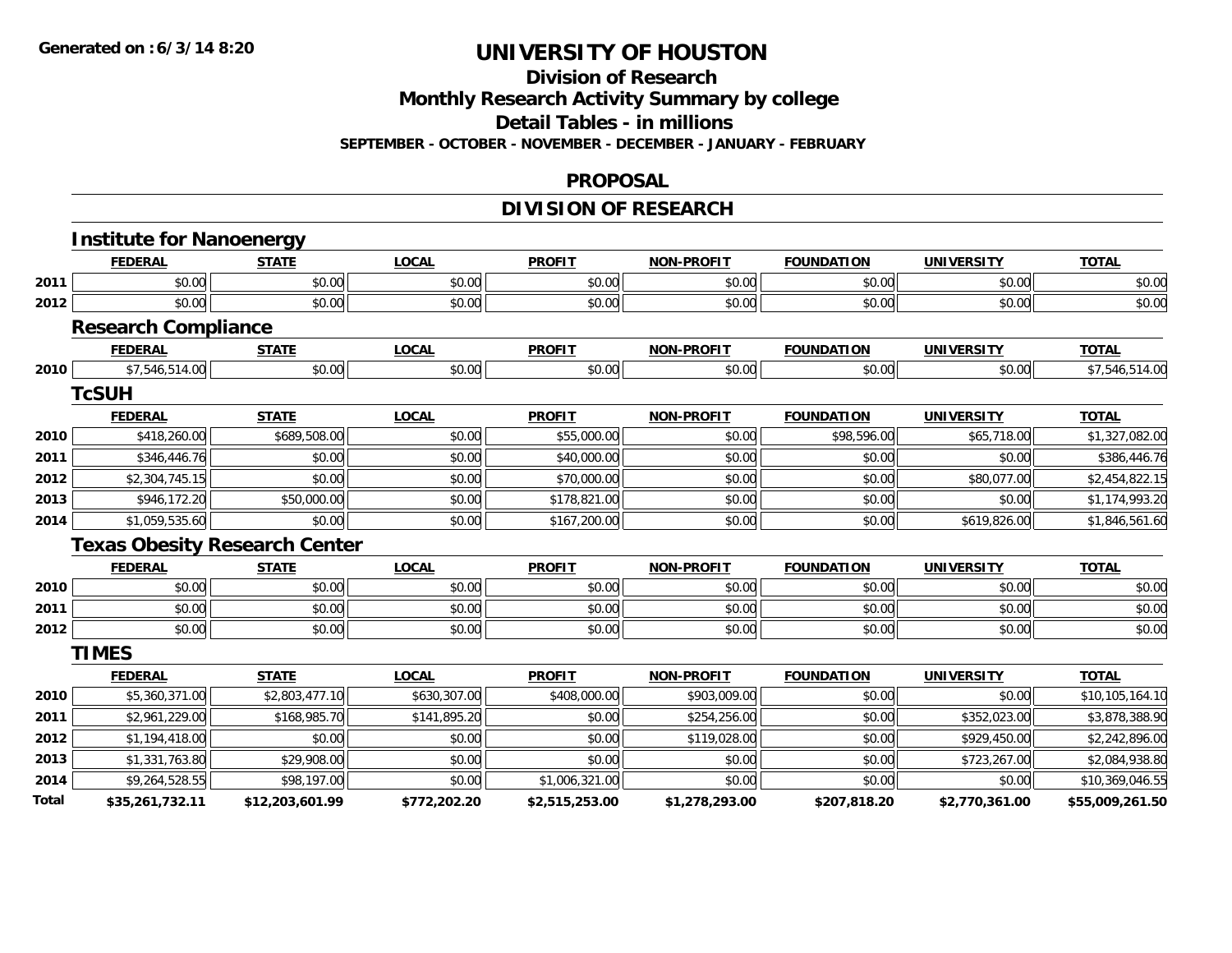**Generated on :6/3/14 8:20**

# UNIVERSITY OF HOUSTON

## Division of Research

## Monthly Research Activity Summary by college

## Detail Tables - in millions

**SEPTEMBER - OCTOBER - NOVEMBER - DECEMBER - JANUARY - FEBRUARY**

## PROPOSAL

## DIVISION OF RESEARCH

### Institute for Nanoenergy

| | FEDERAL | STATE | LOCAL | PROFIT | NON-PROFIT | FOUNDATION | UNIVERSITY | TOTAL |
|---|---|---|---|---|---|---|---|---|
| 2011 | $0.00 | $0.00 | $0.00 | $0.00 | $0.00 | $0.00 | $0.00 | $0.00 |
| 2012 | $0.00 | $0.00 | $0.00 | $0.00 | $0.00 | $0.00 | $0.00 | $0.00 |

### Research Compliance

| | FEDERAL | STATE | LOCAL | PROFIT | NON-PROFIT | FOUNDATION | UNIVERSITY | TOTAL |
|---|---|---|---|---|---|---|---|---|
| 2010 | $7,546,514.00 | $0.00 | $0.00 | $0.00 | $0.00 | $0.00 | $0.00 | $7,546,514.00 |

### TcSUH

| | FEDERAL | STATE | LOCAL | PROFIT | NON-PROFIT | FOUNDATION | UNIVERSITY | TOTAL |
|---|---|---|---|---|---|---|---|---|
| 2010 | $418,260.00 | $689,508.00 | $0.00 | $55,000.00 | $0.00 | $98,596.00 | $65,718.00 | $1,327,082.00 |
| 2011 | $346,446.76 | $0.00 | $0.00 | $40,000.00 | $0.00 | $0.00 | $0.00 | $386,446.76 |
| 2012 | $2,304,745.15 | $0.00 | $0.00 | $70,000.00 | $0.00 | $0.00 | $80,077.00 | $2,454,822.15 |
| 2013 | $946,172.20 | $50,000.00 | $0.00 | $178,821.00 | $0.00 | $0.00 | $0.00 | $1,174,993.20 |
| 2014 | $1,059,535.60 | $0.00 | $0.00 | $167,200.00 | $0.00 | $0.00 | $619,826.00 | $1,846,561.60 |

### Texas Obesity Research Center

| | FEDERAL | STATE | LOCAL | PROFIT | NON-PROFIT | FOUNDATION | UNIVERSITY | TOTAL |
|---|---|---|---|---|---|---|---|---|
| 2010 | $0.00 | $0.00 | $0.00 | $0.00 | $0.00 | $0.00 | $0.00 | $0.00 |
| 2011 | $0.00 | $0.00 | $0.00 | $0.00 | $0.00 | $0.00 | $0.00 | $0.00 |
| 2012 | $0.00 | $0.00 | $0.00 | $0.00 | $0.00 | $0.00 | $0.00 | $0.00 |

### TIMES

| | FEDERAL | STATE | LOCAL | PROFIT | NON-PROFIT | FOUNDATION | UNIVERSITY | TOTAL |
|---|---|---|---|---|---|---|---|---|
| 2010 | $5,360,371.00 | $2,803,477.10 | $630,307.00 | $408,000.00 | $903,009.00 | $0.00 | $0.00 | $10,105,164.10 |
| 2011 | $2,961,229.00 | $168,985.70 | $141,895.20 | $0.00 | $254,256.00 | $0.00 | $352,023.00 | $3,878,388.90 |
| 2012 | $1,194,418.00 | $0.00 | $0.00 | $0.00 | $119,028.00 | $0.00 | $929,450.00 | $2,242,896.00 |
| 2013 | $1,331,763.80 | $29,908.00 | $0.00 | $0.00 | $0.00 | $0.00 | $723,267.00 | $2,084,938.80 |
| 2014 | $9,264,528.55 | $98,197.00 | $0.00 | $1,006,321.00 | $0.00 | $0.00 | $0.00 | $10,369,046.55 |
| **Total** | **$35,261,732.11** | **$12,203,601.99** | **$772,202.20** | **$2,515,253.00** | **$1,278,293.00** | **$207,818.20** | **$2,770,361.00** | **$55,009,261.50** |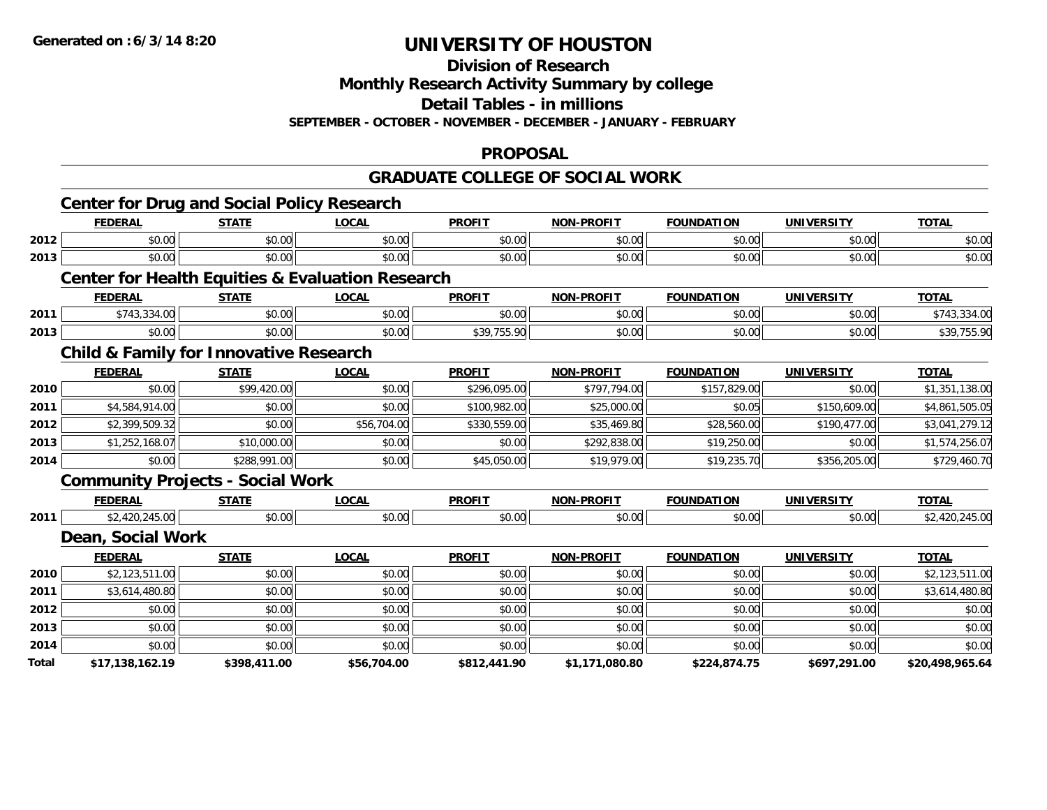# UNIVERSITY OF HOUSTON

## Division of Research

## Monthly Research Activity Summary by college

## Detail Tables - in millions

**SEPTEMBER - OCTOBER - NOVEMBER - DECEMBER - JANUARY - FEBRUARY**

## PROPOSAL

## GRADUATE COLLEGE OF SOCIAL WORK

### Center for Drug and Social Policy Research

| | FEDERAL | STATE | LOCAL | PROFIT | NON-PROFIT | FOUNDATION | UNIVERSITY | TOTAL |
|---|---|---|---|---|---|---|---|---|
| 2012 | $0.00 | $0.00 | $0.00 | $0.00 | $0.00 | $0.00 | $0.00 | $0.00 |
| 2013 | $0.00 | $0.00 | $0.00 | $0.00 | $0.00 | $0.00 | $0.00 | $0.00 |

### Center for Health Equities & Evaluation Research

| | FEDERAL | STATE | LOCAL | PROFIT | NON-PROFIT | FOUNDATION | UNIVERSITY | TOTAL |
|---|---|---|---|---|---|---|---|---|
| 2011 | $743,334.00 | $0.00 | $0.00 | $0.00 | $0.00 | $0.00 | $0.00 | $743,334.00 |
| 2013 | $0.00 | $0.00 | $0.00 | $39,755.90 | $0.00 | $0.00 | $0.00 | $39,755.90 |

### Child & Family for Innovative Research

| | FEDERAL | STATE | LOCAL | PROFIT | NON-PROFIT | FOUNDATION | UNIVERSITY | TOTAL |
|---|---|---|---|---|---|---|---|---|
| 2010 | $0.00 | $99,420.00 | $0.00 | $296,095.00 | $797,794.00 | $157,829.00 | $0.00 | $1,351,138.00 |
| 2011 | $4,584,914.00 | $0.00 | $0.00 | $100,982.00 | $25,000.00 | $0.05 | $150,609.00 | $4,861,505.05 |
| 2012 | $2,399,509.32 | $0.00 | $56,704.00 | $330,559.00 | $35,469.80 | $28,560.00 | $190,477.00 | $3,041,279.12 |
| 2013 | $1,252,168.07 | $10,000.00 | $0.00 | $0.00 | $292,838.00 | $19,250.00 | $0.00 | $1,574,256.07 |
| 2014 | $0.00 | $288,991.00 | $0.00 | $45,050.00 | $19,979.00 | $19,235.70 | $356,205.00 | $729,460.70 |

### Community Projects - Social Work

| | FEDERAL | STATE | LOCAL | PROFIT | NON-PROFIT | FOUNDATION | UNIVERSITY | TOTAL |
|---|---|---|---|---|---|---|---|---|
| 2011 | $2,420,245.00 | $0.00 | $0.00 | $0.00 | $0.00 | $0.00 | $0.00 | $2,420,245.00 |

### Dean, Social Work

| | FEDERAL | STATE | LOCAL | PROFIT | NON-PROFIT | FOUNDATION | UNIVERSITY | TOTAL |
|---|---|---|---|---|---|---|---|---|
| 2010 | $2,123,511.00 | $0.00 | $0.00 | $0.00 | $0.00 | $0.00 | $0.00 | $2,123,511.00 |
| 2011 | $3,614,480.80 | $0.00 | $0.00 | $0.00 | $0.00 | $0.00 | $0.00 | $3,614,480.80 |
| 2012 | $0.00 | $0.00 | $0.00 | $0.00 | $0.00 | $0.00 | $0.00 | $0.00 |
| 2013 | $0.00 | $0.00 | $0.00 | $0.00 | $0.00 | $0.00 | $0.00 | $0.00 |
| 2014 | $0.00 | $0.00 | $0.00 | $0.00 | $0.00 | $0.00 | $0.00 | $0.00 |
| **Total** | **$17,138,162.19** | **$398,411.00** | **$56,704.00** | **$812,441.90** | **$1,171,080.80** | **$224,874.75** | **$697,291.00** | **$20,498,965.64** |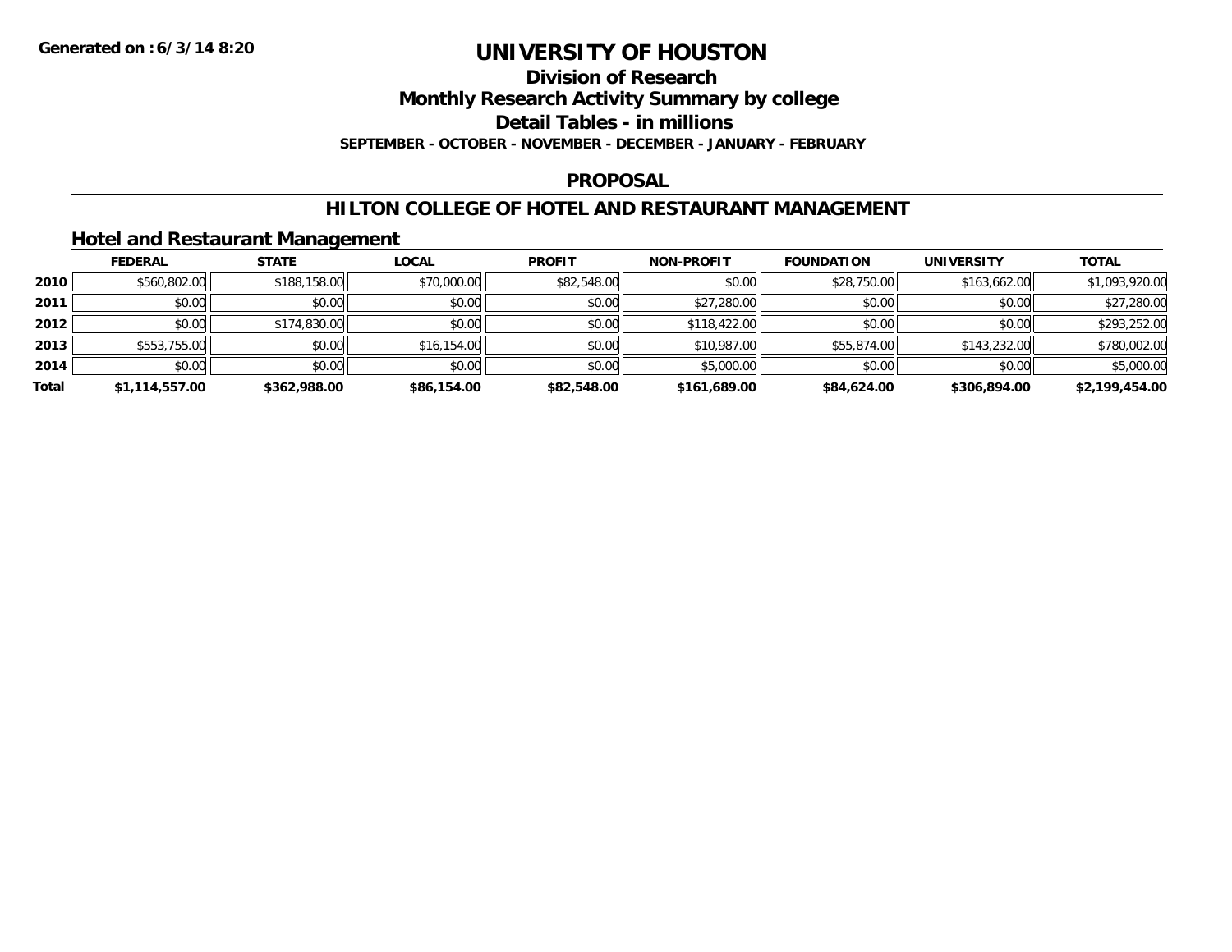Generated on :6/3/14 8:20

# UNIVERSITY OF HOUSTON

## Division of Research

## Monthly Research Activity Summary by college

## Detail Tables - in millions

**SEPTEMBER - OCTOBER - NOVEMBER - DECEMBER - JANUARY - FEBRUARY**

## PROPOSAL

## HILTON COLLEGE OF HOTEL AND RESTAURANT MANAGEMENT

### Hotel and Restaurant Management

| | FEDERAL | STATE | LOCAL | PROFIT | NON-PROFIT | FOUNDATION | UNIVERSITY | TOTAL |
|---|---|---|---|---|---|---|---|---|
| 2010 | $560,802.00 | $188,158.00 | $70,000.00 | $82,548.00 | $0.00 | $28,750.00 | $163,662.00 | $1,093,920.00 |
| 2011 | $0.00 | $0.00 | $0.00 | $0.00 | $27,280.00 | $0.00 | $0.00 | $27,280.00 |
| 2012 | $0.00 | $174,830.00 | $0.00 | $0.00 | $118,422.00 | $0.00 | $0.00 | $293,252.00 |
| 2013 | $553,755.00 | $0.00 | $16,154.00 | $0.00 | $10,987.00 | $55,874.00 | $143,232.00 | $780,002.00 |
| 2014 | $0.00 | $0.00 | $0.00 | $0.00 | $5,000.00 | $0.00 | $0.00 | $5,000.00 |
| **Total** | **$1,114,557.00** | **$362,988.00** | **$86,154.00** | **$82,548.00** | **$161,689.00** | **$84,624.00** | **$306,894.00** | **$2,199,454.00** |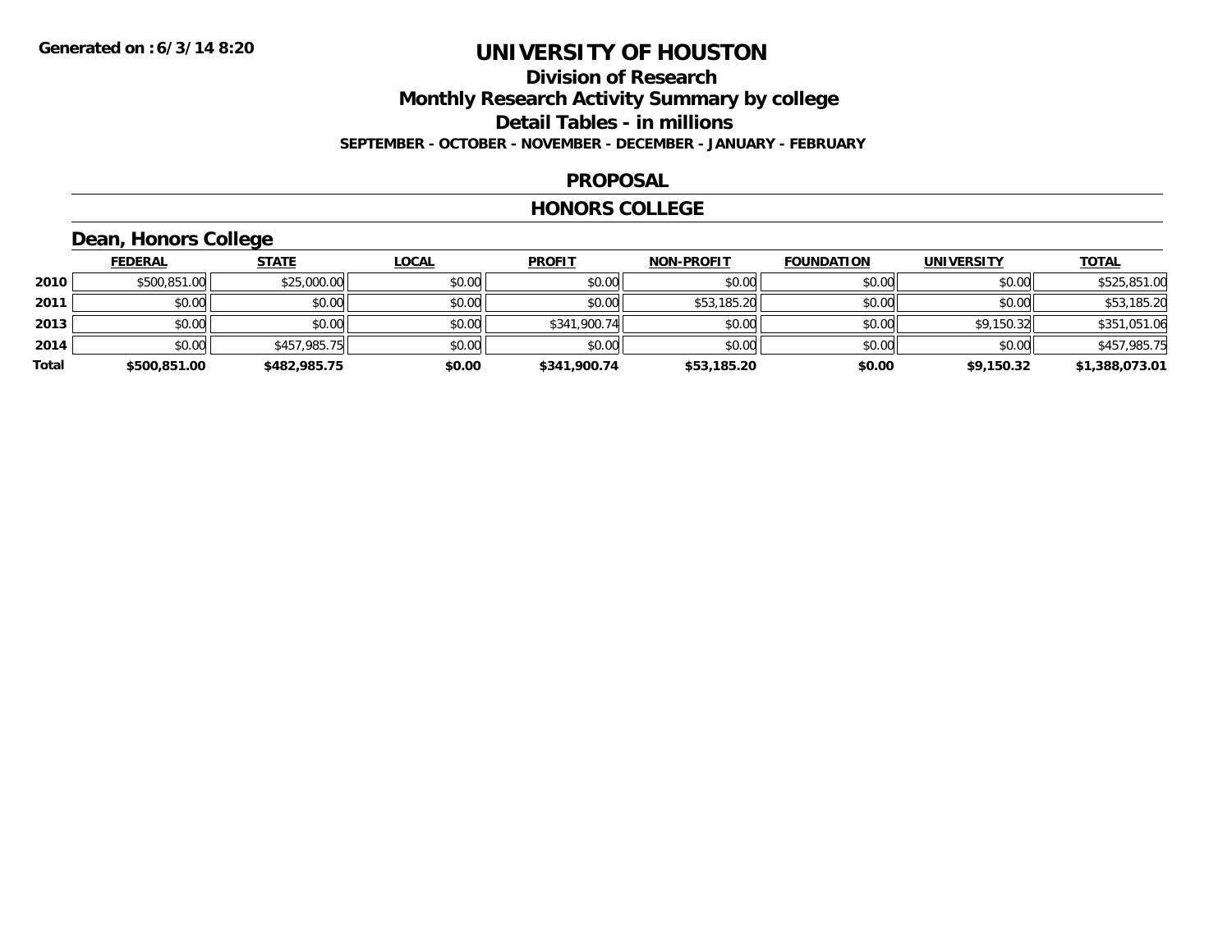# UNIVERSITY OF HOUSTON

## Division of Research

## Monthly Research Activity Summary by college

## Detail Tables - in millions

**SEPTEMBER - OCTOBER - NOVEMBER - DECEMBER - JANUARY - FEBRUARY**

## PROPOSAL

## HONORS COLLEGE

### Dean, Honors College

| | FEDERAL | STATE | LOCAL | PROFIT | NON-PROFIT | FOUNDATION | UNIVERSITY | TOTAL |
|---|---|---|---|---|---|---|---|---|
| 2010 | $500,851.00 | $25,000.00 | $0.00 | $0.00 | $0.00 | $0.00 | $0.00 | $525,851.00 |
| 2011 | $0.00 | $0.00 | $0.00 | $0.00 | $53,185.20 | $0.00 | $0.00 | $53,185.20 |
| 2013 | $0.00 | $0.00 | $0.00 | $341,900.74 | $0.00 | $0.00 | $9,150.32 | $351,051.06 |
| 2014 | $0.00 | $457,985.75 | $0.00 | $0.00 | $0.00 | $0.00 | $0.00 | $457,985.75 |
| **Total** | **$500,851.00** | **$482,985.75** | **$0.00** | **$341,900.74** | **$53,185.20** | **$0.00** | **$9,150.32** | **$1,388,073.01** |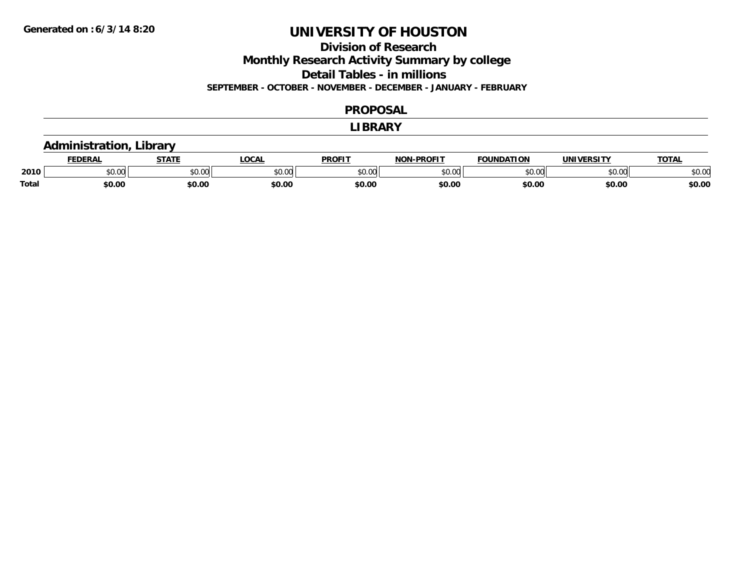Generated on :6/3/14 8:20

# UNIVERSITY OF HOUSTON

## Division of Research

## Monthly Research Activity Summary by college

## Detail Tables - in millions

**SEPTEMBER - OCTOBER - NOVEMBER - DECEMBER - JANUARY - FEBRUARY**

## PROPOSAL

## LIBRARY

### Administration, Library

| | FEDERAL | STATE | LOCAL | PROFIT | NON-PROFIT | FOUNDATION | UNIVERSITY | TOTAL |
|---|---|---|---|---|---|---|---|---|
| 2010 | $0.00 | $0.00 | $0.00 | $0.00 | $0.00 | $0.00 | $0.00 | $0.00 |
| Total | $0.00 | $0.00 | $0.00 | $0.00 | $0.00 | $0.00 | $0.00 | $0.00 |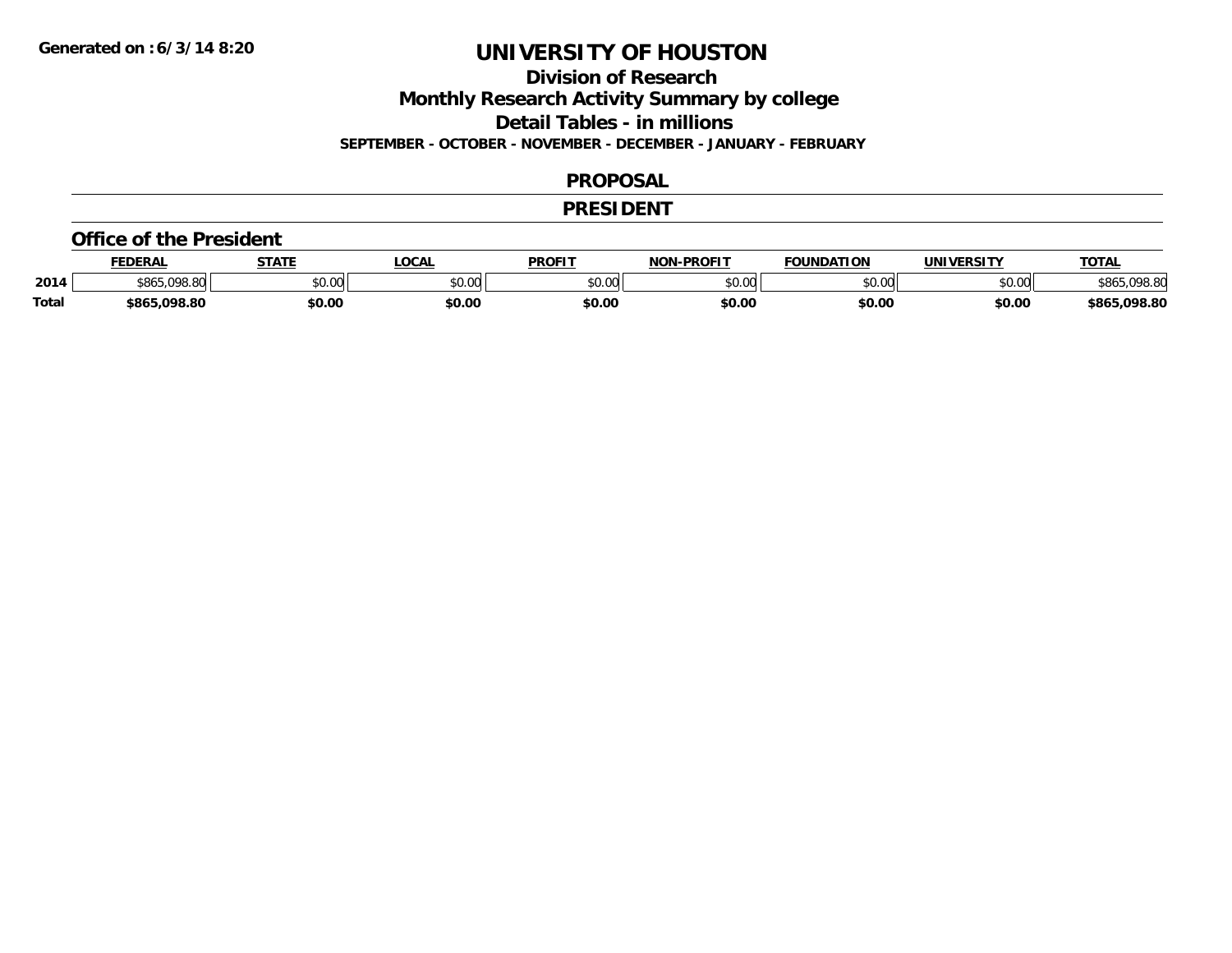Generated on :6/3/14 8:20

# UNIVERSITY OF HOUSTON

## Division of Research

## Monthly Research Activity Summary by college

## Detail Tables - in millions

**SEPTEMBER - OCTOBER - NOVEMBER - DECEMBER - JANUARY - FEBRUARY**

## PROPOSAL

## PRESIDENT

### Office of the President

| | FEDERAL | STATE | LOCAL | PROFIT | NON-PROFIT | FOUNDATION | UNIVERSITY | TOTAL |
|---|---|---|---|---|---|---|---|---|
| 2014 | $865,098.80 | $0.00 | $0.00 | $0.00 | $0.00 | $0.00 | $0.00 | $865,098.80 |
| **Total** | **$865,098.80** | **$0.00** | **$0.00** | **$0.00** | **$0.00** | **$0.00** | **$0.00** | **$865,098.80** |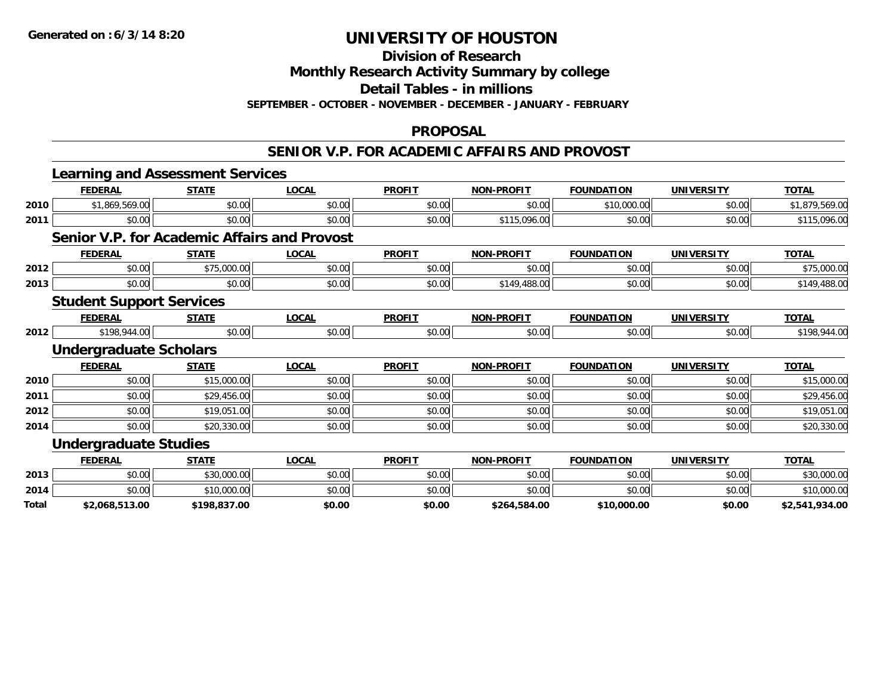**Generated on :6/3/14 8:20**

# UNIVERSITY OF HOUSTON

## Division of Research

## Monthly Research Activity Summary by college

## Detail Tables - in millions

**SEPTEMBER - OCTOBER - NOVEMBER - DECEMBER - JANUARY - FEBRUARY**

## PROPOSAL

## SENIOR V.P. FOR ACADEMIC AFFAIRS AND PROVOST

### Learning and Assessment Services

| | FEDERAL | STATE | LOCAL | PROFIT | NON-PROFIT | FOUNDATION | UNIVERSITY | TOTAL |
|---|---|---|---|---|---|---|---|---|
| 2010 | $1,869,569.00 | $0.00 | $0.00 | $0.00 | $0.00 | $10,000.00 | $0.00 | $1,879,569.00 |
| 2011 | $0.00 | $0.00 | $0.00 | $0.00 | $115,096.00 | $0.00 | $0.00 | $115,096.00 |

### Senior V.P. for Academic Affairs and Provost

| | FEDERAL | STATE | LOCAL | PROFIT | NON-PROFIT | FOUNDATION | UNIVERSITY | TOTAL |
|---|---|---|---|---|---|---|---|---|
| 2012 | $0.00 | $75,000.00 | $0.00 | $0.00 | $0.00 | $0.00 | $0.00 | $75,000.00 |
| 2013 | $0.00 | $0.00 | $0.00 | $0.00 | $149,488.00 | $0.00 | $0.00 | $149,488.00 |

### Student Support Services

| | FEDERAL | STATE | LOCAL | PROFIT | NON-PROFIT | FOUNDATION | UNIVERSITY | TOTAL |
|---|---|---|---|---|---|---|---|---|
| 2012 | $198,944.00 | $0.00 | $0.00 | $0.00 | $0.00 | $0.00 | $0.00 | $198,944.00 |

### Undergraduate Scholars

| | FEDERAL | STATE | LOCAL | PROFIT | NON-PROFIT | FOUNDATION | UNIVERSITY | TOTAL |
|---|---|---|---|---|---|---|---|---|
| 2010 | $0.00 | $15,000.00 | $0.00 | $0.00 | $0.00 | $0.00 | $0.00 | $15,000.00 |
| 2011 | $0.00 | $29,456.00 | $0.00 | $0.00 | $0.00 | $0.00 | $0.00 | $29,456.00 |
| 2012 | $0.00 | $19,051.00 | $0.00 | $0.00 | $0.00 | $0.00 | $0.00 | $19,051.00 |
| 2014 | $0.00 | $20,330.00 | $0.00 | $0.00 | $0.00 | $0.00 | $0.00 | $20,330.00 |

### Undergraduate Studies

| | FEDERAL | STATE | LOCAL | PROFIT | NON-PROFIT | FOUNDATION | UNIVERSITY | TOTAL |
|---|---|---|---|---|---|---|---|---|
| 2013 | $0.00 | $30,000.00 | $0.00 | $0.00 | $0.00 | $0.00 | $0.00 | $30,000.00 |
| 2014 | $0.00 | $10,000.00 | $0.00 | $0.00 | $0.00 | $0.00 | $0.00 | $10,000.00 |
| **Total** | **$2,068,513.00** | **$198,837.00** | **$0.00** | **$0.00** | **$264,584.00** | **$10,000.00** | **$0.00** | **$2,541,934.00** |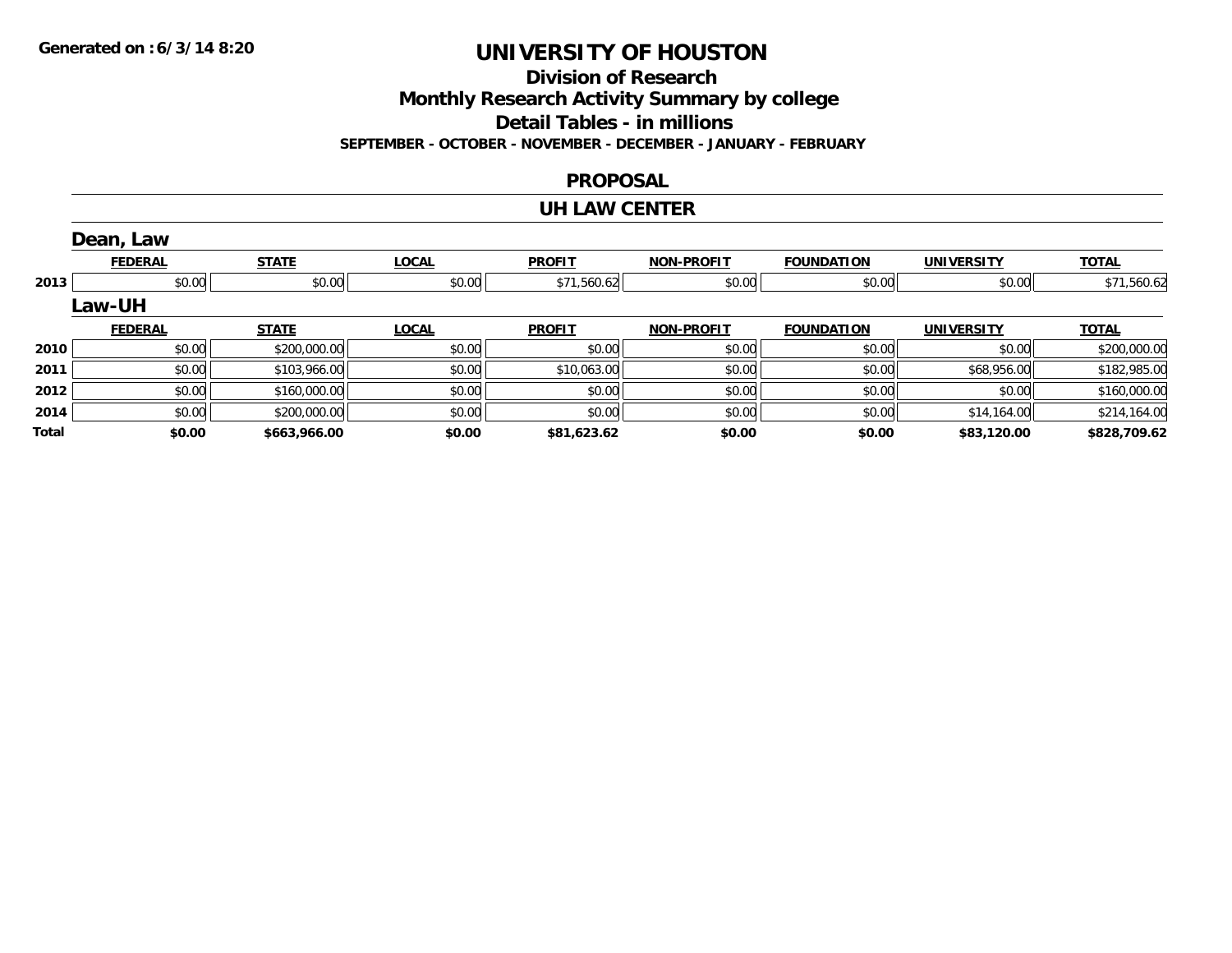Generated on :6/3/14 8:20

# UNIVERSITY OF HOUSTON

## Division of Research

## Monthly Research Activity Summary by college

## Detail Tables - in millions

**SEPTEMBER - OCTOBER - NOVEMBER - DECEMBER - JANUARY - FEBRUARY**

## PROPOSAL

## UH LAW CENTER

### Dean, Law

| | FEDERAL | STATE | LOCAL | PROFIT | NON-PROFIT | FOUNDATION | UNIVERSITY | TOTAL |
|---|---|---|---|---|---|---|---|---|
| 2013 | $0.00 | $0.00 | $0.00 | $71,560.62 | $0.00 | $0.00 | $0.00 | $71,560.62 |

### Law-UH

| | FEDERAL | STATE | LOCAL | PROFIT | NON-PROFIT | FOUNDATION | UNIVERSITY | TOTAL |
|---|---|---|---|---|---|---|---|---|
| 2010 | $0.00 | $200,000.00 | $0.00 | $0.00 | $0.00 | $0.00 | $0.00 | $200,000.00 |
| 2011 | $0.00 | $103,966.00 | $0.00 | $10,063.00 | $0.00 | $0.00 | $68,956.00 | $182,985.00 |
| 2012 | $0.00 | $160,000.00 | $0.00 | $0.00 | $0.00 | $0.00 | $0.00 | $160,000.00 |
| 2014 | $0.00 | $200,000.00 | $0.00 | $0.00 | $0.00 | $0.00 | $14,164.00 | $214,164.00 |
| **Total** | **$0.00** | **$663,966.00** | **$0.00** | **$81,623.62** | **$0.00** | **$0.00** | **$83,120.00** | **$828,709.62** |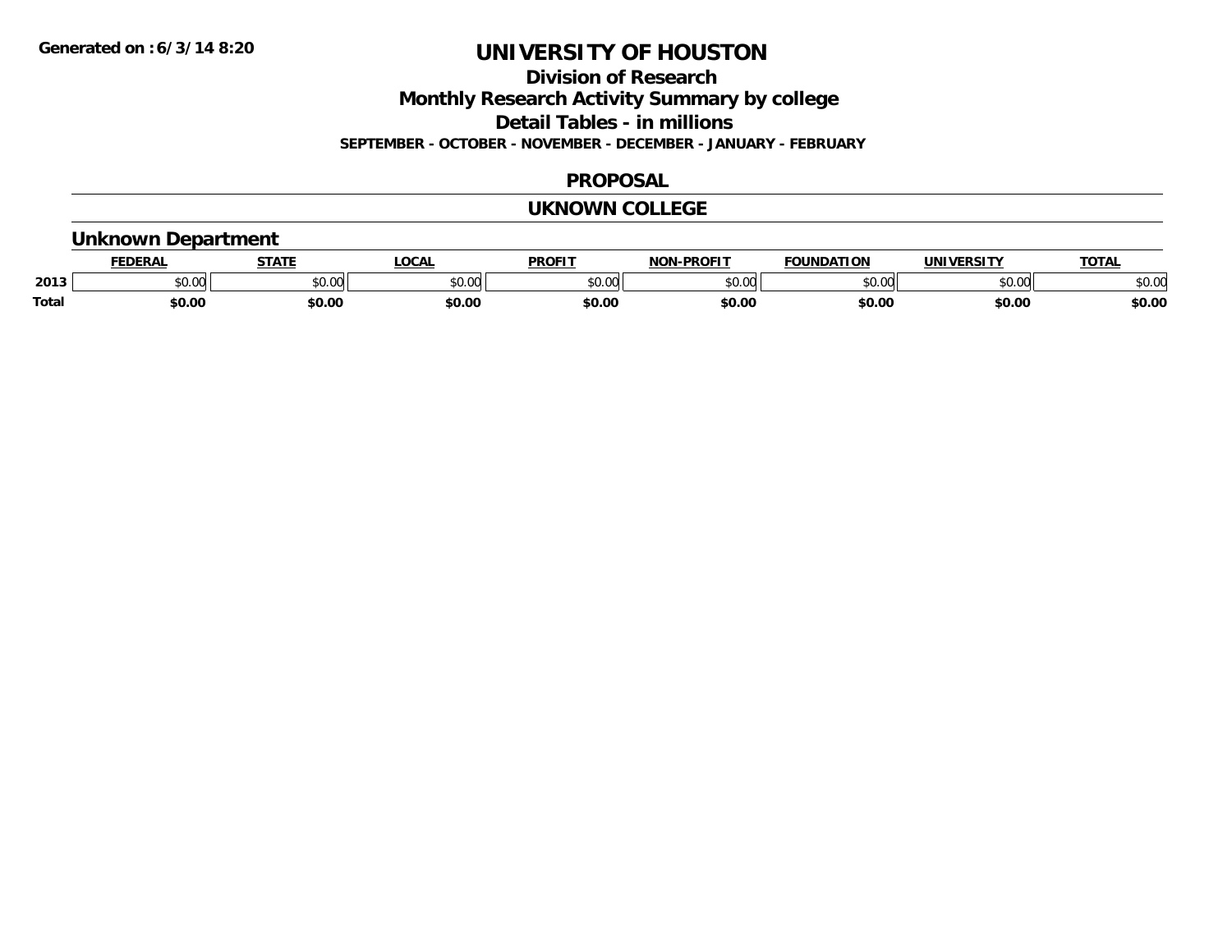Generated on :6/3/14 8:20

# UNIVERSITY OF HOUSTON

## Division of Research

## Monthly Research Activity Summary by college

## Detail Tables - in millions

**SEPTEMBER - OCTOBER - NOVEMBER - DECEMBER - JANUARY - FEBRUARY**

## PROPOSAL

## UKNOWN COLLEGE

### Unknown Department

| | FEDERAL | STATE | LOCAL | PROFIT | NON-PROFIT | FOUNDATION | UNIVERSITY | TOTAL |
|---|---|---|---|---|---|---|---|---|
| 2013 | $0.00 | $0.00 | $0.00 | $0.00 | $0.00 | $0.00 | $0.00 | $0.00 |
| **Total** | **$0.00** | **$0.00** | **$0.00** | **$0.00** | **$0.00** | **$0.00** | **$0.00** | **$0.00** |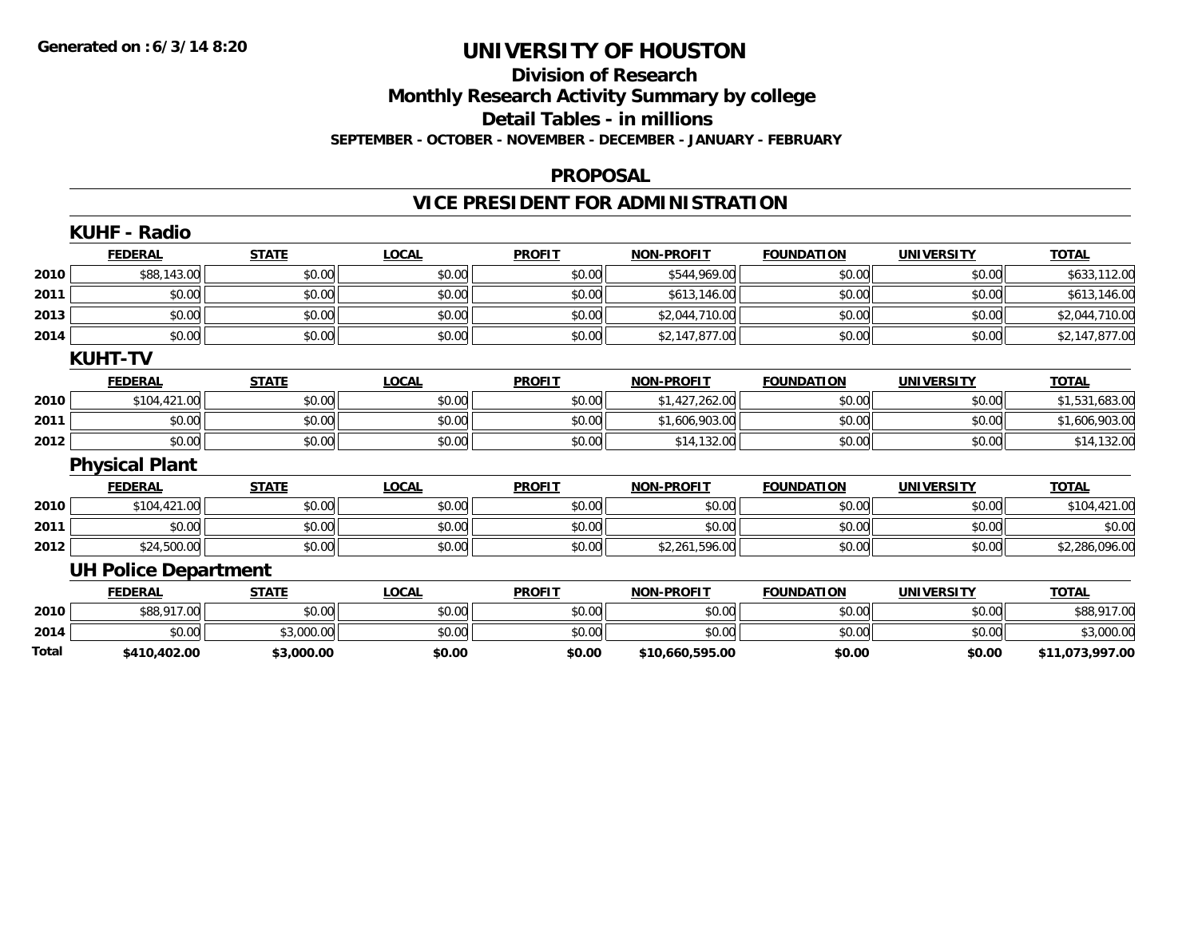# UNIVERSITY OF HOUSTON

## Division of Research
## Monthly Research Activity Summary by college
## Detail Tables - in millions
### SEPTEMBER - OCTOBER - NOVEMBER - DECEMBER - JANUARY - FEBRUARY

**Generated on : 6/3/14 8:20**

## PROPOSAL

## VICE PRESIDENT FOR ADMINISTRATION

### KUHF - Radio

| | FEDERAL | STATE | LOCAL | PROFIT | NON-PROFIT | FOUNDATION | UNIVERSITY | TOTAL |
|---|---|---|---|---|---|---|---|---|
| 2010 | $88,143.00 | $0.00 | $0.00 | $0.00 | $544,969.00 | $0.00 | $0.00 | $633,112.00 |
| 2011 | $0.00 | $0.00 | $0.00 | $0.00 | $613,146.00 | $0.00 | $0.00 | $613,146.00 |
| 2013 | $0.00 | $0.00 | $0.00 | $0.00 | $2,044,710.00 | $0.00 | $0.00 | $2,044,710.00 |
| 2014 | $0.00 | $0.00 | $0.00 | $0.00 | $2,147,877.00 | $0.00 | $0.00 | $2,147,877.00 |

### KUHT-TV

| | FEDERAL | STATE | LOCAL | PROFIT | NON-PROFIT | FOUNDATION | UNIVERSITY | TOTAL |
|---|---|---|---|---|---|---|---|---|
| 2010 | $104,421.00 | $0.00 | $0.00 | $0.00 | $1,427,262.00 | $0.00 | $0.00 | $1,531,683.00 |
| 2011 | $0.00 | $0.00 | $0.00 | $0.00 | $1,606,903.00 | $0.00 | $0.00 | $1,606,903.00 |
| 2012 | $0.00 | $0.00 | $0.00 | $0.00 | $14,132.00 | $0.00 | $0.00 | $14,132.00 |

### Physical Plant

| | FEDERAL | STATE | LOCAL | PROFIT | NON-PROFIT | FOUNDATION | UNIVERSITY | TOTAL |
|---|---|---|---|---|---|---|---|---|
| 2010 | $104,421.00 | $0.00 | $0.00 | $0.00 | $0.00 | $0.00 | $0.00 | $104,421.00 |
| 2011 | $0.00 | $0.00 | $0.00 | $0.00 | $0.00 | $0.00 | $0.00 | $0.00 |
| 2012 | $24,500.00 | $0.00 | $0.00 | $0.00 | $2,261,596.00 | $0.00 | $0.00 | $2,286,096.00 |

### UH Police Department

| | FEDERAL | STATE | LOCAL | PROFIT | NON-PROFIT | FOUNDATION | UNIVERSITY | TOTAL |
|---|---|---|---|---|---|---|---|---|
| 2010 | $88,917.00 | $0.00 | $0.00 | $0.00 | $0.00 | $0.00 | $0.00 | $88,917.00 |
| 2014 | $0.00 | $3,000.00 | $0.00 | $0.00 | $0.00 | $0.00 | $0.00 | $3,000.00 |
| **Total** | **$410,402.00** | **$3,000.00** | **$0.00** | **$0.00** | **$10,660,595.00** | **$0.00** | **$0.00** | **$11,073,997.00** |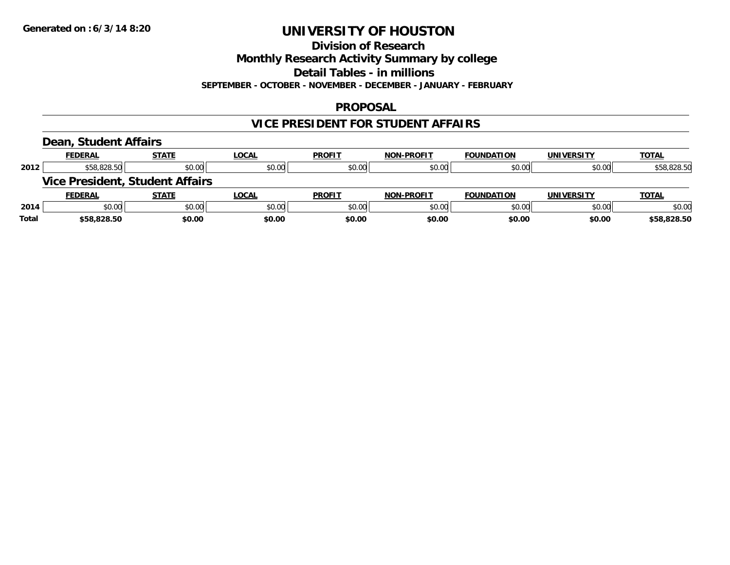**Generated on :6/3/14 8:20**

# UNIVERSITY OF HOUSTON

## Division of Research

## Monthly Research Activity Summary by college

## Detail Tables - in millions

**SEPTEMBER - OCTOBER - NOVEMBER - DECEMBER - JANUARY - FEBRUARY**

### PROPOSAL

### VICE PRESIDENT FOR STUDENT AFFAIRS

#### Dean, Student Affairs

| | FEDERAL | STATE | LOCAL | PROFIT | NON-PROFIT | FOUNDATION | UNIVERSITY | TOTAL |
|---|---|---|---|---|---|---|---|---|
| 2012 | $58,828.50 | $0.00 | $0.00 | $0.00 | $0.00 | $0.00 | $0.00 | $58,828.50 |

#### Vice President, Student Affairs

| | FEDERAL | STATE | LOCAL | PROFIT | NON-PROFIT | FOUNDATION | UNIVERSITY | TOTAL |
|---|---|---|---|---|---|---|---|---|
| 2014 | $0.00 | $0.00 | $0.00 | $0.00 | $0.00 | $0.00 | $0.00 | $0.00 |
| **Total** | **$58,828.50** | **$0.00** | **$0.00** | **$0.00** | **$0.00** | **$0.00** | **$0.00** | **$58,828.50** |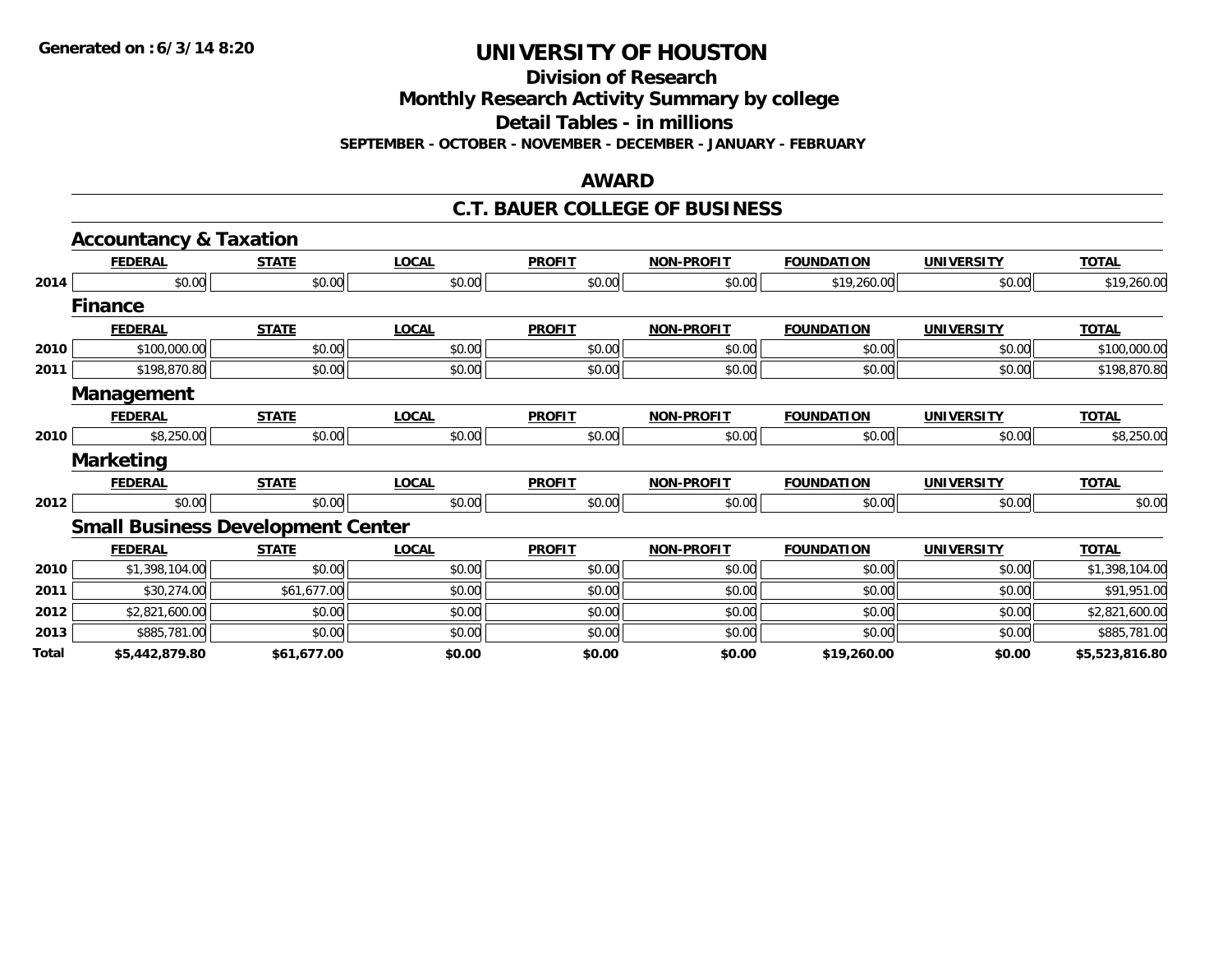Generated on :6/3/14 8:20

# UNIVERSITY OF HOUSTON

## Division of Research

## Monthly Research Activity Summary by college

## Detail Tables - in millions

**SEPTEMBER - OCTOBER - NOVEMBER - DECEMBER - JANUARY - FEBRUARY**

## AWARD

## C.T. BAUER COLLEGE OF BUSINESS

### Accountancy & Taxation

| | FEDERAL | STATE | LOCAL | PROFIT | NON-PROFIT | FOUNDATION | UNIVERSITY | TOTAL |
|---|---|---|---|---|---|---|---|---|
| 2014 | $0.00 | $0.00 | $0.00 | $0.00 | $0.00 | $19,260.00 | $0.00 | $19,260.00 |

### Finance

| | FEDERAL | STATE | LOCAL | PROFIT | NON-PROFIT | FOUNDATION | UNIVERSITY | TOTAL |
|---|---|---|---|---|---|---|---|---|
| 2010 | $100,000.00 | $0.00 | $0.00 | $0.00 | $0.00 | $0.00 | $0.00 | $100,000.00 |
| 2011 | $198,870.80 | $0.00 | $0.00 | $0.00 | $0.00 | $0.00 | $0.00 | $198,870.80 |

### Management

| | FEDERAL | STATE | LOCAL | PROFIT | NON-PROFIT | FOUNDATION | UNIVERSITY | TOTAL |
|---|---|---|---|---|---|---|---|---|
| 2010 | $8,250.00 | $0.00 | $0.00 | $0.00 | $0.00 | $0.00 | $0.00 | $8,250.00 |

### Marketing

| | FEDERAL | STATE | LOCAL | PROFIT | NON-PROFIT | FOUNDATION | UNIVERSITY | TOTAL |
|---|---|---|---|---|---|---|---|---|
| 2012 | $0.00 | $0.00 | $0.00 | $0.00 | $0.00 | $0.00 | $0.00 | $0.00 |

### Small Business Development Center

| | FEDERAL | STATE | LOCAL | PROFIT | NON-PROFIT | FOUNDATION | UNIVERSITY | TOTAL |
|---|---|---|---|---|---|---|---|---|
| 2010 | $1,398,104.00 | $0.00 | $0.00 | $0.00 | $0.00 | $0.00 | $0.00 | $1,398,104.00 |
| 2011 | $30,274.00 | $61,677.00 | $0.00 | $0.00 | $0.00 | $0.00 | $0.00 | $91,951.00 |
| 2012 | $2,821,600.00 | $0.00 | $0.00 | $0.00 | $0.00 | $0.00 | $0.00 | $2,821,600.00 |
| 2013 | $885,781.00 | $0.00 | $0.00 | $0.00 | $0.00 | $0.00 | $0.00 | $885,781.00 |
| **Total** | **$5,442,879.80** | **$61,677.00** | **$0.00** | **$0.00** | **$0.00** | **$19,260.00** | **$0.00** | **$5,523,816.80** |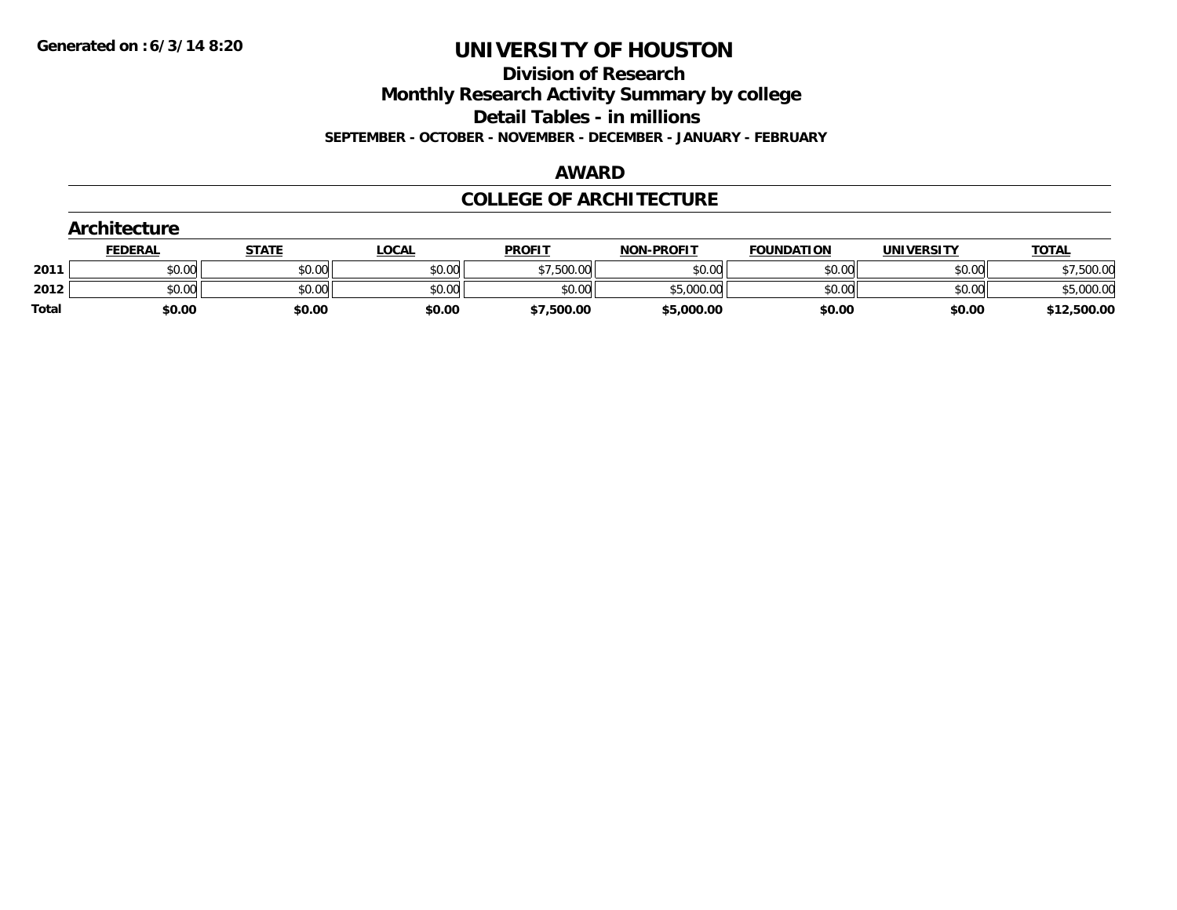Generated on :6/3/14 8:20

# UNIVERSITY OF HOUSTON

## Division of Research

## Monthly Research Activity Summary by college

## Detail Tables - in millions

### SEPTEMBER - OCTOBER - NOVEMBER - DECEMBER - JANUARY - FEBRUARY

### AWARD

### COLLEGE OF ARCHITECTURE

#### Architecture

| | FEDERAL | STATE | LOCAL | PROFIT | NON-PROFIT | FOUNDATION | UNIVERSITY | TOTAL |
|---|---|---|---|---|---|---|---|---|
| 2011 | $0.00 | $0.00 | $0.00 | $7,500.00 | $0.00 | $0.00 | $0.00 | $7,500.00 |
| 2012 | $0.00 | $0.00 | $0.00 | $0.00 | $5,000.00 | $0.00 | $0.00 | $5,000.00 |
| **Total** | **$0.00** | **$0.00** | **$0.00** | **$7,500.00** | **$5,000.00** | **$0.00** | **$0.00** | **$12,500.00** |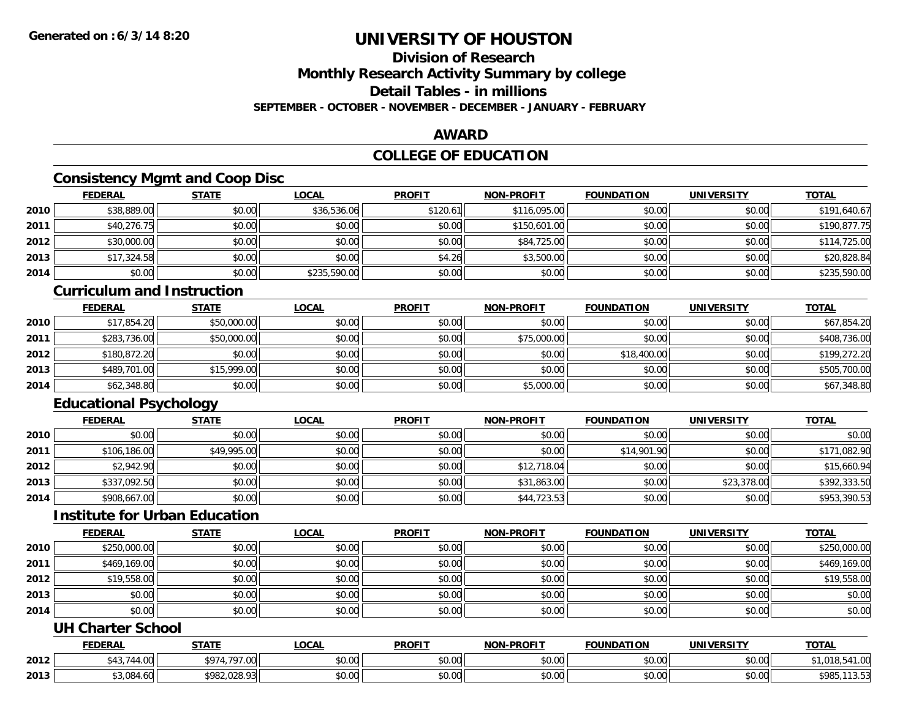**Generated on :6/3/14 8:20**

# UNIVERSITY OF HOUSTON

## Division of Research
## Monthly Research Activity Summary by college
## Detail Tables - in millions
### SEPTEMBER - OCTOBER - NOVEMBER - DECEMBER - JANUARY - FEBRUARY

## AWARD

## COLLEGE OF EDUCATION

### Consistency Mgmt and Coop Disc

| | FEDERAL | STATE | LOCAL | PROFIT | NON-PROFIT | FOUNDATION | UNIVERSITY | TOTAL |
|---|---|---|---|---|---|---|---|---|
| 2010 | $38,889.00 | $0.00 | $36,536.06 | $120.61 | $116,095.00 | $0.00 | $0.00 | $191,640.67 |
| 2011 | $40,276.75 | $0.00 | $0.00 | $0.00 | $150,601.00 | $0.00 | $0.00 | $190,877.75 |
| 2012 | $30,000.00 | $0.00 | $0.00 | $0.00 | $84,725.00 | $0.00 | $0.00 | $114,725.00 |
| 2013 | $17,324.58 | $0.00 | $0.00 | $4.26 | $3,500.00 | $0.00 | $0.00 | $20,828.84 |
| 2014 | $0.00 | $0.00 | $235,590.00 | $0.00 | $0.00 | $0.00 | $0.00 | $235,590.00 |

### Curriculum and Instruction

| | FEDERAL | STATE | LOCAL | PROFIT | NON-PROFIT | FOUNDATION | UNIVERSITY | TOTAL |
|---|---|---|---|---|---|---|---|---|
| 2010 | $17,854.20 | $50,000.00 | $0.00 | $0.00 | $0.00 | $0.00 | $0.00 | $67,854.20 |
| 2011 | $283,736.00 | $50,000.00 | $0.00 | $0.00 | $75,000.00 | $0.00 | $0.00 | $408,736.00 |
| 2012 | $180,872.20 | $0.00 | $0.00 | $0.00 | $0.00 | $18,400.00 | $0.00 | $199,272.20 |
| 2013 | $489,701.00 | $15,999.00 | $0.00 | $0.00 | $0.00 | $0.00 | $0.00 | $505,700.00 |
| 2014 | $62,348.80 | $0.00 | $0.00 | $0.00 | $5,000.00 | $0.00 | $0.00 | $67,348.80 |

### Educational Psychology

| | FEDERAL | STATE | LOCAL | PROFIT | NON-PROFIT | FOUNDATION | UNIVERSITY | TOTAL |
|---|---|---|---|---|---|---|---|---|
| 2010 | $0.00 | $0.00 | $0.00 | $0.00 | $0.00 | $0.00 | $0.00 | $0.00 |
| 2011 | $106,186.00 | $49,995.00 | $0.00 | $0.00 | $0.00 | $14,901.90 | $0.00 | $171,082.90 |
| 2012 | $2,942.90 | $0.00 | $0.00 | $0.00 | $12,718.04 | $0.00 | $0.00 | $15,660.94 |
| 2013 | $337,092.50 | $0.00 | $0.00 | $0.00 | $31,863.00 | $0.00 | $23,378.00 | $392,333.50 |
| 2014 | $908,667.00 | $0.00 | $0.00 | $0.00 | $44,723.53 | $0.00 | $0.00 | $953,390.53 |

### Institute for Urban Education

| | FEDERAL | STATE | LOCAL | PROFIT | NON-PROFIT | FOUNDATION | UNIVERSITY | TOTAL |
|---|---|---|---|---|---|---|---|---|
| 2010 | $250,000.00 | $0.00 | $0.00 | $0.00 | $0.00 | $0.00 | $0.00 | $250,000.00 |
| 2011 | $469,169.00 | $0.00 | $0.00 | $0.00 | $0.00 | $0.00 | $0.00 | $469,169.00 |
| 2012 | $19,558.00 | $0.00 | $0.00 | $0.00 | $0.00 | $0.00 | $0.00 | $19,558.00 |
| 2013 | $0.00 | $0.00 | $0.00 | $0.00 | $0.00 | $0.00 | $0.00 | $0.00 |
| 2014 | $0.00 | $0.00 | $0.00 | $0.00 | $0.00 | $0.00 | $0.00 | $0.00 |

### UH Charter School

| | FEDERAL | STATE | LOCAL | PROFIT | NON-PROFIT | FOUNDATION | UNIVERSITY | TOTAL |
|---|---|---|---|---|---|---|---|---|
| 2012 | $43,744.00 | $974,797.00 | $0.00 | $0.00 | $0.00 | $0.00 | $0.00 | $1,018,541.00 |
| 2013 | $3,084.60 | $982,028.93 | $0.00 | $0.00 | $0.00 | $0.00 | $0.00 | $985,113.53 |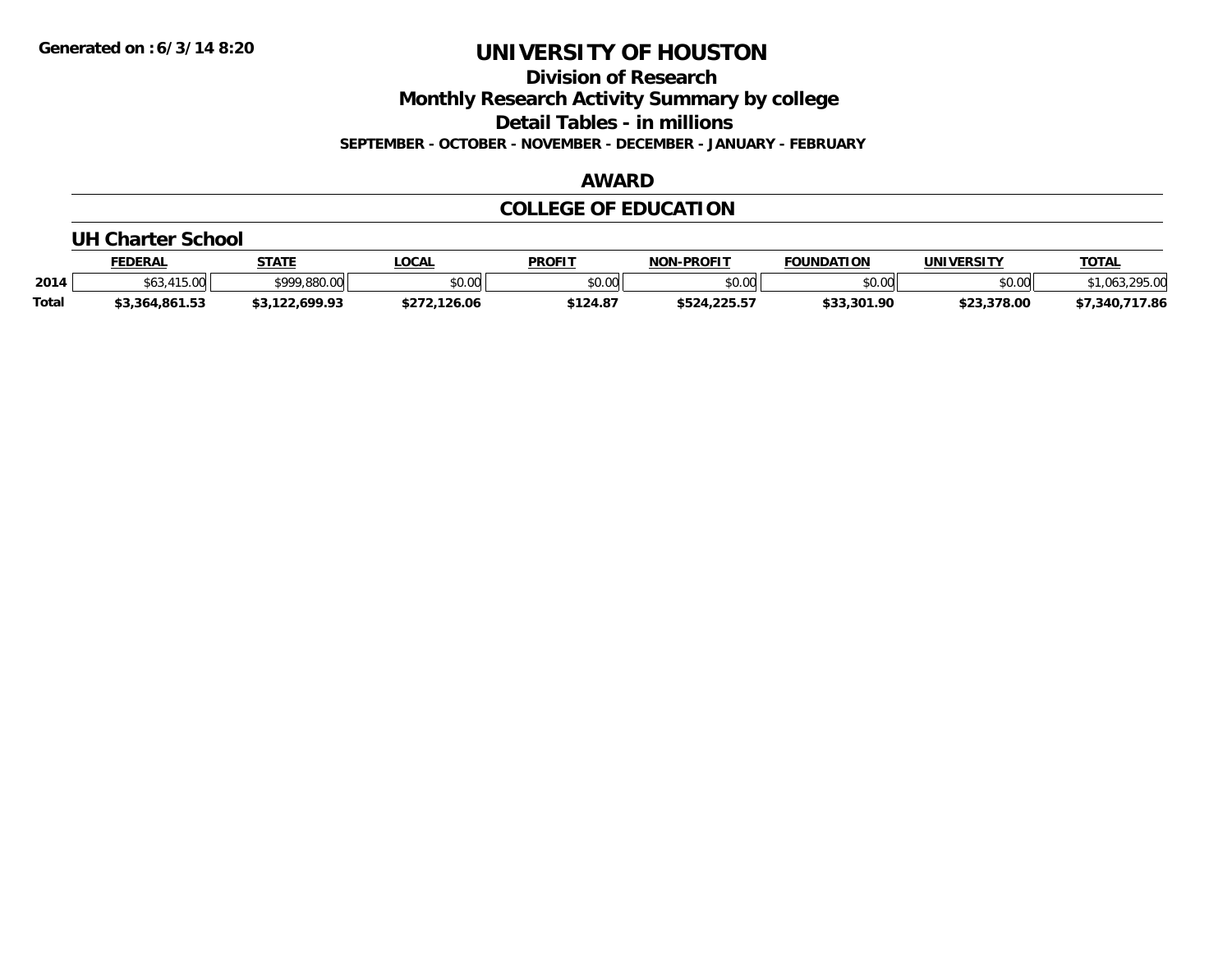Generated on :6/3/14 8:20

# UNIVERSITY OF HOUSTON

## Division of Research

## Monthly Research Activity Summary by college

## Detail Tables - in millions

**SEPTEMBER - OCTOBER - NOVEMBER - DECEMBER - JANUARY - FEBRUARY**

## AWARD

## COLLEGE OF EDUCATION

### UH Charter School

| | FEDERAL | STATE | LOCAL | PROFIT | NON-PROFIT | FOUNDATION | UNIVERSITY | TOTAL |
|---|---|---|---|---|---|---|---|---|
| 2014 | $63,415.00 | $999,880.00 | $0.00 | $0.00 | $0.00 | $0.00 | $0.00 | $1,063,295.00 |
| Total | $3,364,861.53 | $3,122,699.93 | $272,126.06 | $124.87 | $524,225.57 | $33,301.90 | $23,378.00 | $7,340,717.86 |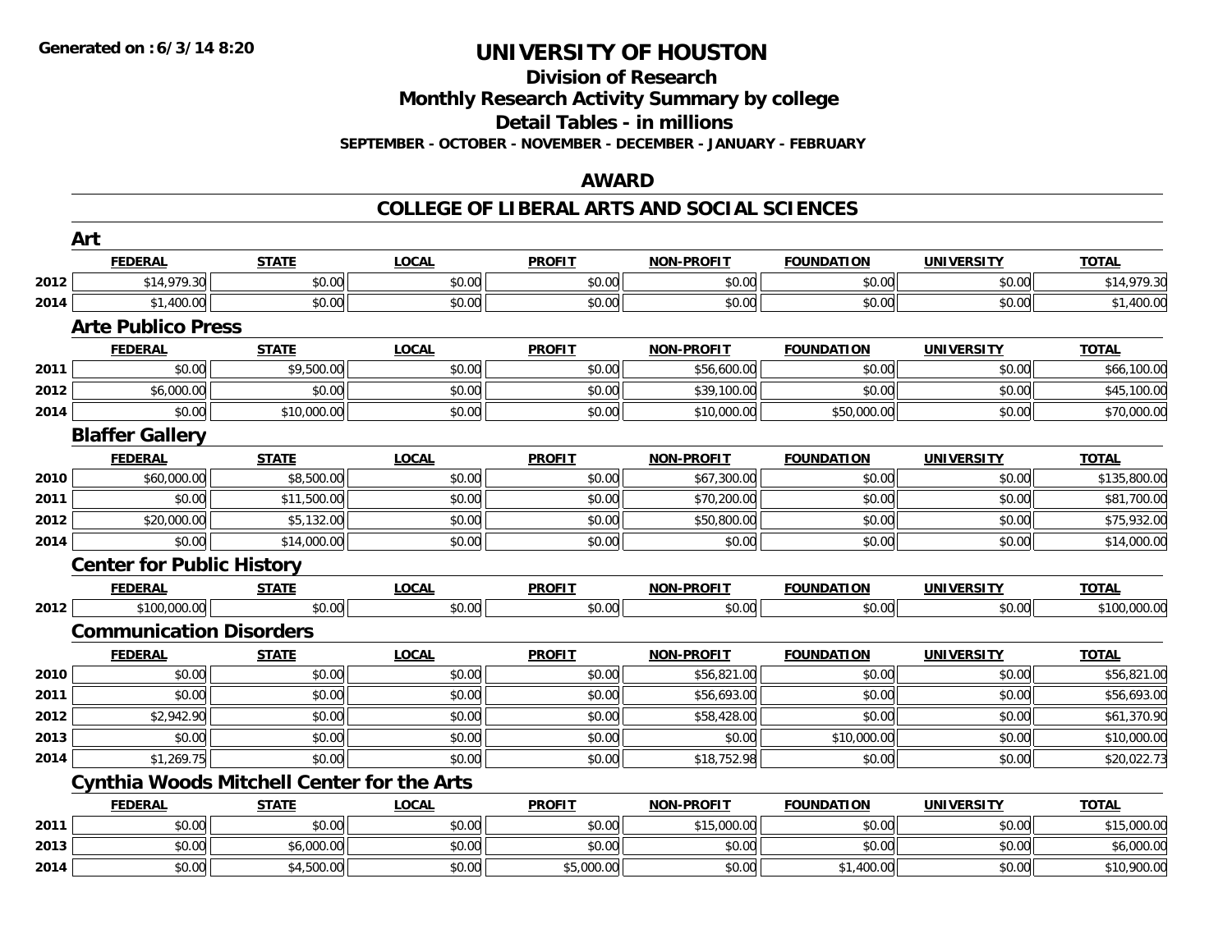# UNIVERSITY OF HOUSTON

## Division of Research

## Monthly Research Activity Summary by college

## Detail Tables - in millions

**SEPTEMBER - OCTOBER - NOVEMBER - DECEMBER - JANUARY - FEBRUARY**

## AWARD

## COLLEGE OF LIBERAL ARTS AND SOCIAL SCIENCES

### Art

| | FEDERAL | STATE | LOCAL | PROFIT | NON-PROFIT | FOUNDATION | UNIVERSITY | TOTAL |
|---|---|---|---|---|---|---|---|---|
| 2012 | $14,979.30 | $0.00 | $0.00 | $0.00 | $0.00 | $0.00 | $0.00 | $14,979.30 |
| 2014 | $1,400.00 | $0.00 | $0.00 | $0.00 | $0.00 | $0.00 | $0.00 | $1,400.00 |

### Arte Publico Press

| | FEDERAL | STATE | LOCAL | PROFIT | NON-PROFIT | FOUNDATION | UNIVERSITY | TOTAL |
|---|---|---|---|---|---|---|---|---|
| 2011 | $0.00 | $9,500.00 | $0.00 | $0.00 | $56,600.00 | $0.00 | $0.00 | $66,100.00 |
| 2012 | $6,000.00 | $0.00 | $0.00 | $0.00 | $39,100.00 | $0.00 | $0.00 | $45,100.00 |
| 2014 | $0.00 | $10,000.00 | $0.00 | $0.00 | $10,000.00 | $50,000.00 | $0.00 | $70,000.00 |

### Blaffer Gallery

| | FEDERAL | STATE | LOCAL | PROFIT | NON-PROFIT | FOUNDATION | UNIVERSITY | TOTAL |
|---|---|---|---|---|---|---|---|---|
| 2010 | $60,000.00 | $8,500.00 | $0.00 | $0.00 | $67,300.00 | $0.00 | $0.00 | $135,800.00 |
| 2011 | $0.00 | $11,500.00 | $0.00 | $0.00 | $70,200.00 | $0.00 | $0.00 | $81,700.00 |
| 2012 | $20,000.00 | $5,132.00 | $0.00 | $0.00 | $50,800.00 | $0.00 | $0.00 | $75,932.00 |
| 2014 | $0.00 | $14,000.00 | $0.00 | $0.00 | $0.00 | $0.00 | $0.00 | $14,000.00 |

### Center for Public History

| | FEDERAL | STATE | LOCAL | PROFIT | NON-PROFIT | FOUNDATION | UNIVERSITY | TOTAL |
|---|---|---|---|---|---|---|---|---|
| 2012 | $100,000.00 | $0.00 | $0.00 | $0.00 | $0.00 | $0.00 | $0.00 | $100,000.00 |

### Communication Disorders

| | FEDERAL | STATE | LOCAL | PROFIT | NON-PROFIT | FOUNDATION | UNIVERSITY | TOTAL |
|---|---|---|---|---|---|---|---|---|
| 2010 | $0.00 | $0.00 | $0.00 | $0.00 | $56,821.00 | $0.00 | $0.00 | $56,821.00 |
| 2011 | $0.00 | $0.00 | $0.00 | $0.00 | $56,693.00 | $0.00 | $0.00 | $56,693.00 |
| 2012 | $2,942.90 | $0.00 | $0.00 | $0.00 | $58,428.00 | $0.00 | $0.00 | $61,370.90 |
| 2013 | $0.00 | $0.00 | $0.00 | $0.00 | $0.00 | $10,000.00 | $0.00 | $10,000.00 |
| 2014 | $1,269.75 | $0.00 | $0.00 | $0.00 | $18,752.98 | $0.00 | $0.00 | $20,022.73 |

### Cynthia Woods Mitchell Center for the Arts

| | FEDERAL | STATE | LOCAL | PROFIT | NON-PROFIT | FOUNDATION | UNIVERSITY | TOTAL |
|---|---|---|---|---|---|---|---|---|
| 2011 | $0.00 | $0.00 | $0.00 | $0.00 | $15,000.00 | $0.00 | $0.00 | $15,000.00 |
| 2013 | $0.00 | $6,000.00 | $0.00 | $0.00 | $0.00 | $0.00 | $0.00 | $6,000.00 |
| 2014 | $0.00 | $4,500.00 | $0.00 | $5,000.00 | $0.00 | $1,400.00 | $0.00 | $10,900.00 |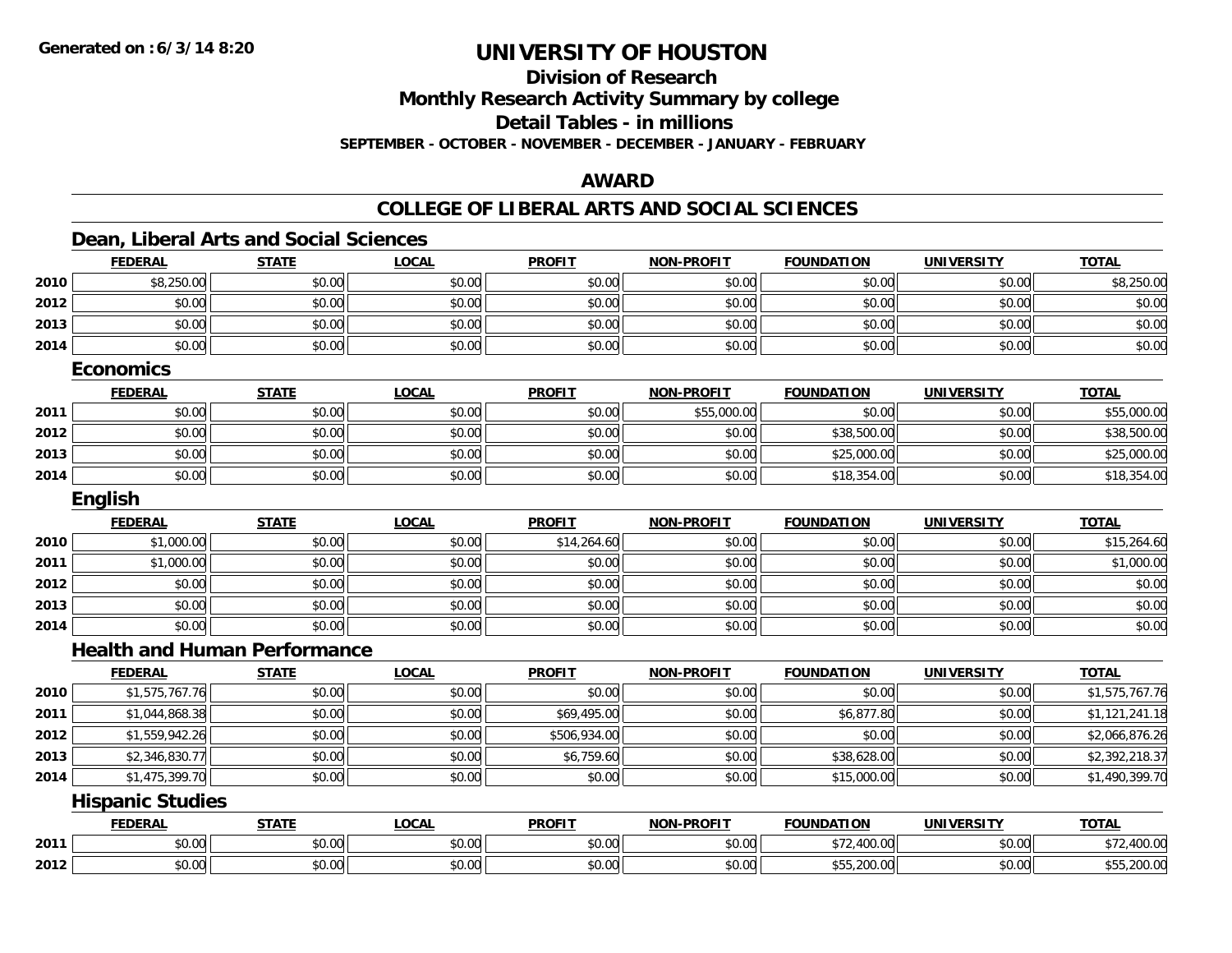**Generated on : 6/3/14 8:20**

# UNIVERSITY OF HOUSTON

## Division of Research
## Monthly Research Activity Summary by college
## Detail Tables - in millions
### SEPTEMBER - OCTOBER - NOVEMBER - DECEMBER - JANUARY - FEBRUARY

## AWARD

## COLLEGE OF LIBERAL ARTS AND SOCIAL SCIENCES

### Dean, Liberal Arts and Social Sciences

| | FEDERAL | STATE | LOCAL | PROFIT | NON-PROFIT | FOUNDATION | UNIVERSITY | TOTAL |
|---|---|---|---|---|---|---|---|---|
| 2010 | $8,250.00 | $0.00 | $0.00 | $0.00 | $0.00 | $0.00 | $0.00 | $8,250.00 |
| 2012 | $0.00 | $0.00 | $0.00 | $0.00 | $0.00 | $0.00 | $0.00 | $0.00 |
| 2013 | $0.00 | $0.00 | $0.00 | $0.00 | $0.00 | $0.00 | $0.00 | $0.00 |
| 2014 | $0.00 | $0.00 | $0.00 | $0.00 | $0.00 | $0.00 | $0.00 | $0.00 |

### Economics

| | FEDERAL | STATE | LOCAL | PROFIT | NON-PROFIT | FOUNDATION | UNIVERSITY | TOTAL |
|---|---|---|---|---|---|---|---|---|
| 2011 | $0.00 | $0.00 | $0.00 | $0.00 | $55,000.00 | $0.00 | $0.00 | $55,000.00 |
| 2012 | $0.00 | $0.00 | $0.00 | $0.00 | $0.00 | $38,500.00 | $0.00 | $38,500.00 |
| 2013 | $0.00 | $0.00 | $0.00 | $0.00 | $0.00 | $25,000.00 | $0.00 | $25,000.00 |
| 2014 | $0.00 | $0.00 | $0.00 | $0.00 | $0.00 | $18,354.00 | $0.00 | $18,354.00 |

### English

| | FEDERAL | STATE | LOCAL | PROFIT | NON-PROFIT | FOUNDATION | UNIVERSITY | TOTAL |
|---|---|---|---|---|---|---|---|---|
| 2010 | $1,000.00 | $0.00 | $0.00 | $14,264.60 | $0.00 | $0.00 | $0.00 | $15,264.60 |
| 2011 | $1,000.00 | $0.00 | $0.00 | $0.00 | $0.00 | $0.00 | $0.00 | $1,000.00 |
| 2012 | $0.00 | $0.00 | $0.00 | $0.00 | $0.00 | $0.00 | $0.00 | $0.00 |
| 2013 | $0.00 | $0.00 | $0.00 | $0.00 | $0.00 | $0.00 | $0.00 | $0.00 |
| 2014 | $0.00 | $0.00 | $0.00 | $0.00 | $0.00 | $0.00 | $0.00 | $0.00 |

### Health and Human Performance

| | FEDERAL | STATE | LOCAL | PROFIT | NON-PROFIT | FOUNDATION | UNIVERSITY | TOTAL |
|---|---|---|---|---|---|---|---|---|
| 2010 | $1,575,767.76 | $0.00 | $0.00 | $0.00 | $0.00 | $0.00 | $0.00 | $1,575,767.76 |
| 2011 | $1,044,868.38 | $0.00 | $0.00 | $69,495.00 | $0.00 | $6,877.80 | $0.00 | $1,121,241.18 |
| 2012 | $1,559,942.26 | $0.00 | $0.00 | $506,934.00 | $0.00 | $0.00 | $0.00 | $2,066,876.26 |
| 2013 | $2,346,830.77 | $0.00 | $0.00 | $6,759.60 | $0.00 | $38,628.00 | $0.00 | $2,392,218.37 |
| 2014 | $1,475,399.70 | $0.00 | $0.00 | $0.00 | $0.00 | $15,000.00 | $0.00 | $1,490,399.70 |

### Hispanic Studies

| | FEDERAL | STATE | LOCAL | PROFIT | NON-PROFIT | FOUNDATION | UNIVERSITY | TOTAL |
|---|---|---|---|---|---|---|---|---|
| 2011 | $0.00 | $0.00 | $0.00 | $0.00 | $0.00 | $72,400.00 | $0.00 | $72,400.00 |
| 2012 | $0.00 | $0.00 | $0.00 | $0.00 | $0.00 | $55,200.00 | $0.00 | $55,200.00 |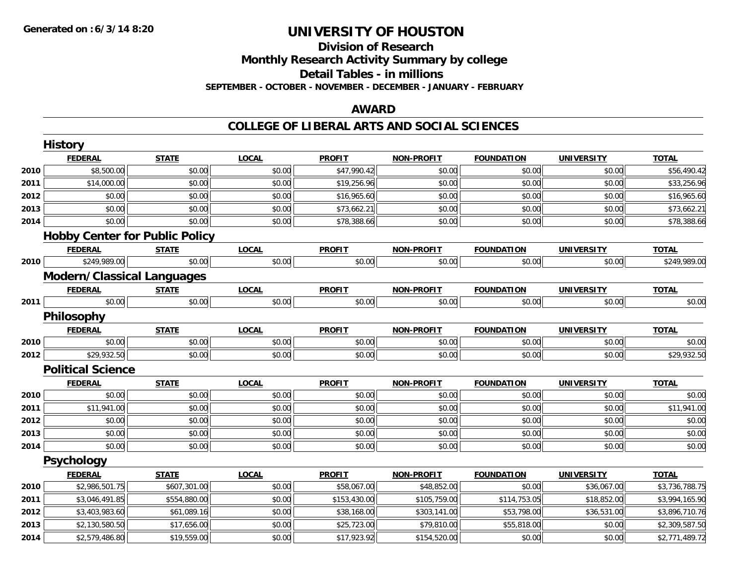**Generated on :6/3/14 8:20**

# UNIVERSITY OF HOUSTON

## Division of Research

## Monthly Research Activity Summary by college

## Detail Tables - in millions

**SEPTEMBER - OCTOBER - NOVEMBER - DECEMBER - JANUARY - FEBRUARY**

## AWARD

## COLLEGE OF LIBERAL ARTS AND SOCIAL SCIENCES

### History

| | FEDERAL | STATE | LOCAL | PROFIT | NON-PROFIT | FOUNDATION | UNIVERSITY | TOTAL |
|---|---|---|---|---|---|---|---|---|
| 2010 | $8,500.00 | $0.00 | $0.00 | $47,990.42 | $0.00 | $0.00 | $0.00 | $56,490.42 |
| 2011 | $14,000.00 | $0.00 | $0.00 | $19,256.96 | $0.00 | $0.00 | $0.00 | $33,256.96 |
| 2012 | $0.00 | $0.00 | $0.00 | $16,965.60 | $0.00 | $0.00 | $0.00 | $16,965.60 |
| 2013 | $0.00 | $0.00 | $0.00 | $73,662.21 | $0.00 | $0.00 | $0.00 | $73,662.21 |
| 2014 | $0.00 | $0.00 | $0.00 | $78,388.66 | $0.00 | $0.00 | $0.00 | $78,388.66 |

### Hobby Center for Public Policy

| | FEDERAL | STATE | LOCAL | PROFIT | NON-PROFIT | FOUNDATION | UNIVERSITY | TOTAL |
|---|---|---|---|---|---|---|---|---|
| 2010 | $249,989.00 | $0.00 | $0.00 | $0.00 | $0.00 | $0.00 | $0.00 | $249,989.00 |

### Modern/Classical Languages

| | FEDERAL | STATE | LOCAL | PROFIT | NON-PROFIT | FOUNDATION | UNIVERSITY | TOTAL |
|---|---|---|---|---|---|---|---|---|
| 2011 | $0.00 | $0.00 | $0.00 | $0.00 | $0.00 | $0.00 | $0.00 | $0.00 |

### Philosophy

| | FEDERAL | STATE | LOCAL | PROFIT | NON-PROFIT | FOUNDATION | UNIVERSITY | TOTAL |
|---|---|---|---|---|---|---|---|---|
| 2010 | $0.00 | $0.00 | $0.00 | $0.00 | $0.00 | $0.00 | $0.00 | $0.00 |
| 2012 | $29,932.50 | $0.00 | $0.00 | $0.00 | $0.00 | $0.00 | $0.00 | $29,932.50 |

### Political Science

| | FEDERAL | STATE | LOCAL | PROFIT | NON-PROFIT | FOUNDATION | UNIVERSITY | TOTAL |
|---|---|---|---|---|---|---|---|---|
| 2010 | $0.00 | $0.00 | $0.00 | $0.00 | $0.00 | $0.00 | $0.00 | $0.00 |
| 2011 | $11,941.00 | $0.00 | $0.00 | $0.00 | $0.00 | $0.00 | $0.00 | $11,941.00 |
| 2012 | $0.00 | $0.00 | $0.00 | $0.00 | $0.00 | $0.00 | $0.00 | $0.00 |
| 2013 | $0.00 | $0.00 | $0.00 | $0.00 | $0.00 | $0.00 | $0.00 | $0.00 |
| 2014 | $0.00 | $0.00 | $0.00 | $0.00 | $0.00 | $0.00 | $0.00 | $0.00 |

### Psychology

| | FEDERAL | STATE | LOCAL | PROFIT | NON-PROFIT | FOUNDATION | UNIVERSITY | TOTAL |
|---|---|---|---|---|---|---|---|---|
| 2010 | $2,986,501.75 | $607,301.00 | $0.00 | $58,067.00 | $48,852.00 | $0.00 | $36,067.00 | $3,736,788.75 |
| 2011 | $3,046,491.85 | $554,880.00 | $0.00 | $153,430.00 | $105,759.00 | $114,753.05 | $18,852.00 | $3,994,165.90 |
| 2012 | $3,403,983.60 | $61,089.16 | $0.00 | $38,168.00 | $303,141.00 | $53,798.00 | $36,531.00 | $3,896,710.76 |
| 2013 | $2,130,580.50 | $17,656.00 | $0.00 | $25,723.00 | $79,810.00 | $55,818.00 | $0.00 | $2,309,587.50 |
| 2014 | $2,579,486.80 | $19,559.00 | $0.00 | $17,923.92 | $154,520.00 | $0.00 | $0.00 | $2,771,489.72 |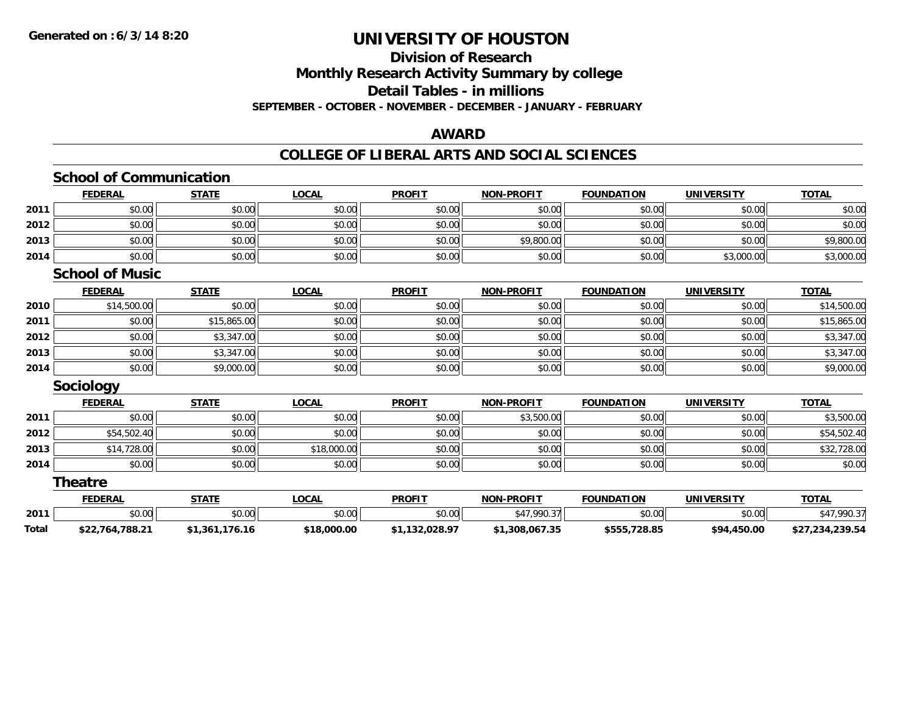**Generated on :6/3/14 8:20**

# UNIVERSITY OF HOUSTON

## Division of Research

## Monthly Research Activity Summary by college

## Detail Tables - in millions

**SEPTEMBER - OCTOBER - NOVEMBER - DECEMBER - JANUARY - FEBRUARY**

## AWARD

## COLLEGE OF LIBERAL ARTS AND SOCIAL SCIENCES

### School of Communication

| | FEDERAL | STATE | LOCAL | PROFIT | NON-PROFIT | FOUNDATION | UNIVERSITY | TOTAL |
|---|---|---|---|---|---|---|---|---|
| 2011 | $0.00 | $0.00 | $0.00 | $0.00 | $0.00 | $0.00 | $0.00 | $0.00 |
| 2012 | $0.00 | $0.00 | $0.00 | $0.00 | $0.00 | $0.00 | $0.00 | $0.00 |
| 2013 | $0.00 | $0.00 | $0.00 | $0.00 | $9,800.00 | $0.00 | $0.00 | $9,800.00 |
| 2014 | $0.00 | $0.00 | $0.00 | $0.00 | $0.00 | $0.00 | $3,000.00 | $3,000.00 |

### School of Music

| | FEDERAL | STATE | LOCAL | PROFIT | NON-PROFIT | FOUNDATION | UNIVERSITY | TOTAL |
|---|---|---|---|---|---|---|---|---|
| 2010 | $14,500.00 | $0.00 | $0.00 | $0.00 | $0.00 | $0.00 | $0.00 | $14,500.00 |
| 2011 | $0.00 | $15,865.00 | $0.00 | $0.00 | $0.00 | $0.00 | $0.00 | $15,865.00 |
| 2012 | $0.00 | $3,347.00 | $0.00 | $0.00 | $0.00 | $0.00 | $0.00 | $3,347.00 |
| 2013 | $0.00 | $3,347.00 | $0.00 | $0.00 | $0.00 | $0.00 | $0.00 | $3,347.00 |
| 2014 | $0.00 | $9,000.00 | $0.00 | $0.00 | $0.00 | $0.00 | $0.00 | $9,000.00 |

### Sociology

| | FEDERAL | STATE | LOCAL | PROFIT | NON-PROFIT | FOUNDATION | UNIVERSITY | TOTAL |
|---|---|---|---|---|---|---|---|---|
| 2011 | $0.00 | $0.00 | $0.00 | $0.00 | $3,500.00 | $0.00 | $0.00 | $3,500.00 |
| 2012 | $54,502.40 | $0.00 | $0.00 | $0.00 | $0.00 | $0.00 | $0.00 | $54,502.40 |
| 2013 | $14,728.00 | $0.00 | $18,000.00 | $0.00 | $0.00 | $0.00 | $0.00 | $32,728.00 |
| 2014 | $0.00 | $0.00 | $0.00 | $0.00 | $0.00 | $0.00 | $0.00 | $0.00 |

### Theatre

| | FEDERAL | STATE | LOCAL | PROFIT | NON-PROFIT | FOUNDATION | UNIVERSITY | TOTAL |
|---|---|---|---|---|---|---|---|---|
| 2011 | $0.00 | $0.00 | $0.00 | $0.00 | $47,990.37 | $0.00 | $0.00 | $47,990.37 |
| **Total** | **$22,764,788.21** | **$1,361,176.16** | **$18,000.00** | **$1,132,028.97** | **$1,308,067.35** | **$555,728.85** | **$94,450.00** | **$27,234,239.54** |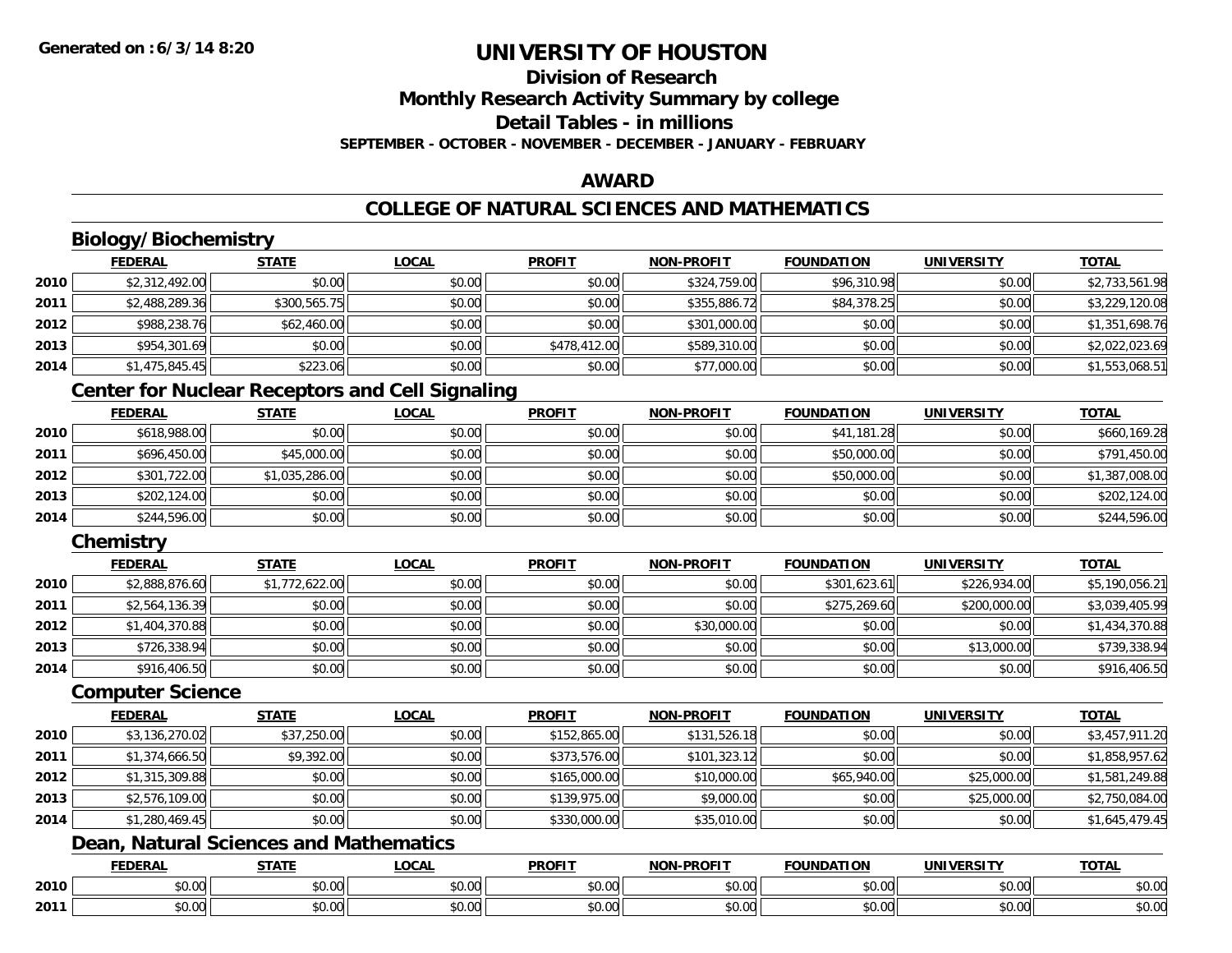**Generated on :6/3/14 8:20**

# UNIVERSITY OF HOUSTON

## Division of Research
## Monthly Research Activity Summary by college
## Detail Tables - in millions
### SEPTEMBER - OCTOBER - NOVEMBER - DECEMBER - JANUARY - FEBRUARY

## AWARD

## COLLEGE OF NATURAL SCIENCES AND MATHEMATICS

### Biology/Biochemistry

| | FEDERAL | STATE | LOCAL | PROFIT | NON-PROFIT | FOUNDATION | UNIVERSITY | TOTAL |
|---|---|---|---|---|---|---|---|---|
| 2010 | $2,312,492.00 | $0.00 | $0.00 | $0.00 | $324,759.00 | $96,310.98 | $0.00 | $2,733,561.98 |
| 2011 | $2,488,289.36 | $300,565.75 | $0.00 | $0.00 | $355,886.72 | $84,378.25 | $0.00 | $3,229,120.08 |
| 2012 | $988,238.76 | $62,460.00 | $0.00 | $0.00 | $301,000.00 | $0.00 | $0.00 | $1,351,698.76 |
| 2013 | $954,301.69 | $0.00 | $0.00 | $478,412.00 | $589,310.00 | $0.00 | $0.00 | $2,022,023.69 |
| 2014 | $1,475,845.45 | $223.06 | $0.00 | $0.00 | $77,000.00 | $0.00 | $0.00 | $1,553,068.51 |

### Center for Nuclear Receptors and Cell Signaling

| | FEDERAL | STATE | LOCAL | PROFIT | NON-PROFIT | FOUNDATION | UNIVERSITY | TOTAL |
|---|---|---|---|---|---|---|---|---|
| 2010 | $618,988.00 | $0.00 | $0.00 | $0.00 | $0.00 | $41,181.28 | $0.00 | $660,169.28 |
| 2011 | $696,450.00 | $45,000.00 | $0.00 | $0.00 | $0.00 | $50,000.00 | $0.00 | $791,450.00 |
| 2012 | $301,722.00 | $1,035,286.00 | $0.00 | $0.00 | $0.00 | $50,000.00 | $0.00 | $1,387,008.00 |
| 2013 | $202,124.00 | $0.00 | $0.00 | $0.00 | $0.00 | $0.00 | $0.00 | $202,124.00 |
| 2014 | $244,596.00 | $0.00 | $0.00 | $0.00 | $0.00 | $0.00 | $0.00 | $244,596.00 |

### Chemistry

| | FEDERAL | STATE | LOCAL | PROFIT | NON-PROFIT | FOUNDATION | UNIVERSITY | TOTAL |
|---|---|---|---|---|---|---|---|---|
| 2010 | $2,888,876.60 | $1,772,622.00 | $0.00 | $0.00 | $0.00 | $301,623.61 | $226,934.00 | $5,190,056.21 |
| 2011 | $2,564,136.39 | $0.00 | $0.00 | $0.00 | $0.00 | $275,269.60 | $200,000.00 | $3,039,405.99 |
| 2012 | $1,404,370.88 | $0.00 | $0.00 | $0.00 | $30,000.00 | $0.00 | $0.00 | $1,434,370.88 |
| 2013 | $726,338.94 | $0.00 | $0.00 | $0.00 | $0.00 | $0.00 | $13,000.00 | $739,338.94 |
| 2014 | $916,406.50 | $0.00 | $0.00 | $0.00 | $0.00 | $0.00 | $0.00 | $916,406.50 |

### Computer Science

| | FEDERAL | STATE | LOCAL | PROFIT | NON-PROFIT | FOUNDATION | UNIVERSITY | TOTAL |
|---|---|---|---|---|---|---|---|---|
| 2010 | $3,136,270.02 | $37,250.00 | $0.00 | $152,865.00 | $131,526.18 | $0.00 | $0.00 | $3,457,911.20 |
| 2011 | $1,374,666.50 | $9,392.00 | $0.00 | $373,576.00 | $101,323.12 | $0.00 | $0.00 | $1,858,957.62 |
| 2012 | $1,315,309.88 | $0.00 | $0.00 | $165,000.00 | $10,000.00 | $65,940.00 | $25,000.00 | $1,581,249.88 |
| 2013 | $2,576,109.00 | $0.00 | $0.00 | $139,975.00 | $9,000.00 | $0.00 | $25,000.00 | $2,750,084.00 |
| 2014 | $1,280,469.45 | $0.00 | $0.00 | $330,000.00 | $35,010.00 | $0.00 | $0.00 | $1,645,479.45 |

### Dean, Natural Sciences and Mathematics

| | FEDERAL | STATE | LOCAL | PROFIT | NON-PROFIT | FOUNDATION | UNIVERSITY | TOTAL |
|---|---|---|---|---|---|---|---|---|
| 2010 | $0.00 | $0.00 | $0.00 | $0.00 | $0.00 | $0.00 | $0.00 | $0.00 |
| 2011 | $0.00 | $0.00 | $0.00 | $0.00 | $0.00 | $0.00 | $0.00 | $0.00 |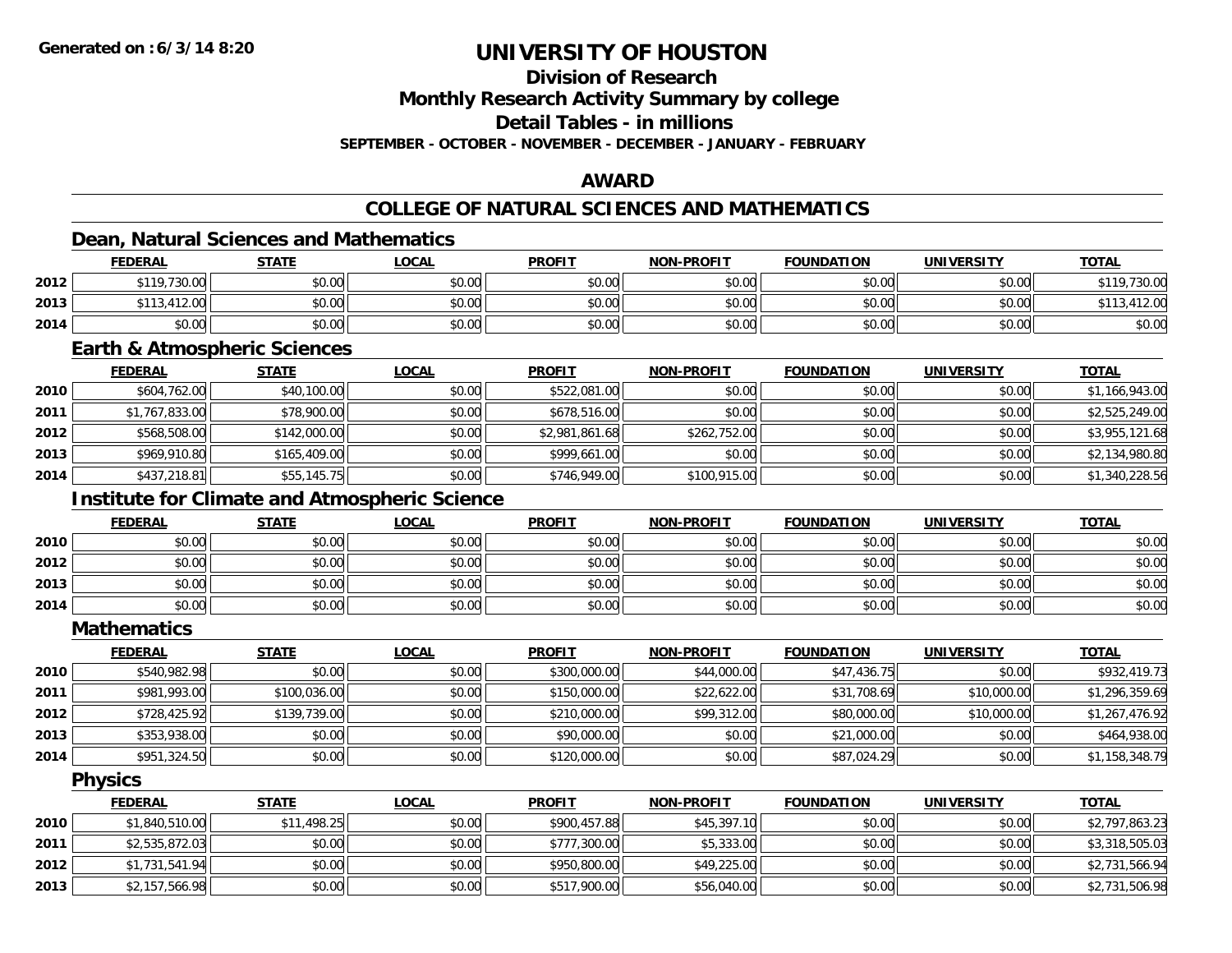# UNIVERSITY OF HOUSTON

## Division of Research

## Monthly Research Activity Summary by college

## Detail Tables - in millions

**SEPTEMBER - OCTOBER - NOVEMBER - DECEMBER - JANUARY - FEBRUARY**

## AWARD

## COLLEGE OF NATURAL SCIENCES AND MATHEMATICS

### Dean, Natural Sciences and Mathematics

| | FEDERAL | STATE | LOCAL | PROFIT | NON-PROFIT | FOUNDATION | UNIVERSITY | TOTAL |
|---|---|---|---|---|---|---|---|---|
| 2012 | $119,730.00 | $0.00 | $0.00 | $0.00 | $0.00 | $0.00 | $0.00 | $119,730.00 |
| 2013 | $113,412.00 | $0.00 | $0.00 | $0.00 | $0.00 | $0.00 | $0.00 | $113,412.00 |
| 2014 | $0.00 | $0.00 | $0.00 | $0.00 | $0.00 | $0.00 | $0.00 | $0.00 |

### Earth & Atmospheric Sciences

| | FEDERAL | STATE | LOCAL | PROFIT | NON-PROFIT | FOUNDATION | UNIVERSITY | TOTAL |
|---|---|---|---|---|---|---|---|---|
| 2010 | $604,762.00 | $40,100.00 | $0.00 | $522,081.00 | $0.00 | $0.00 | $0.00 | $1,166,943.00 |
| 2011 | $1,767,833.00 | $78,900.00 | $0.00 | $678,516.00 | $0.00 | $0.00 | $0.00 | $2,525,249.00 |
| 2012 | $568,508.00 | $142,000.00 | $0.00 | $2,981,861.68 | $262,752.00 | $0.00 | $0.00 | $3,955,121.68 |
| 2013 | $969,910.80 | $165,409.00 | $0.00 | $999,661.00 | $0.00 | $0.00 | $0.00 | $2,134,980.80 |
| 2014 | $437,218.81 | $55,145.75 | $0.00 | $746,949.00 | $100,915.00 | $0.00 | $0.00 | $1,340,228.56 |

### Institute for Climate and Atmospheric Science

| | FEDERAL | STATE | LOCAL | PROFIT | NON-PROFIT | FOUNDATION | UNIVERSITY | TOTAL |
|---|---|---|---|---|---|---|---|---|
| 2010 | $0.00 | $0.00 | $0.00 | $0.00 | $0.00 | $0.00 | $0.00 | $0.00 |
| 2012 | $0.00 | $0.00 | $0.00 | $0.00 | $0.00 | $0.00 | $0.00 | $0.00 |
| 2013 | $0.00 | $0.00 | $0.00 | $0.00 | $0.00 | $0.00 | $0.00 | $0.00 |
| 2014 | $0.00 | $0.00 | $0.00 | $0.00 | $0.00 | $0.00 | $0.00 | $0.00 |

### Mathematics

| | FEDERAL | STATE | LOCAL | PROFIT | NON-PROFIT | FOUNDATION | UNIVERSITY | TOTAL |
|---|---|---|---|---|---|---|---|---|
| 2010 | $540,982.98 | $0.00 | $0.00 | $300,000.00 | $44,000.00 | $47,436.75 | $0.00 | $932,419.73 |
| 2011 | $981,993.00 | $100,036.00 | $0.00 | $150,000.00 | $22,622.00 | $31,708.69 | $10,000.00 | $1,296,359.69 |
| 2012 | $728,425.92 | $139,739.00 | $0.00 | $210,000.00 | $99,312.00 | $80,000.00 | $10,000.00 | $1,267,476.92 |
| 2013 | $353,938.00 | $0.00 | $0.00 | $90,000.00 | $0.00 | $21,000.00 | $0.00 | $464,938.00 |
| 2014 | $951,324.50 | $0.00 | $0.00 | $120,000.00 | $0.00 | $87,024.29 | $0.00 | $1,158,348.79 |

### Physics

| | FEDERAL | STATE | LOCAL | PROFIT | NON-PROFIT | FOUNDATION | UNIVERSITY | TOTAL |
|---|---|---|---|---|---|---|---|---|
| 2010 | $1,840,510.00 | $11,498.25 | $0.00 | $900,457.88 | $45,397.10 | $0.00 | $0.00 | $2,797,863.23 |
| 2011 | $2,535,872.03 | $0.00 | $0.00 | $777,300.00 | $5,333.00 | $0.00 | $0.00 | $3,318,505.03 |
| 2012 | $1,731,541.94 | $0.00 | $0.00 | $950,800.00 | $49,225.00 | $0.00 | $0.00 | $2,731,566.94 |
| 2013 | $2,157,566.98 | $0.00 | $0.00 | $517,900.00 | $56,040.00 | $0.00 | $0.00 | $2,731,506.98 |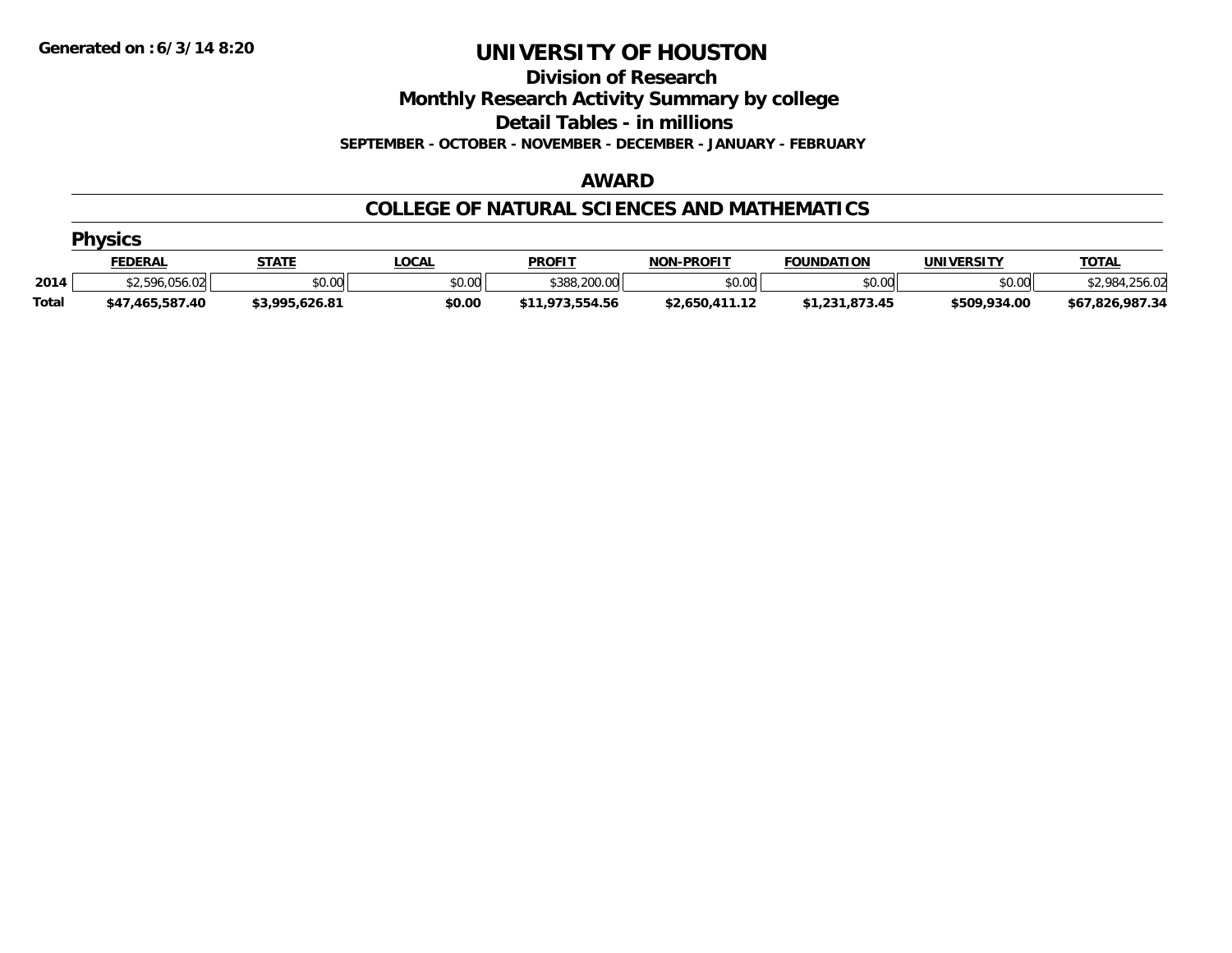# UNIVERSITY OF HOUSTON

## Division of Research

## Monthly Research Activity Summary by college

## Detail Tables - in millions

**SEPTEMBER - OCTOBER - NOVEMBER - DECEMBER - JANUARY - FEBRUARY**

### AWARD

### COLLEGE OF NATURAL SCIENCES AND MATHEMATICS

#### Physics

| | FEDERAL | STATE | LOCAL | PROFIT | NON-PROFIT | FOUNDATION | UNIVERSITY | TOTAL |
|---|---|---|---|---|---|---|---|---|
| 2014 | $2,596,056.02 | $0.00 | $0.00 | $388,200.00 | $0.00 | $0.00 | $0.00 | $2,984,256.02 |
| **Total** | **$47,465,587.40** | **$3,995,626.81** | **$0.00** | **$11,973,554.56** | **$2,650,411.12** | **$1,231,873.45** | **$509,934.00** | **$67,826,987.34** |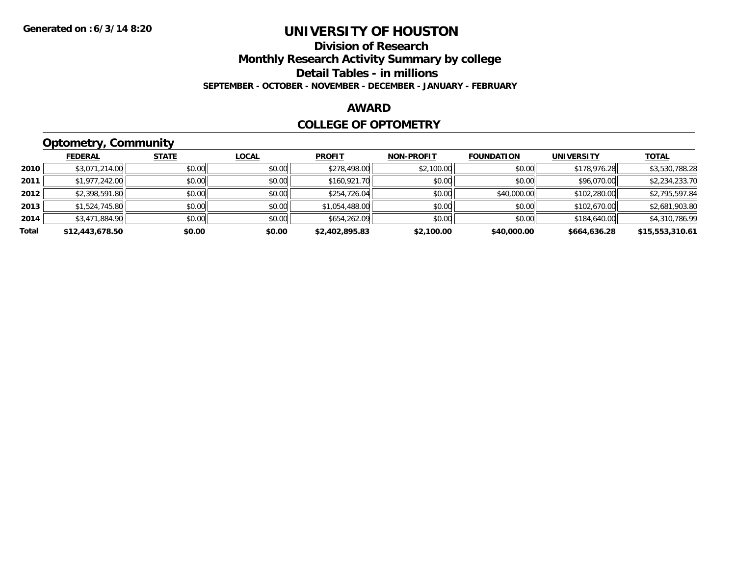# UNIVERSITY OF HOUSTON

## Division of Research

## Monthly Research Activity Summary by college

## Detail Tables - in millions

**SEPTEMBER - OCTOBER - NOVEMBER - DECEMBER - JANUARY - FEBRUARY**

**Generated on : 6/3/14 8:20**

## AWARD

## COLLEGE OF OPTOMETRY

### Optometry, Community

| | FEDERAL | STATE | LOCAL | PROFIT | NON-PROFIT | FOUNDATION | UNIVERSITY | TOTAL |
|---|---|---|---|---|---|---|---|---|
| 2010 | $3,071,214.00 | $0.00 | $0.00 | $278,498.00 | $2,100.00 | $0.00 | $178,976.28 | $3,530,788.28 |
| 2011 | $1,977,242.00 | $0.00 | $0.00 | $160,921.70 | $0.00 | $0.00 | $96,070.00 | $2,234,233.70 |
| 2012 | $2,398,591.80 | $0.00 | $0.00 | $254,726.04 | $0.00 | $40,000.00 | $102,280.00 | $2,795,597.84 |
| 2013 | $1,524,745.80 | $0.00 | $0.00 | $1,054,488.00 | $0.00 | $0.00 | $102,670.00 | $2,681,903.80 |
| 2014 | $3,471,884.90 | $0.00 | $0.00 | $654,262.09 | $0.00 | $0.00 | $184,640.00 | $4,310,786.99 |
| **Total** | **$12,443,678.50** | **$0.00** | **$0.00** | **$2,402,895.83** | **$2,100.00** | **$40,000.00** | **$664,636.28** | **$15,553,310.61** |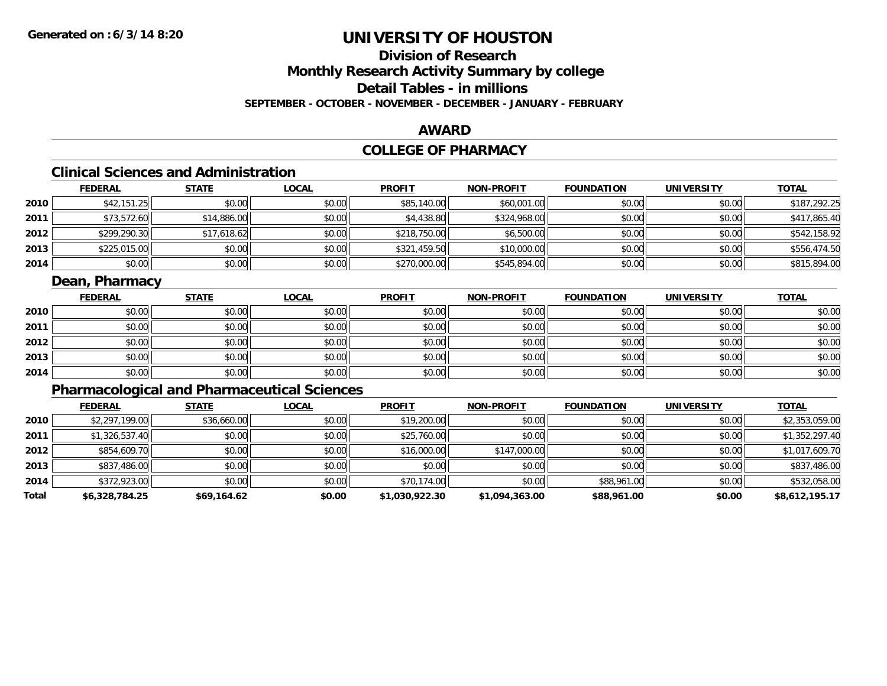**Generated on : 6/3/14 8:20**

# UNIVERSITY OF HOUSTON

## Division of Research

## Monthly Research Activity Summary by college

## Detail Tables - in millions

**SEPTEMBER - OCTOBER - NOVEMBER - DECEMBER - JANUARY - FEBRUARY**

## AWARD

## COLLEGE OF PHARMACY

### Clinical Sciences and Administration

| | FEDERAL | STATE | LOCAL | PROFIT | NON-PROFIT | FOUNDATION | UNIVERSITY | TOTAL |
|---|---|---|---|---|---|---|---|---|
| 2010 | $42,151.25 | $0.00 | $0.00 | $85,140.00 | $60,001.00 | $0.00 | $0.00 | $187,292.25 |
| 2011 | $73,572.60 | $14,886.00 | $0.00 | $4,438.80 | $324,968.00 | $0.00 | $0.00 | $417,865.40 |
| 2012 | $299,290.30 | $17,618.62 | $0.00 | $218,750.00 | $6,500.00 | $0.00 | $0.00 | $542,158.92 |
| 2013 | $225,015.00 | $0.00 | $0.00 | $321,459.50 | $10,000.00 | $0.00 | $0.00 | $556,474.50 |
| 2014 | $0.00 | $0.00 | $0.00 | $270,000.00 | $545,894.00 | $0.00 | $0.00 | $815,894.00 |

### Dean, Pharmacy

| | FEDERAL | STATE | LOCAL | PROFIT | NON-PROFIT | FOUNDATION | UNIVERSITY | TOTAL |
|---|---|---|---|---|---|---|---|---|
| 2010 | $0.00 | $0.00 | $0.00 | $0.00 | $0.00 | $0.00 | $0.00 | $0.00 |
| 2011 | $0.00 | $0.00 | $0.00 | $0.00 | $0.00 | $0.00 | $0.00 | $0.00 |
| 2012 | $0.00 | $0.00 | $0.00 | $0.00 | $0.00 | $0.00 | $0.00 | $0.00 |
| 2013 | $0.00 | $0.00 | $0.00 | $0.00 | $0.00 | $0.00 | $0.00 | $0.00 |
| 2014 | $0.00 | $0.00 | $0.00 | $0.00 | $0.00 | $0.00 | $0.00 | $0.00 |

### Pharmacological and Pharmaceutical Sciences

| | FEDERAL | STATE | LOCAL | PROFIT | NON-PROFIT | FOUNDATION | UNIVERSITY | TOTAL |
|---|---|---|---|---|---|---|---|---|
| 2010 | $2,297,199.00 | $36,660.00 | $0.00 | $19,200.00 | $0.00 | $0.00 | $0.00 | $2,353,059.00 |
| 2011 | $1,326,537.40 | $0.00 | $0.00 | $25,760.00 | $0.00 | $0.00 | $0.00 | $1,352,297.40 |
| 2012 | $854,609.70 | $0.00 | $0.00 | $16,000.00 | $147,000.00 | $0.00 | $0.00 | $1,017,609.70 |
| 2013 | $837,486.00 | $0.00 | $0.00 | $0.00 | $0.00 | $0.00 | $0.00 | $837,486.00 |
| 2014 | $372,923.00 | $0.00 | $0.00 | $70,174.00 | $0.00 | $88,961.00 | $0.00 | $532,058.00 |
| **Total** | **$6,328,784.25** | **$69,164.62** | **$0.00** | **$1,030,922.30** | **$1,094,363.00** | **$88,961.00** | **$0.00** | **$8,612,195.17** |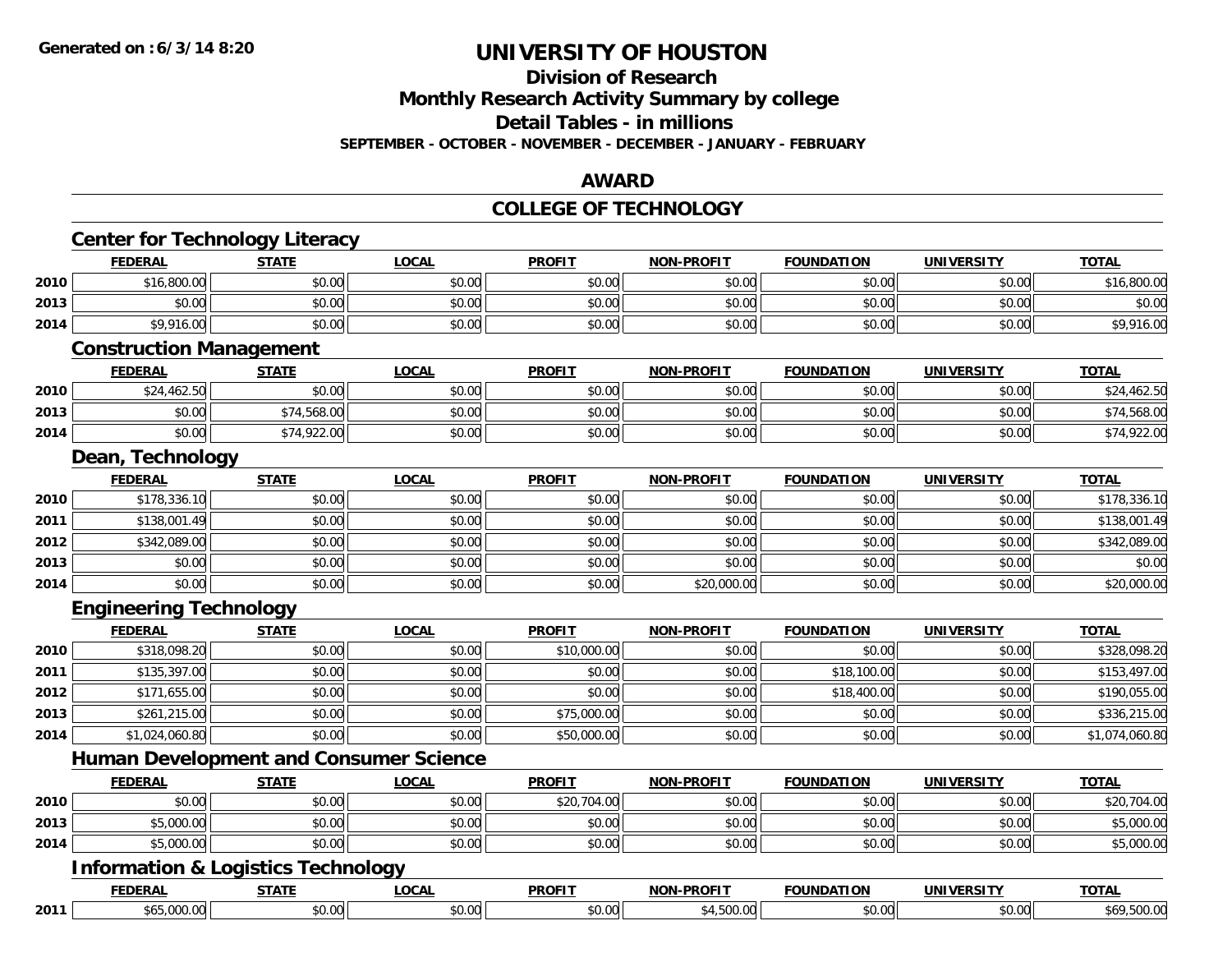# UNIVERSITY OF HOUSTON

## Division of Research
## Monthly Research Activity Summary by college
## Detail Tables - in millions
### SEPTEMBER - OCTOBER - NOVEMBER - DECEMBER - JANUARY - FEBRUARY

Generated on : 6/3/14 8:20

## AWARD

## COLLEGE OF TECHNOLOGY

### Center for Technology Literacy

| | FEDERAL | STATE | LOCAL | PROFIT | NON-PROFIT | FOUNDATION | UNIVERSITY | TOTAL |
|---|---|---|---|---|---|---|---|---|
| 2010 | $16,800.00 | $0.00 | $0.00 | $0.00 | $0.00 | $0.00 | $0.00 | $16,800.00 |
| 2013 | $0.00 | $0.00 | $0.00 | $0.00 | $0.00 | $0.00 | $0.00 | $0.00 |
| 2014 | $9,916.00 | $0.00 | $0.00 | $0.00 | $0.00 | $0.00 | $0.00 | $9,916.00 |

### Construction Management

| | FEDERAL | STATE | LOCAL | PROFIT | NON-PROFIT | FOUNDATION | UNIVERSITY | TOTAL |
|---|---|---|---|---|---|---|---|---|
| 2010 | $24,462.50 | $0.00 | $0.00 | $0.00 | $0.00 | $0.00 | $0.00 | $24,462.50 |
| 2013 | $0.00 | $74,568.00 | $0.00 | $0.00 | $0.00 | $0.00 | $0.00 | $74,568.00 |
| 2014 | $0.00 | $74,922.00 | $0.00 | $0.00 | $0.00 | $0.00 | $0.00 | $74,922.00 |

### Dean, Technology

| | FEDERAL | STATE | LOCAL | PROFIT | NON-PROFIT | FOUNDATION | UNIVERSITY | TOTAL |
|---|---|---|---|---|---|---|---|---|
| 2010 | $178,336.10 | $0.00 | $0.00 | $0.00 | $0.00 | $0.00 | $0.00 | $178,336.10 |
| 2011 | $138,001.49 | $0.00 | $0.00 | $0.00 | $0.00 | $0.00 | $0.00 | $138,001.49 |
| 2012 | $342,089.00 | $0.00 | $0.00 | $0.00 | $0.00 | $0.00 | $0.00 | $342,089.00 |
| 2013 | $0.00 | $0.00 | $0.00 | $0.00 | $0.00 | $0.00 | $0.00 | $0.00 |
| 2014 | $0.00 | $0.00 | $0.00 | $0.00 | $20,000.00 | $0.00 | $0.00 | $20,000.00 |

### Engineering Technology

| | FEDERAL | STATE | LOCAL | PROFIT | NON-PROFIT | FOUNDATION | UNIVERSITY | TOTAL |
|---|---|---|---|---|---|---|---|---|
| 2010 | $318,098.20 | $0.00 | $0.00 | $10,000.00 | $0.00 | $0.00 | $0.00 | $328,098.20 |
| 2011 | $135,397.00 | $0.00 | $0.00 | $0.00 | $0.00 | $18,100.00 | $0.00 | $153,497.00 |
| 2012 | $171,655.00 | $0.00 | $0.00 | $0.00 | $0.00 | $18,400.00 | $0.00 | $190,055.00 |
| 2013 | $261,215.00 | $0.00 | $0.00 | $75,000.00 | $0.00 | $0.00 | $0.00 | $336,215.00 |
| 2014 | $1,024,060.80 | $0.00 | $0.00 | $50,000.00 | $0.00 | $0.00 | $0.00 | $1,074,060.80 |

### Human Development and Consumer Science

| | FEDERAL | STATE | LOCAL | PROFIT | NON-PROFIT | FOUNDATION | UNIVERSITY | TOTAL |
|---|---|---|---|---|---|---|---|---|
| 2010 | $0.00 | $0.00 | $0.00 | $20,704.00 | $0.00 | $0.00 | $0.00 | $20,704.00 |
| 2013 | $5,000.00 | $0.00 | $0.00 | $0.00 | $0.00 | $0.00 | $0.00 | $5,000.00 |
| 2014 | $5,000.00 | $0.00 | $0.00 | $0.00 | $0.00 | $0.00 | $0.00 | $5,000.00 |

### Information & Logistics Technology

| | FEDERAL | STATE | LOCAL | PROFIT | NON-PROFIT | FOUNDATION | UNIVERSITY | TOTAL |
|---|---|---|---|---|---|---|---|---|
| 2011 | $65,000.00 | $0.00 | $0.00 | $0.00 | $4,500.00 | $0.00 | $0.00 | $69,500.00 |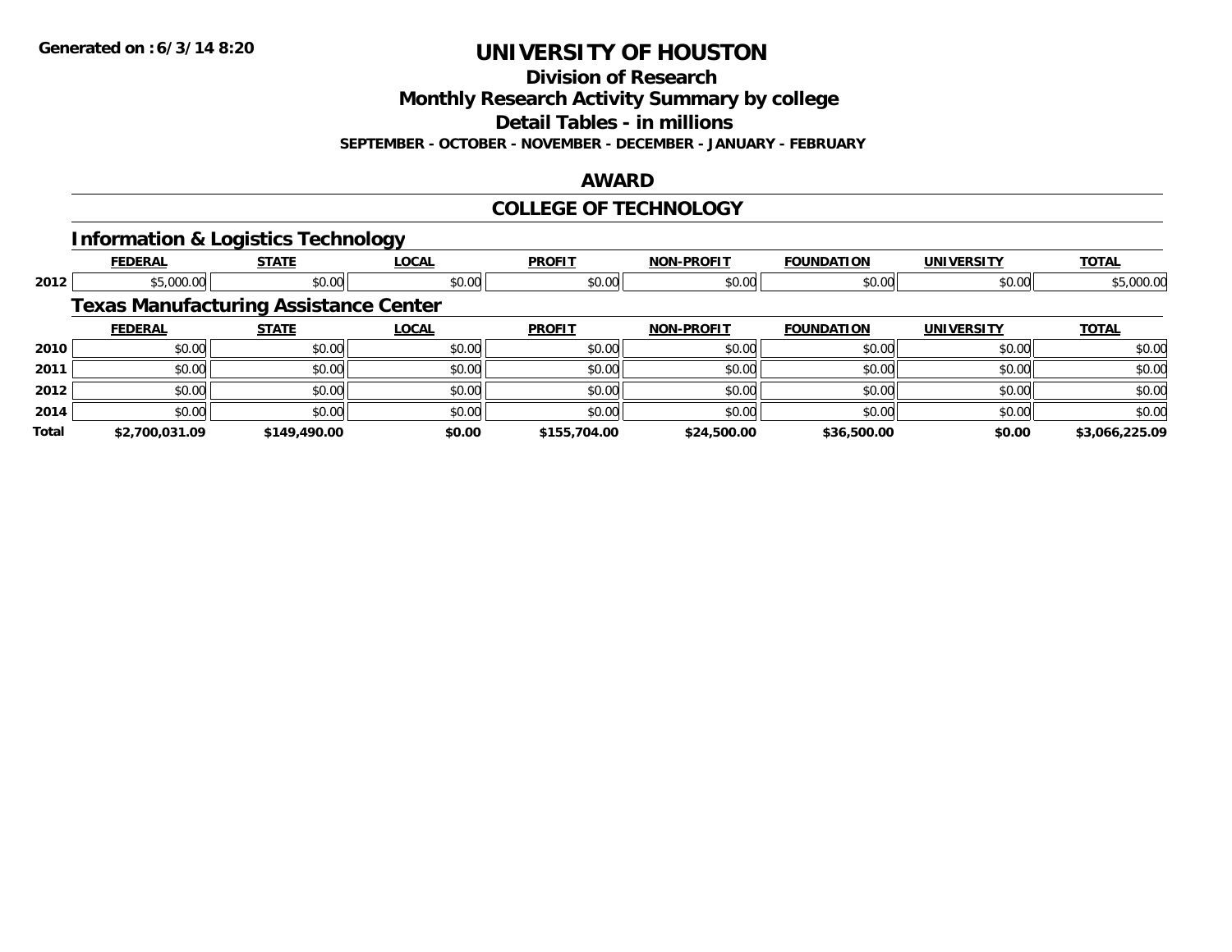# UNIVERSITY OF HOUSTON

## Division of Research

## Monthly Research Activity Summary by college

## Detail Tables - in millions

**SEPTEMBER - OCTOBER - NOVEMBER - DECEMBER - JANUARY - FEBRUARY**

## AWARD

## COLLEGE OF TECHNOLOGY

### Information & Logistics Technology

| | FEDERAL | STATE | LOCAL | PROFIT | NON-PROFIT | FOUNDATION | UNIVERSITY | TOTAL |
|---|---|---|---|---|---|---|---|---|
| 2012 | $5,000.00 | $0.00 | $0.00 | $0.00 | $0.00 | $0.00 | $0.00 | $5,000.00 |

### Texas Manufacturing Assistance Center

| | FEDERAL | STATE | LOCAL | PROFIT | NON-PROFIT | FOUNDATION | UNIVERSITY | TOTAL |
|---|---|---|---|---|---|---|---|---|
| 2010 | $0.00 | $0.00 | $0.00 | $0.00 | $0.00 | $0.00 | $0.00 | $0.00 |
| 2011 | $0.00 | $0.00 | $0.00 | $0.00 | $0.00 | $0.00 | $0.00 | $0.00 |
| 2012 | $0.00 | $0.00 | $0.00 | $0.00 | $0.00 | $0.00 | $0.00 | $0.00 |
| 2014 | $0.00 | $0.00 | $0.00 | $0.00 | $0.00 | $0.00 | $0.00 | $0.00 |
| **Total** | **$2,700,031.09** | **$149,490.00** | **$0.00** | **$155,704.00** | **$24,500.00** | **$36,500.00** | **$0.00** | **$3,066,225.09** |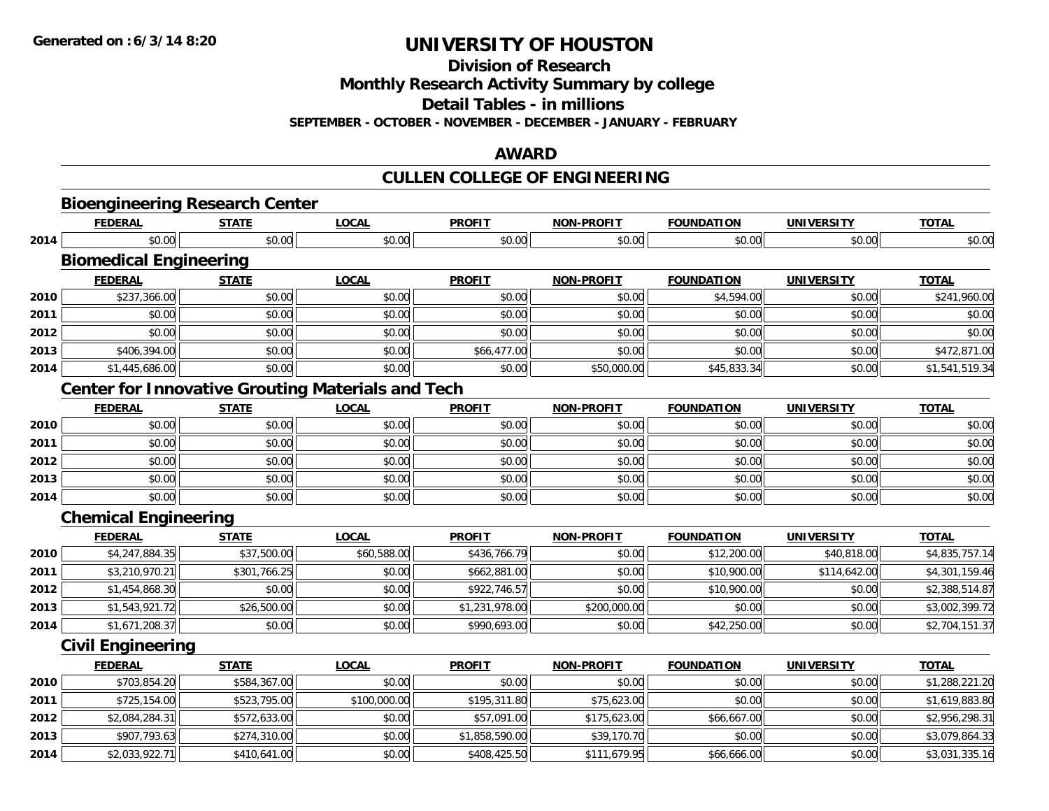**Generated on :6/3/14 8:20**

# UNIVERSITY OF HOUSTON

## Division of Research
## Monthly Research Activity Summary by college
## Detail Tables - in millions
### SEPTEMBER - OCTOBER - NOVEMBER - DECEMBER - JANUARY - FEBRUARY

## AWARD

## CULLEN COLLEGE OF ENGINEERING

### Bioengineering Research Center

| | FEDERAL | STATE | LOCAL | PROFIT | NON-PROFIT | FOUNDATION | UNIVERSITY | TOTAL |
|---|---|---|---|---|---|---|---|---|
| 2014 | $0.00 | $0.00 | $0.00 | $0.00 | $0.00 | $0.00 | $0.00 | $0.00 |

### Biomedical Engineering

| | FEDERAL | STATE | LOCAL | PROFIT | NON-PROFIT | FOUNDATION | UNIVERSITY | TOTAL |
|---|---|---|---|---|---|---|---|---|
| 2010 | $237,366.00 | $0.00 | $0.00 | $0.00 | $0.00 | $4,594.00 | $0.00 | $241,960.00 |
| 2011 | $0.00 | $0.00 | $0.00 | $0.00 | $0.00 | $0.00 | $0.00 | $0.00 |
| 2012 | $0.00 | $0.00 | $0.00 | $0.00 | $0.00 | $0.00 | $0.00 | $0.00 |
| 2013 | $406,394.00 | $0.00 | $0.00 | $66,477.00 | $0.00 | $0.00 | $0.00 | $472,871.00 |
| 2014 | $1,445,686.00 | $0.00 | $0.00 | $0.00 | $50,000.00 | $45,833.34 | $0.00 | $1,541,519.34 |

### Center for Innovative Grouting Materials and Tech

| | FEDERAL | STATE | LOCAL | PROFIT | NON-PROFIT | FOUNDATION | UNIVERSITY | TOTAL |
|---|---|---|---|---|---|---|---|---|
| 2010 | $0.00 | $0.00 | $0.00 | $0.00 | $0.00 | $0.00 | $0.00 | $0.00 |
| 2011 | $0.00 | $0.00 | $0.00 | $0.00 | $0.00 | $0.00 | $0.00 | $0.00 |
| 2012 | $0.00 | $0.00 | $0.00 | $0.00 | $0.00 | $0.00 | $0.00 | $0.00 |
| 2013 | $0.00 | $0.00 | $0.00 | $0.00 | $0.00 | $0.00 | $0.00 | $0.00 |
| 2014 | $0.00 | $0.00 | $0.00 | $0.00 | $0.00 | $0.00 | $0.00 | $0.00 |

### Chemical Engineering

| | FEDERAL | STATE | LOCAL | PROFIT | NON-PROFIT | FOUNDATION | UNIVERSITY | TOTAL |
|---|---|---|---|---|---|---|---|---|
| 2010 | $4,247,884.35 | $37,500.00 | $60,588.00 | $436,766.79 | $0.00 | $12,200.00 | $40,818.00 | $4,835,757.14 |
| 2011 | $3,210,970.21 | $301,766.25 | $0.00 | $662,881.00 | $0.00 | $10,900.00 | $114,642.00 | $4,301,159.46 |
| 2012 | $1,454,868.30 | $0.00 | $0.00 | $922,746.57 | $0.00 | $10,900.00 | $0.00 | $2,388,514.87 |
| 2013 | $1,543,921.72 | $26,500.00 | $0.00 | $1,231,978.00 | $200,000.00 | $0.00 | $0.00 | $3,002,399.72 |
| 2014 | $1,671,208.37 | $0.00 | $0.00 | $990,693.00 | $0.00 | $42,250.00 | $0.00 | $2,704,151.37 |

### Civil Engineering

| | FEDERAL | STATE | LOCAL | PROFIT | NON-PROFIT | FOUNDATION | UNIVERSITY | TOTAL |
|---|---|---|---|---|---|---|---|---|
| 2010 | $703,854.20 | $584,367.00 | $0.00 | $0.00 | $0.00 | $0.00 | $0.00 | $1,288,221.20 |
| 2011 | $725,154.00 | $523,795.00 | $100,000.00 | $195,311.80 | $75,623.00 | $0.00 | $0.00 | $1,619,883.80 |
| 2012 | $2,084,284.31 | $572,633.00 | $0.00 | $57,091.00 | $175,623.00 | $66,667.00 | $0.00 | $2,956,298.31 |
| 2013 | $907,793.63 | $274,310.00 | $0.00 | $1,858,590.00 | $39,170.70 | $0.00 | $0.00 | $3,079,864.33 |
| 2014 | $2,033,922.71 | $410,641.00 | $0.00 | $408,425.50 | $111,679.95 | $66,666.00 | $0.00 | $3,031,335.16 |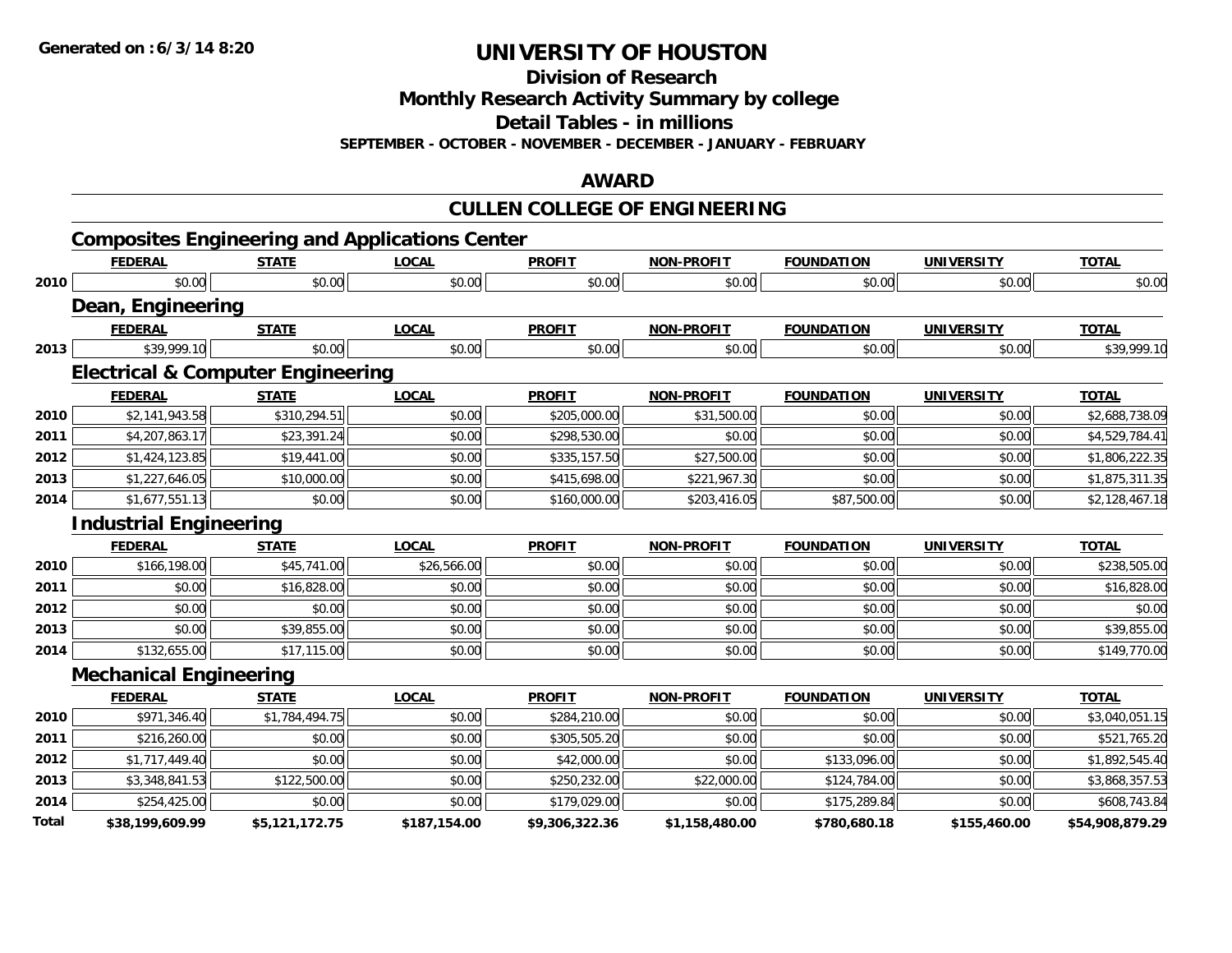# UNIVERSITY OF HOUSTON

## Division of Research

## Monthly Research Activity Summary by college

## Detail Tables - in millions

**SEPTEMBER - OCTOBER - NOVEMBER - DECEMBER - JANUARY - FEBRUARY**

## AWARD

## CULLEN COLLEGE OF ENGINEERING

### Composites Engineering and Applications Center

| | FEDERAL | STATE | LOCAL | PROFIT | NON-PROFIT | FOUNDATION | UNIVERSITY | TOTAL |
|---|---|---|---|---|---|---|---|---|
| 2010 | $0.00 | $0.00 | $0.00 | $0.00 | $0.00 | $0.00 | $0.00 | $0.00 |

### Dean, Engineering

| | FEDERAL | STATE | LOCAL | PROFIT | NON-PROFIT | FOUNDATION | UNIVERSITY | TOTAL |
|---|---|---|---|---|---|---|---|---|
| 2013 | $39,999.10 | $0.00 | $0.00 | $0.00 | $0.00 | $0.00 | $0.00 | $39,999.10 |

### Electrical & Computer Engineering

| | FEDERAL | STATE | LOCAL | PROFIT | NON-PROFIT | FOUNDATION | UNIVERSITY | TOTAL |
|---|---|---|---|---|---|---|---|---|
| 2010 | $2,141,943.58 | $310,294.51 | $0.00 | $205,000.00 | $31,500.00 | $0.00 | $0.00 | $2,688,738.09 |
| 2011 | $4,207,863.17 | $23,391.24 | $0.00 | $298,530.00 | $0.00 | $0.00 | $0.00 | $4,529,784.41 |
| 2012 | $1,424,123.85 | $19,441.00 | $0.00 | $335,157.50 | $27,500.00 | $0.00 | $0.00 | $1,806,222.35 |
| 2013 | $1,227,646.05 | $10,000.00 | $0.00 | $415,698.00 | $221,967.30 | $0.00 | $0.00 | $1,875,311.35 |
| 2014 | $1,677,551.13 | $0.00 | $0.00 | $160,000.00 | $203,416.05 | $87,500.00 | $0.00 | $2,128,467.18 |

### Industrial Engineering

| | FEDERAL | STATE | LOCAL | PROFIT | NON-PROFIT | FOUNDATION | UNIVERSITY | TOTAL |
|---|---|---|---|---|---|---|---|---|
| 2010 | $166,198.00 | $45,741.00 | $26,566.00 | $0.00 | $0.00 | $0.00 | $0.00 | $238,505.00 |
| 2011 | $0.00 | $16,828.00 | $0.00 | $0.00 | $0.00 | $0.00 | $0.00 | $16,828.00 |
| 2012 | $0.00 | $0.00 | $0.00 | $0.00 | $0.00 | $0.00 | $0.00 | $0.00 |
| 2013 | $0.00 | $39,855.00 | $0.00 | $0.00 | $0.00 | $0.00 | $0.00 | $39,855.00 |
| 2014 | $132,655.00 | $17,115.00 | $0.00 | $0.00 | $0.00 | $0.00 | $0.00 | $149,770.00 |

### Mechanical Engineering

| | FEDERAL | STATE | LOCAL | PROFIT | NON-PROFIT | FOUNDATION | UNIVERSITY | TOTAL |
|---|---|---|---|---|---|---|---|---|
| 2010 | $971,346.40 | $1,784,494.75 | $0.00 | $284,210.00 | $0.00 | $0.00 | $0.00 | $3,040,051.15 |
| 2011 | $216,260.00 | $0.00 | $0.00 | $305,505.20 | $0.00 | $0.00 | $0.00 | $521,765.20 |
| 2012 | $1,717,449.40 | $0.00 | $0.00 | $42,000.00 | $0.00 | $133,096.00 | $0.00 | $1,892,545.40 |
| 2013 | $3,348,841.53 | $122,500.00 | $0.00 | $250,232.00 | $22,000.00 | $124,784.00 | $0.00 | $3,868,357.53 |
| 2014 | $254,425.00 | $0.00 | $0.00 | $179,029.00 | $0.00 | $175,289.84 | $0.00 | $608,743.84 |
| **Total** | **$38,199,609.99** | **$5,121,172.75** | **$187,154.00** | **$9,306,322.36** | **$1,158,480.00** | **$780,680.18** | **$155,460.00** | **$54,908,879.29** |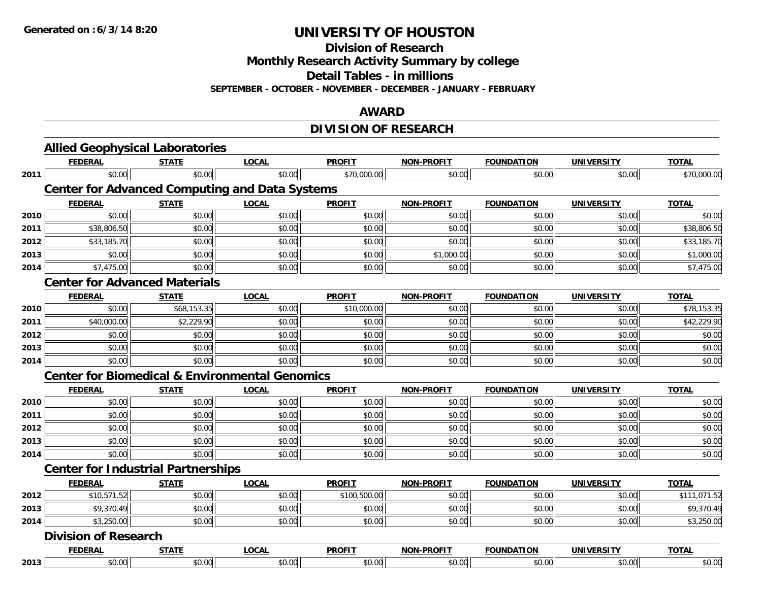**Generated on :6/3/14 8:20**

# UNIVERSITY OF HOUSTON

## Division of Research

## Monthly Research Activity Summary by college

## Detail Tables - in millions

**SEPTEMBER - OCTOBER - NOVEMBER - DECEMBER - JANUARY - FEBRUARY**

## AWARD

## DIVISION OF RESEARCH

### Allied Geophysical Laboratories

| | FEDERAL | STATE | LOCAL | PROFIT | NON-PROFIT | FOUNDATION | UNIVERSITY | TOTAL |
|---|---|---|---|---|---|---|---|---|
| 2011 | $0.00 | $0.00 | $0.00 | $70,000.00 | $0.00 | $0.00 | $0.00 | $70,000.00 |

### Center for Advanced Computing and Data Systems

| | FEDERAL | STATE | LOCAL | PROFIT | NON-PROFIT | FOUNDATION | UNIVERSITY | TOTAL |
|---|---|---|---|---|---|---|---|---|
| 2010 | $0.00 | $0.00 | $0.00 | $0.00 | $0.00 | $0.00 | $0.00 | $0.00 |
| 2011 | $38,806.50 | $0.00 | $0.00 | $0.00 | $0.00 | $0.00 | $0.00 | $38,806.50 |
| 2012 | $33,185.70 | $0.00 | $0.00 | $0.00 | $0.00 | $0.00 | $0.00 | $33,185.70 |
| 2013 | $0.00 | $0.00 | $0.00 | $0.00 | $1,000.00 | $0.00 | $0.00 | $1,000.00 |
| 2014 | $7,475.00 | $0.00 | $0.00 | $0.00 | $0.00 | $0.00 | $0.00 | $7,475.00 |

### Center for Advanced Materials

| | FEDERAL | STATE | LOCAL | PROFIT | NON-PROFIT | FOUNDATION | UNIVERSITY | TOTAL |
|---|---|---|---|---|---|---|---|---|
| 2010 | $0.00 | $68,153.35 | $0.00 | $10,000.00 | $0.00 | $0.00 | $0.00 | $78,153.35 |
| 2011 | $40,000.00 | $2,229.90 | $0.00 | $0.00 | $0.00 | $0.00 | $0.00 | $42,229.90 |
| 2012 | $0.00 | $0.00 | $0.00 | $0.00 | $0.00 | $0.00 | $0.00 | $0.00 |
| 2013 | $0.00 | $0.00 | $0.00 | $0.00 | $0.00 | $0.00 | $0.00 | $0.00 |
| 2014 | $0.00 | $0.00 | $0.00 | $0.00 | $0.00 | $0.00 | $0.00 | $0.00 |

### Center for Biomedical & Environmental Genomics

| | FEDERAL | STATE | LOCAL | PROFIT | NON-PROFIT | FOUNDATION | UNIVERSITY | TOTAL |
|---|---|---|---|---|---|---|---|---|
| 2010 | $0.00 | $0.00 | $0.00 | $0.00 | $0.00 | $0.00 | $0.00 | $0.00 |
| 2011 | $0.00 | $0.00 | $0.00 | $0.00 | $0.00 | $0.00 | $0.00 | $0.00 |
| 2012 | $0.00 | $0.00 | $0.00 | $0.00 | $0.00 | $0.00 | $0.00 | $0.00 |
| 2013 | $0.00 | $0.00 | $0.00 | $0.00 | $0.00 | $0.00 | $0.00 | $0.00 |
| 2014 | $0.00 | $0.00 | $0.00 | $0.00 | $0.00 | $0.00 | $0.00 | $0.00 |

### Center for Industrial Partnerships

| | FEDERAL | STATE | LOCAL | PROFIT | NON-PROFIT | FOUNDATION | UNIVERSITY | TOTAL |
|---|---|---|---|---|---|---|---|---|
| 2012 | $10,571.52 | $0.00 | $0.00 | $100,500.00 | $0.00 | $0.00 | $0.00 | $111,071.52 |
| 2013 | $9,370.49 | $0.00 | $0.00 | $0.00 | $0.00 | $0.00 | $0.00 | $9,370.49 |
| 2014 | $3,250.00 | $0.00 | $0.00 | $0.00 | $0.00 | $0.00 | $0.00 | $3,250.00 |

### Division of Research

| | FEDERAL | STATE | LOCAL | PROFIT | NON-PROFIT | FOUNDATION | UNIVERSITY | TOTAL |
|---|---|---|---|---|---|---|---|---|
| 2013 | $0.00 | $0.00 | $0.00 | $0.00 | $0.00 | $0.00 | $0.00 | $0.00 |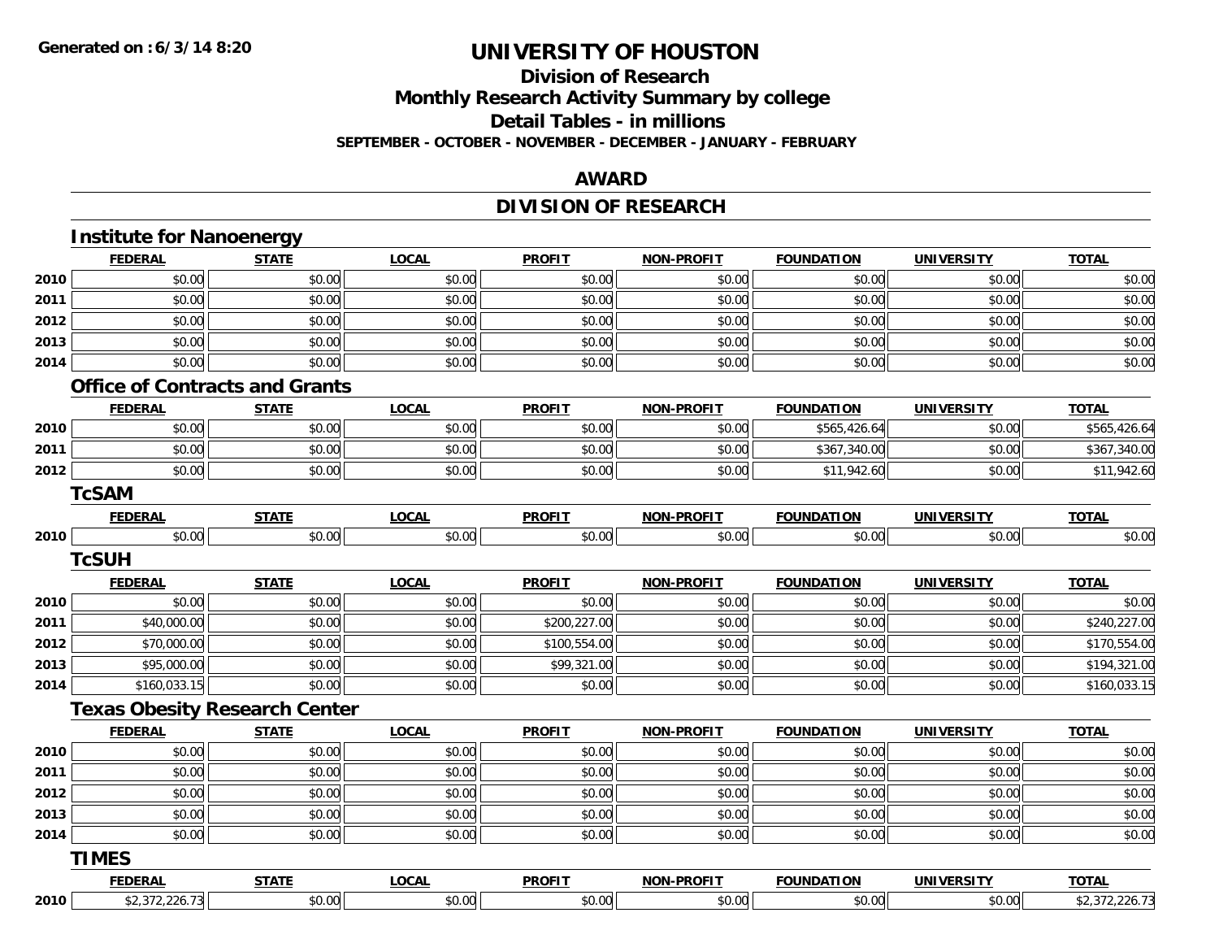**Generated on :6/3/14 8:20**

# UNIVERSITY OF HOUSTON

## Division of Research

## Monthly Research Activity Summary by college

## Detail Tables - in millions

**SEPTEMBER - OCTOBER - NOVEMBER - DECEMBER - JANUARY - FEBRUARY**

## AWARD

## DIVISION OF RESEARCH

### Institute for Nanoenergy

| | FEDERAL | STATE | LOCAL | PROFIT | NON-PROFIT | FOUNDATION | UNIVERSITY | TOTAL |
|---|---|---|---|---|---|---|---|---|
| 2010 | $0.00 | $0.00 | $0.00 | $0.00 | $0.00 | $0.00 | $0.00 | $0.00 |
| 2011 | $0.00 | $0.00 | $0.00 | $0.00 | $0.00 | $0.00 | $0.00 | $0.00 |
| 2012 | $0.00 | $0.00 | $0.00 | $0.00 | $0.00 | $0.00 | $0.00 | $0.00 |
| 2013 | $0.00 | $0.00 | $0.00 | $0.00 | $0.00 | $0.00 | $0.00 | $0.00 |
| 2014 | $0.00 | $0.00 | $0.00 | $0.00 | $0.00 | $0.00 | $0.00 | $0.00 |

### Office of Contracts and Grants

| | FEDERAL | STATE | LOCAL | PROFIT | NON-PROFIT | FOUNDATION | UNIVERSITY | TOTAL |
|---|---|---|---|---|---|---|---|---|
| 2010 | $0.00 | $0.00 | $0.00 | $0.00 | $0.00 | $565,426.64 | $0.00 | $565,426.64 |
| 2011 | $0.00 | $0.00 | $0.00 | $0.00 | $0.00 | $367,340.00 | $0.00 | $367,340.00 |
| 2012 | $0.00 | $0.00 | $0.00 | $0.00 | $0.00 | $11,942.60 | $0.00 | $11,942.60 |

### TcSAM

| | FEDERAL | STATE | LOCAL | PROFIT | NON-PROFIT | FOUNDATION | UNIVERSITY | TOTAL |
|---|---|---|---|---|---|---|---|---|
| 2010 | $0.00 | $0.00 | $0.00 | $0.00 | $0.00 | $0.00 | $0.00 | $0.00 |

### TcSUH

| | FEDERAL | STATE | LOCAL | PROFIT | NON-PROFIT | FOUNDATION | UNIVERSITY | TOTAL |
|---|---|---|---|---|---|---|---|---|
| 2010 | $0.00 | $0.00 | $0.00 | $0.00 | $0.00 | $0.00 | $0.00 | $0.00 |
| 2011 | $40,000.00 | $0.00 | $0.00 | $200,227.00 | $0.00 | $0.00 | $0.00 | $240,227.00 |
| 2012 | $70,000.00 | $0.00 | $0.00 | $100,554.00 | $0.00 | $0.00 | $0.00 | $170,554.00 |
| 2013 | $95,000.00 | $0.00 | $0.00 | $99,321.00 | $0.00 | $0.00 | $0.00 | $194,321.00 |
| 2014 | $160,033.15 | $0.00 | $0.00 | $0.00 | $0.00 | $0.00 | $0.00 | $160,033.15 |

### Texas Obesity Research Center

| | FEDERAL | STATE | LOCAL | PROFIT | NON-PROFIT | FOUNDATION | UNIVERSITY | TOTAL |
|---|---|---|---|---|---|---|---|---|
| 2010 | $0.00 | $0.00 | $0.00 | $0.00 | $0.00 | $0.00 | $0.00 | $0.00 |
| 2011 | $0.00 | $0.00 | $0.00 | $0.00 | $0.00 | $0.00 | $0.00 | $0.00 |
| 2012 | $0.00 | $0.00 | $0.00 | $0.00 | $0.00 | $0.00 | $0.00 | $0.00 |
| 2013 | $0.00 | $0.00 | $0.00 | $0.00 | $0.00 | $0.00 | $0.00 | $0.00 |
| 2014 | $0.00 | $0.00 | $0.00 | $0.00 | $0.00 | $0.00 | $0.00 | $0.00 |

### TIMES

| | FEDERAL | STATE | LOCAL | PROFIT | NON-PROFIT | FOUNDATION | UNIVERSITY | TOTAL |
|---|---|---|---|---|---|---|---|---|
| 2010 | $2,372,226.73 | $0.00 | $0.00 | $0.00 | $0.00 | $0.00 | $0.00 | $2,372,226.73 |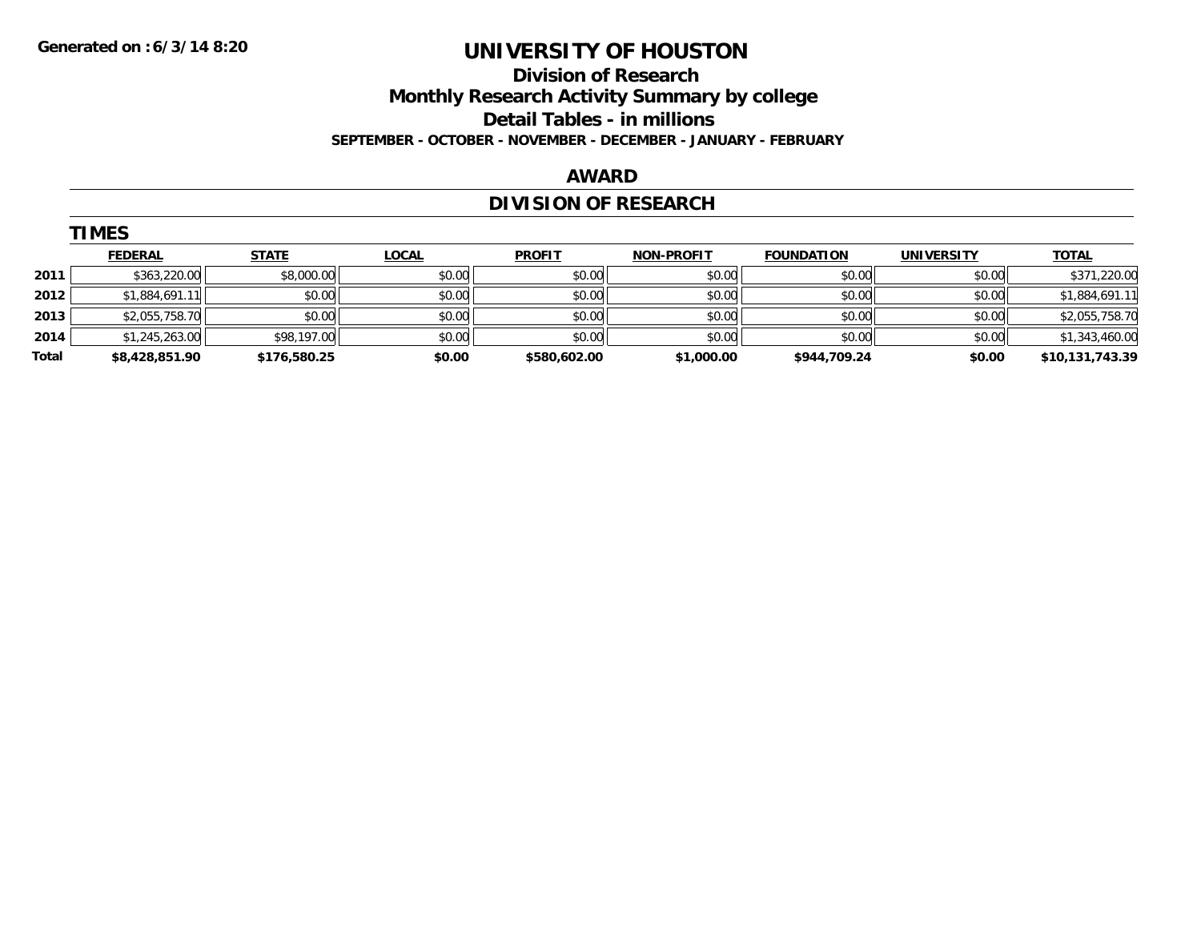Generated on :6/3/14 8:20

# UNIVERSITY OF HOUSTON

## Division of Research

## Monthly Research Activity Summary by college

## Detail Tables - in millions

**SEPTEMBER - OCTOBER - NOVEMBER - DECEMBER - JANUARY - FEBRUARY**

## AWARD

## DIVISION OF RESEARCH

### TIMES

| | FEDERAL | STATE | LOCAL | PROFIT | NON-PROFIT | FOUNDATION | UNIVERSITY | TOTAL |
|---|---|---|---|---|---|---|---|---|
| 2011 | $363,220.00 | $8,000.00 | $0.00 | $0.00 | $0.00 | $0.00 | $0.00 | $371,220.00 |
| 2012 | $1,884,691.11 | $0.00 | $0.00 | $0.00 | $0.00 | $0.00 | $0.00 | $1,884,691.11 |
| 2013 | $2,055,758.70 | $0.00 | $0.00 | $0.00 | $0.00 | $0.00 | $0.00 | $2,055,758.70 |
| 2014 | $1,245,263.00 | $98,197.00 | $0.00 | $0.00 | $0.00 | $0.00 | $0.00 | $1,343,460.00 |
| **Total** | **$8,428,851.90** | **$176,580.25** | **$0.00** | **$580,602.00** | **$1,000.00** | **$944,709.24** | **$0.00** | **$10,131,743.39** |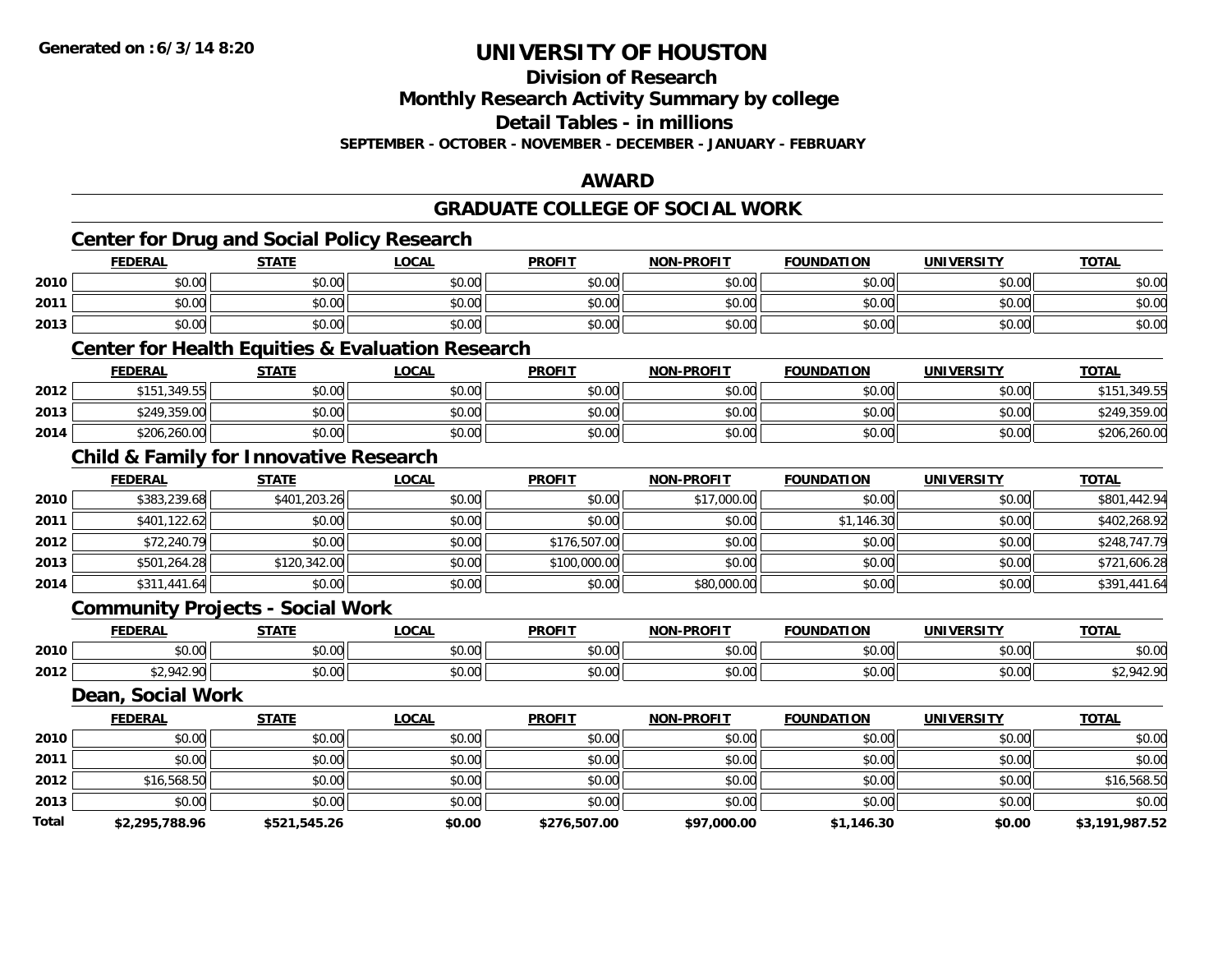**Generated on :6/3/14 8:20**

# UNIVERSITY OF HOUSTON

## Division of Research

## Monthly Research Activity Summary by college

## Detail Tables - in millions

**SEPTEMBER - OCTOBER - NOVEMBER - DECEMBER - JANUARY - FEBRUARY**

## AWARD

## GRADUATE COLLEGE OF SOCIAL WORK

### Center for Drug and Social Policy Research

| | FEDERAL | STATE | LOCAL | PROFIT | NON-PROFIT | FOUNDATION | UNIVERSITY | TOTAL |
|---|---|---|---|---|---|---|---|---|
| 2010 | $0.00 | $0.00 | $0.00 | $0.00 | $0.00 | $0.00 | $0.00 | $0.00 |
| 2011 | $0.00 | $0.00 | $0.00 | $0.00 | $0.00 | $0.00 | $0.00 | $0.00 |
| 2013 | $0.00 | $0.00 | $0.00 | $0.00 | $0.00 | $0.00 | $0.00 | $0.00 |

### Center for Health Equities & Evaluation Research

| | FEDERAL | STATE | LOCAL | PROFIT | NON-PROFIT | FOUNDATION | UNIVERSITY | TOTAL |
|---|---|---|---|---|---|---|---|---|
| 2012 | $151,349.55 | $0.00 | $0.00 | $0.00 | $0.00 | $0.00 | $0.00 | $151,349.55 |
| 2013 | $249,359.00 | $0.00 | $0.00 | $0.00 | $0.00 | $0.00 | $0.00 | $249,359.00 |
| 2014 | $206,260.00 | $0.00 | $0.00 | $0.00 | $0.00 | $0.00 | $0.00 | $206,260.00 |

### Child & Family for Innovative Research

| | FEDERAL | STATE | LOCAL | PROFIT | NON-PROFIT | FOUNDATION | UNIVERSITY | TOTAL |
|---|---|---|---|---|---|---|---|---|
| 2010 | $383,239.68 | $401,203.26 | $0.00 | $0.00 | $17,000.00 | $0.00 | $0.00 | $801,442.94 |
| 2011 | $401,122.62 | $0.00 | $0.00 | $0.00 | $0.00 | $1,146.30 | $0.00 | $402,268.92 |
| 2012 | $72,240.79 | $0.00 | $0.00 | $176,507.00 | $0.00 | $0.00 | $0.00 | $248,747.79 |
| 2013 | $501,264.28 | $120,342.00 | $0.00 | $100,000.00 | $0.00 | $0.00 | $0.00 | $721,606.28 |
| 2014 | $311,441.64 | $0.00 | $0.00 | $0.00 | $80,000.00 | $0.00 | $0.00 | $391,441.64 |

### Community Projects - Social Work

| | FEDERAL | STATE | LOCAL | PROFIT | NON-PROFIT | FOUNDATION | UNIVERSITY | TOTAL |
|---|---|---|---|---|---|---|---|---|
| 2010 | $0.00 | $0.00 | $0.00 | $0.00 | $0.00 | $0.00 | $0.00 | $0.00 |
| 2012 | $2,942.90 | $0.00 | $0.00 | $0.00 | $0.00 | $0.00 | $0.00 | $2,942.90 |

### Dean, Social Work

| | FEDERAL | STATE | LOCAL | PROFIT | NON-PROFIT | FOUNDATION | UNIVERSITY | TOTAL |
|---|---|---|---|---|---|---|---|---|
| 2010 | $0.00 | $0.00 | $0.00 | $0.00 | $0.00 | $0.00 | $0.00 | $0.00 |
| 2011 | $0.00 | $0.00 | $0.00 | $0.00 | $0.00 | $0.00 | $0.00 | $0.00 |
| 2012 | $16,568.50 | $0.00 | $0.00 | $0.00 | $0.00 | $0.00 | $0.00 | $16,568.50 |
| 2013 | $0.00 | $0.00 | $0.00 | $0.00 | $0.00 | $0.00 | $0.00 | $0.00 |
| **Total** | **$2,295,788.96** | **$521,545.26** | **$0.00** | **$276,507.00** | **$97,000.00** | **$1,146.30** | **$0.00** | **$3,191,987.52** |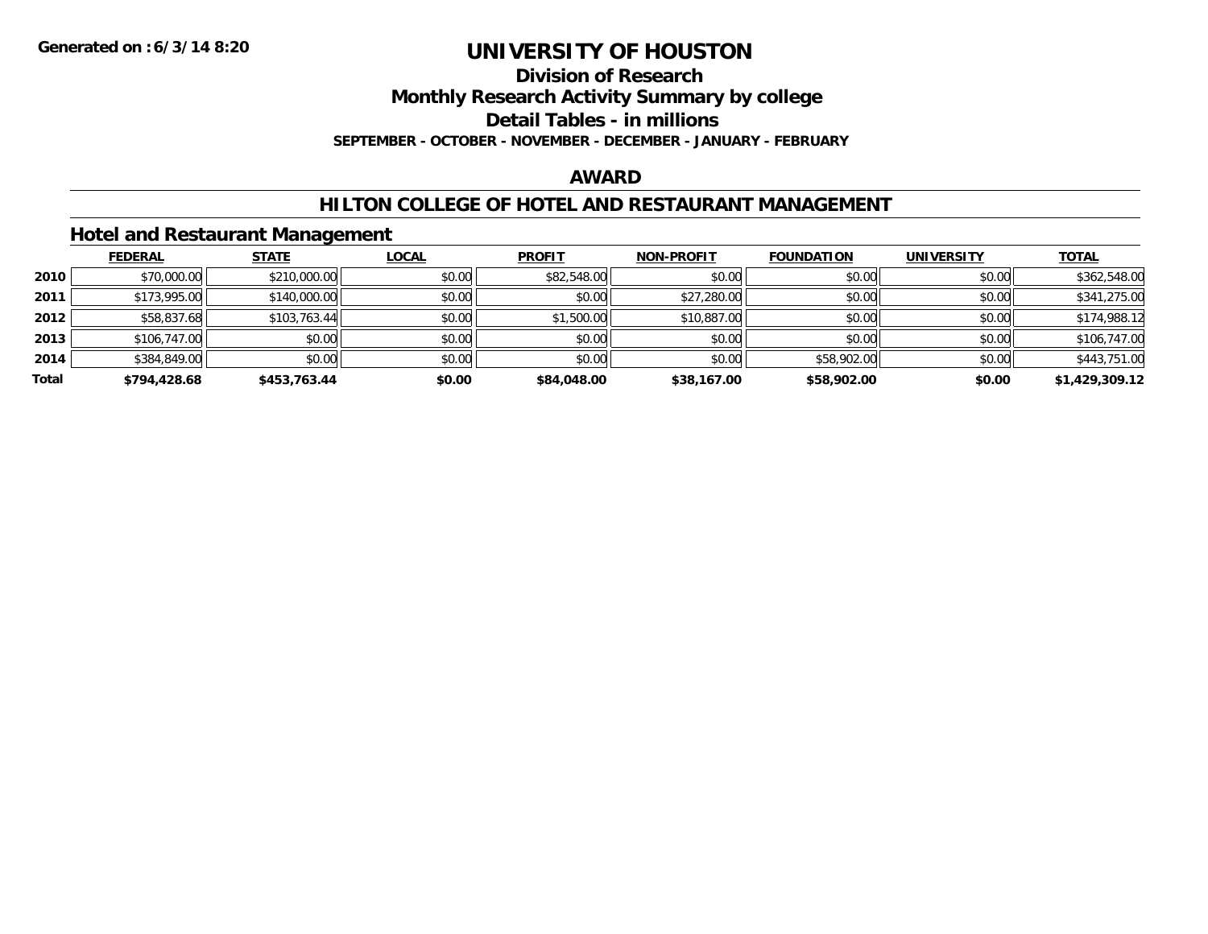# UNIVERSITY OF HOUSTON

## Division of Research

## Monthly Research Activity Summary by college

## Detail Tables - in millions

**SEPTEMBER - OCTOBER - NOVEMBER - DECEMBER - JANUARY - FEBRUARY**

## AWARD

## HILTON COLLEGE OF HOTEL AND RESTAURANT MANAGEMENT

### Hotel and Restaurant Management

| | FEDERAL | STATE | LOCAL | PROFIT | NON-PROFIT | FOUNDATION | UNIVERSITY | TOTAL |
|---|---|---|---|---|---|---|---|---|
| 2010 | $70,000.00 | $210,000.00 | $0.00 | $82,548.00 | $0.00 | $0.00 | $0.00 | $362,548.00 |
| 2011 | $173,995.00 | $140,000.00 | $0.00 | $0.00 | $27,280.00 | $0.00 | $0.00 | $341,275.00 |
| 2012 | $58,837.68 | $103,763.44 | $0.00 | $1,500.00 | $10,887.00 | $0.00 | $0.00 | $174,988.12 |
| 2013 | $106,747.00 | $0.00 | $0.00 | $0.00 | $0.00 | $0.00 | $0.00 | $106,747.00 |
| 2014 | $384,849.00 | $0.00 | $0.00 | $0.00 | $0.00 | $58,902.00 | $0.00 | $443,751.00 |
| **Total** | **$794,428.68** | **$453,763.44** | **$0.00** | **$84,048.00** | **$38,167.00** | **$58,902.00** | **$0.00** | **$1,429,309.12** |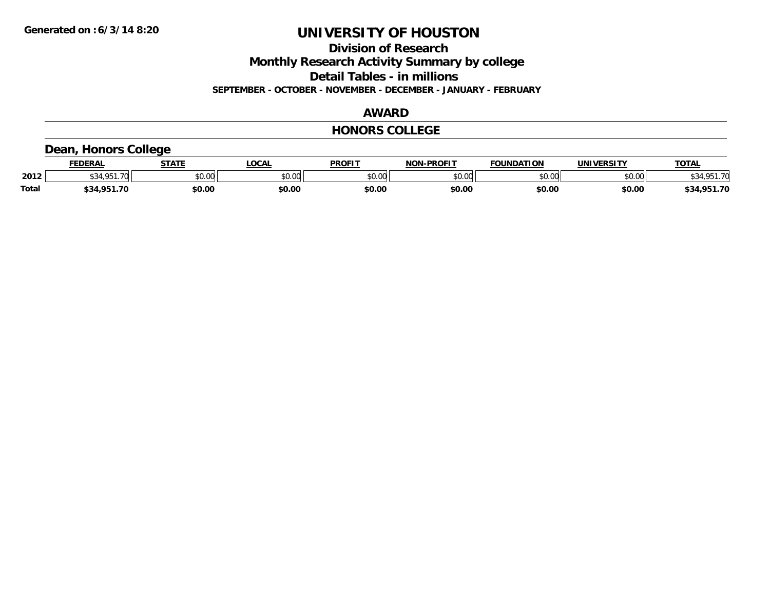# UNIVERSITY OF HOUSTON

## Division of Research

## Monthly Research Activity Summary by college

## Detail Tables - in millions

**SEPTEMBER - OCTOBER - NOVEMBER - DECEMBER - JANUARY - FEBRUARY**

## AWARD

## HONORS COLLEGE

### Dean, Honors College

| | FEDERAL | STATE | LOCAL | PROFIT | NON-PROFIT | FOUNDATION | UNIVERSITY | TOTAL |
|---|---|---|---|---|---|---|---|---|
| 2012 | $34,951.70 | $0.00 | $0.00 | $0.00 | $0.00 | $0.00 | $0.00 | $34,951.70 |
| **Total** | **$34,951.70** | **$0.00** | **$0.00** | **$0.00** | **$0.00** | **$0.00** | **$0.00** | **$34,951.70** |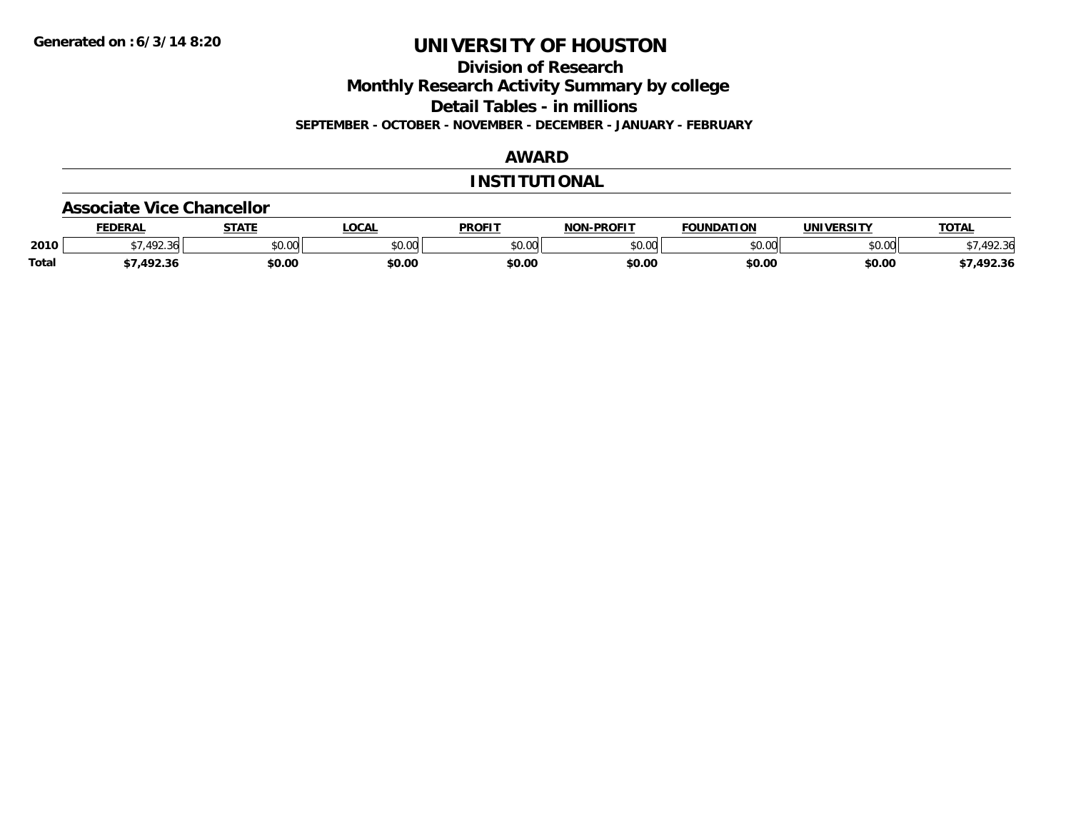Generated on :6/3/14 8:20

# UNIVERSITY OF HOUSTON

## Division of Research

## Monthly Research Activity Summary by college

## Detail Tables - in millions

**SEPTEMBER - OCTOBER - NOVEMBER - DECEMBER - JANUARY - FEBRUARY**

## AWARD

## INSTITUTIONAL

### Associate Vice Chancellor

| | FEDERAL | STATE | LOCAL | PROFIT | NON-PROFIT | FOUNDATION | UNIVERSITY | TOTAL |
|---|---|---|---|---|---|---|---|---|
| 2010 | $7,492.36 | $0.00 | $0.00 | $0.00 | $0.00 | $0.00 | $0.00 | $7,492.36 |
| Total | $7,492.36 | $0.00 | $0.00 | $0.00 | $0.00 | $0.00 | $0.00 | $7,492.36 |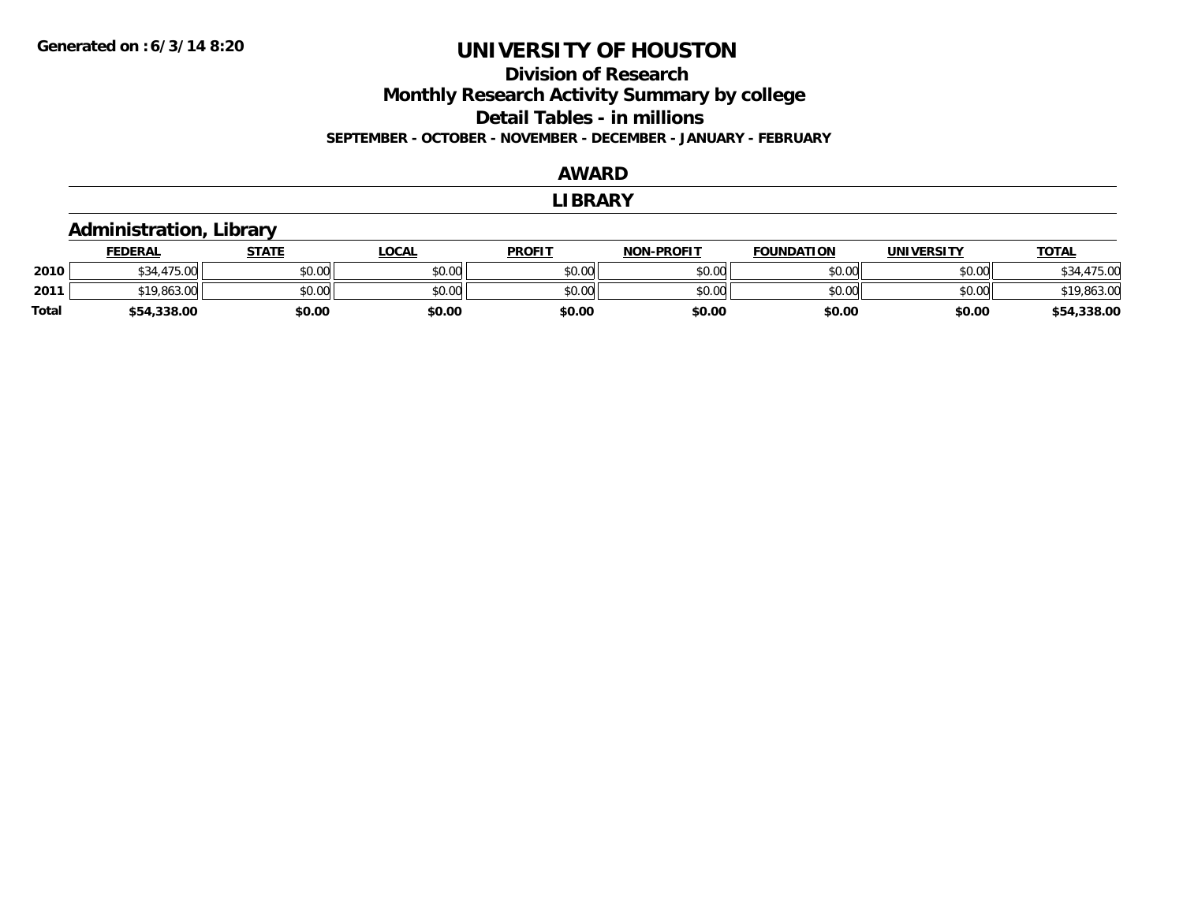# UNIVERSITY OF HOUSTON

## Division of Research

## Monthly Research Activity Summary by college

## Detail Tables - in millions

**SEPTEMBER - OCTOBER - NOVEMBER - DECEMBER - JANUARY - FEBRUARY**

## AWARD

## LIBRARY

### Administration, Library

| | FEDERAL | STATE | LOCAL | PROFIT | NON-PROFIT | FOUNDATION | UNIVERSITY | TOTAL |
|---|---|---|---|---|---|---|---|---|
| **2010** | $34,475.00 | $0.00 | $0.00 | $0.00 | $0.00 | $0.00 | $0.00 | $34,475.00 |
| **2011** | $19,863.00 | $0.00 | $0.00 | $0.00 | $0.00 | $0.00 | $0.00 | $19,863.00 |
| **Total** | **$54,338.00** | **$0.00** | **$0.00** | **$0.00** | **$0.00** | **$0.00** | **$0.00** | **$54,338.00** |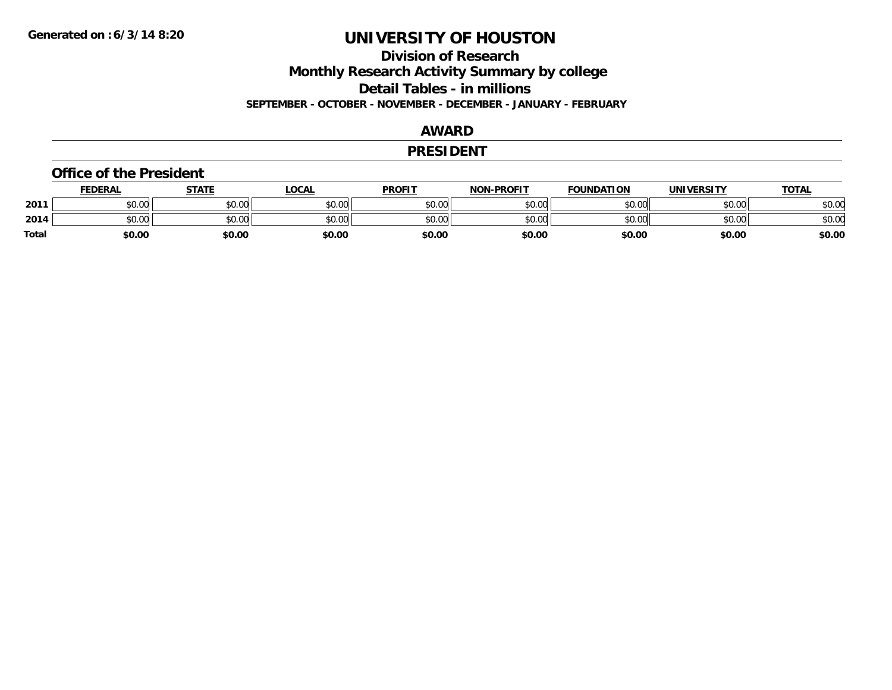Generated on :6/3/14 8:20

# UNIVERSITY OF HOUSTON

## Division of Research

## Monthly Research Activity Summary by college

## Detail Tables - in millions

**SEPTEMBER - OCTOBER - NOVEMBER - DECEMBER - JANUARY - FEBRUARY**

## AWARD

## PRESIDENT

### Office of the President

| | FEDERAL | STATE | LOCAL | PROFIT | NON-PROFIT | FOUNDATION | UNIVERSITY | TOTAL |
|---|---|---|---|---|---|---|---|---|
| 2011 | $0.00 | $0.00 | $0.00 | $0.00 | $0.00 | $0.00 | $0.00 | $0.00 |
| 2014 | $0.00 | $0.00 | $0.00 | $0.00 | $0.00 | $0.00 | $0.00 | $0.00 |
| **Total** | **$0.00** | **$0.00** | **$0.00** | **$0.00** | **$0.00** | **$0.00** | **$0.00** | **$0.00** |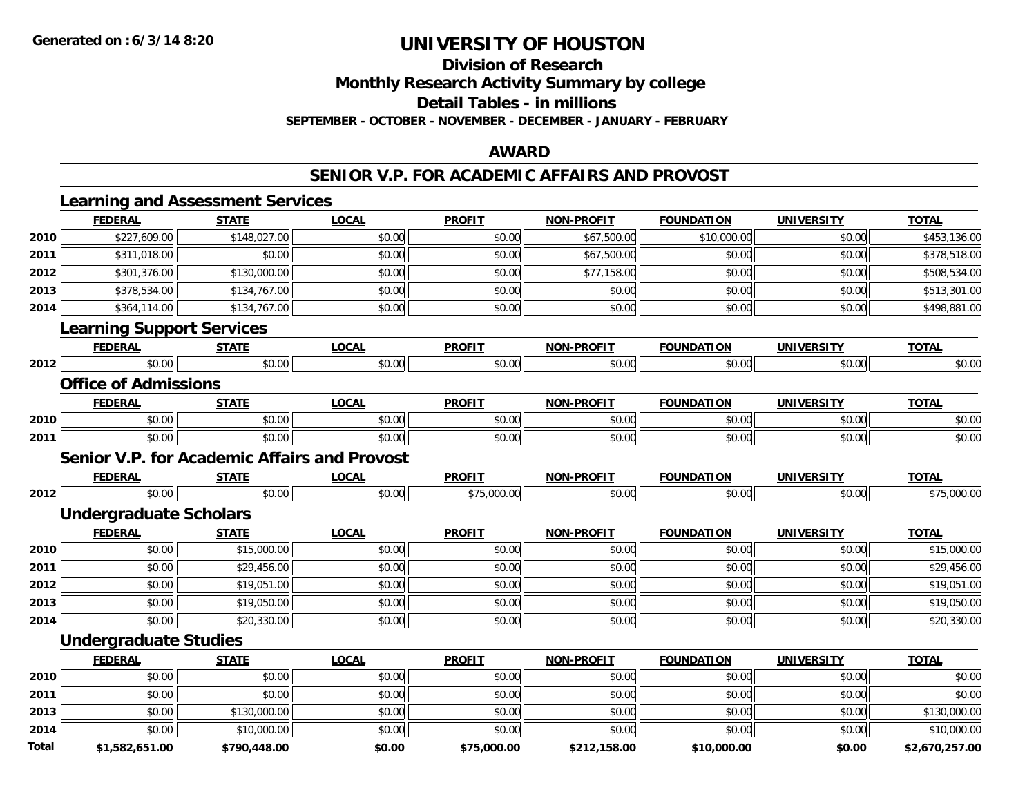**Generated on :6/3/14 8:20**

# UNIVERSITY OF HOUSTON

## Division of Research

## Monthly Research Activity Summary by college

## Detail Tables - in millions

**SEPTEMBER - OCTOBER - NOVEMBER - DECEMBER - JANUARY - FEBRUARY**

## AWARD

## SENIOR V.P. FOR ACADEMIC AFFAIRS AND PROVOST

### Learning and Assessment Services

| | FEDERAL | STATE | LOCAL | PROFIT | NON-PROFIT | FOUNDATION | UNIVERSITY | TOTAL |
|---|---|---|---|---|---|---|---|---|
| 2010 | $227,609.00 | $148,027.00 | $0.00 | $0.00 | $67,500.00 | $10,000.00 | $0.00 | $453,136.00 |
| 2011 | $311,018.00 | $0.00 | $0.00 | $0.00 | $67,500.00 | $0.00 | $0.00 | $378,518.00 |
| 2012 | $301,376.00 | $130,000.00 | $0.00 | $0.00 | $77,158.00 | $0.00 | $0.00 | $508,534.00 |
| 2013 | $378,534.00 | $134,767.00 | $0.00 | $0.00 | $0.00 | $0.00 | $0.00 | $513,301.00 |
| 2014 | $364,114.00 | $134,767.00 | $0.00 | $0.00 | $0.00 | $0.00 | $0.00 | $498,881.00 |

### Learning Support Services

| | FEDERAL | STATE | LOCAL | PROFIT | NON-PROFIT | FOUNDATION | UNIVERSITY | TOTAL |
|---|---|---|---|---|---|---|---|---|
| 2012 | $0.00 | $0.00 | $0.00 | $0.00 | $0.00 | $0.00 | $0.00 | $0.00 |

### Office of Admissions

| | FEDERAL | STATE | LOCAL | PROFIT | NON-PROFIT | FOUNDATION | UNIVERSITY | TOTAL |
|---|---|---|---|---|---|---|---|---|
| 2010 | $0.00 | $0.00 | $0.00 | $0.00 | $0.00 | $0.00 | $0.00 | $0.00 |
| 2011 | $0.00 | $0.00 | $0.00 | $0.00 | $0.00 | $0.00 | $0.00 | $0.00 |

### Senior V.P. for Academic Affairs and Provost

| | FEDERAL | STATE | LOCAL | PROFIT | NON-PROFIT | FOUNDATION | UNIVERSITY | TOTAL |
|---|---|---|---|---|---|---|---|---|
| 2012 | $0.00 | $0.00 | $0.00 | $75,000.00 | $0.00 | $0.00 | $0.00 | $75,000.00 |

### Undergraduate Scholars

| | FEDERAL | STATE | LOCAL | PROFIT | NON-PROFIT | FOUNDATION | UNIVERSITY | TOTAL |
|---|---|---|---|---|---|---|---|---|
| 2010 | $0.00 | $15,000.00 | $0.00 | $0.00 | $0.00 | $0.00 | $0.00 | $15,000.00 |
| 2011 | $0.00 | $29,456.00 | $0.00 | $0.00 | $0.00 | $0.00 | $0.00 | $29,456.00 |
| 2012 | $0.00 | $19,051.00 | $0.00 | $0.00 | $0.00 | $0.00 | $0.00 | $19,051.00 |
| 2013 | $0.00 | $19,050.00 | $0.00 | $0.00 | $0.00 | $0.00 | $0.00 | $19,050.00 |
| 2014 | $0.00 | $20,330.00 | $0.00 | $0.00 | $0.00 | $0.00 | $0.00 | $20,330.00 |

### Undergraduate Studies

| | FEDERAL | STATE | LOCAL | PROFIT | NON-PROFIT | FOUNDATION | UNIVERSITY | TOTAL |
|---|---|---|---|---|---|---|---|---|
| 2010 | $0.00 | $0.00 | $0.00 | $0.00 | $0.00 | $0.00 | $0.00 | $0.00 |
| 2011 | $0.00 | $0.00 | $0.00 | $0.00 | $0.00 | $0.00 | $0.00 | $0.00 |
| 2013 | $0.00 | $130,000.00 | $0.00 | $0.00 | $0.00 | $0.00 | $0.00 | $130,000.00 |
| 2014 | $0.00 | $10,000.00 | $0.00 | $0.00 | $0.00 | $0.00 | $0.00 | $10,000.00 |
| **Total** | **$1,582,651.00** | **$790,448.00** | **$0.00** | **$75,000.00** | **$212,158.00** | **$10,000.00** | **$0.00** | **$2,670,257.00** |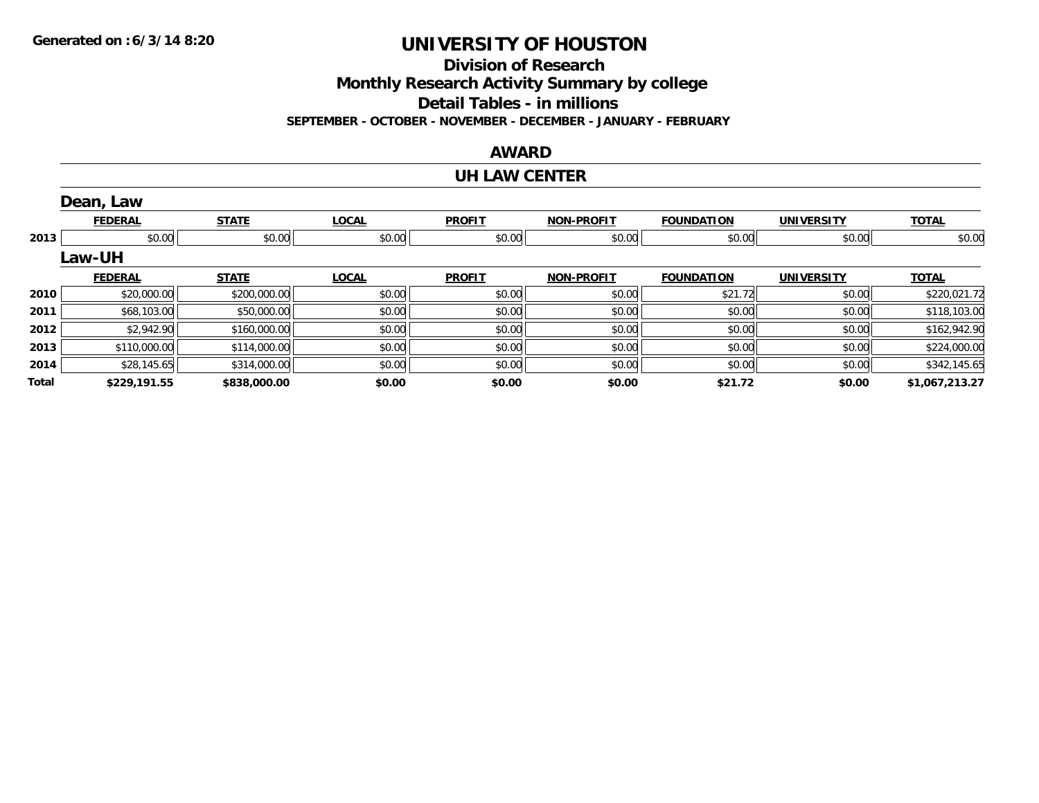**Generated on :6/3/14 8:20**

# UNIVERSITY OF HOUSTON

## Division of Research

## Monthly Research Activity Summary by college

## Detail Tables - in millions

**SEPTEMBER - OCTOBER - NOVEMBER - DECEMBER - JANUARY - FEBRUARY**

## AWARD

## UH LAW CENTER

### Dean, Law

| | FEDERAL | STATE | LOCAL | PROFIT | NON-PROFIT | FOUNDATION | UNIVERSITY | TOTAL |
|---|---|---|---|---|---|---|---|---|
| 2013 | $0.00 | $0.00 | $0.00 | $0.00 | $0.00 | $0.00 | $0.00 | $0.00 |

### Law-UH

| | FEDERAL | STATE | LOCAL | PROFIT | NON-PROFIT | FOUNDATION | UNIVERSITY | TOTAL |
|---|---|---|---|---|---|---|---|---|
| 2010 | $20,000.00 | $200,000.00 | $0.00 | $0.00 | $0.00 | $21.72 | $0.00 | $220,021.72 |
| 2011 | $68,103.00 | $50,000.00 | $0.00 | $0.00 | $0.00 | $0.00 | $0.00 | $118,103.00 |
| 2012 | $2,942.90 | $160,000.00 | $0.00 | $0.00 | $0.00 | $0.00 | $0.00 | $162,942.90 |
| 2013 | $110,000.00 | $114,000.00 | $0.00 | $0.00 | $0.00 | $0.00 | $0.00 | $224,000.00 |
| 2014 | $28,145.65 | $314,000.00 | $0.00 | $0.00 | $0.00 | $0.00 | $0.00 | $342,145.65 |
| **Total** | **$229,191.55** | **$838,000.00** | **$0.00** | **$0.00** | **$0.00** | **$21.72** | **$0.00** | **$1,067,213.27** |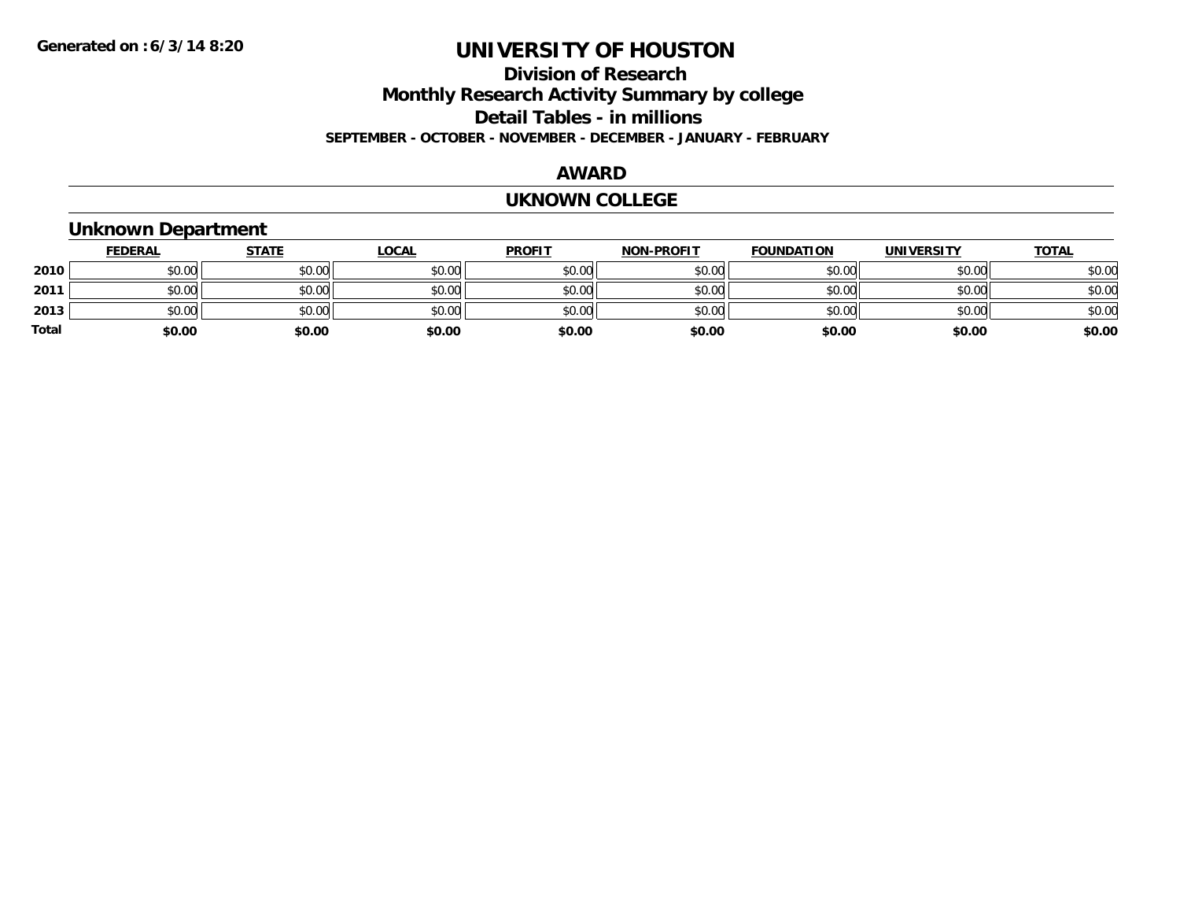Generated on :6/3/14 8:20

# UNIVERSITY OF HOUSTON

## Division of Research

## Monthly Research Activity Summary by college

## Detail Tables - in millions

**SEPTEMBER - OCTOBER - NOVEMBER - DECEMBER - JANUARY - FEBRUARY**

## AWARD

## UKNOWN COLLEGE

### Unknown Department

| | FEDERAL | STATE | LOCAL | PROFIT | NON-PROFIT | FOUNDATION | UNIVERSITY | TOTAL |
|---|---|---|---|---|---|---|---|---|
| 2010 | $0.00 | $0.00 | $0.00 | $0.00 | $0.00 | $0.00 | $0.00 | $0.00 |
| 2011 | $0.00 | $0.00 | $0.00 | $0.00 | $0.00 | $0.00 | $0.00 | $0.00 |
| 2013 | $0.00 | $0.00 | $0.00 | $0.00 | $0.00 | $0.00 | $0.00 | $0.00 |
| **Total** | **$0.00** | **$0.00** | **$0.00** | **$0.00** | **$0.00** | **$0.00** | **$0.00** | **$0.00** |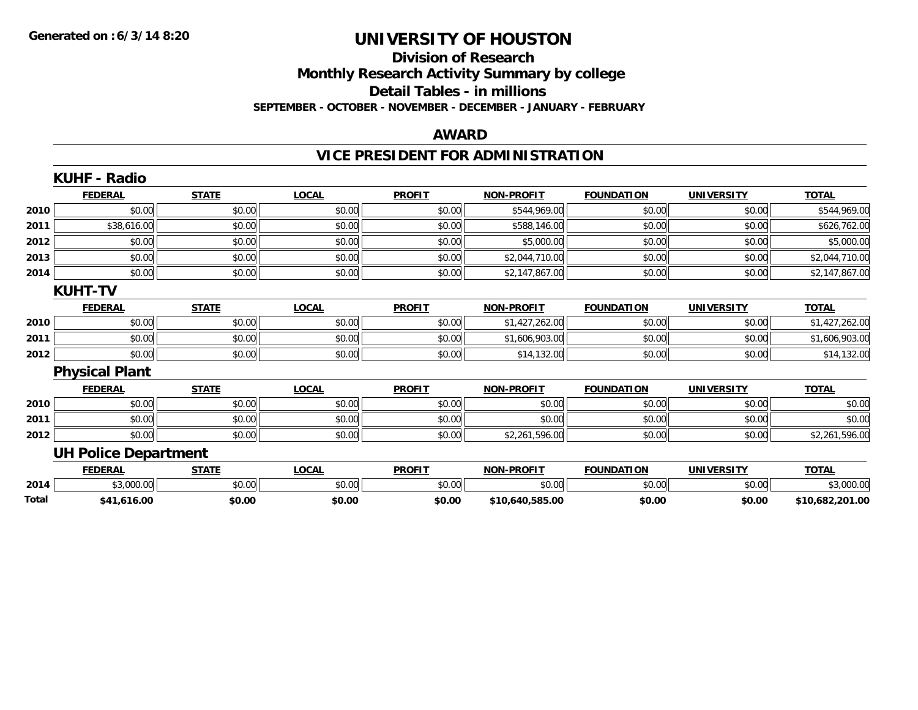**Generated on :6/3/14 8:20**

# UNIVERSITY OF HOUSTON

## Division of Research
## Monthly Research Activity Summary by college
## Detail Tables - in millions
### SEPTEMBER - OCTOBER - NOVEMBER - DECEMBER - JANUARY - FEBRUARY

## AWARD

## VICE PRESIDENT FOR ADMINISTRATION

### KUHF - Radio

| | FEDERAL | STATE | LOCAL | PROFIT | NON-PROFIT | FOUNDATION | UNIVERSITY | TOTAL |
|---|---|---|---|---|---|---|---|---|
| 2010 | $0.00 | $0.00 | $0.00 | $0.00 | $544,969.00 | $0.00 | $0.00 | $544,969.00 |
| 2011 | $38,616.00 | $0.00 | $0.00 | $0.00 | $588,146.00 | $0.00 | $0.00 | $626,762.00 |
| 2012 | $0.00 | $0.00 | $0.00 | $0.00 | $5,000.00 | $0.00 | $0.00 | $5,000.00 |
| 2013 | $0.00 | $0.00 | $0.00 | $0.00 | $2,044,710.00 | $0.00 | $0.00 | $2,044,710.00 |
| 2014 | $0.00 | $0.00 | $0.00 | $0.00 | $2,147,867.00 | $0.00 | $0.00 | $2,147,867.00 |

### KUHT-TV

| | FEDERAL | STATE | LOCAL | PROFIT | NON-PROFIT | FOUNDATION | UNIVERSITY | TOTAL |
|---|---|---|---|---|---|---|---|---|
| 2010 | $0.00 | $0.00 | $0.00 | $0.00 | $1,427,262.00 | $0.00 | $0.00 | $1,427,262.00 |
| 2011 | $0.00 | $0.00 | $0.00 | $0.00 | $1,606,903.00 | $0.00 | $0.00 | $1,606,903.00 |
| 2012 | $0.00 | $0.00 | $0.00 | $0.00 | $14,132.00 | $0.00 | $0.00 | $14,132.00 |

### Physical Plant

| | FEDERAL | STATE | LOCAL | PROFIT | NON-PROFIT | FOUNDATION | UNIVERSITY | TOTAL |
|---|---|---|---|---|---|---|---|---|
| 2010 | $0.00 | $0.00 | $0.00 | $0.00 | $0.00 | $0.00 | $0.00 | $0.00 |
| 2011 | $0.00 | $0.00 | $0.00 | $0.00 | $0.00 | $0.00 | $0.00 | $0.00 |
| 2012 | $0.00 | $0.00 | $0.00 | $0.00 | $2,261,596.00 | $0.00 | $0.00 | $2,261,596.00 |

### UH Police Department

| | FEDERAL | STATE | LOCAL | PROFIT | NON-PROFIT | FOUNDATION | UNIVERSITY | TOTAL |
|---|---|---|---|---|---|---|---|---|
| 2014 | $3,000.00 | $0.00 | $0.00 | $0.00 | $0.00 | $0.00 | $0.00 | $3,000.00 |
| **Total** | **$41,616.00** | **$0.00** | **$0.00** | **$0.00** | **$10,640,585.00** | **$0.00** | **$0.00** | **$10,682,201.00** |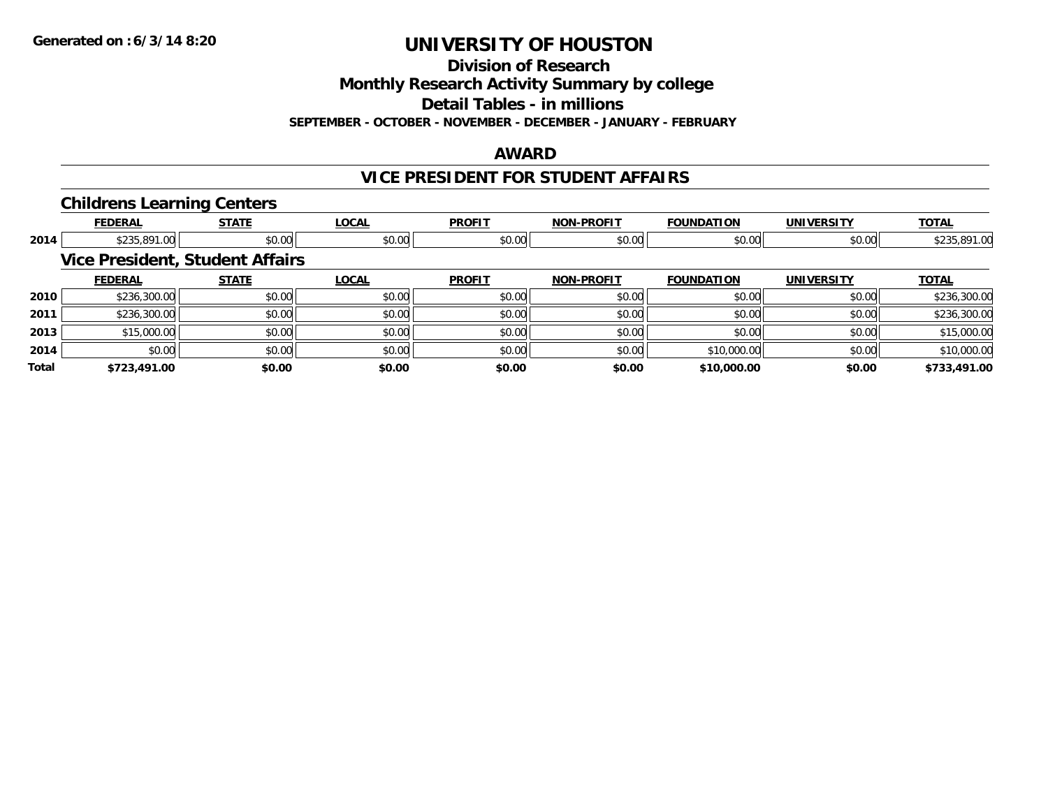**Generated on :6/3/14 8:20**

# UNIVERSITY OF HOUSTON

## Division of Research

## Monthly Research Activity Summary by college

## Detail Tables - in millions

**SEPTEMBER - OCTOBER - NOVEMBER - DECEMBER - JANUARY - FEBRUARY**

## AWARD

## VICE PRESIDENT FOR STUDENT AFFAIRS

### Childrens Learning Centers

| | FEDERAL | STATE | LOCAL | PROFIT | NON-PROFIT | FOUNDATION | UNIVERSITY | TOTAL |
|---|---|---|---|---|---|---|---|---|
| 2014 | $235,891.00 | $0.00 | $0.00 | $0.00 | $0.00 | $0.00 | $0.00 | $235,891.00 |

### Vice President, Student Affairs

| | FEDERAL | STATE | LOCAL | PROFIT | NON-PROFIT | FOUNDATION | UNIVERSITY | TOTAL |
|---|---|---|---|---|---|---|---|---|
| 2010 | $236,300.00 | $0.00 | $0.00 | $0.00 | $0.00 | $0.00 | $0.00 | $236,300.00 |
| 2011 | $236,300.00 | $0.00 | $0.00 | $0.00 | $0.00 | $0.00 | $0.00 | $236,300.00 |
| 2013 | $15,000.00 | $0.00 | $0.00 | $0.00 | $0.00 | $0.00 | $0.00 | $15,000.00 |
| 2014 | $0.00 | $0.00 | $0.00 | $0.00 | $0.00 | $10,000.00 | $0.00 | $10,000.00 |
| **Total** | **$723,491.00** | **$0.00** | **$0.00** | **$0.00** | **$0.00** | **$10,000.00** | **$0.00** | **$733,491.00** |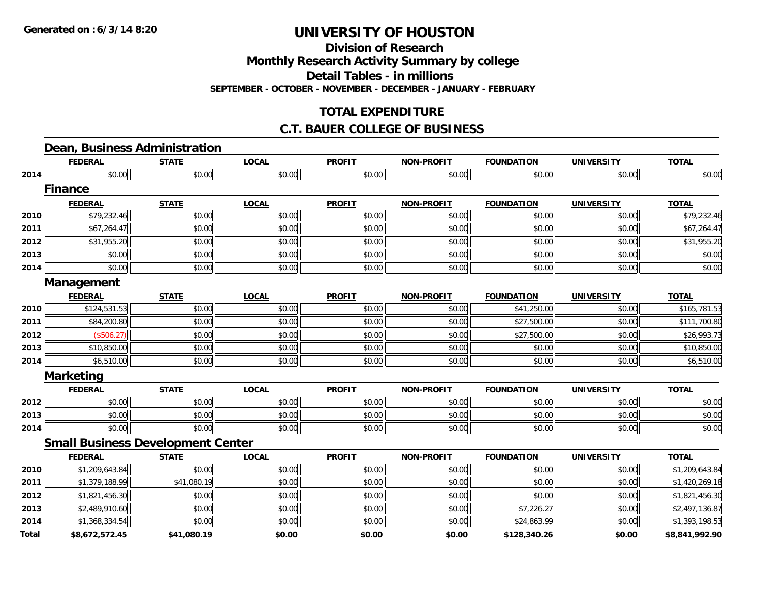**Generated on : 6/3/14 8:20**

# UNIVERSITY OF HOUSTON

## Division of Research

## Monthly Research Activity Summary by college

## Detail Tables - in millions

**SEPTEMBER - OCTOBER - NOVEMBER - DECEMBER - JANUARY - FEBRUARY**

## TOTAL EXPENDITURE

## C.T. BAUER COLLEGE OF BUSINESS

### Dean, Business Administration

| | FEDERAL | STATE | LOCAL | PROFIT | NON-PROFIT | FOUNDATION | UNIVERSITY | TOTAL |
|---|---|---|---|---|---|---|---|---|
| 2014 | $0.00 | $0.00 | $0.00 | $0.00 | $0.00 | $0.00 | $0.00 | $0.00 |

### Finance

| | FEDERAL | STATE | LOCAL | PROFIT | NON-PROFIT | FOUNDATION | UNIVERSITY | TOTAL |
|---|---|---|---|---|---|---|---|---|
| 2010 | $79,232.46 | $0.00 | $0.00 | $0.00 | $0.00 | $0.00 | $0.00 | $79,232.46 |
| 2011 | $67,264.47 | $0.00 | $0.00 | $0.00 | $0.00 | $0.00 | $0.00 | $67,264.47 |
| 2012 | $31,955.20 | $0.00 | $0.00 | $0.00 | $0.00 | $0.00 | $0.00 | $31,955.20 |
| 2013 | $0.00 | $0.00 | $0.00 | $0.00 | $0.00 | $0.00 | $0.00 | $0.00 |
| 2014 | $0.00 | $0.00 | $0.00 | $0.00 | $0.00 | $0.00 | $0.00 | $0.00 |

### Management

| | FEDERAL | STATE | LOCAL | PROFIT | NON-PROFIT | FOUNDATION | UNIVERSITY | TOTAL |
|---|---|---|---|---|---|---|---|---|
| 2010 | $124,531.53 | $0.00 | $0.00 | $0.00 | $0.00 | $41,250.00 | $0.00 | $165,781.53 |
| 2011 | $84,200.80 | $0.00 | $0.00 | $0.00 | $0.00 | $27,500.00 | $0.00 | $111,700.80 |
| 2012 | ($506.27) | $0.00 | $0.00 | $0.00 | $0.00 | $27,500.00 | $0.00 | $26,993.73 |
| 2013 | $10,850.00 | $0.00 | $0.00 | $0.00 | $0.00 | $0.00 | $0.00 | $10,850.00 |
| 2014 | $6,510.00 | $0.00 | $0.00 | $0.00 | $0.00 | $0.00 | $0.00 | $6,510.00 |

### Marketing

| | FEDERAL | STATE | LOCAL | PROFIT | NON-PROFIT | FOUNDATION | UNIVERSITY | TOTAL |
|---|---|---|---|---|---|---|---|---|
| 2012 | $0.00 | $0.00 | $0.00 | $0.00 | $0.00 | $0.00 | $0.00 | $0.00 |
| 2013 | $0.00 | $0.00 | $0.00 | $0.00 | $0.00 | $0.00 | $0.00 | $0.00 |
| 2014 | $0.00 | $0.00 | $0.00 | $0.00 | $0.00 | $0.00 | $0.00 | $0.00 |

### Small Business Development Center

| | FEDERAL | STATE | LOCAL | PROFIT | NON-PROFIT | FOUNDATION | UNIVERSITY | TOTAL |
|---|---|---|---|---|---|---|---|---|
| 2010 | $1,209,643.84 | $0.00 | $0.00 | $0.00 | $0.00 | $0.00 | $0.00 | $1,209,643.84 |
| 2011 | $1,379,188.99 | $41,080.19 | $0.00 | $0.00 | $0.00 | $0.00 | $0.00 | $1,420,269.18 |
| 2012 | $1,821,456.30 | $0.00 | $0.00 | $0.00 | $0.00 | $0.00 | $0.00 | $1,821,456.30 |
| 2013 | $2,489,910.60 | $0.00 | $0.00 | $0.00 | $0.00 | $7,226.27 | $0.00 | $2,497,136.87 |
| 2014 | $1,368,334.54 | $0.00 | $0.00 | $0.00 | $0.00 | $24,863.99 | $0.00 | $1,393,198.53 |
| **Total** | **$8,672,572.45** | **$41,080.19** | **$0.00** | **$0.00** | **$0.00** | **$128,340.26** | **$0.00** | **$8,841,992.90** |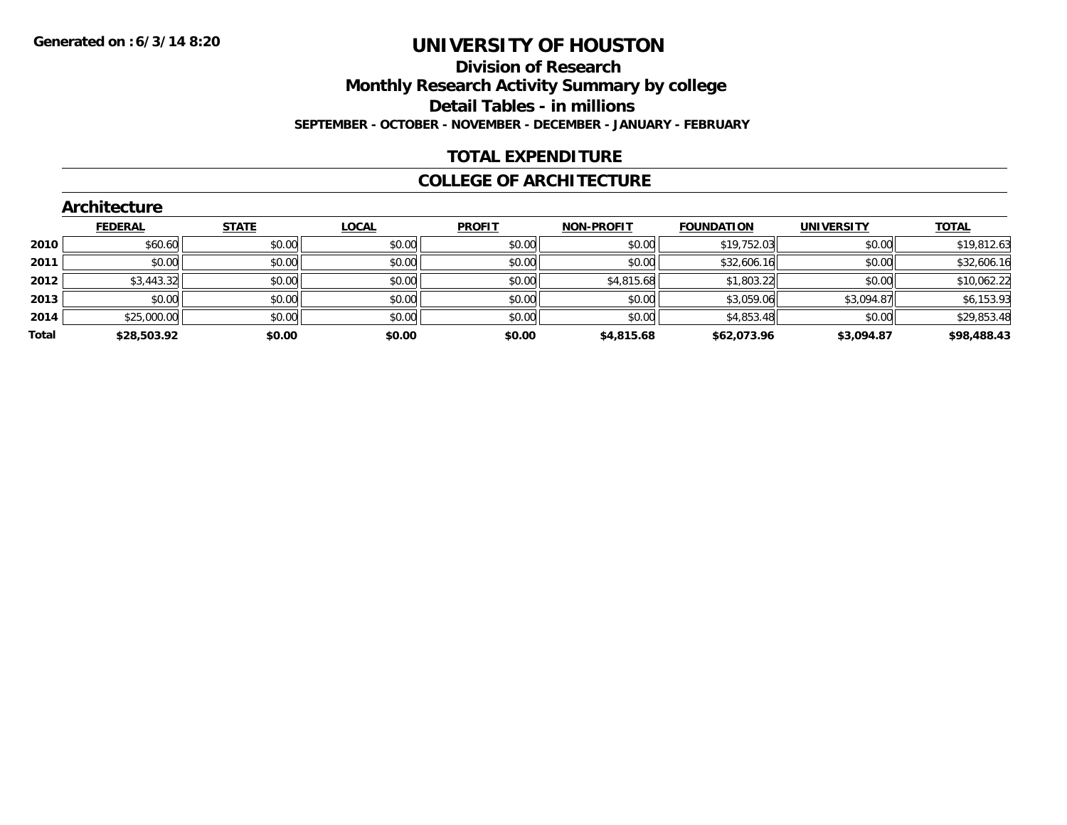**Generated on :6/3/14 8:20**

# UNIVERSITY OF HOUSTON

## Division of Research
## Monthly Research Activity Summary by college
## Detail Tables - in millions
**SEPTEMBER - OCTOBER - NOVEMBER - DECEMBER - JANUARY - FEBRUARY**

## TOTAL EXPENDITURE

## COLLEGE OF ARCHITECTURE

### Architecture

| | FEDERAL | STATE | LOCAL | PROFIT | NON-PROFIT | FOUNDATION | UNIVERSITY | TOTAL |
|---|---|---|---|---|---|---|---|---|
| 2010 | $60.60 | $0.00 | $0.00 | $0.00 | $0.00 | $19,752.03 | $0.00 | $19,812.63 |
| 2011 | $0.00 | $0.00 | $0.00 | $0.00 | $0.00 | $32,606.16 | $0.00 | $32,606.16 |
| 2012 | $3,443.32 | $0.00 | $0.00 | $0.00 | $4,815.68 | $1,803.22 | $0.00 | $10,062.22 |
| 2013 | $0.00 | $0.00 | $0.00 | $0.00 | $0.00 | $3,059.06 | $3,094.87 | $6,153.93 |
| 2014 | $25,000.00 | $0.00 | $0.00 | $0.00 | $0.00 | $4,853.48 | $0.00 | $29,853.48 |
| **Total** | **$28,503.92** | **$0.00** | **$0.00** | **$0.00** | **$4,815.68** | **$62,073.96** | **$3,094.87** | **$98,488.43** |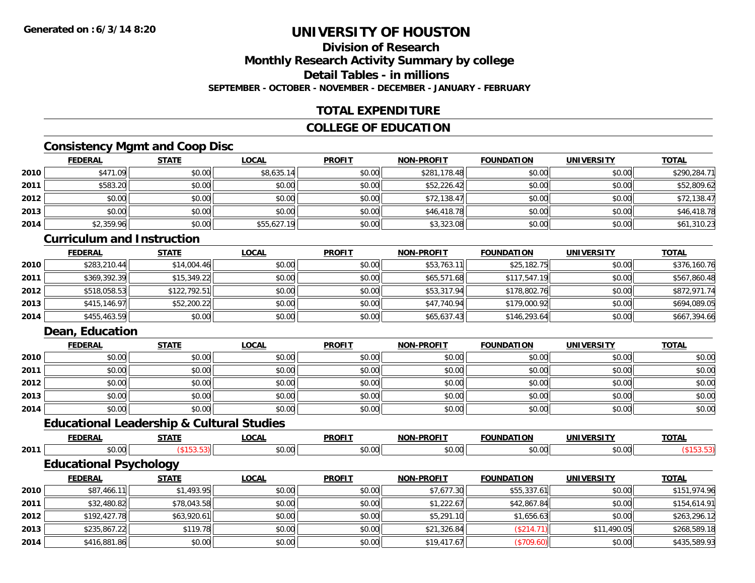**Generated on : 6/3/14 8:20**

# UNIVERSITY OF HOUSTON

## Division of Research
## Monthly Research Activity Summary by college
## Detail Tables - in millions
### SEPTEMBER - OCTOBER - NOVEMBER - DECEMBER - JANUARY - FEBRUARY

## TOTAL EXPENDITURE

## COLLEGE OF EDUCATION

### Consistency Mgmt and Coop Disc

| | FEDERAL | STATE | LOCAL | PROFIT | NON-PROFIT | FOUNDATION | UNIVERSITY | TOTAL |
|---|---|---|---|---|---|---|---|---|
| 2010 | $471.09 | $0.00 | $8,635.14 | $0.00 | $281,178.48 | $0.00 | $0.00 | $290,284.71 |
| 2011 | $583.20 | $0.00 | $0.00 | $0.00 | $52,226.42 | $0.00 | $0.00 | $52,809.62 |
| 2012 | $0.00 | $0.00 | $0.00 | $0.00 | $72,138.47 | $0.00 | $0.00 | $72,138.47 |
| 2013 | $0.00 | $0.00 | $0.00 | $0.00 | $46,418.78 | $0.00 | $0.00 | $46,418.78 |
| 2014 | $2,359.96 | $0.00 | $55,627.19 | $0.00 | $3,323.08 | $0.00 | $0.00 | $61,310.23 |

### Curriculum and Instruction

| | FEDERAL | STATE | LOCAL | PROFIT | NON-PROFIT | FOUNDATION | UNIVERSITY | TOTAL |
|---|---|---|---|---|---|---|---|---|
| 2010 | $283,210.44 | $14,004.46 | $0.00 | $0.00 | $53,763.11 | $25,182.75 | $0.00 | $376,160.76 |
| 2011 | $369,392.39 | $15,349.22 | $0.00 | $0.00 | $65,571.68 | $117,547.19 | $0.00 | $567,860.48 |
| 2012 | $518,058.53 | $122,792.51 | $0.00 | $0.00 | $53,317.94 | $178,802.76 | $0.00 | $872,971.74 |
| 2013 | $415,146.97 | $52,200.22 | $0.00 | $0.00 | $47,740.94 | $179,000.92 | $0.00 | $694,089.05 |
| 2014 | $455,463.59 | $0.00 | $0.00 | $0.00 | $65,637.43 | $146,293.64 | $0.00 | $667,394.66 |

### Dean, Education

| | FEDERAL | STATE | LOCAL | PROFIT | NON-PROFIT | FOUNDATION | UNIVERSITY | TOTAL |
|---|---|---|---|---|---|---|---|---|
| 2010 | $0.00 | $0.00 | $0.00 | $0.00 | $0.00 | $0.00 | $0.00 | $0.00 |
| 2011 | $0.00 | $0.00 | $0.00 | $0.00 | $0.00 | $0.00 | $0.00 | $0.00 |
| 2012 | $0.00 | $0.00 | $0.00 | $0.00 | $0.00 | $0.00 | $0.00 | $0.00 |
| 2013 | $0.00 | $0.00 | $0.00 | $0.00 | $0.00 | $0.00 | $0.00 | $0.00 |
| 2014 | $0.00 | $0.00 | $0.00 | $0.00 | $0.00 | $0.00 | $0.00 | $0.00 |

### Educational Leadership & Cultural Studies

| | FEDERAL | STATE | LOCAL | PROFIT | NON-PROFIT | FOUNDATION | UNIVERSITY | TOTAL |
|---|---|---|---|---|---|---|---|---|
| 2011 | $0.00 | ($153.53) | $0.00 | $0.00 | $0.00 | $0.00 | $0.00 | ($153.53) |

### Educational Psychology

| | FEDERAL | STATE | LOCAL | PROFIT | NON-PROFIT | FOUNDATION | UNIVERSITY | TOTAL |
|---|---|---|---|---|---|---|---|---|
| 2010 | $87,466.11 | $1,493.95 | $0.00 | $0.00 | $7,677.30 | $55,337.61 | $0.00 | $151,974.96 |
| 2011 | $32,480.82 | $78,043.58 | $0.00 | $0.00 | $1,222.67 | $42,867.84 | $0.00 | $154,614.91 |
| 2012 | $192,427.78 | $63,920.61 | $0.00 | $0.00 | $5,291.10 | $1,656.63 | $0.00 | $263,296.12 |
| 2013 | $235,867.22 | $119.78 | $0.00 | $0.00 | $21,326.84 | ($214.71) | $11,490.05 | $268,589.18 |
| 2014 | $416,881.86 | $0.00 | $0.00 | $0.00 | $19,417.67 | ($709.60) | $0.00 | $435,589.93 |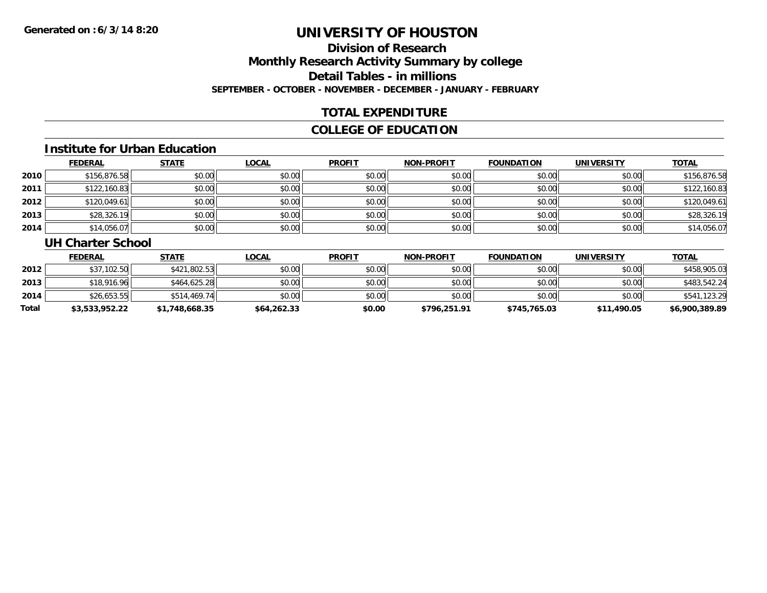# UNIVERSITY OF HOUSTON

## Division of Research

## Monthly Research Activity Summary by college

## Detail Tables - in millions

**SEPTEMBER - OCTOBER - NOVEMBER - DECEMBER - JANUARY - FEBRUARY**

**Generated on : 6/3/14 8:20**

## TOTAL EXPENDITURE

## COLLEGE OF EDUCATION

### Institute for Urban Education

| | FEDERAL | STATE | LOCAL | PROFIT | NON-PROFIT | FOUNDATION | UNIVERSITY | TOTAL |
|---|---|---|---|---|---|---|---|---|
| 2010 | $156,876.58 | $0.00 | $0.00 | $0.00 | $0.00 | $0.00 | $0.00 | $156,876.58 |
| 2011 | $122,160.83 | $0.00 | $0.00 | $0.00 | $0.00 | $0.00 | $0.00 | $122,160.83 |
| 2012 | $120,049.61 | $0.00 | $0.00 | $0.00 | $0.00 | $0.00 | $0.00 | $120,049.61 |
| 2013 | $28,326.19 | $0.00 | $0.00 | $0.00 | $0.00 | $0.00 | $0.00 | $28,326.19 |
| 2014 | $14,056.07 | $0.00 | $0.00 | $0.00 | $0.00 | $0.00 | $0.00 | $14,056.07 |

### UH Charter School

| | FEDERAL | STATE | LOCAL | PROFIT | NON-PROFIT | FOUNDATION | UNIVERSITY | TOTAL |
|---|---|---|---|---|---|---|---|---|
| 2012 | $37,102.50 | $421,802.53 | $0.00 | $0.00 | $0.00 | $0.00 | $0.00 | $458,905.03 |
| 2013 | $18,916.96 | $464,625.28 | $0.00 | $0.00 | $0.00 | $0.00 | $0.00 | $483,542.24 |
| 2014 | $26,653.55 | $514,469.74 | $0.00 | $0.00 | $0.00 | $0.00 | $0.00 | $541,123.29 |
| **Total** | **$3,533,952.22** | **$1,748,668.35** | **$64,262.33** | **$0.00** | **$796,251.91** | **$745,765.03** | **$11,490.05** | **$6,900,389.89** |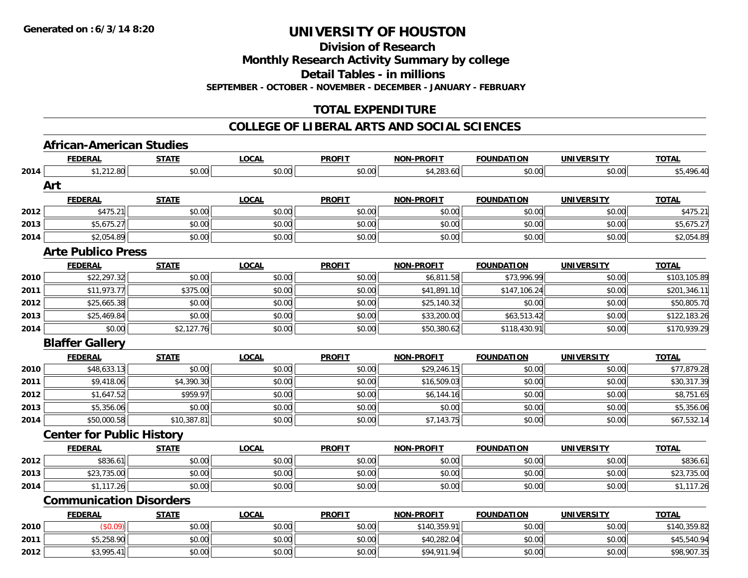**Generated on :6/3/14 8:20**

# UNIVERSITY OF HOUSTON

## Division of Research
## Monthly Research Activity Summary by college
## Detail Tables - in millions
**SEPTEMBER - OCTOBER - NOVEMBER - DECEMBER - JANUARY - FEBRUARY**

## TOTAL EXPENDITURE

## COLLEGE OF LIBERAL ARTS AND SOCIAL SCIENCES

### African-American Studies

| | FEDERAL | STATE | LOCAL | PROFIT | NON-PROFIT | FOUNDATION | UNIVERSITY | TOTAL |
|---|---|---|---|---|---|---|---|---|
| 2014 | $1,212.80 | $0.00 | $0.00 | $0.00 | $4,283.60 | $0.00 | $0.00 | $5,496.40 |

### Art

| | FEDERAL | STATE | LOCAL | PROFIT | NON-PROFIT | FOUNDATION | UNIVERSITY | TOTAL |
|---|---|---|---|---|---|---|---|---|
| 2012 | $475.21 | $0.00 | $0.00 | $0.00 | $0.00 | $0.00 | $0.00 | $475.21 |
| 2013 | $5,675.27 | $0.00 | $0.00 | $0.00 | $0.00 | $0.00 | $0.00 | $5,675.27 |
| 2014 | $2,054.89 | $0.00 | $0.00 | $0.00 | $0.00 | $0.00 | $0.00 | $2,054.89 |

### Arte Publico Press

| | FEDERAL | STATE | LOCAL | PROFIT | NON-PROFIT | FOUNDATION | UNIVERSITY | TOTAL |
|---|---|---|---|---|---|---|---|---|
| 2010 | $22,297.32 | $0.00 | $0.00 | $0.00 | $6,811.58 | $73,996.99 | $0.00 | $103,105.89 |
| 2011 | $11,973.77 | $375.00 | $0.00 | $0.00 | $41,891.10 | $147,106.24 | $0.00 | $201,346.11 |
| 2012 | $25,665.38 | $0.00 | $0.00 | $0.00 | $25,140.32 | $0.00 | $0.00 | $50,805.70 |
| 2013 | $25,469.84 | $0.00 | $0.00 | $0.00 | $33,200.00 | $63,513.42 | $0.00 | $122,183.26 |
| 2014 | $0.00 | $2,127.76 | $0.00 | $0.00 | $50,380.62 | $118,430.91 | $0.00 | $170,939.29 |

### Blaffer Gallery

| | FEDERAL | STATE | LOCAL | PROFIT | NON-PROFIT | FOUNDATION | UNIVERSITY | TOTAL |
|---|---|---|---|---|---|---|---|---|
| 2010 | $48,633.13 | $0.00 | $0.00 | $0.00 | $29,246.15 | $0.00 | $0.00 | $77,879.28 |
| 2011 | $9,418.06 | $4,390.30 | $0.00 | $0.00 | $16,509.03 | $0.00 | $0.00 | $30,317.39 |
| 2012 | $1,647.52 | $959.97 | $0.00 | $0.00 | $6,144.16 | $0.00 | $0.00 | $8,751.65 |
| 2013 | $5,356.06 | $0.00 | $0.00 | $0.00 | $0.00 | $0.00 | $0.00 | $5,356.06 |
| 2014 | $50,000.58 | $10,387.81 | $0.00 | $0.00 | $7,143.75 | $0.00 | $0.00 | $67,532.14 |

### Center for Public History

| | FEDERAL | STATE | LOCAL | PROFIT | NON-PROFIT | FOUNDATION | UNIVERSITY | TOTAL |
|---|---|---|---|---|---|---|---|---|
| 2012 | $836.61 | $0.00 | $0.00 | $0.00 | $0.00 | $0.00 | $0.00 | $836.61 |
| 2013 | $23,735.00 | $0.00 | $0.00 | $0.00 | $0.00 | $0.00 | $0.00 | $23,735.00 |
| 2014 | $1,117.26 | $0.00 | $0.00 | $0.00 | $0.00 | $0.00 | $0.00 | $1,117.26 |

### Communication Disorders

| | FEDERAL | STATE | LOCAL | PROFIT | NON-PROFIT | FOUNDATION | UNIVERSITY | TOTAL |
|---|---|---|---|---|---|---|---|---|
| 2010 | ($0.09) | $0.00 | $0.00 | $0.00 | $140,359.91 | $0.00 | $0.00 | $140,359.82 |
| 2011 | $5,258.90 | $0.00 | $0.00 | $0.00 | $40,282.04 | $0.00 | $0.00 | $45,540.94 |
| 2012 | $3,995.41 | $0.00 | $0.00 | $0.00 | $94,911.94 | $0.00 | $0.00 | $98,907.35 |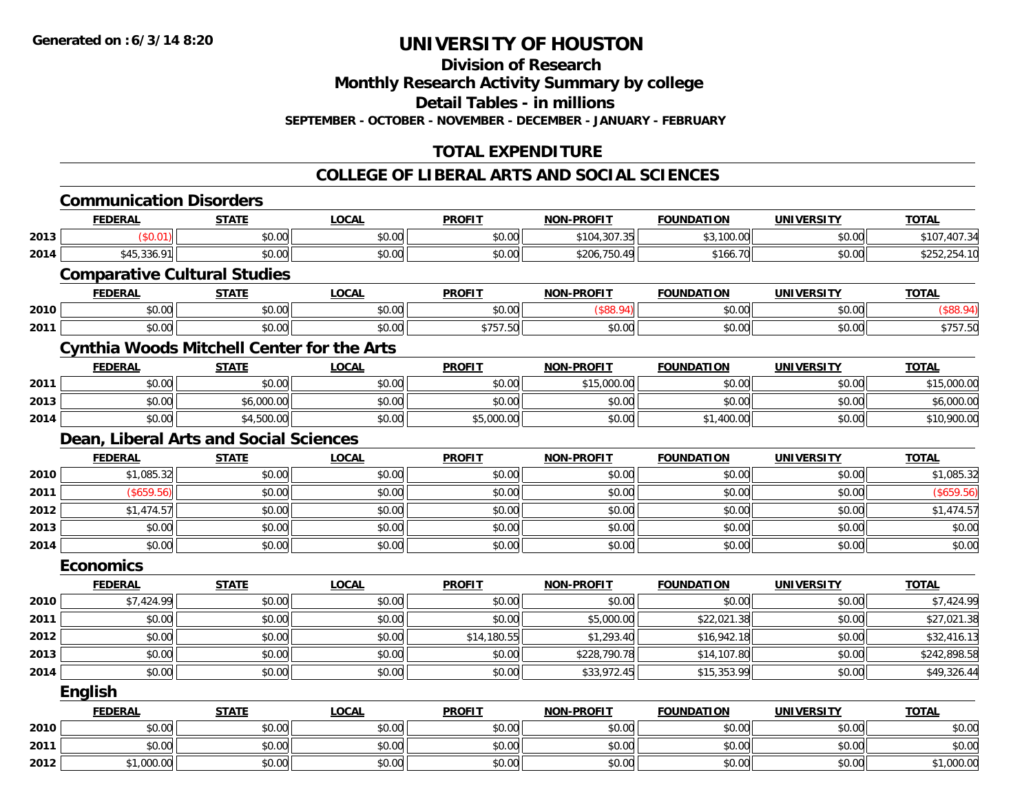**Generated on :6/3/14 8:20**

# UNIVERSITY OF HOUSTON

## Division of Research
## Monthly Research Activity Summary by college
## Detail Tables - in millions
### SEPTEMBER - OCTOBER - NOVEMBER - DECEMBER - JANUARY - FEBRUARY

## TOTAL EXPENDITURE

## COLLEGE OF LIBERAL ARTS AND SOCIAL SCIENCES

### Communication Disorders

| | FEDERAL | STATE | LOCAL | PROFIT | NON-PROFIT | FOUNDATION | UNIVERSITY | TOTAL |
|---|---|---|---|---|---|---|---|---|
| 2013 | ($0.01) | $0.00 | $0.00 | $0.00 | $104,307.35 | $3,100.00 | $0.00 | $107,407.34 |
| 2014 | $45,336.91 | $0.00 | $0.00 | $0.00 | $206,750.49 | $166.70 | $0.00 | $252,254.10 |

### Comparative Cultural Studies

| | FEDERAL | STATE | LOCAL | PROFIT | NON-PROFIT | FOUNDATION | UNIVERSITY | TOTAL |
|---|---|---|---|---|---|---|---|---|
| 2010 | $0.00 | $0.00 | $0.00 | $0.00 | ($88.94) | $0.00 | $0.00 | ($88.94) |
| 2011 | $0.00 | $0.00 | $0.00 | $757.50 | $0.00 | $0.00 | $0.00 | $757.50 |

### Cynthia Woods Mitchell Center for the Arts

| | FEDERAL | STATE | LOCAL | PROFIT | NON-PROFIT | FOUNDATION | UNIVERSITY | TOTAL |
|---|---|---|---|---|---|---|---|---|
| 2011 | $0.00 | $0.00 | $0.00 | $0.00 | $15,000.00 | $0.00 | $0.00 | $15,000.00 |
| 2013 | $0.00 | $6,000.00 | $0.00 | $0.00 | $0.00 | $0.00 | $0.00 | $6,000.00 |
| 2014 | $0.00 | $4,500.00 | $0.00 | $5,000.00 | $0.00 | $1,400.00 | $0.00 | $10,900.00 |

### Dean, Liberal Arts and Social Sciences

| | FEDERAL | STATE | LOCAL | PROFIT | NON-PROFIT | FOUNDATION | UNIVERSITY | TOTAL |
|---|---|---|---|---|---|---|---|---|
| 2010 | $1,085.32 | $0.00 | $0.00 | $0.00 | $0.00 | $0.00 | $0.00 | $1,085.32 |
| 2011 | ($659.56) | $0.00 | $0.00 | $0.00 | $0.00 | $0.00 | $0.00 | ($659.56) |
| 2012 | $1,474.57 | $0.00 | $0.00 | $0.00 | $0.00 | $0.00 | $0.00 | $1,474.57 |
| 2013 | $0.00 | $0.00 | $0.00 | $0.00 | $0.00 | $0.00 | $0.00 | $0.00 |
| 2014 | $0.00 | $0.00 | $0.00 | $0.00 | $0.00 | $0.00 | $0.00 | $0.00 |

### Economics

| | FEDERAL | STATE | LOCAL | PROFIT | NON-PROFIT | FOUNDATION | UNIVERSITY | TOTAL |
|---|---|---|---|---|---|---|---|---|
| 2010 | $7,424.99 | $0.00 | $0.00 | $0.00 | $0.00 | $0.00 | $0.00 | $7,424.99 |
| 2011 | $0.00 | $0.00 | $0.00 | $0.00 | $5,000.00 | $22,021.38 | $0.00 | $27,021.38 |
| 2012 | $0.00 | $0.00 | $0.00 | $14,180.55 | $1,293.40 | $16,942.18 | $0.00 | $32,416.13 |
| 2013 | $0.00 | $0.00 | $0.00 | $0.00 | $228,790.78 | $14,107.80 | $0.00 | $242,898.58 |
| 2014 | $0.00 | $0.00 | $0.00 | $0.00 | $33,972.45 | $15,353.99 | $0.00 | $49,326.44 |

### English

| | FEDERAL | STATE | LOCAL | PROFIT | NON-PROFIT | FOUNDATION | UNIVERSITY | TOTAL |
|---|---|---|---|---|---|---|---|---|
| 2010 | $0.00 | $0.00 | $0.00 | $0.00 | $0.00 | $0.00 | $0.00 | $0.00 |
| 2011 | $0.00 | $0.00 | $0.00 | $0.00 | $0.00 | $0.00 | $0.00 | $0.00 |
| 2012 | $1,000.00 | $0.00 | $0.00 | $0.00 | $0.00 | $0.00 | $0.00 | $1,000.00 |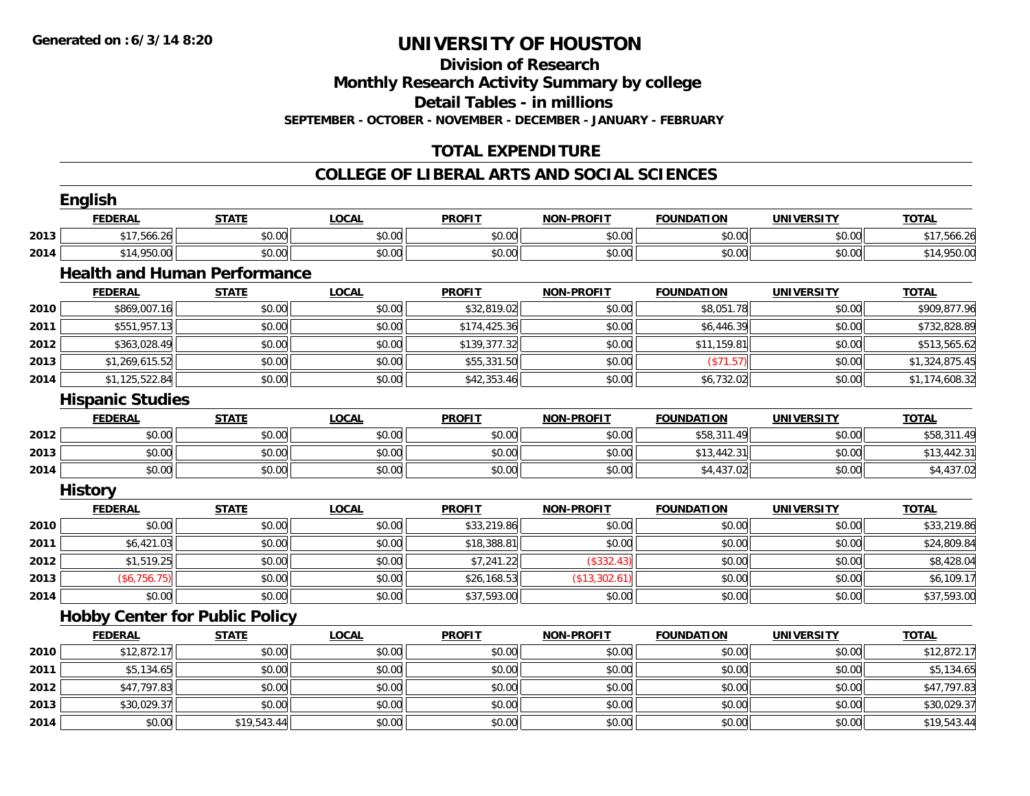# UNIVERSITY OF HOUSTON

## Division of Research

## Monthly Research Activity Summary by college

## Detail Tables - in millions

**SEPTEMBER - OCTOBER - NOVEMBER - DECEMBER - JANUARY - FEBRUARY**

## TOTAL EXPENDITURE

## COLLEGE OF LIBERAL ARTS AND SOCIAL SCIENCES

### English

| | FEDERAL | STATE | LOCAL | PROFIT | NON-PROFIT | FOUNDATION | UNIVERSITY | TOTAL |
|---|---|---|---|---|---|---|---|---|
| 2013 | $17,566.26 | $0.00 | $0.00 | $0.00 | $0.00 | $0.00 | $0.00 | $17,566.26 |
| 2014 | $14,950.00 | $0.00 | $0.00 | $0.00 | $0.00 | $0.00 | $0.00 | $14,950.00 |

### Health and Human Performance

| | FEDERAL | STATE | LOCAL | PROFIT | NON-PROFIT | FOUNDATION | UNIVERSITY | TOTAL |
|---|---|---|---|---|---|---|---|---|
| 2010 | $869,007.16 | $0.00 | $0.00 | $32,819.02 | $0.00 | $8,051.78 | $0.00 | $909,877.96 |
| 2011 | $551,957.13 | $0.00 | $0.00 | $174,425.36 | $0.00 | $6,446.39 | $0.00 | $732,828.89 |
| 2012 | $363,028.49 | $0.00 | $0.00 | $139,377.32 | $0.00 | $11,159.81 | $0.00 | $513,565.62 |
| 2013 | $1,269,615.52 | $0.00 | $0.00 | $55,331.50 | $0.00 | ($71.57) | $0.00 | $1,324,875.45 |
| 2014 | $1,125,522.84 | $0.00 | $0.00 | $42,353.46 | $0.00 | $6,732.02 | $0.00 | $1,174,608.32 |

### Hispanic Studies

| | FEDERAL | STATE | LOCAL | PROFIT | NON-PROFIT | FOUNDATION | UNIVERSITY | TOTAL |
|---|---|---|---|---|---|---|---|---|
| 2012 | $0.00 | $0.00 | $0.00 | $0.00 | $0.00 | $58,311.49 | $0.00 | $58,311.49 |
| 2013 | $0.00 | $0.00 | $0.00 | $0.00 | $0.00 | $13,442.31 | $0.00 | $13,442.31 |
| 2014 | $0.00 | $0.00 | $0.00 | $0.00 | $0.00 | $4,437.02 | $0.00 | $4,437.02 |

### History

| | FEDERAL | STATE | LOCAL | PROFIT | NON-PROFIT | FOUNDATION | UNIVERSITY | TOTAL |
|---|---|---|---|---|---|---|---|---|
| 2010 | $0.00 | $0.00 | $0.00 | $33,219.86 | $0.00 | $0.00 | $0.00 | $33,219.86 |
| 2011 | $6,421.03 | $0.00 | $0.00 | $18,388.81 | $0.00 | $0.00 | $0.00 | $24,809.84 |
| 2012 | $1,519.25 | $0.00 | $0.00 | $7,241.22 | ($332.43) | $0.00 | $0.00 | $8,428.04 |
| 2013 | ($6,756.75) | $0.00 | $0.00 | $26,168.53 | ($13,302.61) | $0.00 | $0.00 | $6,109.17 |
| 2014 | $0.00 | $0.00 | $0.00 | $37,593.00 | $0.00 | $0.00 | $0.00 | $37,593.00 |

### Hobby Center for Public Policy

| | FEDERAL | STATE | LOCAL | PROFIT | NON-PROFIT | FOUNDATION | UNIVERSITY | TOTAL |
|---|---|---|---|---|---|---|---|---|
| 2010 | $12,872.17 | $0.00 | $0.00 | $0.00 | $0.00 | $0.00 | $0.00 | $12,872.17 |
| 2011 | $5,134.65 | $0.00 | $0.00 | $0.00 | $0.00 | $0.00 | $0.00 | $5,134.65 |
| 2012 | $47,797.83 | $0.00 | $0.00 | $0.00 | $0.00 | $0.00 | $0.00 | $47,797.83 |
| 2013 | $30,029.37 | $0.00 | $0.00 | $0.00 | $0.00 | $0.00 | $0.00 | $30,029.37 |
| 2014 | $0.00 | $19,543.44 | $0.00 | $0.00 | $0.00 | $0.00 | $0.00 | $19,543.44 |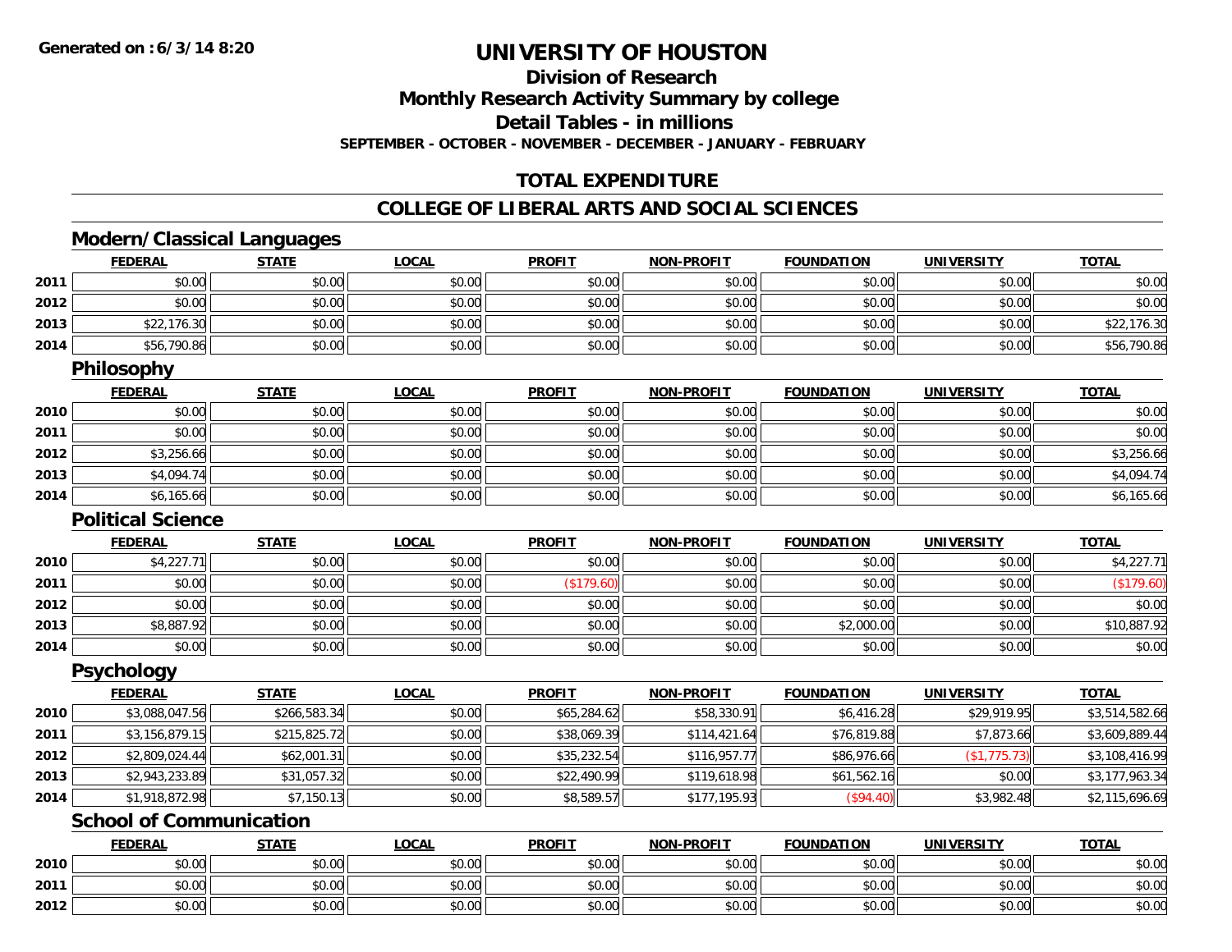Generated on :6/3/14 8:20

# UNIVERSITY OF HOUSTON

## Division of Research

## Monthly Research Activity Summary by college

## Detail Tables - in millions

**SEPTEMBER - OCTOBER - NOVEMBER - DECEMBER - JANUARY - FEBRUARY**

## TOTAL EXPENDITURE

## COLLEGE OF LIBERAL ARTS AND SOCIAL SCIENCES

### Modern/Classical Languages

| | FEDERAL | STATE | LOCAL | PROFIT | NON-PROFIT | FOUNDATION | UNIVERSITY | TOTAL |
|---|---|---|---|---|---|---|---|---|
| 2011 | $0.00 | $0.00 | $0.00 | $0.00 | $0.00 | $0.00 | $0.00 | $0.00 |
| 2012 | $0.00 | $0.00 | $0.00 | $0.00 | $0.00 | $0.00 | $0.00 | $0.00 |
| 2013 | $22,176.30 | $0.00 | $0.00 | $0.00 | $0.00 | $0.00 | $0.00 | $22,176.30 |
| 2014 | $56,790.86 | $0.00 | $0.00 | $0.00 | $0.00 | $0.00 | $0.00 | $56,790.86 |

### Philosophy

| | FEDERAL | STATE | LOCAL | PROFIT | NON-PROFIT | FOUNDATION | UNIVERSITY | TOTAL |
|---|---|---|---|---|---|---|---|---|
| 2010 | $0.00 | $0.00 | $0.00 | $0.00 | $0.00 | $0.00 | $0.00 | $0.00 |
| 2011 | $0.00 | $0.00 | $0.00 | $0.00 | $0.00 | $0.00 | $0.00 | $0.00 |
| 2012 | $3,256.66 | $0.00 | $0.00 | $0.00 | $0.00 | $0.00 | $0.00 | $3,256.66 |
| 2013 | $4,094.74 | $0.00 | $0.00 | $0.00 | $0.00 | $0.00 | $0.00 | $4,094.74 |
| 2014 | $6,165.66 | $0.00 | $0.00 | $0.00 | $0.00 | $0.00 | $0.00 | $6,165.66 |

### Political Science

| | FEDERAL | STATE | LOCAL | PROFIT | NON-PROFIT | FOUNDATION | UNIVERSITY | TOTAL |
|---|---|---|---|---|---|---|---|---|
| 2010 | $4,227.71 | $0.00 | $0.00 | $0.00 | $0.00 | $0.00 | $0.00 | $4,227.71 |
| 2011 | $0.00 | $0.00 | $0.00 | ($179.60) | $0.00 | $0.00 | $0.00 | ($179.60) |
| 2012 | $0.00 | $0.00 | $0.00 | $0.00 | $0.00 | $0.00 | $0.00 | $0.00 |
| 2013 | $8,887.92 | $0.00 | $0.00 | $0.00 | $0.00 | $2,000.00 | $0.00 | $10,887.92 |
| 2014 | $0.00 | $0.00 | $0.00 | $0.00 | $0.00 | $0.00 | $0.00 | $0.00 |

### Psychology

| | FEDERAL | STATE | LOCAL | PROFIT | NON-PROFIT | FOUNDATION | UNIVERSITY | TOTAL |
|---|---|---|---|---|---|---|---|---|
| 2010 | $3,088,047.56 | $266,583.34 | $0.00 | $65,284.62 | $58,330.91 | $6,416.28 | $29,919.95 | $3,514,582.66 |
| 2011 | $3,156,879.15 | $215,825.72 | $0.00 | $38,069.39 | $114,421.64 | $76,819.88 | $7,873.66 | $3,609,889.44 |
| 2012 | $2,809,024.44 | $62,001.31 | $0.00 | $35,232.54 | $116,957.77 | $86,976.66 | ($1,775.73) | $3,108,416.99 |
| 2013 | $2,943,233.89 | $31,057.32 | $0.00 | $22,490.99 | $119,618.98 | $61,562.16 | $0.00 | $3,177,963.34 |
| 2014 | $1,918,872.98 | $7,150.13 | $0.00 | $8,589.57 | $177,195.93 | ($94.40) | $3,982.48 | $2,115,696.69 |

### School of Communication

| | FEDERAL | STATE | LOCAL | PROFIT | NON-PROFIT | FOUNDATION | UNIVERSITY | TOTAL |
|---|---|---|---|---|---|---|---|---|
| 2010 | $0.00 | $0.00 | $0.00 | $0.00 | $0.00 | $0.00 | $0.00 | $0.00 |
| 2011 | $0.00 | $0.00 | $0.00 | $0.00 | $0.00 | $0.00 | $0.00 | $0.00 |
| 2012 | $0.00 | $0.00 | $0.00 | $0.00 | $0.00 | $0.00 | $0.00 | $0.00 |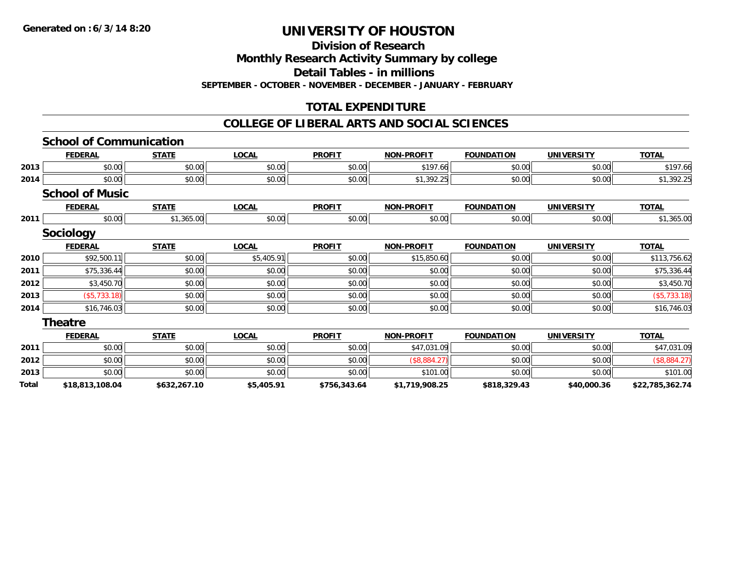# UNIVERSITY OF HOUSTON

## Division of Research

## Monthly Research Activity Summary by college

## Detail Tables - in millions

**SEPTEMBER - OCTOBER - NOVEMBER - DECEMBER - JANUARY - FEBRUARY**

## TOTAL EXPENDITURE

## COLLEGE OF LIBERAL ARTS AND SOCIAL SCIENCES

### School of Communication

| | FEDERAL | STATE | LOCAL | PROFIT | NON-PROFIT | FOUNDATION | UNIVERSITY | TOTAL |
|---|---|---|---|---|---|---|---|---|
| 2013 | $0.00 | $0.00 | $0.00 | $0.00 | $197.66 | $0.00 | $0.00 | $197.66 |
| 2014 | $0.00 | $0.00 | $0.00 | $0.00 | $1,392.25 | $0.00 | $0.00 | $1,392.25 |

### School of Music

| | FEDERAL | STATE | LOCAL | PROFIT | NON-PROFIT | FOUNDATION | UNIVERSITY | TOTAL |
|---|---|---|---|---|---|---|---|---|
| 2011 | $0.00 | $1,365.00 | $0.00 | $0.00 | $0.00 | $0.00 | $0.00 | $1,365.00 |

### Sociology

| | FEDERAL | STATE | LOCAL | PROFIT | NON-PROFIT | FOUNDATION | UNIVERSITY | TOTAL |
|---|---|---|---|---|---|---|---|---|
| 2010 | $92,500.11 | $0.00 | $5,405.91 | $0.00 | $15,850.60 | $0.00 | $0.00 | $113,756.62 |
| 2011 | $75,336.44 | $0.00 | $0.00 | $0.00 | $0.00 | $0.00 | $0.00 | $75,336.44 |
| 2012 | $3,450.70 | $0.00 | $0.00 | $0.00 | $0.00 | $0.00 | $0.00 | $3,450.70 |
| 2013 | ($5,733.18) | $0.00 | $0.00 | $0.00 | $0.00 | $0.00 | $0.00 | ($5,733.18) |
| 2014 | $16,746.03 | $0.00 | $0.00 | $0.00 | $0.00 | $0.00 | $0.00 | $16,746.03 |

### Theatre

| | FEDERAL | STATE | LOCAL | PROFIT | NON-PROFIT | FOUNDATION | UNIVERSITY | TOTAL |
|---|---|---|---|---|---|---|---|---|
| 2011 | $0.00 | $0.00 | $0.00 | $0.00 | $47,031.09 | $0.00 | $0.00 | $47,031.09 |
| 2012 | $0.00 | $0.00 | $0.00 | $0.00 | ($8,884.27) | $0.00 | $0.00 | ($8,884.27) |
| 2013 | $0.00 | $0.00 | $0.00 | $0.00 | $101.00 | $0.00 | $0.00 | $101.00 |
| **Total** | **$18,813,108.04** | **$632,267.10** | **$5,405.91** | **$756,343.64** | **$1,719,908.25** | **$818,329.43** | **$40,000.36** | **$22,785,362.74** |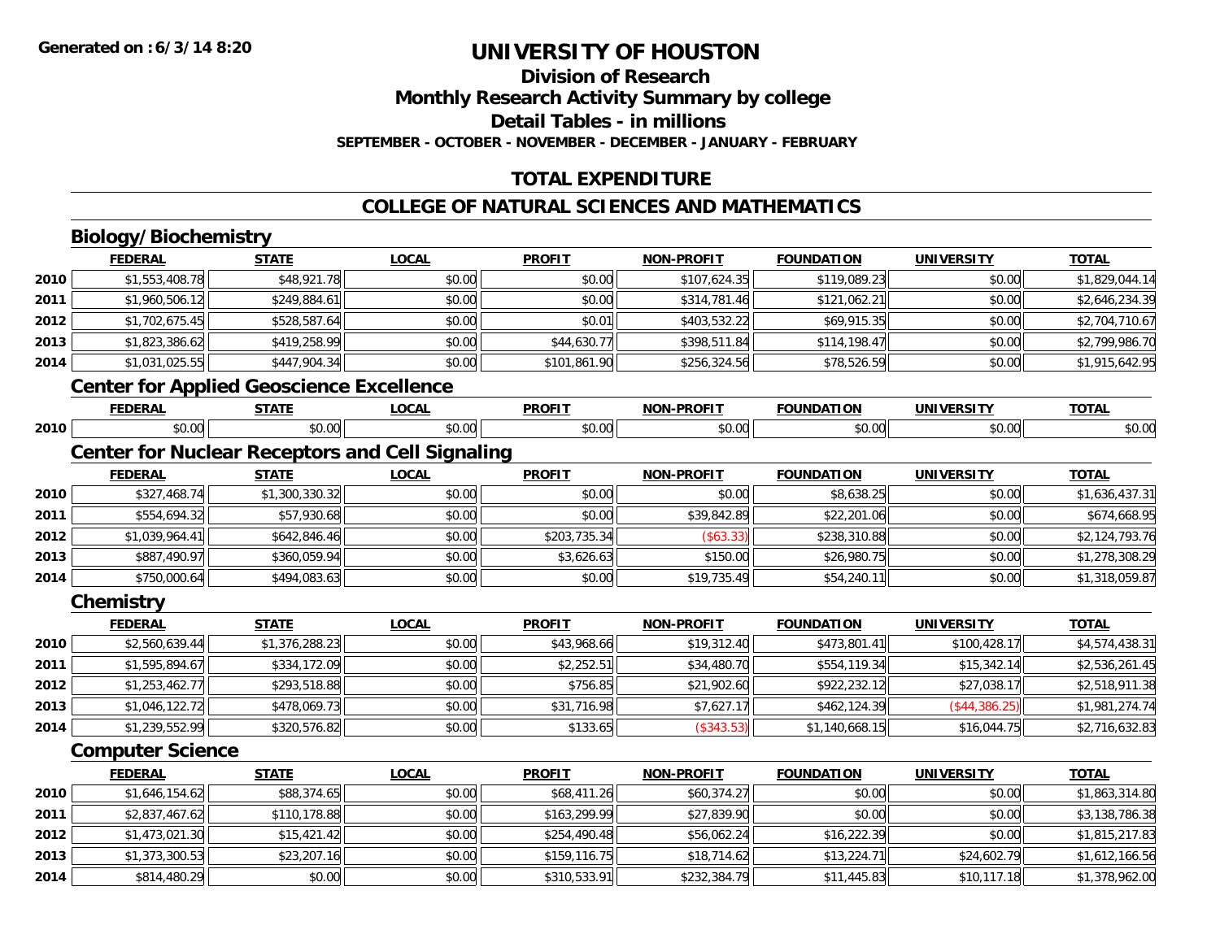**Generated on :6/3/14 8:20**

# UNIVERSITY OF HOUSTON

## Division of Research

## Monthly Research Activity Summary by college

## Detail Tables - in millions

**SEPTEMBER - OCTOBER - NOVEMBER - DECEMBER - JANUARY - FEBRUARY**

## TOTAL EXPENDITURE

## COLLEGE OF NATURAL SCIENCES AND MATHEMATICS

### Biology/Biochemistry

| | FEDERAL | STATE | LOCAL | PROFIT | NON-PROFIT | FOUNDATION | UNIVERSITY | TOTAL |
|---|---|---|---|---|---|---|---|---|
| 2010 | $1,553,408.78 | $48,921.78 | $0.00 | $0.00 | $107,624.35 | $119,089.23 | $0.00 | $1,829,044.14 |
| 2011 | $1,960,506.12 | $249,884.61 | $0.00 | $0.00 | $314,781.46 | $121,062.21 | $0.00 | $2,646,234.39 |
| 2012 | $1,702,675.45 | $528,587.64 | $0.00 | $0.01 | $403,532.22 | $69,915.35 | $0.00 | $2,704,710.67 |
| 2013 | $1,823,386.62 | $419,258.99 | $0.00 | $44,630.77 | $398,511.84 | $114,198.47 | $0.00 | $2,799,986.70 |
| 2014 | $1,031,025.55 | $447,904.34 | $0.00 | $101,861.90 | $256,324.56 | $78,526.59 | $0.00 | $1,915,642.95 |

### Center for Applied Geoscience Excellence

| | FEDERAL | STATE | LOCAL | PROFIT | NON-PROFIT | FOUNDATION | UNIVERSITY | TOTAL |
|---|---|---|---|---|---|---|---|---|
| 2010 | $0.00 | $0.00 | $0.00 | $0.00 | $0.00 | $0.00 | $0.00 | $0.00 |

### Center for Nuclear Receptors and Cell Signaling

| | FEDERAL | STATE | LOCAL | PROFIT | NON-PROFIT | FOUNDATION | UNIVERSITY | TOTAL |
|---|---|---|---|---|---|---|---|---|
| 2010 | $327,468.74 | $1,300,330.32 | $0.00 | $0.00 | $0.00 | $8,638.25 | $0.00 | $1,636,437.31 |
| 2011 | $554,694.32 | $57,930.68 | $0.00 | $0.00 | $39,842.89 | $22,201.06 | $0.00 | $674,668.95 |
| 2012 | $1,039,964.41 | $642,846.46 | $0.00 | $203,735.34 | ($63.33) | $238,310.88 | $0.00 | $2,124,793.76 |
| 2013 | $887,490.97 | $360,059.94 | $0.00 | $3,626.63 | $150.00 | $26,980.75 | $0.00 | $1,278,308.29 |
| 2014 | $750,000.64 | $494,083.63 | $0.00 | $0.00 | $19,735.49 | $54,240.11 | $0.00 | $1,318,059.87 |

### Chemistry

| | FEDERAL | STATE | LOCAL | PROFIT | NON-PROFIT | FOUNDATION | UNIVERSITY | TOTAL |
|---|---|---|---|---|---|---|---|---|
| 2010 | $2,560,639.44 | $1,376,288.23 | $0.00 | $43,968.66 | $19,312.40 | $473,801.41 | $100,428.17 | $4,574,438.31 |
| 2011 | $1,595,894.67 | $334,172.09 | $0.00 | $2,252.51 | $34,480.70 | $554,119.34 | $15,342.14 | $2,536,261.45 |
| 2012 | $1,253,462.77 | $293,518.88 | $0.00 | $756.85 | $21,902.60 | $922,232.12 | $27,038.17 | $2,518,911.38 |
| 2013 | $1,046,122.72 | $478,069.73 | $0.00 | $31,716.98 | $7,627.17 | $462,124.39 | ($44,386.25) | $1,981,274.74 |
| 2014 | $1,239,552.99 | $320,576.82 | $0.00 | $133.65 | ($343.53) | $1,140,668.15 | $16,044.75 | $2,716,632.83 |

### Computer Science

| | FEDERAL | STATE | LOCAL | PROFIT | NON-PROFIT | FOUNDATION | UNIVERSITY | TOTAL |
|---|---|---|---|---|---|---|---|---|
| 2010 | $1,646,154.62 | $88,374.65 | $0.00 | $68,411.26 | $60,374.27 | $0.00 | $0.00 | $1,863,314.80 |
| 2011 | $2,837,467.62 | $110,178.88 | $0.00 | $163,299.99 | $27,839.90 | $0.00 | $0.00 | $3,138,786.38 |
| 2012 | $1,473,021.30 | $15,421.42 | $0.00 | $254,490.48 | $56,062.24 | $16,222.39 | $0.00 | $1,815,217.83 |
| 2013 | $1,373,300.53 | $23,207.16 | $0.00 | $159,116.75 | $18,714.62 | $13,224.71 | $24,602.79 | $1,612,166.56 |
| 2014 | $814,480.29 | $0.00 | $0.00 | $310,533.91 | $232,384.79 | $11,445.83 | $10,117.18 | $1,378,962.00 |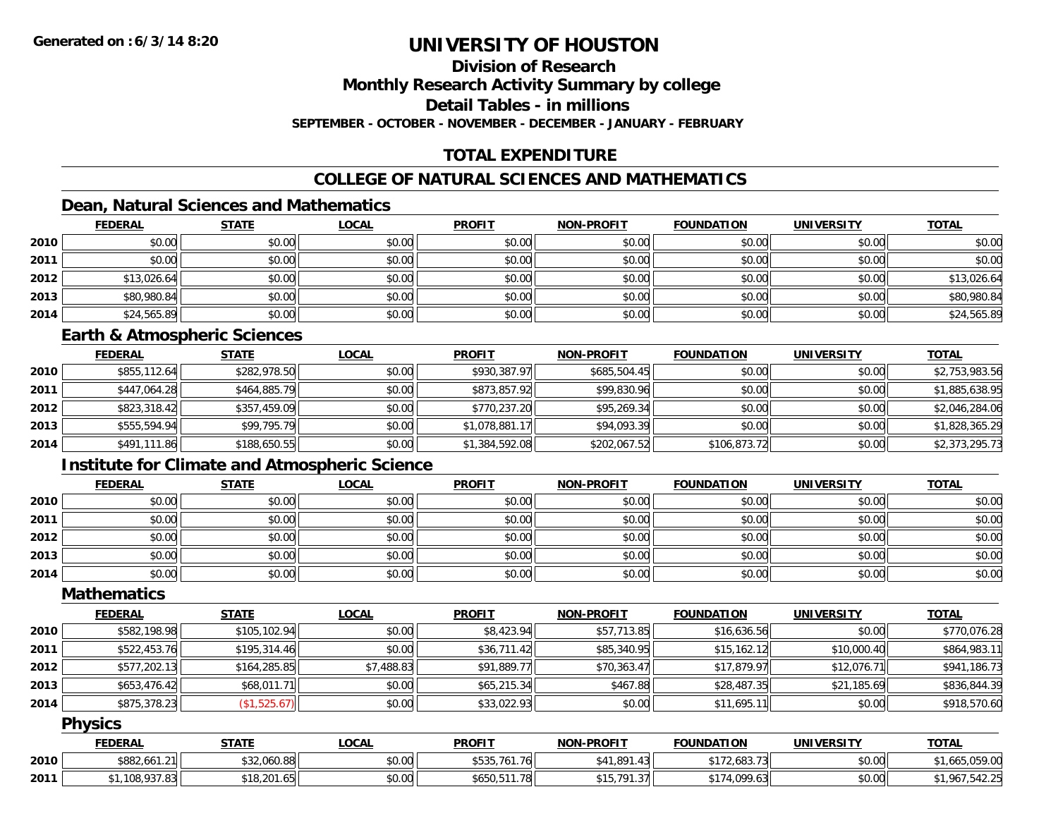**Generated on :6/3/14 8:20**

# UNIVERSITY OF HOUSTON

## Division of Research

## Monthly Research Activity Summary by college

## Detail Tables - in millions

**SEPTEMBER - OCTOBER - NOVEMBER - DECEMBER - JANUARY - FEBRUARY**

## TOTAL EXPENDITURE

## COLLEGE OF NATURAL SCIENCES AND MATHEMATICS

### Dean, Natural Sciences and Mathematics

| | FEDERAL | STATE | LOCAL | PROFIT | NON-PROFIT | FOUNDATION | UNIVERSITY | TOTAL |
|---|---|---|---|---|---|---|---|---|
| 2010 | $0.00 | $0.00 | $0.00 | $0.00 | $0.00 | $0.00 | $0.00 | $0.00 |
| 2011 | $0.00 | $0.00 | $0.00 | $0.00 | $0.00 | $0.00 | $0.00 | $0.00 |
| 2012 | $13,026.64 | $0.00 | $0.00 | $0.00 | $0.00 | $0.00 | $0.00 | $13,026.64 |
| 2013 | $80,980.84 | $0.00 | $0.00 | $0.00 | $0.00 | $0.00 | $0.00 | $80,980.84 |
| 2014 | $24,565.89 | $0.00 | $0.00 | $0.00 | $0.00 | $0.00 | $0.00 | $24,565.89 |

### Earth & Atmospheric Sciences

| | FEDERAL | STATE | LOCAL | PROFIT | NON-PROFIT | FOUNDATION | UNIVERSITY | TOTAL |
|---|---|---|---|---|---|---|---|---|
| 2010 | $855,112.64 | $282,978.50 | $0.00 | $930,387.97 | $685,504.45 | $0.00 | $0.00 | $2,753,983.56 |
| 2011 | $447,064.28 | $464,885.79 | $0.00 | $873,857.92 | $99,830.96 | $0.00 | $0.00 | $1,885,638.95 |
| 2012 | $823,318.42 | $357,459.09 | $0.00 | $770,237.20 | $95,269.34 | $0.00 | $0.00 | $2,046,284.06 |
| 2013 | $555,594.94 | $99,795.79 | $0.00 | $1,078,881.17 | $94,093.39 | $0.00 | $0.00 | $1,828,365.29 |
| 2014 | $491,111.86 | $188,650.55 | $0.00 | $1,384,592.08 | $202,067.52 | $106,873.72 | $0.00 | $2,373,295.73 |

### Institute for Climate and Atmospheric Science

| | FEDERAL | STATE | LOCAL | PROFIT | NON-PROFIT | FOUNDATION | UNIVERSITY | TOTAL |
|---|---|---|---|---|---|---|---|---|
| 2010 | $0.00 | $0.00 | $0.00 | $0.00 | $0.00 | $0.00 | $0.00 | $0.00 |
| 2011 | $0.00 | $0.00 | $0.00 | $0.00 | $0.00 | $0.00 | $0.00 | $0.00 |
| 2012 | $0.00 | $0.00 | $0.00 | $0.00 | $0.00 | $0.00 | $0.00 | $0.00 |
| 2013 | $0.00 | $0.00 | $0.00 | $0.00 | $0.00 | $0.00 | $0.00 | $0.00 |
| 2014 | $0.00 | $0.00 | $0.00 | $0.00 | $0.00 | $0.00 | $0.00 | $0.00 |

### Mathematics

| | FEDERAL | STATE | LOCAL | PROFIT | NON-PROFIT | FOUNDATION | UNIVERSITY | TOTAL |
|---|---|---|---|---|---|---|---|---|
| 2010 | $582,198.98 | $105,102.94 | $0.00 | $8,423.94 | $57,713.85 | $16,636.56 | $0.00 | $770,076.28 |
| 2011 | $522,453.76 | $195,314.46 | $0.00 | $36,711.42 | $85,340.95 | $15,162.12 | $10,000.40 | $864,983.11 |
| 2012 | $577,202.13 | $164,285.85 | $7,488.83 | $91,889.77 | $70,363.47 | $17,879.97 | $12,076.71 | $941,186.73 |
| 2013 | $653,476.42 | $68,011.71 | $0.00 | $65,215.34 | $467.88 | $28,487.35 | $21,185.69 | $836,844.39 |
| 2014 | $875,378.23 | ($1,525.67) | $0.00 | $33,022.93 | $0.00 | $11,695.11 | $0.00 | $918,570.60 |

### Physics

| | FEDERAL | STATE | LOCAL | PROFIT | NON-PROFIT | FOUNDATION | UNIVERSITY | TOTAL |
|---|---|---|---|---|---|---|---|---|
| 2010 | $882,661.21 | $32,060.88 | $0.00 | $535,761.76 | $41,891.43 | $172,683.73 | $0.00 | $1,665,059.00 |
| 2011 | $1,108,937.83 | $18,201.65 | $0.00 | $650,511.78 | $15,791.37 | $174,099.63 | $0.00 | $1,967,542.25 |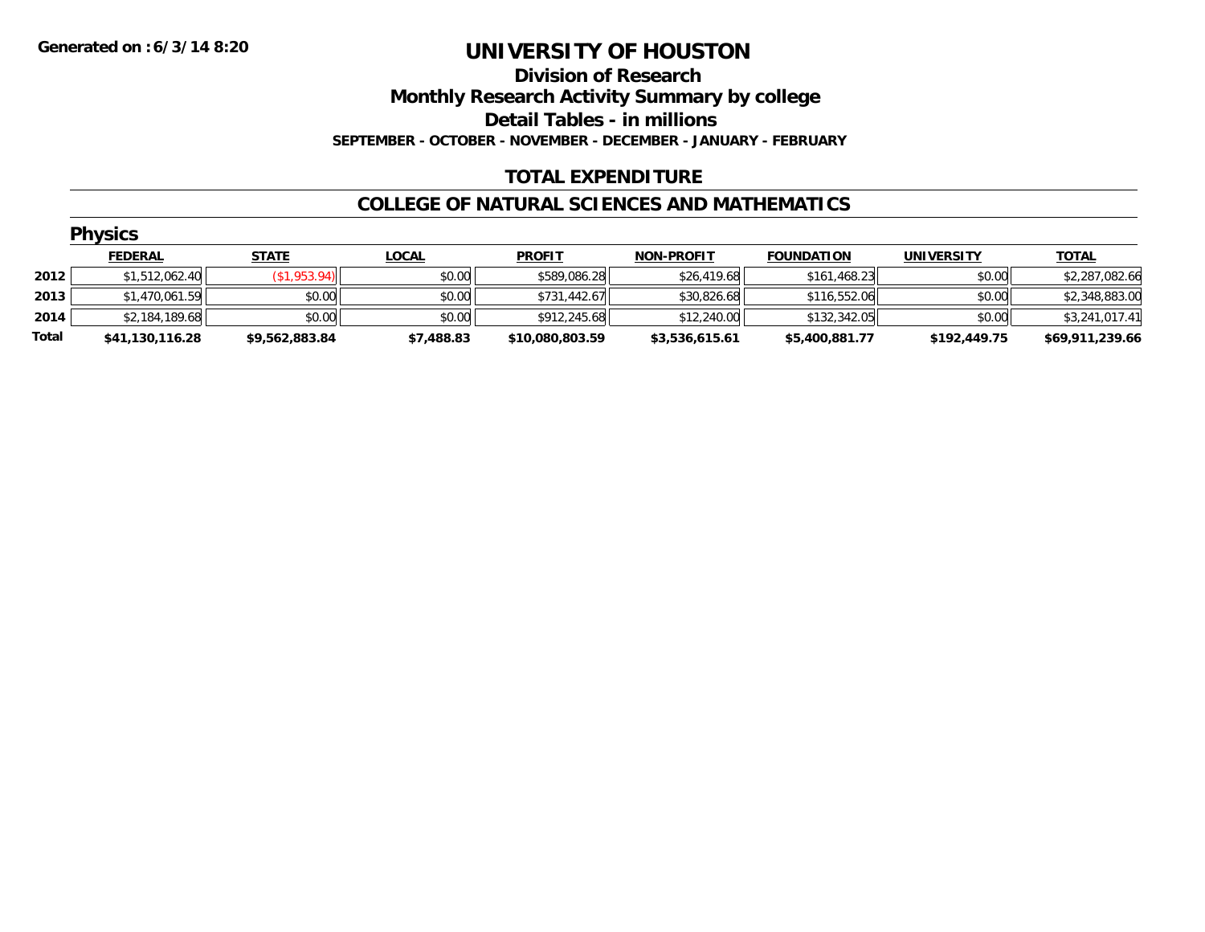**Generated on :6/3/14 8:20**

# UNIVERSITY OF HOUSTON

## Division of Research
## Monthly Research Activity Summary by college
## Detail Tables - in millions
**SEPTEMBER - OCTOBER - NOVEMBER - DECEMBER - JANUARY - FEBRUARY**

## TOTAL EXPENDITURE

## COLLEGE OF NATURAL SCIENCES AND MATHEMATICS

### Physics

| | FEDERAL | STATE | LOCAL | PROFIT | NON-PROFIT | FOUNDATION | UNIVERSITY | TOTAL |
|---|---|---|---|---|---|---|---|---|
| 2012 | $1,512,062.40 | ($1,953.94) | $0.00 | $589,086.28 | $26,419.68 | $161,468.23 | $0.00 | $2,287,082.66 |
| 2013 | $1,470,061.59 | $0.00 | $0.00 | $731,442.67 | $30,826.68 | $116,552.06 | $0.00 | $2,348,883.00 |
| 2014 | $2,184,189.68 | $0.00 | $0.00 | $912,245.68 | $12,240.00 | $132,342.05 | $0.00 | $3,241,017.41 |
| **Total** | **$41,130,116.28** | **$9,562,883.84** | **$7,488.83** | **$10,080,803.59** | **$3,536,615.61** | **$5,400,881.77** | **$192,449.75** | **$69,911,239.66** |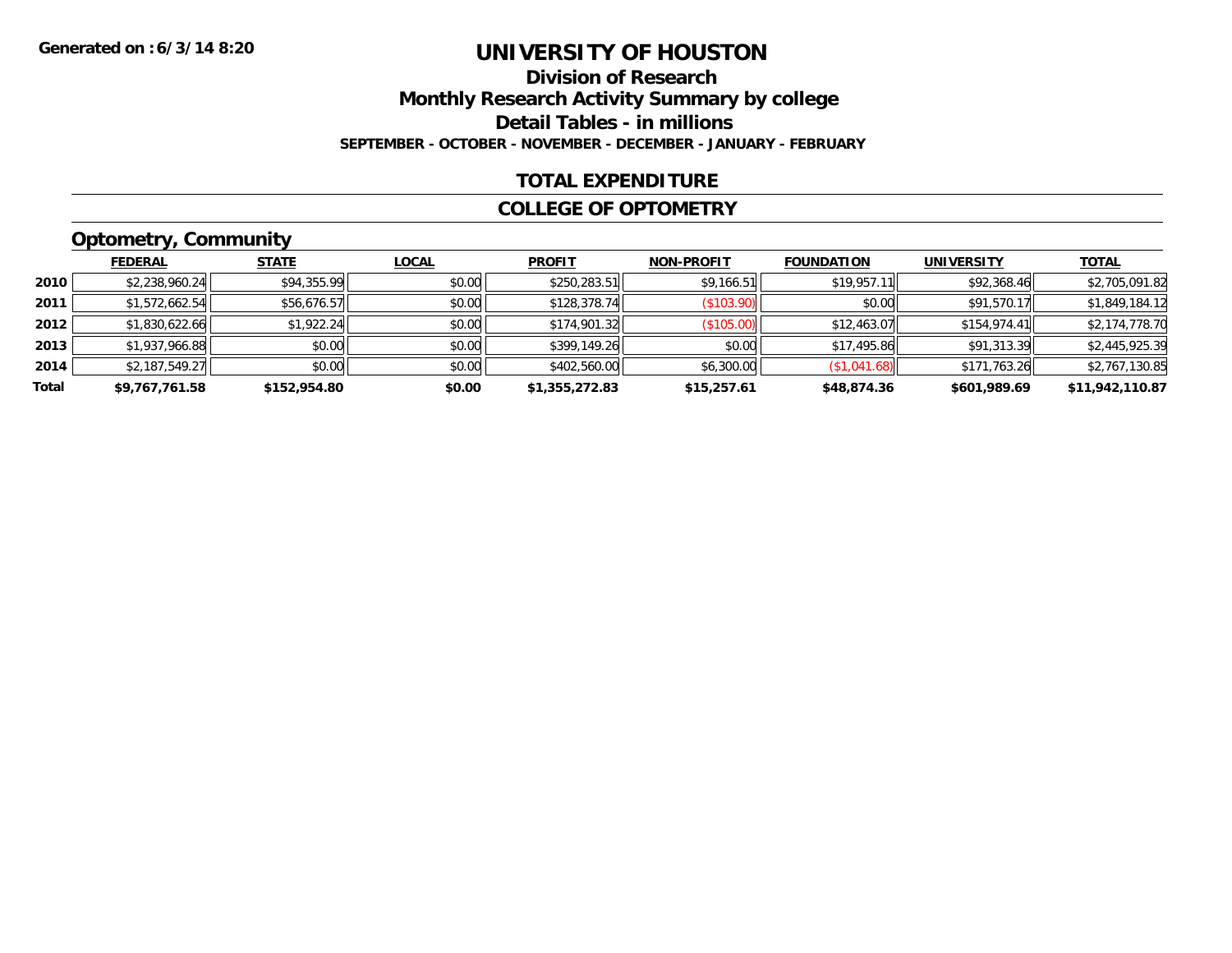Generated on :6/3/14 8:20

# UNIVERSITY OF HOUSTON

## Division of Research

## Monthly Research Activity Summary by college

## Detail Tables - in millions

**SEPTEMBER - OCTOBER - NOVEMBER - DECEMBER - JANUARY - FEBRUARY**

## TOTAL EXPENDITURE

## COLLEGE OF OPTOMETRY

### Optometry, Community

| | FEDERAL | STATE | LOCAL | PROFIT | NON-PROFIT | FOUNDATION | UNIVERSITY | TOTAL |
|---|---|---|---|---|---|---|---|---|
| 2010 | $2,238,960.24 | $94,355.99 | $0.00 | $250,283.51 | $9,166.51 | $19,957.11 | $92,368.46 | $2,705,091.82 |
| 2011 | $1,572,662.54 | $56,676.57 | $0.00 | $128,378.74 | ($103.90) | $0.00 | $91,570.17 | $1,849,184.12 |
| 2012 | $1,830,622.66 | $1,922.24 | $0.00 | $174,901.32 | ($105.00) | $12,463.07 | $154,974.41 | $2,174,778.70 |
| 2013 | $1,937,966.88 | $0.00 | $0.00 | $399,149.26 | $0.00 | $17,495.86 | $91,313.39 | $2,445,925.39 |
| 2014 | $2,187,549.27 | $0.00 | $0.00 | $402,560.00 | $6,300.00 | ($1,041.68) | $171,763.26 | $2,767,130.85 |
| **Total** | **$9,767,761.58** | **$152,954.80** | **$0.00** | **$1,355,272.83** | **$15,257.61** | **$48,874.36** | **$601,989.69** | **$11,942,110.87** |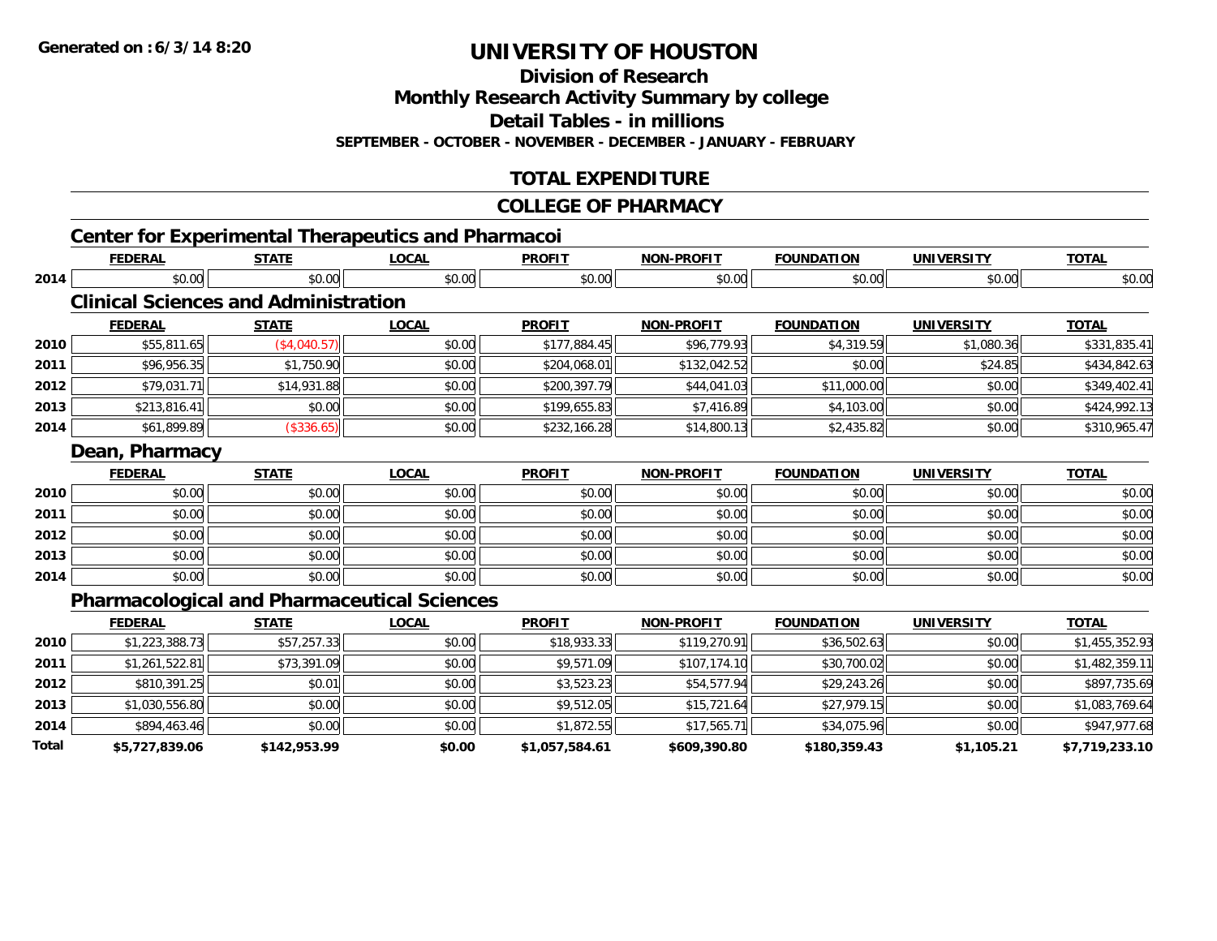**Generated on :6/3/14 8:20**

# UNIVERSITY OF HOUSTON

## Division of Research

## Monthly Research Activity Summary by college

## Detail Tables - in millions

**SEPTEMBER - OCTOBER - NOVEMBER - DECEMBER - JANUARY - FEBRUARY**

## TOTAL EXPENDITURE

## COLLEGE OF PHARMACY

### Center for Experimental Therapeutics and Pharmacoi

| | FEDERAL | STATE | LOCAL | PROFIT | NON-PROFIT | FOUNDATION | UNIVERSITY | TOTAL |
|---|---|---|---|---|---|---|---|---|
| 2014 | $0.00 | $0.00 | $0.00 | $0.00 | $0.00 | $0.00 | $0.00 | $0.00 |

### Clinical Sciences and Administration

| | FEDERAL | STATE | LOCAL | PROFIT | NON-PROFIT | FOUNDATION | UNIVERSITY | TOTAL |
|---|---|---|---|---|---|---|---|---|
| 2010 | $55,811.65 | ($4,040.57) | $0.00 | $177,884.45 | $96,779.93 | $4,319.59 | $1,080.36 | $331,835.41 |
| 2011 | $96,956.35 | $1,750.90 | $0.00 | $204,068.01 | $132,042.52 | $0.00 | $24.85 | $434,842.63 |
| 2012 | $79,031.71 | $14,931.88 | $0.00 | $200,397.79 | $44,041.03 | $11,000.00 | $0.00 | $349,402.41 |
| 2013 | $213,816.41 | $0.00 | $0.00 | $199,655.83 | $7,416.89 | $4,103.00 | $0.00 | $424,992.13 |
| 2014 | $61,899.89 | ($336.65) | $0.00 | $232,166.28 | $14,800.13 | $2,435.82 | $0.00 | $310,965.47 |

### Dean, Pharmacy

| | FEDERAL | STATE | LOCAL | PROFIT | NON-PROFIT | FOUNDATION | UNIVERSITY | TOTAL |
|---|---|---|---|---|---|---|---|---|
| 2010 | $0.00 | $0.00 | $0.00 | $0.00 | $0.00 | $0.00 | $0.00 | $0.00 |
| 2011 | $0.00 | $0.00 | $0.00 | $0.00 | $0.00 | $0.00 | $0.00 | $0.00 |
| 2012 | $0.00 | $0.00 | $0.00 | $0.00 | $0.00 | $0.00 | $0.00 | $0.00 |
| 2013 | $0.00 | $0.00 | $0.00 | $0.00 | $0.00 | $0.00 | $0.00 | $0.00 |
| 2014 | $0.00 | $0.00 | $0.00 | $0.00 | $0.00 | $0.00 | $0.00 | $0.00 |

### Pharmacological and Pharmaceutical Sciences

| | FEDERAL | STATE | LOCAL | PROFIT | NON-PROFIT | FOUNDATION | UNIVERSITY | TOTAL |
|---|---|---|---|---|---|---|---|---|
| 2010 | $1,223,388.73 | $57,257.33 | $0.00 | $18,933.33 | $119,270.91 | $36,502.63 | $0.00 | $1,455,352.93 |
| 2011 | $1,261,522.81 | $73,391.09 | $0.00 | $9,571.09 | $107,174.10 | $30,700.02 | $0.00 | $1,482,359.11 |
| 2012 | $810,391.25 | $0.01 | $0.00 | $3,523.23 | $54,577.94 | $29,243.26 | $0.00 | $897,735.69 |
| 2013 | $1,030,556.80 | $0.00 | $0.00 | $9,512.05 | $15,721.64 | $27,979.15 | $0.00 | $1,083,769.64 |
| 2014 | $894,463.46 | $0.00 | $0.00 | $1,872.55 | $17,565.71 | $34,075.96 | $0.00 | $947,977.68 |
| **Total** | **$5,727,839.06** | **$142,953.99** | **$0.00** | **$1,057,584.61** | **$609,390.80** | **$180,359.43** | **$1,105.21** | **$7,719,233.10** |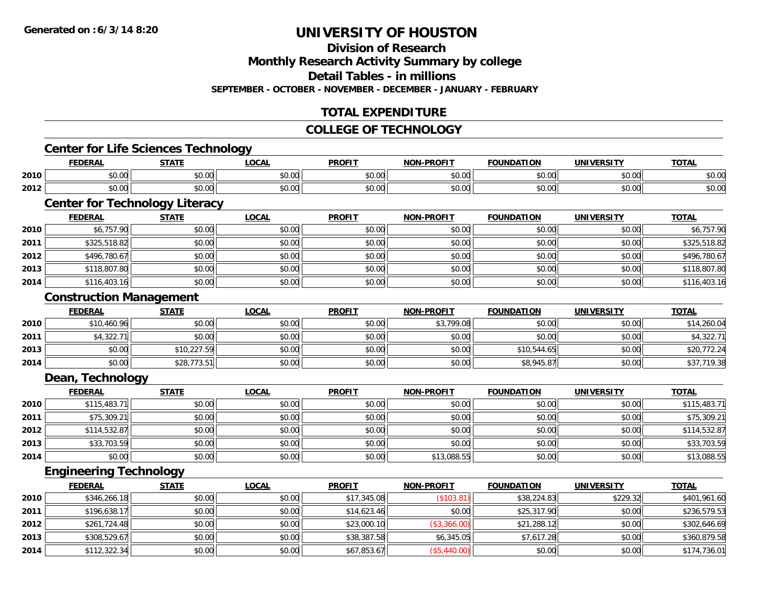**Generated on :6/3/14 8:20**

# UNIVERSITY OF HOUSTON

## Division of Research

## Monthly Research Activity Summary by college

## Detail Tables - in millions

**SEPTEMBER - OCTOBER - NOVEMBER - DECEMBER - JANUARY - FEBRUARY**

## TOTAL EXPENDITURE

## COLLEGE OF TECHNOLOGY

### Center for Life Sciences Technology

| | FEDERAL | STATE | LOCAL | PROFIT | NON-PROFIT | FOUNDATION | UNIVERSITY | TOTAL |
|---|---|---|---|---|---|---|---|---|
| 2010 | $0.00 | $0.00 | $0.00 | $0.00 | $0.00 | $0.00 | $0.00 | $0.00 |
| 2012 | $0.00 | $0.00 | $0.00 | $0.00 | $0.00 | $0.00 | $0.00 | $0.00 |

### Center for Technology Literacy

| | FEDERAL | STATE | LOCAL | PROFIT | NON-PROFIT | FOUNDATION | UNIVERSITY | TOTAL |
|---|---|---|---|---|---|---|---|---|
| 2010 | $6,757.90 | $0.00 | $0.00 | $0.00 | $0.00 | $0.00 | $0.00 | $6,757.90 |
| 2011 | $325,518.82 | $0.00 | $0.00 | $0.00 | $0.00 | $0.00 | $0.00 | $325,518.82 |
| 2012 | $496,780.67 | $0.00 | $0.00 | $0.00 | $0.00 | $0.00 | $0.00 | $496,780.67 |
| 2013 | $118,807.80 | $0.00 | $0.00 | $0.00 | $0.00 | $0.00 | $0.00 | $118,807.80 |
| 2014 | $116,403.16 | $0.00 | $0.00 | $0.00 | $0.00 | $0.00 | $0.00 | $116,403.16 |

### Construction Management

| | FEDERAL | STATE | LOCAL | PROFIT | NON-PROFIT | FOUNDATION | UNIVERSITY | TOTAL |
|---|---|---|---|---|---|---|---|---|
| 2010 | $10,460.96 | $0.00 | $0.00 | $0.00 | $3,799.08 | $0.00 | $0.00 | $14,260.04 |
| 2011 | $4,322.71 | $0.00 | $0.00 | $0.00 | $0.00 | $0.00 | $0.00 | $4,322.71 |
| 2013 | $0.00 | $10,227.59 | $0.00 | $0.00 | $0.00 | $10,544.65 | $0.00 | $20,772.24 |
| 2014 | $0.00 | $28,773.51 | $0.00 | $0.00 | $0.00 | $8,945.87 | $0.00 | $37,719.38 |

### Dean, Technology

| | FEDERAL | STATE | LOCAL | PROFIT | NON-PROFIT | FOUNDATION | UNIVERSITY | TOTAL |
|---|---|---|---|---|---|---|---|---|
| 2010 | $115,483.71 | $0.00 | $0.00 | $0.00 | $0.00 | $0.00 | $0.00 | $115,483.71 |
| 2011 | $75,309.21 | $0.00 | $0.00 | $0.00 | $0.00 | $0.00 | $0.00 | $75,309.21 |
| 2012 | $114,532.87 | $0.00 | $0.00 | $0.00 | $0.00 | $0.00 | $0.00 | $114,532.87 |
| 2013 | $33,703.59 | $0.00 | $0.00 | $0.00 | $0.00 | $0.00 | $0.00 | $33,703.59 |
| 2014 | $0.00 | $0.00 | $0.00 | $0.00 | $13,088.55 | $0.00 | $0.00 | $13,088.55 |

### Engineering Technology

| | FEDERAL | STATE | LOCAL | PROFIT | NON-PROFIT | FOUNDATION | UNIVERSITY | TOTAL |
|---|---|---|---|---|---|---|---|---|
| 2010 | $346,266.18 | $0.00 | $0.00 | $17,345.08 | ($103.81) | $38,224.83 | $229.32 | $401,961.60 |
| 2011 | $196,638.17 | $0.00 | $0.00 | $14,623.46 | $0.00 | $25,317.90 | $0.00 | $236,579.53 |
| 2012 | $261,724.48 | $0.00 | $0.00 | $23,000.10 | ($3,366.00) | $21,288.12 | $0.00 | $302,646.69 |
| 2013 | $308,529.67 | $0.00 | $0.00 | $38,387.58 | $6,345.05 | $7,617.28 | $0.00 | $360,879.58 |
| 2014 | $112,322.34 | $0.00 | $0.00 | $67,853.67 | ($5,440.00) | $0.00 | $0.00 | $174,736.01 |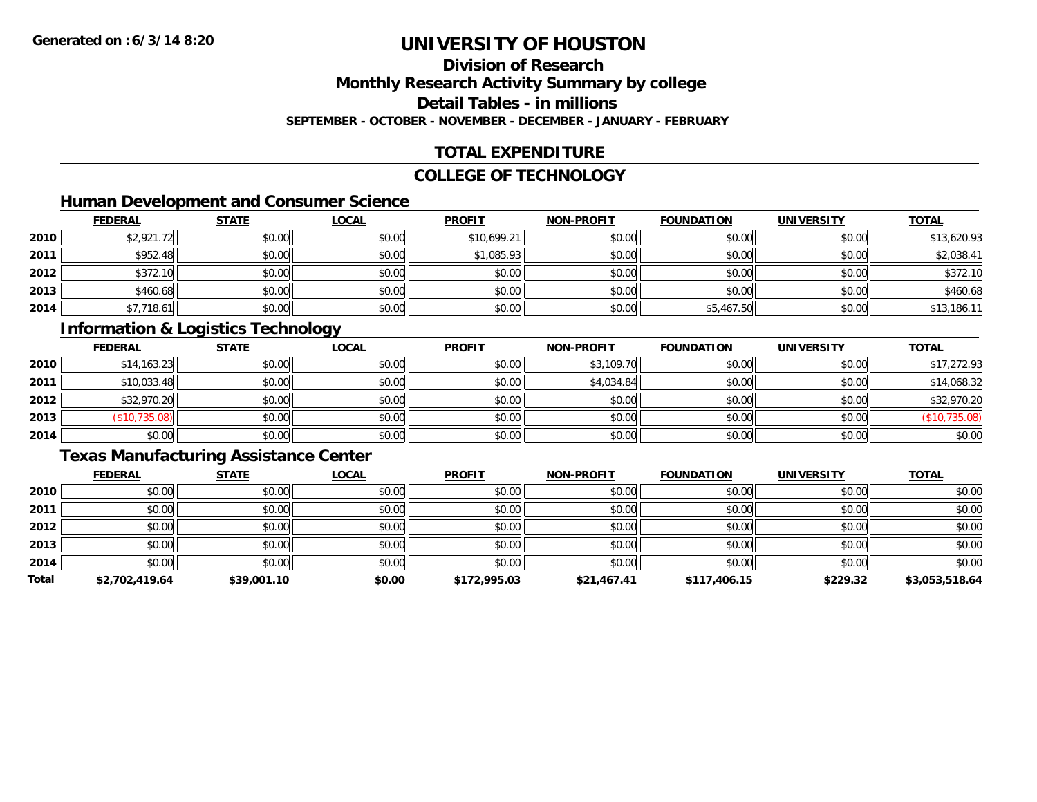# UNIVERSITY OF HOUSTON

## Division of Research

## Monthly Research Activity Summary by college

## Detail Tables - in millions

**SEPTEMBER - OCTOBER - NOVEMBER - DECEMBER - JANUARY - FEBRUARY**

## TOTAL EXPENDITURE

## COLLEGE OF TECHNOLOGY

### Human Development and Consumer Science

| | FEDERAL | STATE | LOCAL | PROFIT | NON-PROFIT | FOUNDATION | UNIVERSITY | TOTAL |
|---|---|---|---|---|---|---|---|---|
| 2010 | $2,921.72 | $0.00 | $0.00 | $10,699.21 | $0.00 | $0.00 | $0.00 | $13,620.93 |
| 2011 | $952.48 | $0.00 | $0.00 | $1,085.93 | $0.00 | $0.00 | $0.00 | $2,038.41 |
| 2012 | $372.10 | $0.00 | $0.00 | $0.00 | $0.00 | $0.00 | $0.00 | $372.10 |
| 2013 | $460.68 | $0.00 | $0.00 | $0.00 | $0.00 | $0.00 | $0.00 | $460.68 |
| 2014 | $7,718.61 | $0.00 | $0.00 | $0.00 | $0.00 | $5,467.50 | $0.00 | $13,186.11 |

### Information & Logistics Technology

| | FEDERAL | STATE | LOCAL | PROFIT | NON-PROFIT | FOUNDATION | UNIVERSITY | TOTAL |
|---|---|---|---|---|---|---|---|---|
| 2010 | $14,163.23 | $0.00 | $0.00 | $0.00 | $3,109.70 | $0.00 | $0.00 | $17,272.93 |
| 2011 | $10,033.48 | $0.00 | $0.00 | $0.00 | $4,034.84 | $0.00 | $0.00 | $14,068.32 |
| 2012 | $32,970.20 | $0.00 | $0.00 | $0.00 | $0.00 | $0.00 | $0.00 | $32,970.20 |
| 2013 | ($10,735.08) | $0.00 | $0.00 | $0.00 | $0.00 | $0.00 | $0.00 | ($10,735.08) |
| 2014 | $0.00 | $0.00 | $0.00 | $0.00 | $0.00 | $0.00 | $0.00 | $0.00 |

### Texas Manufacturing Assistance Center

| | FEDERAL | STATE | LOCAL | PROFIT | NON-PROFIT | FOUNDATION | UNIVERSITY | TOTAL |
|---|---|---|---|---|---|---|---|---|
| 2010 | $0.00 | $0.00 | $0.00 | $0.00 | $0.00 | $0.00 | $0.00 | $0.00 |
| 2011 | $0.00 | $0.00 | $0.00 | $0.00 | $0.00 | $0.00 | $0.00 | $0.00 |
| 2012 | $0.00 | $0.00 | $0.00 | $0.00 | $0.00 | $0.00 | $0.00 | $0.00 |
| 2013 | $0.00 | $0.00 | $0.00 | $0.00 | $0.00 | $0.00 | $0.00 | $0.00 |
| 2014 | $0.00 | $0.00 | $0.00 | $0.00 | $0.00 | $0.00 | $0.00 | $0.00 |
| **Total** | **$2,702,419.64** | **$39,001.10** | **$0.00** | **$172,995.03** | **$21,467.41** | **$117,406.15** | **$229.32** | **$3,053,518.64** |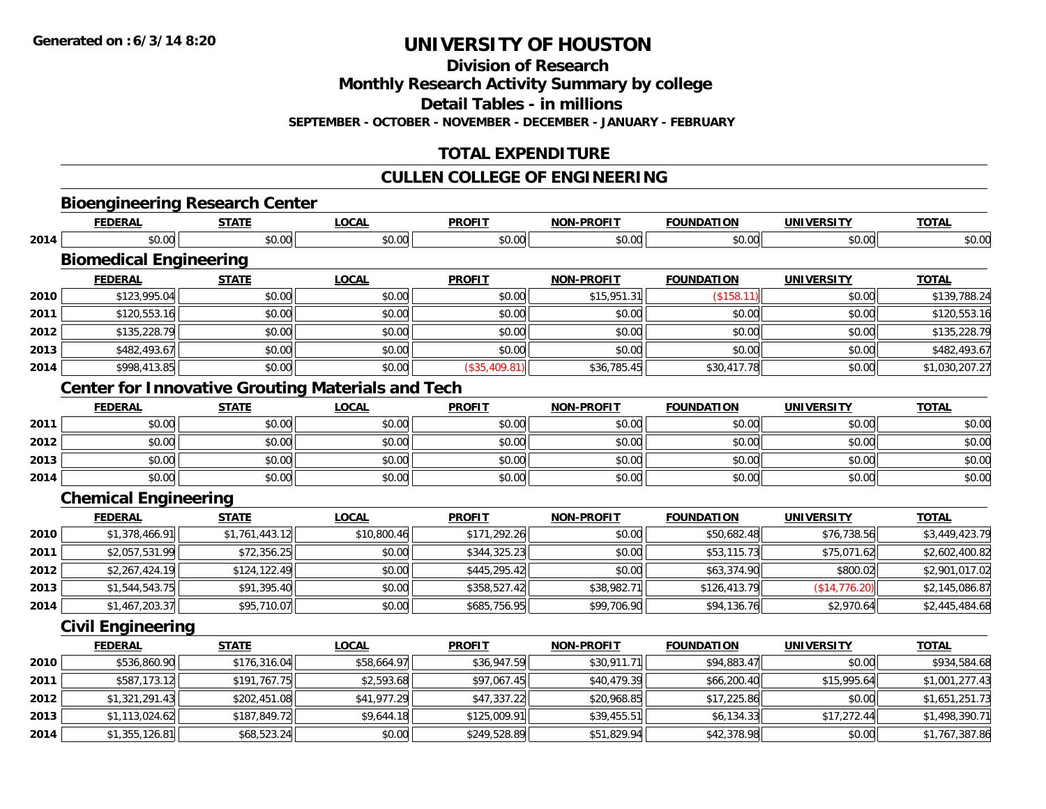**Generated on :6/3/14 8:20**

# UNIVERSITY OF HOUSTON

## Division of Research

## Monthly Research Activity Summary by college

## Detail Tables - in millions

**SEPTEMBER - OCTOBER - NOVEMBER - DECEMBER - JANUARY - FEBRUARY**

## TOTAL EXPENDITURE

## CULLEN COLLEGE OF ENGINEERING

### Bioengineering Research Center

| | FEDERAL | STATE | LOCAL | PROFIT | NON-PROFIT | FOUNDATION | UNIVERSITY | TOTAL |
|---|---|---|---|---|---|---|---|---|
| 2014 | $0.00 | $0.00 | $0.00 | $0.00 | $0.00 | $0.00 | $0.00 | $0.00 |

### Biomedical Engineering

| | FEDERAL | STATE | LOCAL | PROFIT | NON-PROFIT | FOUNDATION | UNIVERSITY | TOTAL |
|---|---|---|---|---|---|---|---|---|
| 2010 | $123,995.04 | $0.00 | $0.00 | $0.00 | $15,951.31 | ($158.11) | $0.00 | $139,788.24 |
| 2011 | $120,553.16 | $0.00 | $0.00 | $0.00 | $0.00 | $0.00 | $0.00 | $120,553.16 |
| 2012 | $135,228.79 | $0.00 | $0.00 | $0.00 | $0.00 | $0.00 | $0.00 | $135,228.79 |
| 2013 | $482,493.67 | $0.00 | $0.00 | $0.00 | $0.00 | $0.00 | $0.00 | $482,493.67 |
| 2014 | $998,413.85 | $0.00 | $0.00 | ($35,409.81) | $36,785.45 | $30,417.78 | $0.00 | $1,030,207.27 |

### Center for Innovative Grouting Materials and Tech

| | FEDERAL | STATE | LOCAL | PROFIT | NON-PROFIT | FOUNDATION | UNIVERSITY | TOTAL |
|---|---|---|---|---|---|---|---|---|
| 2011 | $0.00 | $0.00 | $0.00 | $0.00 | $0.00 | $0.00 | $0.00 | $0.00 |
| 2012 | $0.00 | $0.00 | $0.00 | $0.00 | $0.00 | $0.00 | $0.00 | $0.00 |
| 2013 | $0.00 | $0.00 | $0.00 | $0.00 | $0.00 | $0.00 | $0.00 | $0.00 |
| 2014 | $0.00 | $0.00 | $0.00 | $0.00 | $0.00 | $0.00 | $0.00 | $0.00 |

### Chemical Engineering

| | FEDERAL | STATE | LOCAL | PROFIT | NON-PROFIT | FOUNDATION | UNIVERSITY | TOTAL |
|---|---|---|---|---|---|---|---|---|
| 2010 | $1,378,466.91 | $1,761,443.12 | $10,800.46 | $171,292.26 | $0.00 | $50,682.48 | $76,738.56 | $3,449,423.79 |
| 2011 | $2,057,531.99 | $72,356.25 | $0.00 | $344,325.23 | $0.00 | $53,115.73 | $75,071.62 | $2,602,400.82 |
| 2012 | $2,267,424.19 | $124,122.49 | $0.00 | $445,295.42 | $0.00 | $63,374.90 | $800.02 | $2,901,017.02 |
| 2013 | $1,544,543.75 | $91,395.40 | $0.00 | $358,527.42 | $38,982.71 | $126,413.79 | ($14,776.20) | $2,145,086.87 |
| 2014 | $1,467,203.37 | $95,710.07 | $0.00 | $685,756.95 | $99,706.90 | $94,136.76 | $2,970.64 | $2,445,484.68 |

### Civil Engineering

| | FEDERAL | STATE | LOCAL | PROFIT | NON-PROFIT | FOUNDATION | UNIVERSITY | TOTAL |
|---|---|---|---|---|---|---|---|---|
| 2010 | $536,860.90 | $176,316.04 | $58,664.97 | $36,947.59 | $30,911.71 | $94,883.47 | $0.00 | $934,584.68 |
| 2011 | $587,173.12 | $191,767.75 | $2,593.68 | $97,067.45 | $40,479.39 | $66,200.40 | $15,995.64 | $1,001,277.43 |
| 2012 | $1,321,291.43 | $202,451.08 | $41,977.29 | $47,337.22 | $20,968.85 | $17,225.86 | $0.00 | $1,651,251.73 |
| 2013 | $1,113,024.62 | $187,849.72 | $9,644.18 | $125,009.91 | $39,455.51 | $6,134.33 | $17,272.44 | $1,498,390.71 |
| 2014 | $1,355,126.81 | $68,523.24 | $0.00 | $249,528.89 | $51,829.94 | $42,378.98 | $0.00 | $1,767,387.86 |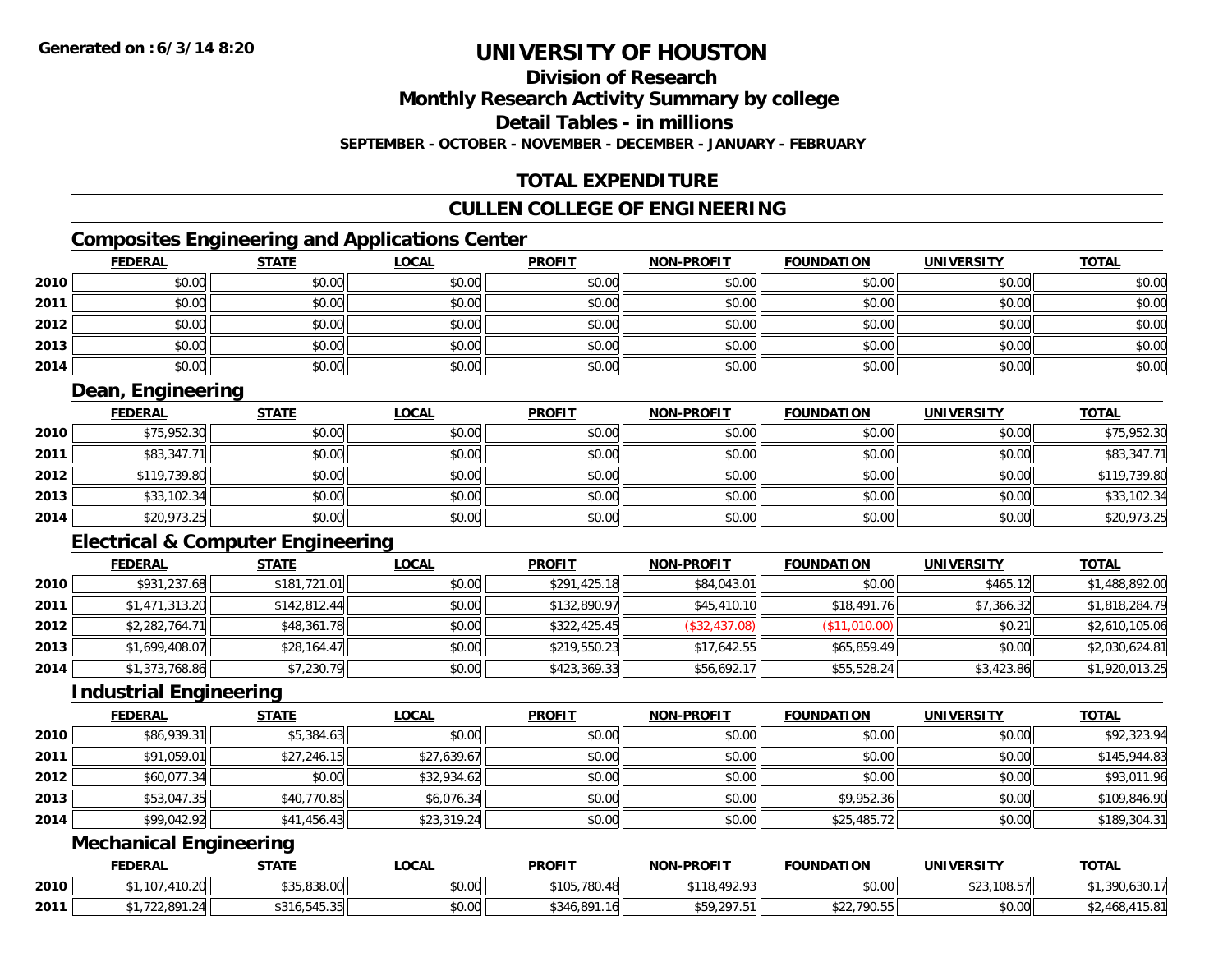# UNIVERSITY OF HOUSTON

## Division of Research

## Monthly Research Activity Summary by college

## Detail Tables - in millions

**SEPTEMBER - OCTOBER - NOVEMBER - DECEMBER - JANUARY - FEBRUARY**

## TOTAL EXPENDITURE

## CULLEN COLLEGE OF ENGINEERING

### Composites Engineering and Applications Center

| | FEDERAL | STATE | LOCAL | PROFIT | NON-PROFIT | FOUNDATION | UNIVERSITY | TOTAL |
|---|---|---|---|---|---|---|---|---|
| 2010 | $0.00 | $0.00 | $0.00 | $0.00 | $0.00 | $0.00 | $0.00 | $0.00 |
| 2011 | $0.00 | $0.00 | $0.00 | $0.00 | $0.00 | $0.00 | $0.00 | $0.00 |
| 2012 | $0.00 | $0.00 | $0.00 | $0.00 | $0.00 | $0.00 | $0.00 | $0.00 |
| 2013 | $0.00 | $0.00 | $0.00 | $0.00 | $0.00 | $0.00 | $0.00 | $0.00 |
| 2014 | $0.00 | $0.00 | $0.00 | $0.00 | $0.00 | $0.00 | $0.00 | $0.00 |

### Dean, Engineering

| | FEDERAL | STATE | LOCAL | PROFIT | NON-PROFIT | FOUNDATION | UNIVERSITY | TOTAL |
|---|---|---|---|---|---|---|---|---|
| 2010 | $75,952.30 | $0.00 | $0.00 | $0.00 | $0.00 | $0.00 | $0.00 | $75,952.30 |
| 2011 | $83,347.71 | $0.00 | $0.00 | $0.00 | $0.00 | $0.00 | $0.00 | $83,347.71 |
| 2012 | $119,739.80 | $0.00 | $0.00 | $0.00 | $0.00 | $0.00 | $0.00 | $119,739.80 |
| 2013 | $33,102.34 | $0.00 | $0.00 | $0.00 | $0.00 | $0.00 | $0.00 | $33,102.34 |
| 2014 | $20,973.25 | $0.00 | $0.00 | $0.00 | $0.00 | $0.00 | $0.00 | $20,973.25 |

### Electrical & Computer Engineering

| | FEDERAL | STATE | LOCAL | PROFIT | NON-PROFIT | FOUNDATION | UNIVERSITY | TOTAL |
|---|---|---|---|---|---|---|---|---|
| 2010 | $931,237.68 | $181,721.01 | $0.00 | $291,425.18 | $84,043.01 | $0.00 | $465.12 | $1,488,892.00 |
| 2011 | $1,471,313.20 | $142,812.44 | $0.00 | $132,890.97 | $45,410.10 | $18,491.76 | $7,366.32 | $1,818,284.79 |
| 2012 | $2,282,764.71 | $48,361.78 | $0.00 | $322,425.45 | ($32,437.08) | ($11,010.00) | $0.21 | $2,610,105.06 |
| 2013 | $1,699,408.07 | $28,164.47 | $0.00 | $219,550.23 | $17,642.55 | $65,859.49 | $0.00 | $2,030,624.81 |
| 2014 | $1,373,768.86 | $7,230.79 | $0.00 | $423,369.33 | $56,692.17 | $55,528.24 | $3,423.86 | $1,920,013.25 |

### Industrial Engineering

| | FEDERAL | STATE | LOCAL | PROFIT | NON-PROFIT | FOUNDATION | UNIVERSITY | TOTAL |
|---|---|---|---|---|---|---|---|---|
| 2010 | $86,939.31 | $5,384.63 | $0.00 | $0.00 | $0.00 | $0.00 | $0.00 | $92,323.94 |
| 2011 | $91,059.01 | $27,246.15 | $27,639.67 | $0.00 | $0.00 | $0.00 | $0.00 | $145,944.83 |
| 2012 | $60,077.34 | $0.00 | $32,934.62 | $0.00 | $0.00 | $0.00 | $0.00 | $93,011.96 |
| 2013 | $53,047.35 | $40,770.85 | $6,076.34 | $0.00 | $0.00 | $9,952.36 | $0.00 | $109,846.90 |
| 2014 | $99,042.92 | $41,456.43 | $23,319.24 | $0.00 | $0.00 | $25,485.72 | $0.00 | $189,304.31 |

### Mechanical Engineering

| | FEDERAL | STATE | LOCAL | PROFIT | NON-PROFIT | FOUNDATION | UNIVERSITY | TOTAL |
|---|---|---|---|---|---|---|---|---|
| 2010 | $1,107,410.20 | $35,838.00 | $0.00 | $105,780.48 | $118,492.93 | $0.00 | $23,108.57 | $1,390,630.17 |
| 2011 | $1,722,891.24 | $316,545.35 | $0.00 | $346,891.16 | $59,297.51 | $22,790.55 | $0.00 | $2,468,415.81 |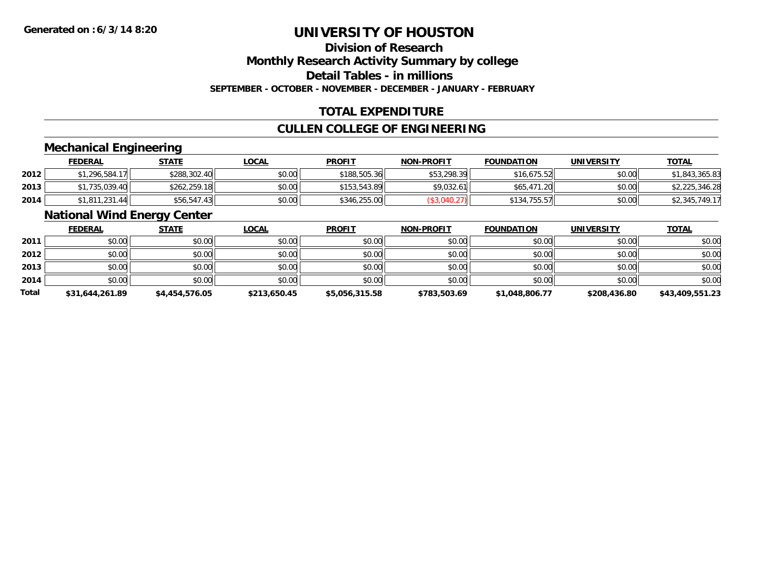**Generated on :6/3/14 8:20**

# UNIVERSITY OF HOUSTON

## Division of Research
## Monthly Research Activity Summary by college
## Detail Tables - in millions

**SEPTEMBER - OCTOBER - NOVEMBER - DECEMBER - JANUARY - FEBRUARY**

## TOTAL EXPENDITURE

## CULLEN COLLEGE OF ENGINEERING

### Mechanical Engineering

| | FEDERAL | STATE | LOCAL | PROFIT | NON-PROFIT | FOUNDATION | UNIVERSITY | TOTAL |
|---|---|---|---|---|---|---|---|---|
| 2012 | $1,296,584.17 | $288,302.40 | $0.00 | $188,505.36 | $53,298.39 | $16,675.52 | $0.00 | $1,843,365.83 |
| 2013 | $1,735,039.40 | $262,259.18 | $0.00 | $153,543.89 | $9,032.61 | $65,471.20 | $0.00 | $2,225,346.28 |
| 2014 | $1,811,231.44 | $56,547.43 | $0.00 | $346,255.00 | ($3,040.27) | $134,755.57 | $0.00 | $2,345,749.17 |

### National Wind Energy Center

| | FEDERAL | STATE | LOCAL | PROFIT | NON-PROFIT | FOUNDATION | UNIVERSITY | TOTAL |
|---|---|---|---|---|---|---|---|---|
| 2011 | $0.00 | $0.00 | $0.00 | $0.00 | $0.00 | $0.00 | $0.00 | $0.00 |
| 2012 | $0.00 | $0.00 | $0.00 | $0.00 | $0.00 | $0.00 | $0.00 | $0.00 |
| 2013 | $0.00 | $0.00 | $0.00 | $0.00 | $0.00 | $0.00 | $0.00 | $0.00 |
| 2014 | $0.00 | $0.00 | $0.00 | $0.00 | $0.00 | $0.00 | $0.00 | $0.00 |
| **Total** | **$31,644,261.89** | **$4,454,576.05** | **$213,650.45** | **$5,056,315.58** | **$783,503.69** | **$1,048,806.77** | **$208,436.80** | **$43,409,551.23** |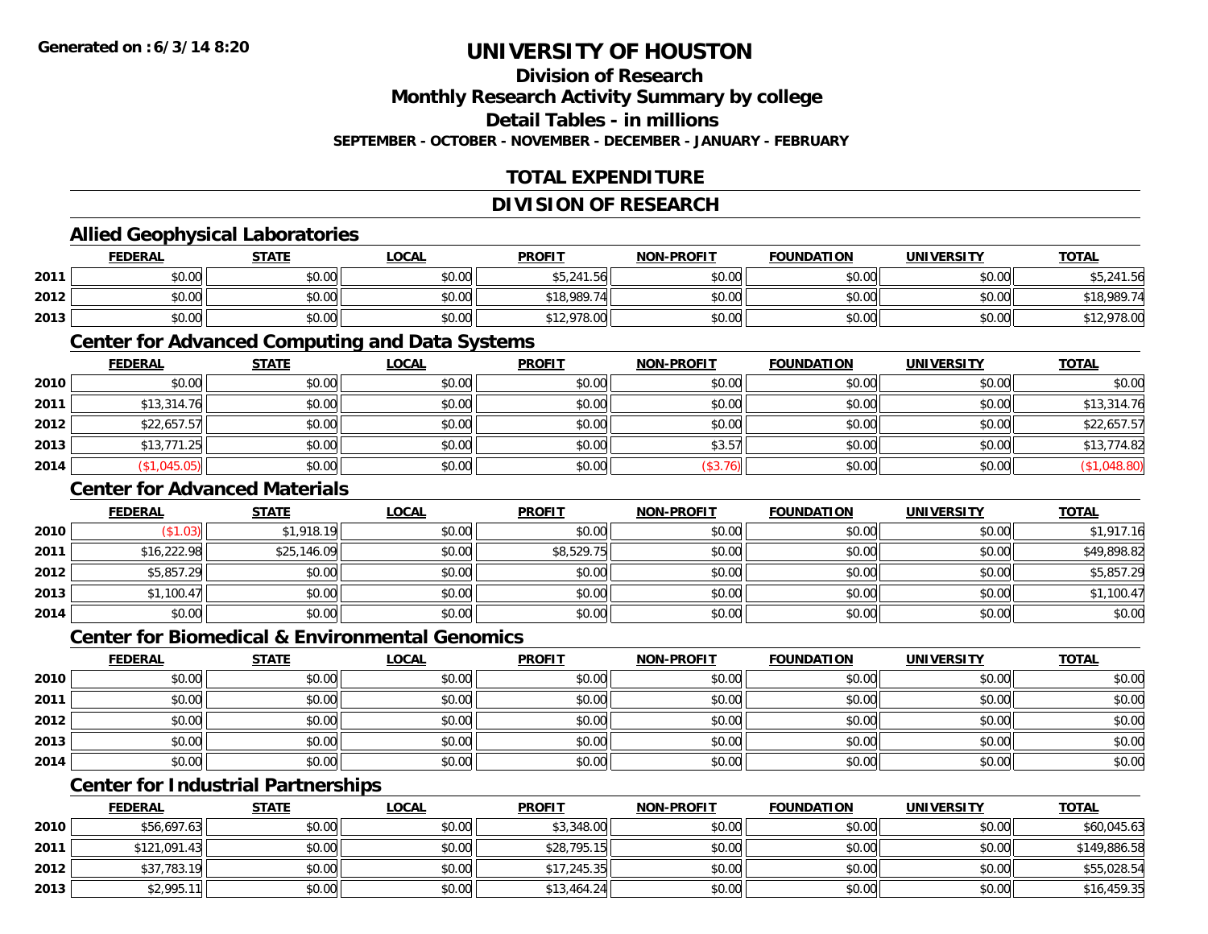# UNIVERSITY OF HOUSTON

## Division of Research

## Monthly Research Activity Summary by college

## Detail Tables - in millions

**SEPTEMBER - OCTOBER - NOVEMBER - DECEMBER - JANUARY - FEBRUARY**

## TOTAL EXPENDITURE

## DIVISION OF RESEARCH

### Allied Geophysical Laboratories

| | FEDERAL | STATE | LOCAL | PROFIT | NON-PROFIT | FOUNDATION | UNIVERSITY | TOTAL |
|---|---|---|---|---|---|---|---|---|
| 2011 | $0.00 | $0.00 | $0.00 | $5,241.56 | $0.00 | $0.00 | $0.00 | $5,241.56 |
| 2012 | $0.00 | $0.00 | $0.00 | $18,989.74 | $0.00 | $0.00 | $0.00 | $18,989.74 |
| 2013 | $0.00 | $0.00 | $0.00 | $12,978.00 | $0.00 | $0.00 | $0.00 | $12,978.00 |

### Center for Advanced Computing and Data Systems

| | FEDERAL | STATE | LOCAL | PROFIT | NON-PROFIT | FOUNDATION | UNIVERSITY | TOTAL |
|---|---|---|---|---|---|---|---|---|
| 2010 | $0.00 | $0.00 | $0.00 | $0.00 | $0.00 | $0.00 | $0.00 | $0.00 |
| 2011 | $13,314.76 | $0.00 | $0.00 | $0.00 | $0.00 | $0.00 | $0.00 | $13,314.76 |
| 2012 | $22,657.57 | $0.00 | $0.00 | $0.00 | $0.00 | $0.00 | $0.00 | $22,657.57 |
| 2013 | $13,771.25 | $0.00 | $0.00 | $0.00 | $3.57 | $0.00 | $0.00 | $13,774.82 |
| 2014 | ($1,045.05) | $0.00 | $0.00 | $0.00 | ($3.76) | $0.00 | $0.00 | ($1,048.80) |

### Center for Advanced Materials

| | FEDERAL | STATE | LOCAL | PROFIT | NON-PROFIT | FOUNDATION | UNIVERSITY | TOTAL |
|---|---|---|---|---|---|---|---|---|
| 2010 | ($1.03) | $1,918.19 | $0.00 | $0.00 | $0.00 | $0.00 | $0.00 | $1,917.16 |
| 2011 | $16,222.98 | $25,146.09 | $0.00 | $8,529.75 | $0.00 | $0.00 | $0.00 | $49,898.82 |
| 2012 | $5,857.29 | $0.00 | $0.00 | $0.00 | $0.00 | $0.00 | $0.00 | $5,857.29 |
| 2013 | $1,100.47 | $0.00 | $0.00 | $0.00 | $0.00 | $0.00 | $0.00 | $1,100.47 |
| 2014 | $0.00 | $0.00 | $0.00 | $0.00 | $0.00 | $0.00 | $0.00 | $0.00 |

### Center for Biomedical & Environmental Genomics

| | FEDERAL | STATE | LOCAL | PROFIT | NON-PROFIT | FOUNDATION | UNIVERSITY | TOTAL |
|---|---|---|---|---|---|---|---|---|
| 2010 | $0.00 | $0.00 | $0.00 | $0.00 | $0.00 | $0.00 | $0.00 | $0.00 |
| 2011 | $0.00 | $0.00 | $0.00 | $0.00 | $0.00 | $0.00 | $0.00 | $0.00 |
| 2012 | $0.00 | $0.00 | $0.00 | $0.00 | $0.00 | $0.00 | $0.00 | $0.00 |
| 2013 | $0.00 | $0.00 | $0.00 | $0.00 | $0.00 | $0.00 | $0.00 | $0.00 |
| 2014 | $0.00 | $0.00 | $0.00 | $0.00 | $0.00 | $0.00 | $0.00 | $0.00 |

### Center for Industrial Partnerships

| | FEDERAL | STATE | LOCAL | PROFIT | NON-PROFIT | FOUNDATION | UNIVERSITY | TOTAL |
|---|---|---|---|---|---|---|---|---|
| 2010 | $56,697.63 | $0.00 | $0.00 | $3,348.00 | $0.00 | $0.00 | $0.00 | $60,045.63 |
| 2011 | $121,091.43 | $0.00 | $0.00 | $28,795.15 | $0.00 | $0.00 | $0.00 | $149,886.58 |
| 2012 | $37,783.19 | $0.00 | $0.00 | $17,245.35 | $0.00 | $0.00 | $0.00 | $55,028.54 |
| 2013 | $2,995.11 | $0.00 | $0.00 | $13,464.24 | $0.00 | $0.00 | $0.00 | $16,459.35 |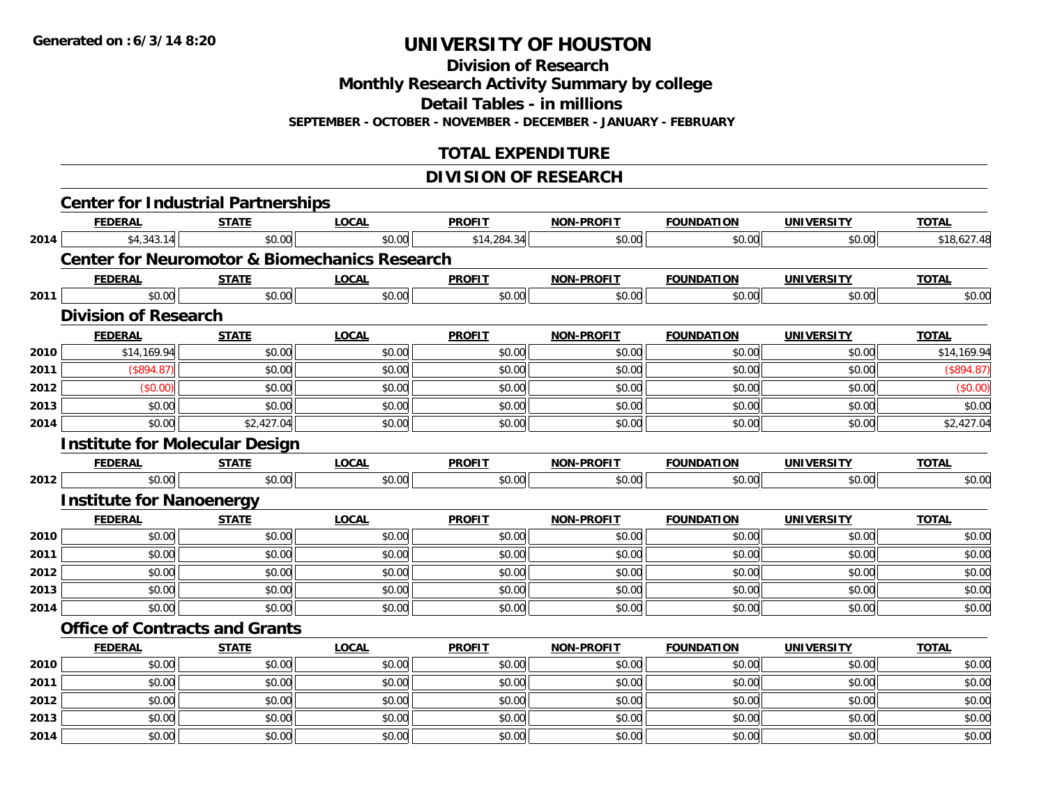# UNIVERSITY OF HOUSTON

## Division of Research

## Monthly Research Activity Summary by college

## Detail Tables - in millions

**SEPTEMBER - OCTOBER - NOVEMBER - DECEMBER - JANUARY - FEBRUARY**

## TOTAL EXPENDITURE

## DIVISION OF RESEARCH

### Center for Industrial Partnerships

| | FEDERAL | STATE | LOCAL | PROFIT | NON-PROFIT | FOUNDATION | UNIVERSITY | TOTAL |
|---|---|---|---|---|---|---|---|---|
| 2014 | $4,343.14 | $0.00 | $0.00 | $14,284.34 | $0.00 | $0.00 | $0.00 | $18,627.48 |

### Center for Neuromotor & Biomechanics Research

| | FEDERAL | STATE | LOCAL | PROFIT | NON-PROFIT | FOUNDATION | UNIVERSITY | TOTAL |
|---|---|---|---|---|---|---|---|---|
| 2011 | $0.00 | $0.00 | $0.00 | $0.00 | $0.00 | $0.00 | $0.00 | $0.00 |

### Division of Research

| | FEDERAL | STATE | LOCAL | PROFIT | NON-PROFIT | FOUNDATION | UNIVERSITY | TOTAL |
|---|---|---|---|---|---|---|---|---|
| 2010 | $14,169.94 | $0.00 | $0.00 | $0.00 | $0.00 | $0.00 | $0.00 | $14,169.94 |
| 2011 | ($894.87) | $0.00 | $0.00 | $0.00 | $0.00 | $0.00 | $0.00 | ($894.87) |
| 2012 | ($0.00) | $0.00 | $0.00 | $0.00 | $0.00 | $0.00 | $0.00 | ($0.00) |
| 2013 | $0.00 | $0.00 | $0.00 | $0.00 | $0.00 | $0.00 | $0.00 | $0.00 |
| 2014 | $0.00 | $2,427.04 | $0.00 | $0.00 | $0.00 | $0.00 | $0.00 | $2,427.04 |

### Institute for Molecular Design

| | FEDERAL | STATE | LOCAL | PROFIT | NON-PROFIT | FOUNDATION | UNIVERSITY | TOTAL |
|---|---|---|---|---|---|---|---|---|
| 2012 | $0.00 | $0.00 | $0.00 | $0.00 | $0.00 | $0.00 | $0.00 | $0.00 |

### Institute for Nanoenergy

| | FEDERAL | STATE | LOCAL | PROFIT | NON-PROFIT | FOUNDATION | UNIVERSITY | TOTAL |
|---|---|---|---|---|---|---|---|---|
| 2010 | $0.00 | $0.00 | $0.00 | $0.00 | $0.00 | $0.00 | $0.00 | $0.00 |
| 2011 | $0.00 | $0.00 | $0.00 | $0.00 | $0.00 | $0.00 | $0.00 | $0.00 |
| 2012 | $0.00 | $0.00 | $0.00 | $0.00 | $0.00 | $0.00 | $0.00 | $0.00 |
| 2013 | $0.00 | $0.00 | $0.00 | $0.00 | $0.00 | $0.00 | $0.00 | $0.00 |
| 2014 | $0.00 | $0.00 | $0.00 | $0.00 | $0.00 | $0.00 | $0.00 | $0.00 |

### Office of Contracts and Grants

| | FEDERAL | STATE | LOCAL | PROFIT | NON-PROFIT | FOUNDATION | UNIVERSITY | TOTAL |
|---|---|---|---|---|---|---|---|---|
| 2010 | $0.00 | $0.00 | $0.00 | $0.00 | $0.00 | $0.00 | $0.00 | $0.00 |
| 2011 | $0.00 | $0.00 | $0.00 | $0.00 | $0.00 | $0.00 | $0.00 | $0.00 |
| 2012 | $0.00 | $0.00 | $0.00 | $0.00 | $0.00 | $0.00 | $0.00 | $0.00 |
| 2013 | $0.00 | $0.00 | $0.00 | $0.00 | $0.00 | $0.00 | $0.00 | $0.00 |
| 2014 | $0.00 | $0.00 | $0.00 | $0.00 | $0.00 | $0.00 | $0.00 | $0.00 |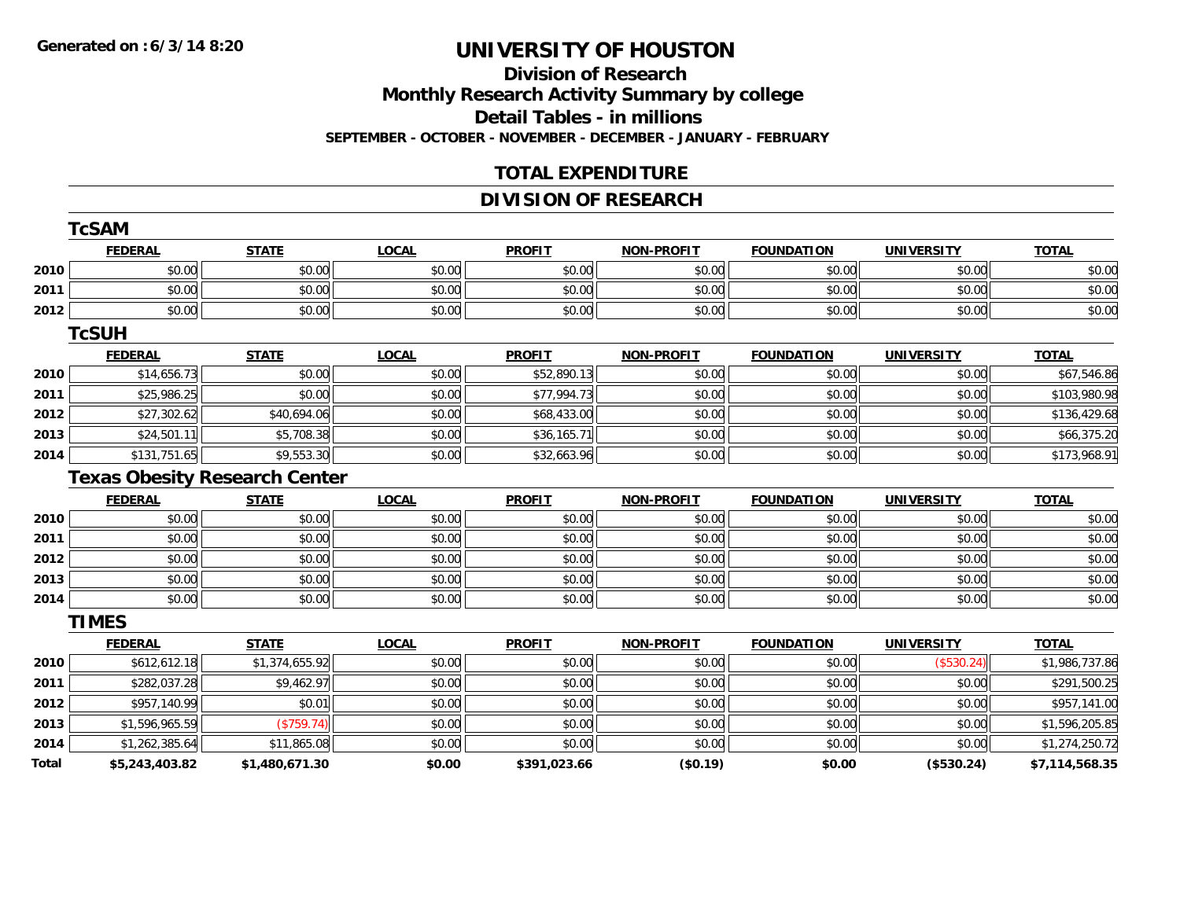**Generated on : 6/3/14 8:20**

# UNIVERSITY OF HOUSTON

## Division of Research

## Monthly Research Activity Summary by college

## Detail Tables - in millions

**SEPTEMBER - OCTOBER - NOVEMBER - DECEMBER - JANUARY - FEBRUARY**

## TOTAL EXPENDITURE

## DIVISION OF RESEARCH

### TcSAM

| | FEDERAL | STATE | LOCAL | PROFIT | NON-PROFIT | FOUNDATION | UNIVERSITY | TOTAL |
|---|---|---|---|---|---|---|---|---|
| 2010 | $0.00 | $0.00 | $0.00 | $0.00 | $0.00 | $0.00 | $0.00 | $0.00 |
| 2011 | $0.00 | $0.00 | $0.00 | $0.00 | $0.00 | $0.00 | $0.00 | $0.00 |
| 2012 | $0.00 | $0.00 | $0.00 | $0.00 | $0.00 | $0.00 | $0.00 | $0.00 |

### TcSUH

| | FEDERAL | STATE | LOCAL | PROFIT | NON-PROFIT | FOUNDATION | UNIVERSITY | TOTAL |
|---|---|---|---|---|---|---|---|---|
| 2010 | $14,656.73 | $0.00 | $0.00 | $52,890.13 | $0.00 | $0.00 | $0.00 | $67,546.86 |
| 2011 | $25,986.25 | $0.00 | $0.00 | $77,994.73 | $0.00 | $0.00 | $0.00 | $103,980.98 |
| 2012 | $27,302.62 | $40,694.06 | $0.00 | $68,433.00 | $0.00 | $0.00 | $0.00 | $136,429.68 |
| 2013 | $24,501.11 | $5,708.38 | $0.00 | $36,165.71 | $0.00 | $0.00 | $0.00 | $66,375.20 |
| 2014 | $131,751.65 | $9,553.30 | $0.00 | $32,663.96 | $0.00 | $0.00 | $0.00 | $173,968.91 |

### Texas Obesity Research Center

| | FEDERAL | STATE | LOCAL | PROFIT | NON-PROFIT | FOUNDATION | UNIVERSITY | TOTAL |
|---|---|---|---|---|---|---|---|---|
| 2010 | $0.00 | $0.00 | $0.00 | $0.00 | $0.00 | $0.00 | $0.00 | $0.00 |
| 2011 | $0.00 | $0.00 | $0.00 | $0.00 | $0.00 | $0.00 | $0.00 | $0.00 |
| 2012 | $0.00 | $0.00 | $0.00 | $0.00 | $0.00 | $0.00 | $0.00 | $0.00 |
| 2013 | $0.00 | $0.00 | $0.00 | $0.00 | $0.00 | $0.00 | $0.00 | $0.00 |
| 2014 | $0.00 | $0.00 | $0.00 | $0.00 | $0.00 | $0.00 | $0.00 | $0.00 |

### TIMES

| | FEDERAL | STATE | LOCAL | PROFIT | NON-PROFIT | FOUNDATION | UNIVERSITY | TOTAL |
|---|---|---|---|---|---|---|---|---|
| 2010 | $612,612.18 | $1,374,655.92 | $0.00 | $0.00 | $0.00 | $0.00 | ($530.24) | $1,986,737.86 |
| 2011 | $282,037.28 | $9,462.97 | $0.00 | $0.00 | $0.00 | $0.00 | $0.00 | $291,500.25 |
| 2012 | $957,140.99 | $0.01 | $0.00 | $0.00 | $0.00 | $0.00 | $0.00 | $957,141.00 |
| 2013 | $1,596,965.59 | ($759.74) | $0.00 | $0.00 | $0.00 | $0.00 | $0.00 | $1,596,205.85 |
| 2014 | $1,262,385.64 | $11,865.08 | $0.00 | $0.00 | $0.00 | $0.00 | $0.00 | $1,274,250.72 |
| **Total** | **$5,243,403.82** | **$1,480,671.30** | **$0.00** | **$391,023.66** | **($0.19)** | **$0.00** | **($530.24)** | **$7,114,568.35** |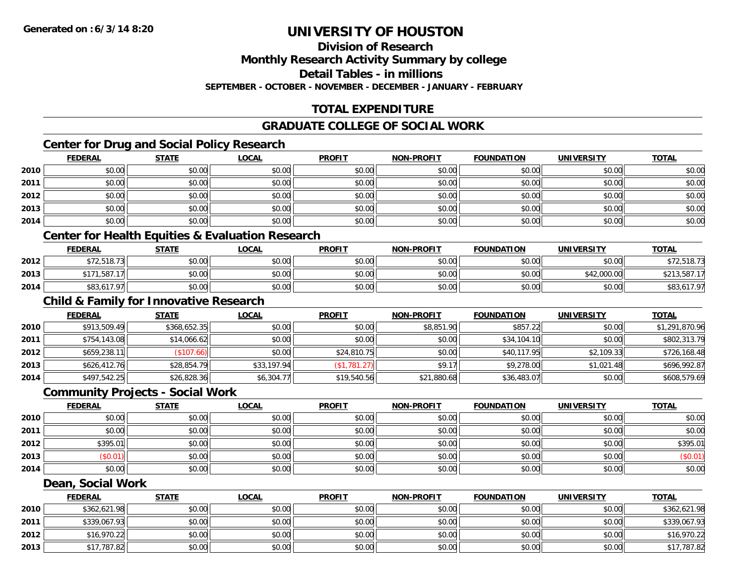# UNIVERSITY OF HOUSTON

## Division of Research

## Monthly Research Activity Summary by college

## Detail Tables - in millions

**SEPTEMBER - OCTOBER - NOVEMBER - DECEMBER - JANUARY - FEBRUARY**

## TOTAL EXPENDITURE

## GRADUATE COLLEGE OF SOCIAL WORK

### Center for Drug and Social Policy Research

| | FEDERAL | STATE | LOCAL | PROFIT | NON-PROFIT | FOUNDATION | UNIVERSITY | TOTAL |
|---|---|---|---|---|---|---|---|---|
| 2010 | $0.00 | $0.00 | $0.00 | $0.00 | $0.00 | $0.00 | $0.00 | $0.00 |
| 2011 | $0.00 | $0.00 | $0.00 | $0.00 | $0.00 | $0.00 | $0.00 | $0.00 |
| 2012 | $0.00 | $0.00 | $0.00 | $0.00 | $0.00 | $0.00 | $0.00 | $0.00 |
| 2013 | $0.00 | $0.00 | $0.00 | $0.00 | $0.00 | $0.00 | $0.00 | $0.00 |
| 2014 | $0.00 | $0.00 | $0.00 | $0.00 | $0.00 | $0.00 | $0.00 | $0.00 |

### Center for Health Equities & Evaluation Research

| | FEDERAL | STATE | LOCAL | PROFIT | NON-PROFIT | FOUNDATION | UNIVERSITY | TOTAL |
|---|---|---|---|---|---|---|---|---|
| 2012 | $72,518.73 | $0.00 | $0.00 | $0.00 | $0.00 | $0.00 | $0.00 | $72,518.73 |
| 2013 | $171,587.17 | $0.00 | $0.00 | $0.00 | $0.00 | $0.00 | $42,000.00 | $213,587.17 |
| 2014 | $83,617.97 | $0.00 | $0.00 | $0.00 | $0.00 | $0.00 | $0.00 | $83,617.97 |

### Child & Family for Innovative Research

| | FEDERAL | STATE | LOCAL | PROFIT | NON-PROFIT | FOUNDATION | UNIVERSITY | TOTAL |
|---|---|---|---|---|---|---|---|---|
| 2010 | $913,509.49 | $368,652.35 | $0.00 | $0.00 | $8,851.90 | $857.22 | $0.00 | $1,291,870.96 |
| 2011 | $754,143.08 | $14,066.62 | $0.00 | $0.00 | $0.00 | $34,104.10 | $0.00 | $802,313.79 |
| 2012 | $659,238.11 | ($107.66) | $0.00 | $24,810.75 | $0.00 | $40,117.95 | $2,109.33 | $726,168.48 |
| 2013 | $626,412.76 | $28,854.79 | $33,197.94 | ($1,781.27) | $9.17 | $9,278.00 | $1,021.48 | $696,992.87 |
| 2014 | $497,542.25 | $26,828.36 | $6,304.77 | $19,540.56 | $21,880.68 | $36,483.07 | $0.00 | $608,579.69 |

### Community Projects - Social Work

| | FEDERAL | STATE | LOCAL | PROFIT | NON-PROFIT | FOUNDATION | UNIVERSITY | TOTAL |
|---|---|---|---|---|---|---|---|---|
| 2010 | $0.00 | $0.00 | $0.00 | $0.00 | $0.00 | $0.00 | $0.00 | $0.00 |
| 2011 | $0.00 | $0.00 | $0.00 | $0.00 | $0.00 | $0.00 | $0.00 | $0.00 |
| 2012 | $395.01 | $0.00 | $0.00 | $0.00 | $0.00 | $0.00 | $0.00 | $395.01 |
| 2013 | ($0.01) | $0.00 | $0.00 | $0.00 | $0.00 | $0.00 | $0.00 | ($0.01) |
| 2014 | $0.00 | $0.00 | $0.00 | $0.00 | $0.00 | $0.00 | $0.00 | $0.00 |

### Dean, Social Work

| | FEDERAL | STATE | LOCAL | PROFIT | NON-PROFIT | FOUNDATION | UNIVERSITY | TOTAL |
|---|---|---|---|---|---|---|---|---|
| 2010 | $362,621.98 | $0.00 | $0.00 | $0.00 | $0.00 | $0.00 | $0.00 | $362,621.98 |
| 2011 | $339,067.93 | $0.00 | $0.00 | $0.00 | $0.00 | $0.00 | $0.00 | $339,067.93 |
| 2012 | $16,970.22 | $0.00 | $0.00 | $0.00 | $0.00 | $0.00 | $0.00 | $16,970.22 |
| 2013 | $17,787.82 | $0.00 | $0.00 | $0.00 | $0.00 | $0.00 | $0.00 | $17,787.82 |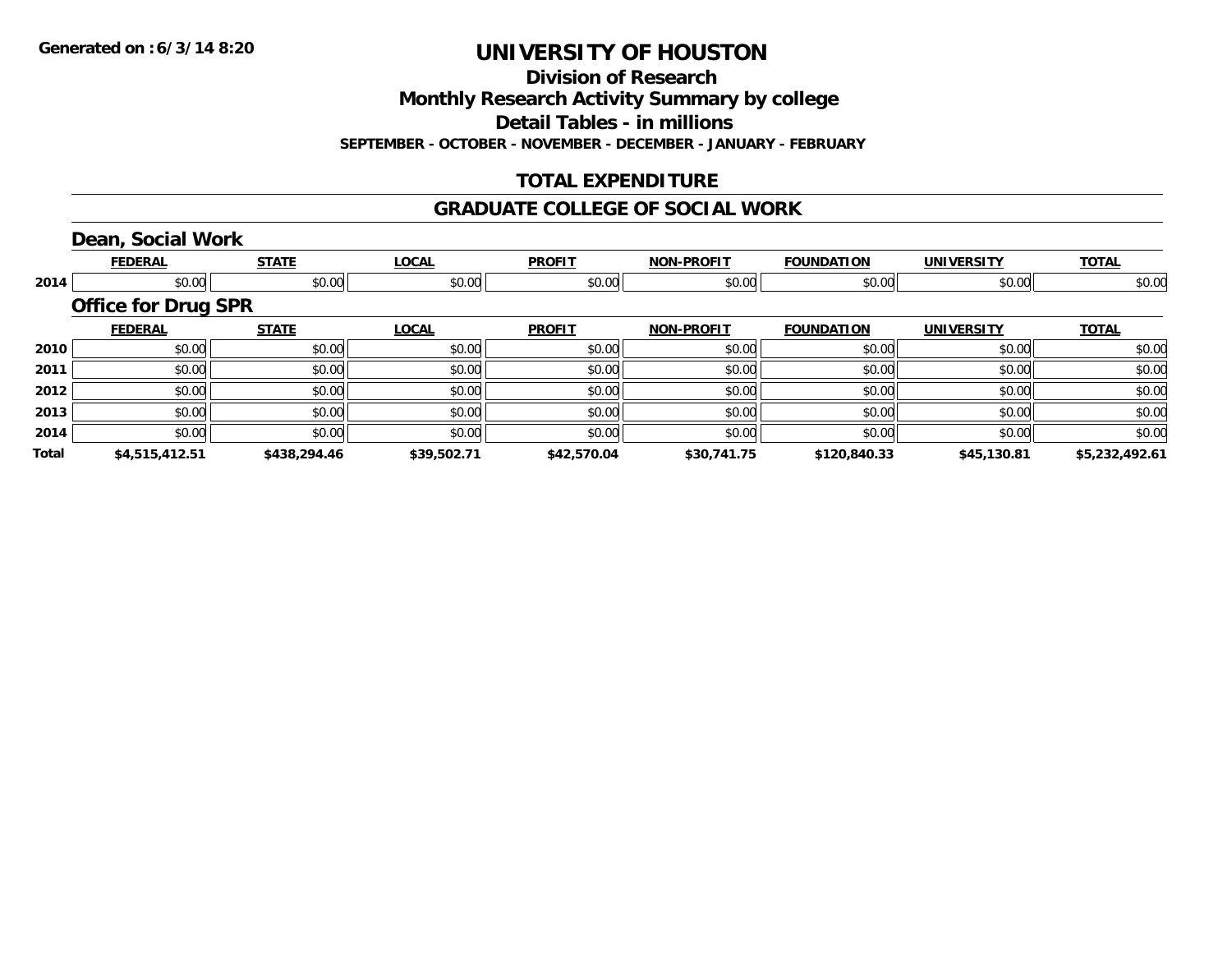**Generated on :6/3/14 8:20**

# UNIVERSITY OF HOUSTON

## Division of Research

## Monthly Research Activity Summary by college

## Detail Tables - in millions

**SEPTEMBER - OCTOBER - NOVEMBER - DECEMBER - JANUARY - FEBRUARY**

## TOTAL EXPENDITURE

## GRADUATE COLLEGE OF SOCIAL WORK

### Dean, Social Work

| | FEDERAL | STATE | LOCAL | PROFIT | NON-PROFIT | FOUNDATION | UNIVERSITY | TOTAL |
|---|---|---|---|---|---|---|---|---|
| 2014 | $0.00 | $0.00 | $0.00 | $0.00 | $0.00 | $0.00 | $0.00 | $0.00 |

### Office for Drug SPR

| | FEDERAL | STATE | LOCAL | PROFIT | NON-PROFIT | FOUNDATION | UNIVERSITY | TOTAL |
|---|---|---|---|---|---|---|---|---|
| 2010 | $0.00 | $0.00 | $0.00 | $0.00 | $0.00 | $0.00 | $0.00 | $0.00 |
| 2011 | $0.00 | $0.00 | $0.00 | $0.00 | $0.00 | $0.00 | $0.00 | $0.00 |
| 2012 | $0.00 | $0.00 | $0.00 | $0.00 | $0.00 | $0.00 | $0.00 | $0.00 |
| 2013 | $0.00 | $0.00 | $0.00 | $0.00 | $0.00 | $0.00 | $0.00 | $0.00 |
| 2014 | $0.00 | $0.00 | $0.00 | $0.00 | $0.00 | $0.00 | $0.00 | $0.00 |
| **Total** | **$4,515,412.51** | **$438,294.46** | **$39,502.71** | **$42,570.04** | **$30,741.75** | **$120,840.33** | **$45,130.81** | **$5,232,492.61** |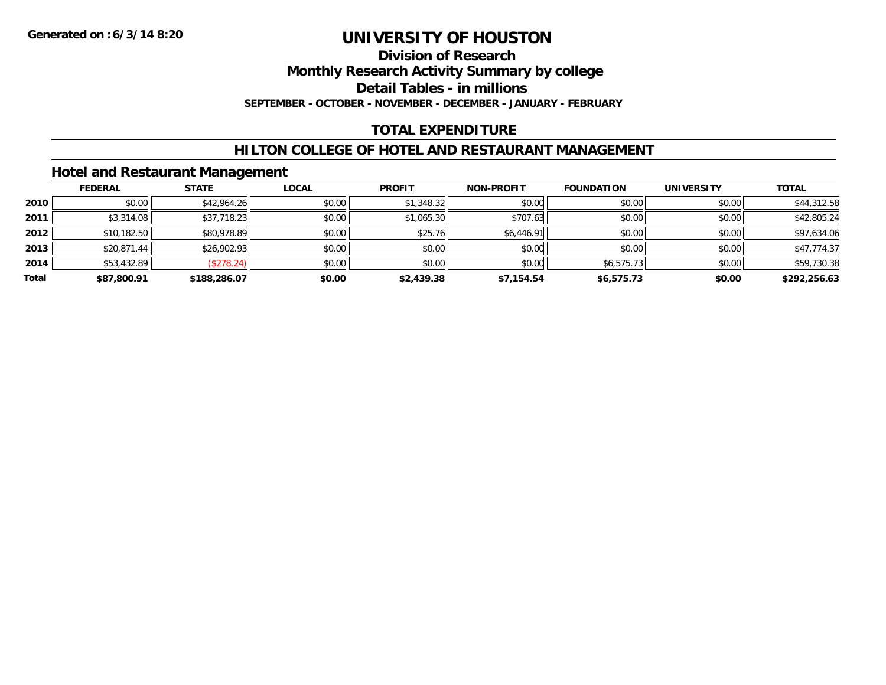Generated on :6/3/14 8:20

# UNIVERSITY OF HOUSTON

## Division of Research

## Monthly Research Activity Summary by college

## Detail Tables - in millions

**SEPTEMBER - OCTOBER - NOVEMBER - DECEMBER - JANUARY - FEBRUARY**

## TOTAL EXPENDITURE

## HILTON COLLEGE OF HOTEL AND RESTAURANT MANAGEMENT

### Hotel and Restaurant Management

| | FEDERAL | STATE | LOCAL | PROFIT | NON-PROFIT | FOUNDATION | UNIVERSITY | TOTAL |
|---|---|---|---|---|---|---|---|---|
| **2010** | $0.00 | $42,964.26 | $0.00 | $1,348.32 | $0.00 | $0.00 | $0.00 | $44,312.58 |
| **2011** | $3,314.08 | $37,718.23 | $0.00 | $1,065.30 | $707.63 | $0.00 | $0.00 | $42,805.24 |
| **2012** | $10,182.50 | $80,978.89 | $0.00 | $25.76 | $6,446.91 | $0.00 | $0.00 | $97,634.06 |
| **2013** | $20,871.44 | $26,902.93 | $0.00 | $0.00 | $0.00 | $0.00 | $0.00 | $47,774.37 |
| **2014** | $53,432.89 | ($278.24) | $0.00 | $0.00 | $0.00 | $6,575.73 | $0.00 | $59,730.38 |
| **Total** | **$87,800.91** | **$188,286.07** | **$0.00** | **$2,439.38** | **$7,154.54** | **$6,575.73** | **$0.00** | **$292,256.63** |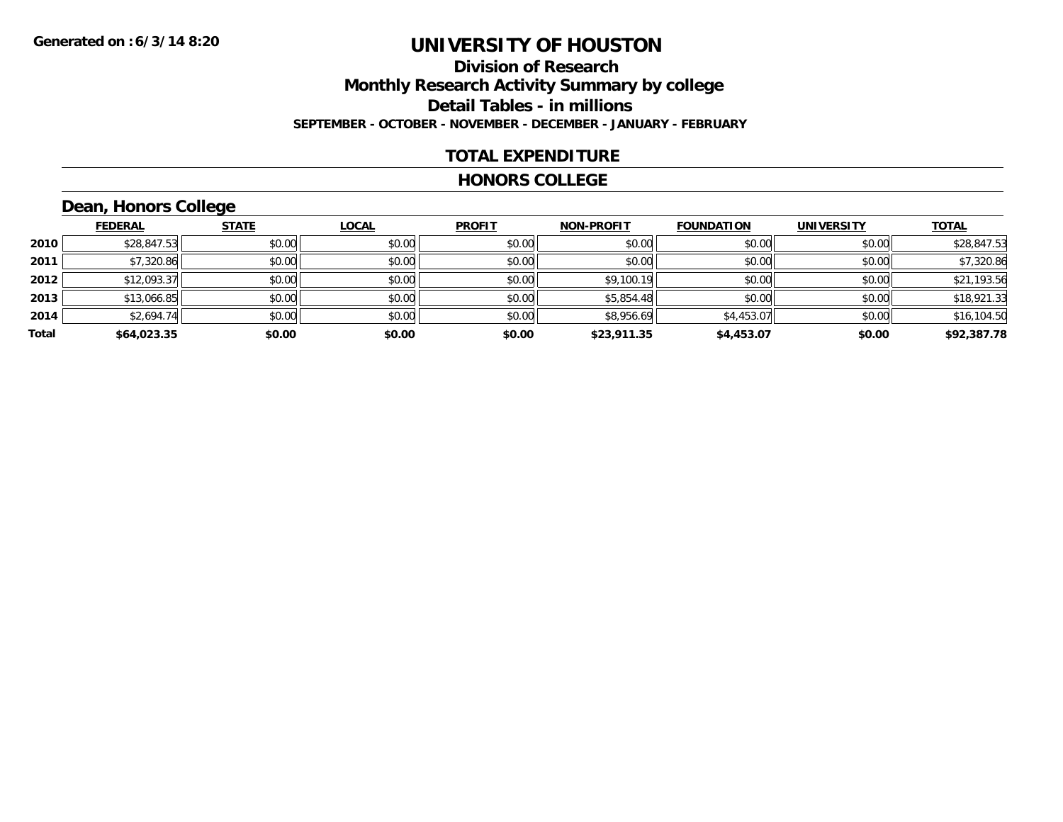Generated on :6/3/14 8:20

# UNIVERSITY OF HOUSTON

## Division of Research
## Monthly Research Activity Summary by college
## Detail Tables - in millions
### SEPTEMBER - OCTOBER - NOVEMBER - DECEMBER - JANUARY - FEBRUARY

## TOTAL EXPENDITURE

## HONORS COLLEGE

### Dean, Honors College

| | FEDERAL | STATE | LOCAL | PROFIT | NON-PROFIT | FOUNDATION | UNIVERSITY | TOTAL |
|---|---|---|---|---|---|---|---|---|
| 2010 | $28,847.53 | $0.00 | $0.00 | $0.00 | $0.00 | $0.00 | $0.00 | $28,847.53 |
| 2011 | $7,320.86 | $0.00 | $0.00 | $0.00 | $0.00 | $0.00 | $0.00 | $7,320.86 |
| 2012 | $12,093.37 | $0.00 | $0.00 | $0.00 | $9,100.19 | $0.00 | $0.00 | $21,193.56 |
| 2013 | $13,066.85 | $0.00 | $0.00 | $0.00 | $5,854.48 | $0.00 | $0.00 | $18,921.33 |
| 2014 | $2,694.74 | $0.00 | $0.00 | $0.00 | $8,956.69 | $4,453.07 | $0.00 | $16,104.50 |
| **Total** | **$64,023.35** | **$0.00** | **$0.00** | **$0.00** | **$23,911.35** | **$4,453.07** | **$0.00** | **$92,387.78** |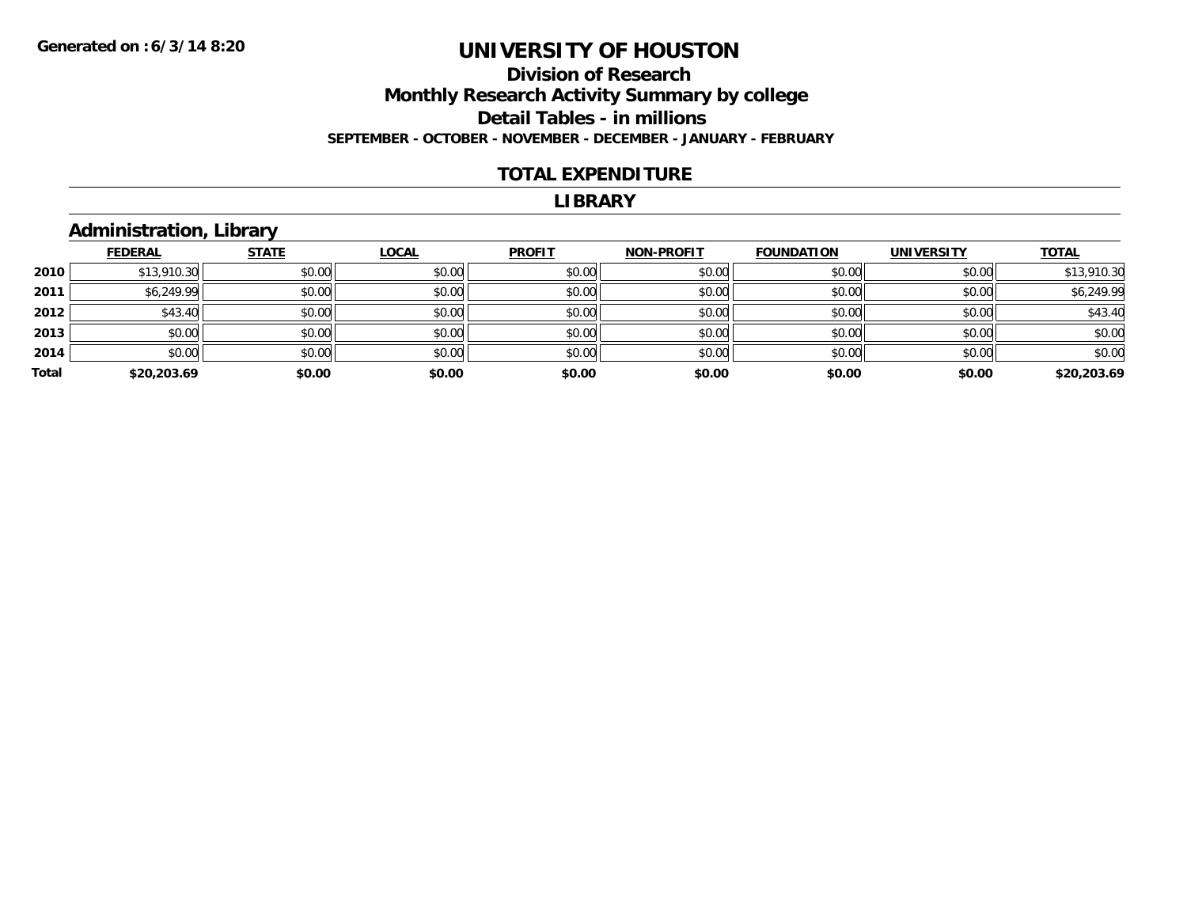Generated on :6/3/14 8:20

# UNIVERSITY OF HOUSTON

## Division of Research

## Monthly Research Activity Summary by college

## Detail Tables - in millions

**SEPTEMBER - OCTOBER - NOVEMBER - DECEMBER - JANUARY - FEBRUARY**

## TOTAL EXPENDITURE

## LIBRARY

### Administration, Library

| | FEDERAL | STATE | LOCAL | PROFIT | NON-PROFIT | FOUNDATION | UNIVERSITY | TOTAL |
|---|---|---|---|---|---|---|---|---|
| 2010 | $13,910.30 | $0.00 | $0.00 | $0.00 | $0.00 | $0.00 | $0.00 | $13,910.30 |
| 2011 | $6,249.99 | $0.00 | $0.00 | $0.00 | $0.00 | $0.00 | $0.00 | $6,249.99 |
| 2012 | $43.40 | $0.00 | $0.00 | $0.00 | $0.00 | $0.00 | $0.00 | $43.40 |
| 2013 | $0.00 | $0.00 | $0.00 | $0.00 | $0.00 | $0.00 | $0.00 | $0.00 |
| 2014 | $0.00 | $0.00 | $0.00 | $0.00 | $0.00 | $0.00 | $0.00 | $0.00 |
| **Total** | **$20,203.69** | **$0.00** | **$0.00** | **$0.00** | **$0.00** | **$0.00** | **$0.00** | **$20,203.69** |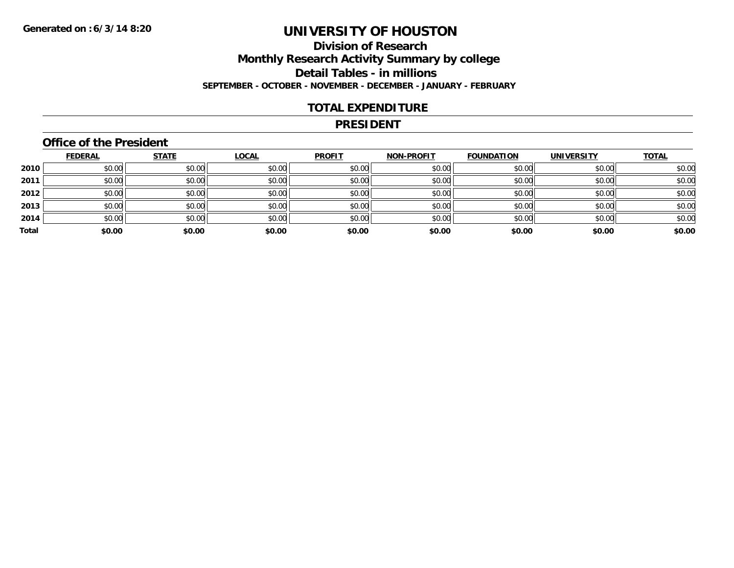Generated on :6/3/14 8:20

# UNIVERSITY OF HOUSTON

## Division of Research

## Monthly Research Activity Summary by college

## Detail Tables - in millions

**SEPTEMBER - OCTOBER - NOVEMBER - DECEMBER - JANUARY - FEBRUARY**

## TOTAL EXPENDITURE

## PRESIDENT

### Office of the President

| | FEDERAL | STATE | LOCAL | PROFIT | NON-PROFIT | FOUNDATION | UNIVERSITY | TOTAL |
|---|---|---|---|---|---|---|---|---|
| 2010 | $0.00 | $0.00 | $0.00 | $0.00 | $0.00 | $0.00 | $0.00 | $0.00 |
| 2011 | $0.00 | $0.00 | $0.00 | $0.00 | $0.00 | $0.00 | $0.00 | $0.00 |
| 2012 | $0.00 | $0.00 | $0.00 | $0.00 | $0.00 | $0.00 | $0.00 | $0.00 |
| 2013 | $0.00 | $0.00 | $0.00 | $0.00 | $0.00 | $0.00 | $0.00 | $0.00 |
| 2014 | $0.00 | $0.00 | $0.00 | $0.00 | $0.00 | $0.00 | $0.00 | $0.00 |
| **Total** | **$0.00** | **$0.00** | **$0.00** | **$0.00** | **$0.00** | **$0.00** | **$0.00** | **$0.00** |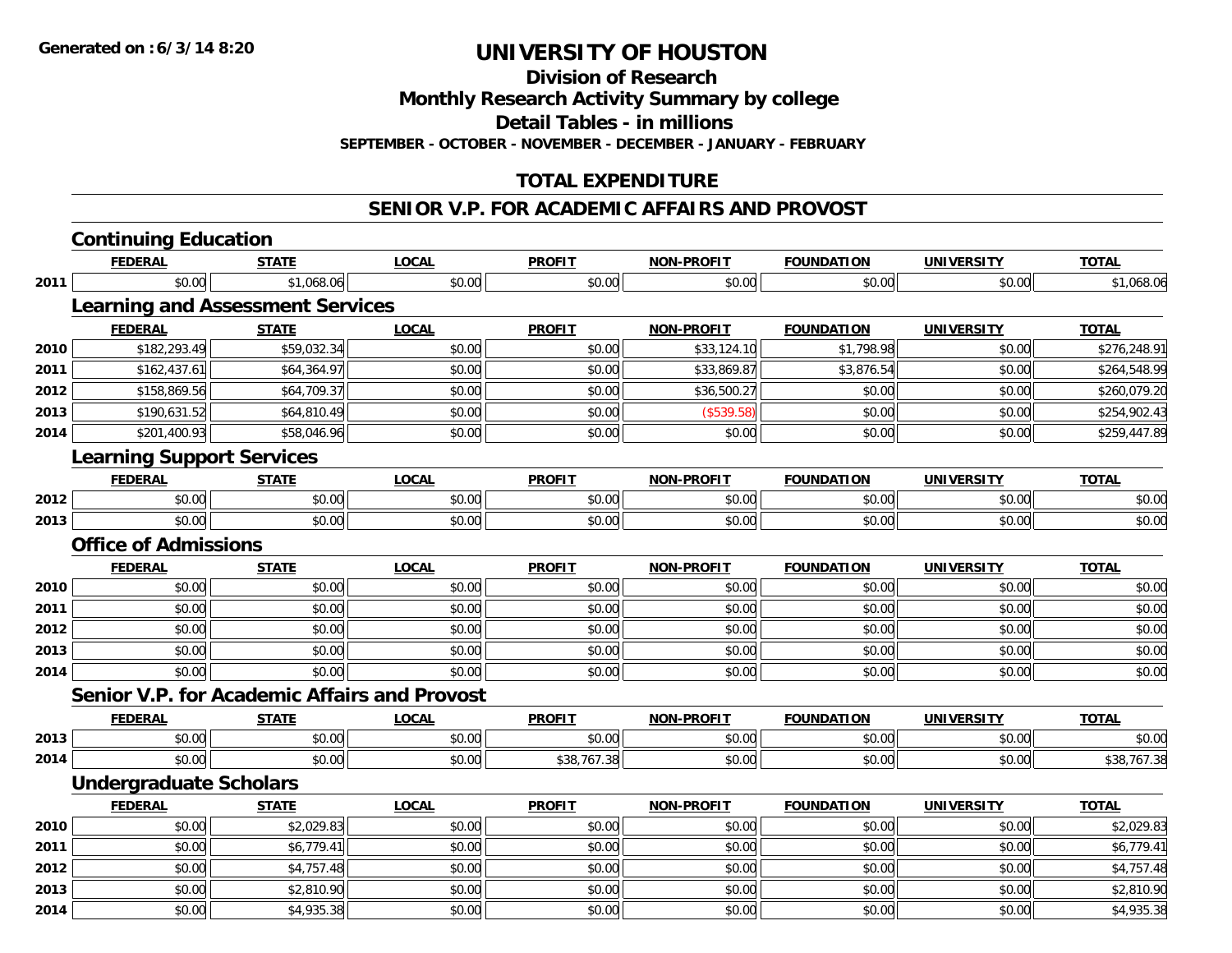**Generated on :6/3/14 8:20**

# UNIVERSITY OF HOUSTON

## Division of Research

## Monthly Research Activity Summary by college

## Detail Tables - in millions

**SEPTEMBER - OCTOBER - NOVEMBER - DECEMBER - JANUARY - FEBRUARY**

## TOTAL EXPENDITURE

## SENIOR V.P. FOR ACADEMIC AFFAIRS AND PROVOST

### Continuing Education

| | FEDERAL | STATE | LOCAL | PROFIT | NON-PROFIT | FOUNDATION | UNIVERSITY | TOTAL |
|---|---|---|---|---|---|---|---|---|
| 2011 | $0.00 | $1,068.06 | $0.00 | $0.00 | $0.00 | $0.00 | $0.00 | $1,068.06 |

### Learning and Assessment Services

| | FEDERAL | STATE | LOCAL | PROFIT | NON-PROFIT | FOUNDATION | UNIVERSITY | TOTAL |
|---|---|---|---|---|---|---|---|---|
| 2010 | $182,293.49 | $59,032.34 | $0.00 | $0.00 | $33,124.10 | $1,798.98 | $0.00 | $276,248.91 |
| 2011 | $162,437.61 | $64,364.97 | $0.00 | $0.00 | $33,869.87 | $3,876.54 | $0.00 | $264,548.99 |
| 2012 | $158,869.56 | $64,709.37 | $0.00 | $0.00 | $36,500.27 | $0.00 | $0.00 | $260,079.20 |
| 2013 | $190,631.52 | $64,810.49 | $0.00 | $0.00 | ($539.58) | $0.00 | $0.00 | $254,902.43 |
| 2014 | $201,400.93 | $58,046.96 | $0.00 | $0.00 | $0.00 | $0.00 | $0.00 | $259,447.89 |

### Learning Support Services

| | FEDERAL | STATE | LOCAL | PROFIT | NON-PROFIT | FOUNDATION | UNIVERSITY | TOTAL |
|---|---|---|---|---|---|---|---|---|
| 2012 | $0.00 | $0.00 | $0.00 | $0.00 | $0.00 | $0.00 | $0.00 | $0.00 |
| 2013 | $0.00 | $0.00 | $0.00 | $0.00 | $0.00 | $0.00 | $0.00 | $0.00 |

### Office of Admissions

| | FEDERAL | STATE | LOCAL | PROFIT | NON-PROFIT | FOUNDATION | UNIVERSITY | TOTAL |
|---|---|---|---|---|---|---|---|---|
| 2010 | $0.00 | $0.00 | $0.00 | $0.00 | $0.00 | $0.00 | $0.00 | $0.00 |
| 2011 | $0.00 | $0.00 | $0.00 | $0.00 | $0.00 | $0.00 | $0.00 | $0.00 |
| 2012 | $0.00 | $0.00 | $0.00 | $0.00 | $0.00 | $0.00 | $0.00 | $0.00 |
| 2013 | $0.00 | $0.00 | $0.00 | $0.00 | $0.00 | $0.00 | $0.00 | $0.00 |
| 2014 | $0.00 | $0.00 | $0.00 | $0.00 | $0.00 | $0.00 | $0.00 | $0.00 |

### Senior V.P. for Academic Affairs and Provost

| | FEDERAL | STATE | LOCAL | PROFIT | NON-PROFIT | FOUNDATION | UNIVERSITY | TOTAL |
|---|---|---|---|---|---|---|---|---|
| 2013 | $0.00 | $0.00 | $0.00 | $0.00 | $0.00 | $0.00 | $0.00 | $0.00 |
| 2014 | $0.00 | $0.00 | $0.00 | $38,767.38 | $0.00 | $0.00 | $0.00 | $38,767.38 |

### Undergraduate Scholars

| | FEDERAL | STATE | LOCAL | PROFIT | NON-PROFIT | FOUNDATION | UNIVERSITY | TOTAL |
|---|---|---|---|---|---|---|---|---|
| 2010 | $0.00 | $2,029.83 | $0.00 | $0.00 | $0.00 | $0.00 | $0.00 | $2,029.83 |
| 2011 | $0.00 | $6,779.41 | $0.00 | $0.00 | $0.00 | $0.00 | $0.00 | $6,779.41 |
| 2012 | $0.00 | $4,757.48 | $0.00 | $0.00 | $0.00 | $0.00 | $0.00 | $4,757.48 |
| 2013 | $0.00 | $2,810.90 | $0.00 | $0.00 | $0.00 | $0.00 | $0.00 | $2,810.90 |
| 2014 | $0.00 | $4,935.38 | $0.00 | $0.00 | $0.00 | $0.00 | $0.00 | $4,935.38 |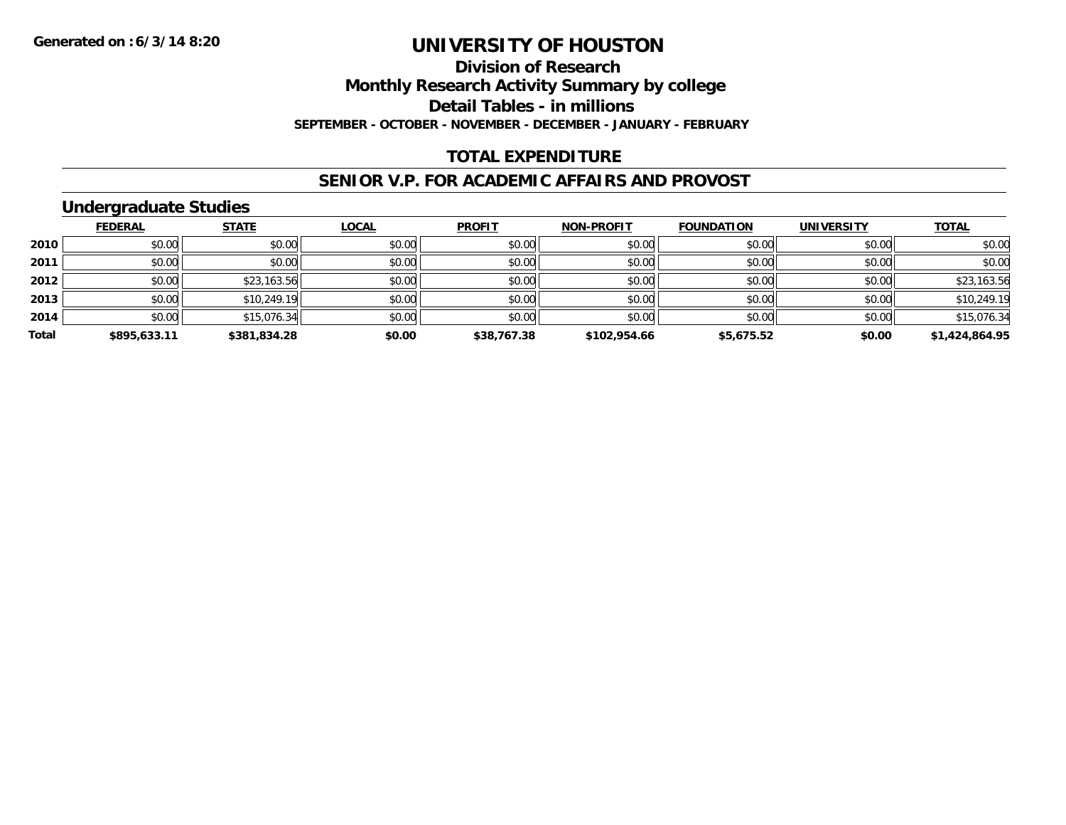Generated on :6/3/14 8:20

# UNIVERSITY OF HOUSTON

## Division of Research

## Monthly Research Activity Summary by college

## Detail Tables - in millions

**SEPTEMBER - OCTOBER - NOVEMBER - DECEMBER - JANUARY - FEBRUARY**

## TOTAL EXPENDITURE

## SENIOR V.P. FOR ACADEMIC AFFAIRS AND PROVOST

### Undergraduate Studies

| | FEDERAL | STATE | LOCAL | PROFIT | NON-PROFIT | FOUNDATION | UNIVERSITY | TOTAL |
|---|---|---|---|---|---|---|---|---|
| 2010 | $0.00 | $0.00 | $0.00 | $0.00 | $0.00 | $0.00 | $0.00 | $0.00 |
| 2011 | $0.00 | $0.00 | $0.00 | $0.00 | $0.00 | $0.00 | $0.00 | $0.00 |
| 2012 | $0.00 | $23,163.56 | $0.00 | $0.00 | $0.00 | $0.00 | $0.00 | $23,163.56 |
| 2013 | $0.00 | $10,249.19 | $0.00 | $0.00 | $0.00 | $0.00 | $0.00 | $10,249.19 |
| 2014 | $0.00 | $15,076.34 | $0.00 | $0.00 | $0.00 | $0.00 | $0.00 | $15,076.34 |
| **Total** | **$895,633.11** | **$381,834.28** | **$0.00** | **$38,767.38** | **$102,954.66** | **$5,675.52** | **$0.00** | **$1,424,864.95** |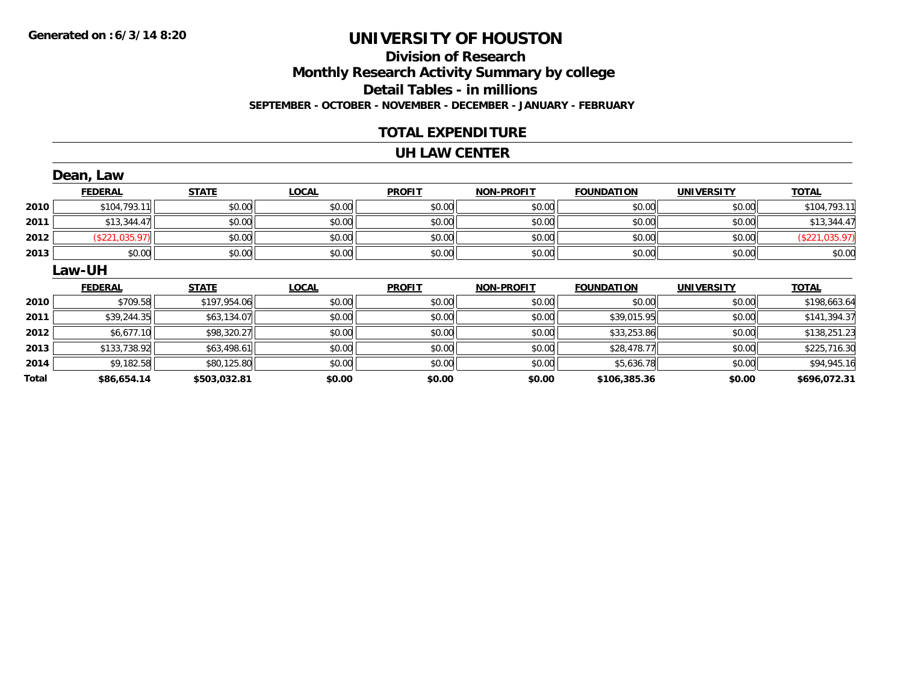**Generated on :6/3/14 8:20**

# UNIVERSITY OF HOUSTON

## Division of Research

## Monthly Research Activity Summary by college

## Detail Tables - in millions

### SEPTEMBER - OCTOBER - NOVEMBER - DECEMBER - JANUARY - FEBRUARY

## TOTAL EXPENDITURE

## UH LAW CENTER

### Dean, Law

| | FEDERAL | STATE | LOCAL | PROFIT | NON-PROFIT | FOUNDATION | UNIVERSITY | TOTAL |
|---|---|---|---|---|---|---|---|---|
| 2010 | $104,793.11 | $0.00 | $0.00 | $0.00 | $0.00 | $0.00 | $0.00 | $104,793.11 |
| 2011 | $13,344.47 | $0.00 | $0.00 | $0.00 | $0.00 | $0.00 | $0.00 | $13,344.47 |
| 2012 | ($221,035.97) | $0.00 | $0.00 | $0.00 | $0.00 | $0.00 | $0.00 | ($221,035.97) |
| 2013 | $0.00 | $0.00 | $0.00 | $0.00 | $0.00 | $0.00 | $0.00 | $0.00 |

### Law-UH

| | FEDERAL | STATE | LOCAL | PROFIT | NON-PROFIT | FOUNDATION | UNIVERSITY | TOTAL |
|---|---|---|---|---|---|---|---|---|
| 2010 | $709.58 | $197,954.06 | $0.00 | $0.00 | $0.00 | $0.00 | $0.00 | $198,663.64 |
| 2011 | $39,244.35 | $63,134.07 | $0.00 | $0.00 | $0.00 | $39,015.95 | $0.00 | $141,394.37 |
| 2012 | $6,677.10 | $98,320.27 | $0.00 | $0.00 | $0.00 | $33,253.86 | $0.00 | $138,251.23 |
| 2013 | $133,738.92 | $63,498.61 | $0.00 | $0.00 | $0.00 | $28,478.77 | $0.00 | $225,716.30 |
| 2014 | $9,182.58 | $80,125.80 | $0.00 | $0.00 | $0.00 | $5,636.78 | $0.00 | $94,945.16 |
| **Total** | **$86,654.14** | **$503,032.81** | **$0.00** | **$0.00** | **$0.00** | **$106,385.36** | **$0.00** | **$696,072.31** |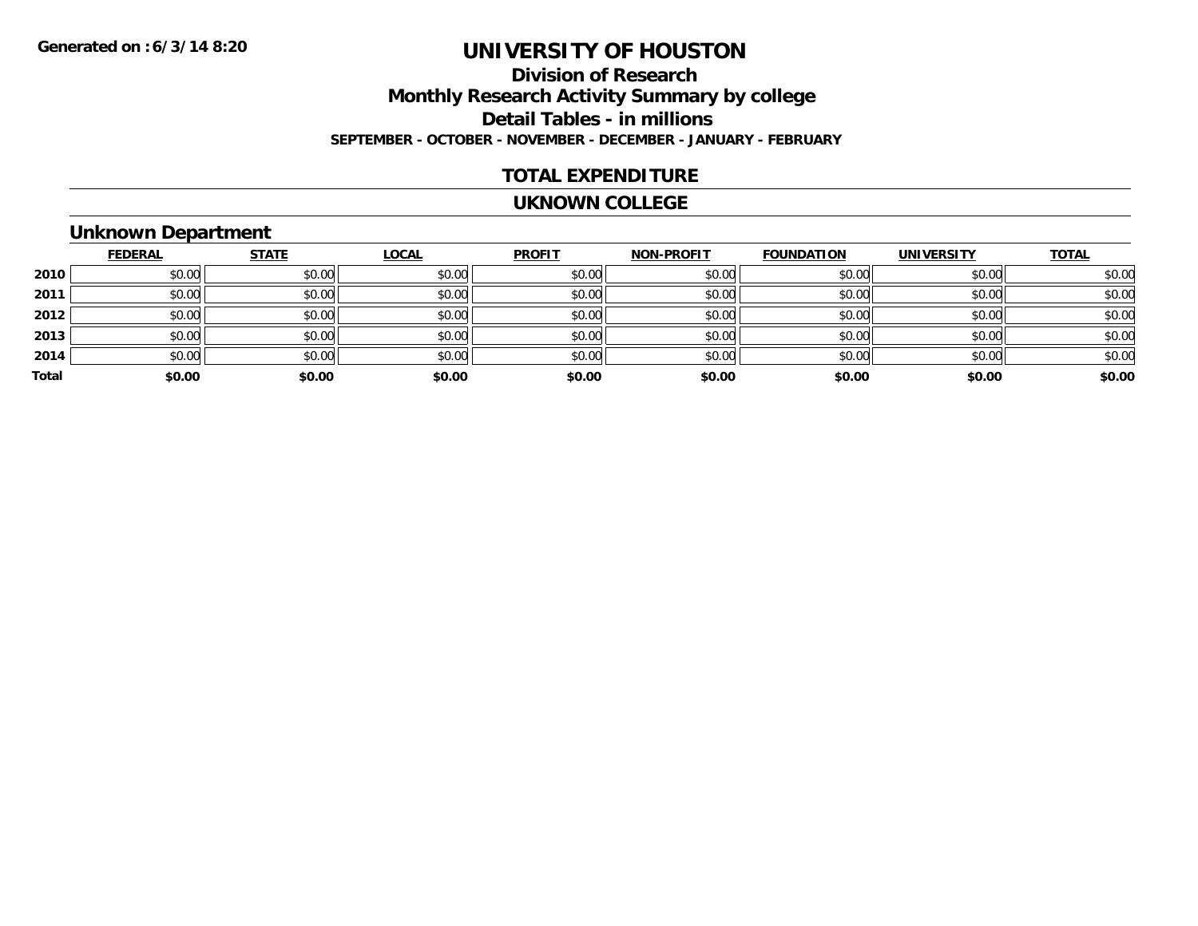**Generated on :6/3/14 8:20**

# UNIVERSITY OF HOUSTON

## Division of Research

## Monthly Research Activity Summary by college

## Detail Tables - in millions

**SEPTEMBER - OCTOBER - NOVEMBER - DECEMBER - JANUARY - FEBRUARY**

## TOTAL EXPENDITURE

## UKNOWN COLLEGE

### Unknown Department

| | FEDERAL | STATE | LOCAL | PROFIT | NON-PROFIT | FOUNDATION | UNIVERSITY | TOTAL |
|---|---|---|---|---|---|---|---|---|
| 2010 | $0.00 | $0.00 | $0.00 | $0.00 | $0.00 | $0.00 | $0.00 | $0.00 |
| 2011 | $0.00 | $0.00 | $0.00 | $0.00 | $0.00 | $0.00 | $0.00 | $0.00 |
| 2012 | $0.00 | $0.00 | $0.00 | $0.00 | $0.00 | $0.00 | $0.00 | $0.00 |
| 2013 | $0.00 | $0.00 | $0.00 | $0.00 | $0.00 | $0.00 | $0.00 | $0.00 |
| 2014 | $0.00 | $0.00 | $0.00 | $0.00 | $0.00 | $0.00 | $0.00 | $0.00 |
| **Total** | **$0.00** | **$0.00** | **$0.00** | **$0.00** | **$0.00** | **$0.00** | **$0.00** | **$0.00** |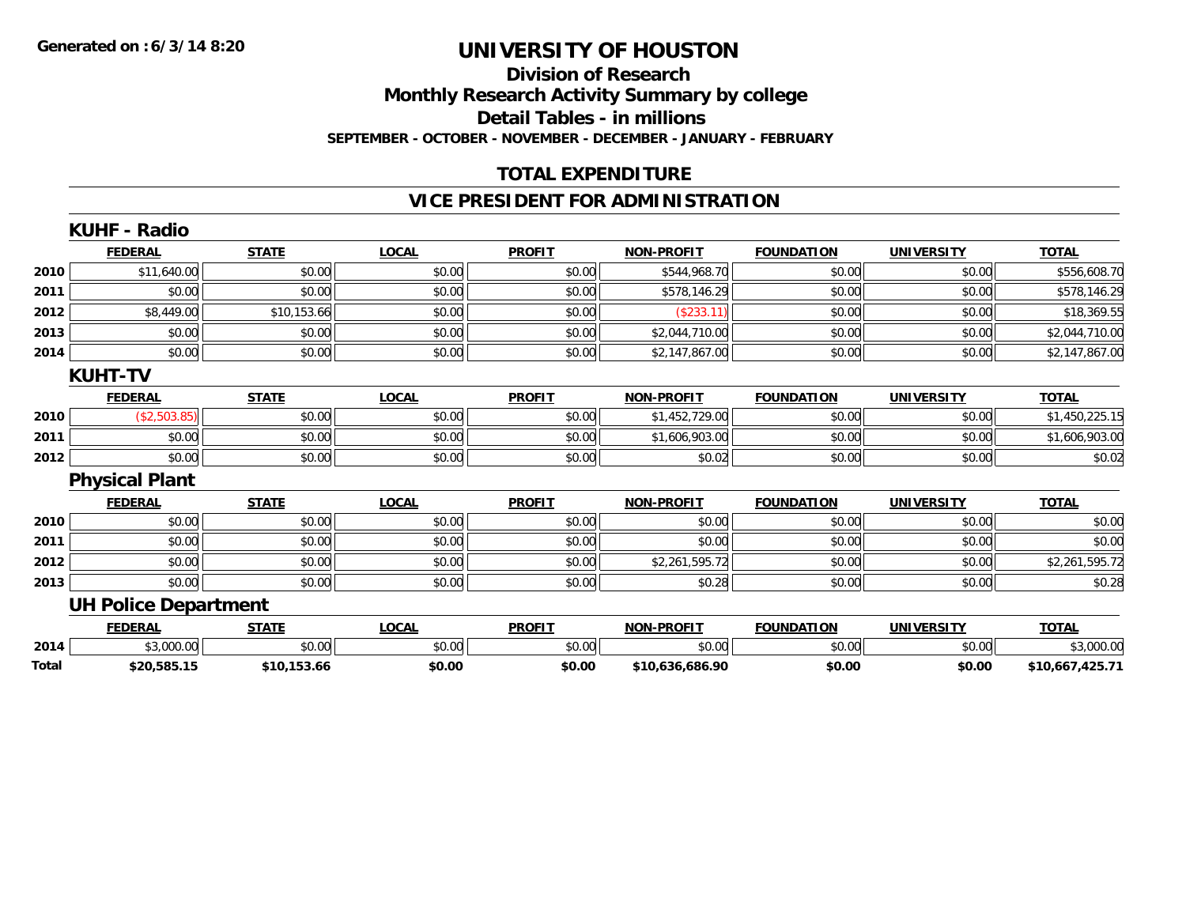**Generated on :6/3/14 8:20**

# UNIVERSITY OF HOUSTON

## Division of Research

## Monthly Research Activity Summary by college

## Detail Tables - in millions

**SEPTEMBER - OCTOBER - NOVEMBER - DECEMBER - JANUARY - FEBRUARY**

## TOTAL EXPENDITURE

## VICE PRESIDENT FOR ADMINISTRATION

### KUHF - Radio

| | FEDERAL | STATE | LOCAL | PROFIT | NON-PROFIT | FOUNDATION | UNIVERSITY | TOTAL |
|---|---|---|---|---|---|---|---|---|
| 2010 | $11,640.00 | $0.00 | $0.00 | $0.00 | $544,968.70 | $0.00 | $0.00 | $556,608.70 |
| 2011 | $0.00 | $0.00 | $0.00 | $0.00 | $578,146.29 | $0.00 | $0.00 | $578,146.29 |
| 2012 | $8,449.00 | $10,153.66 | $0.00 | $0.00 | ($233.11) | $0.00 | $0.00 | $18,369.55 |
| 2013 | $0.00 | $0.00 | $0.00 | $0.00 | $2,044,710.00 | $0.00 | $0.00 | $2,044,710.00 |
| 2014 | $0.00 | $0.00 | $0.00 | $0.00 | $2,147,867.00 | $0.00 | $0.00 | $2,147,867.00 |

### KUHT-TV

| | FEDERAL | STATE | LOCAL | PROFIT | NON-PROFIT | FOUNDATION | UNIVERSITY | TOTAL |
|---|---|---|---|---|---|---|---|---|
| 2010 | ($2,503.85) | $0.00 | $0.00 | $0.00 | $1,452,729.00 | $0.00 | $0.00 | $1,450,225.15 |
| 2011 | $0.00 | $0.00 | $0.00 | $0.00 | $1,606,903.00 | $0.00 | $0.00 | $1,606,903.00 |
| 2012 | $0.00 | $0.00 | $0.00 | $0.00 | $0.02 | $0.00 | $0.00 | $0.02 |

### Physical Plant

| | FEDERAL | STATE | LOCAL | PROFIT | NON-PROFIT | FOUNDATION | UNIVERSITY | TOTAL |
|---|---|---|---|---|---|---|---|---|
| 2010 | $0.00 | $0.00 | $0.00 | $0.00 | $0.00 | $0.00 | $0.00 | $0.00 |
| 2011 | $0.00 | $0.00 | $0.00 | $0.00 | $0.00 | $0.00 | $0.00 | $0.00 |
| 2012 | $0.00 | $0.00 | $0.00 | $0.00 | $2,261,595.72 | $0.00 | $0.00 | $2,261,595.72 |
| 2013 | $0.00 | $0.00 | $0.00 | $0.00 | $0.28 | $0.00 | $0.00 | $0.28 |

### UH Police Department

| | FEDERAL | STATE | LOCAL | PROFIT | NON-PROFIT | FOUNDATION | UNIVERSITY | TOTAL |
|---|---|---|---|---|---|---|---|---|
| 2014 | $3,000.00 | $0.00 | $0.00 | $0.00 | $0.00 | $0.00 | $0.00 | $3,000.00 |
| **Total** | **$20,585.15** | **$10,153.66** | **$0.00** | **$0.00** | **$10,636,686.90** | **$0.00** | **$0.00** | **$10,667,425.71** |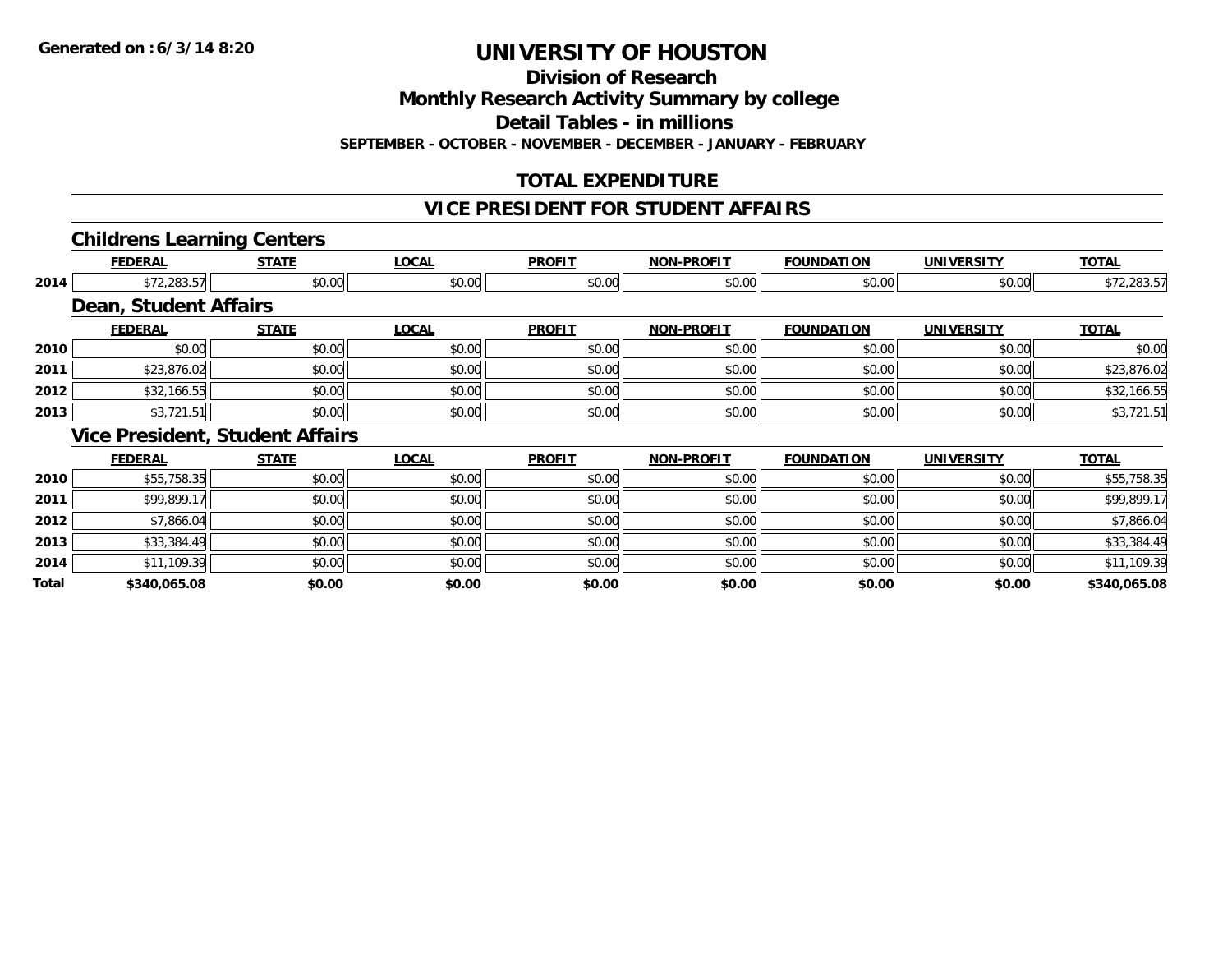# UNIVERSITY OF HOUSTON

## Division of Research

## Monthly Research Activity Summary by college

## Detail Tables - in millions

**SEPTEMBER - OCTOBER - NOVEMBER - DECEMBER - JANUARY - FEBRUARY**

**Generated on : 6/3/14 8:20**

## TOTAL EXPENDITURE

## VICE PRESIDENT FOR STUDENT AFFAIRS

### Childrens Learning Centers

| | FEDERAL | STATE | LOCAL | PROFIT | NON-PROFIT | FOUNDATION | UNIVERSITY | TOTAL |
|---|---|---|---|---|---|---|---|---|
| 2014 | $72,283.57 | $0.00 | $0.00 | $0.00 | $0.00 | $0.00 | $0.00 | $72,283.57 |

### Dean, Student Affairs

| | FEDERAL | STATE | LOCAL | PROFIT | NON-PROFIT | FOUNDATION | UNIVERSITY | TOTAL |
|---|---|---|---|---|---|---|---|---|
| 2010 | $0.00 | $0.00 | $0.00 | $0.00 | $0.00 | $0.00 | $0.00 | $0.00 |
| 2011 | $23,876.02 | $0.00 | $0.00 | $0.00 | $0.00 | $0.00 | $0.00 | $23,876.02 |
| 2012 | $32,166.55 | $0.00 | $0.00 | $0.00 | $0.00 | $0.00 | $0.00 | $32,166.55 |
| 2013 | $3,721.51 | $0.00 | $0.00 | $0.00 | $0.00 | $0.00 | $0.00 | $3,721.51 |

### Vice President, Student Affairs

| | FEDERAL | STATE | LOCAL | PROFIT | NON-PROFIT | FOUNDATION | UNIVERSITY | TOTAL |
|---|---|---|---|---|---|---|---|---|
| 2010 | $55,758.35 | $0.00 | $0.00 | $0.00 | $0.00 | $0.00 | $0.00 | $55,758.35 |
| 2011 | $99,899.17 | $0.00 | $0.00 | $0.00 | $0.00 | $0.00 | $0.00 | $99,899.17 |
| 2012 | $7,866.04 | $0.00 | $0.00 | $0.00 | $0.00 | $0.00 | $0.00 | $7,866.04 |
| 2013 | $33,384.49 | $0.00 | $0.00 | $0.00 | $0.00 | $0.00 | $0.00 | $33,384.49 |
| 2014 | $11,109.39 | $0.00 | $0.00 | $0.00 | $0.00 | $0.00 | $0.00 | $11,109.39 |
| **Total** | **$340,065.08** | **$0.00** | **$0.00** | **$0.00** | **$0.00** | **$0.00** | **$0.00** | **$340,065.08** |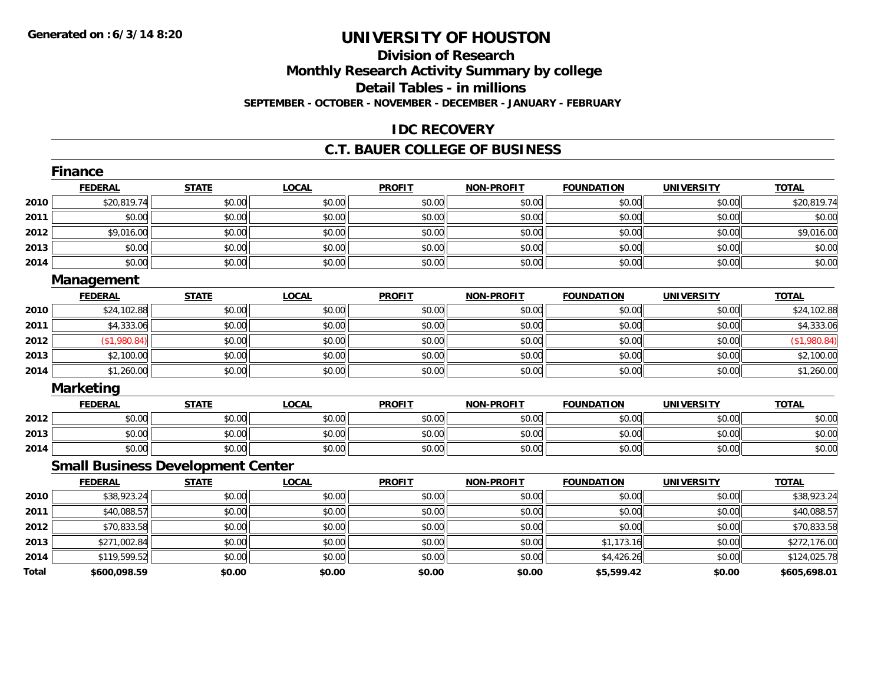Generated on :6/3/14 8:20

# UNIVERSITY OF HOUSTON

## Division of Research
## Monthly Research Activity Summary by college
## Detail Tables - in millions
**SEPTEMBER - OCTOBER - NOVEMBER - DECEMBER - JANUARY - FEBRUARY**

## IDC RECOVERY

## C.T. BAUER COLLEGE OF BUSINESS

### Finance

| | FEDERAL | STATE | LOCAL | PROFIT | NON-PROFIT | FOUNDATION | UNIVERSITY | TOTAL |
|---|---|---|---|---|---|---|---|---|
| 2010 | $20,819.74 | $0.00 | $0.00 | $0.00 | $0.00 | $0.00 | $0.00 | $20,819.74 |
| 2011 | $0.00 | $0.00 | $0.00 | $0.00 | $0.00 | $0.00 | $0.00 | $0.00 |
| 2012 | $9,016.00 | $0.00 | $0.00 | $0.00 | $0.00 | $0.00 | $0.00 | $9,016.00 |
| 2013 | $0.00 | $0.00 | $0.00 | $0.00 | $0.00 | $0.00 | $0.00 | $0.00 |
| 2014 | $0.00 | $0.00 | $0.00 | $0.00 | $0.00 | $0.00 | $0.00 | $0.00 |

### Management

| | FEDERAL | STATE | LOCAL | PROFIT | NON-PROFIT | FOUNDATION | UNIVERSITY | TOTAL |
|---|---|---|---|---|---|---|---|---|
| 2010 | $24,102.88 | $0.00 | $0.00 | $0.00 | $0.00 | $0.00 | $0.00 | $24,102.88 |
| 2011 | $4,333.06 | $0.00 | $0.00 | $0.00 | $0.00 | $0.00 | $0.00 | $4,333.06 |
| 2012 | ($1,980.84) | $0.00 | $0.00 | $0.00 | $0.00 | $0.00 | $0.00 | ($1,980.84) |
| 2013 | $2,100.00 | $0.00 | $0.00 | $0.00 | $0.00 | $0.00 | $0.00 | $2,100.00 |
| 2014 | $1,260.00 | $0.00 | $0.00 | $0.00 | $0.00 | $0.00 | $0.00 | $1,260.00 |

### Marketing

| | FEDERAL | STATE | LOCAL | PROFIT | NON-PROFIT | FOUNDATION | UNIVERSITY | TOTAL |
|---|---|---|---|---|---|---|---|---|
| 2012 | $0.00 | $0.00 | $0.00 | $0.00 | $0.00 | $0.00 | $0.00 | $0.00 |
| 2013 | $0.00 | $0.00 | $0.00 | $0.00 | $0.00 | $0.00 | $0.00 | $0.00 |
| 2014 | $0.00 | $0.00 | $0.00 | $0.00 | $0.00 | $0.00 | $0.00 | $0.00 |

### Small Business Development Center

| | FEDERAL | STATE | LOCAL | PROFIT | NON-PROFIT | FOUNDATION | UNIVERSITY | TOTAL |
|---|---|---|---|---|---|---|---|---|
| 2010 | $38,923.24 | $0.00 | $0.00 | $0.00 | $0.00 | $0.00 | $0.00 | $38,923.24 |
| 2011 | $40,088.57 | $0.00 | $0.00 | $0.00 | $0.00 | $0.00 | $0.00 | $40,088.57 |
| 2012 | $70,833.58 | $0.00 | $0.00 | $0.00 | $0.00 | $0.00 | $0.00 | $70,833.58 |
| 2013 | $271,002.84 | $0.00 | $0.00 | $0.00 | $0.00 | $1,173.16 | $0.00 | $272,176.00 |
| 2014 | $119,599.52 | $0.00 | $0.00 | $0.00 | $0.00 | $4,426.26 | $0.00 | $124,025.78 |
| **Total** | **$600,098.59** | **$0.00** | **$0.00** | **$0.00** | **$0.00** | **$5,599.42** | **$0.00** | **$605,698.01** |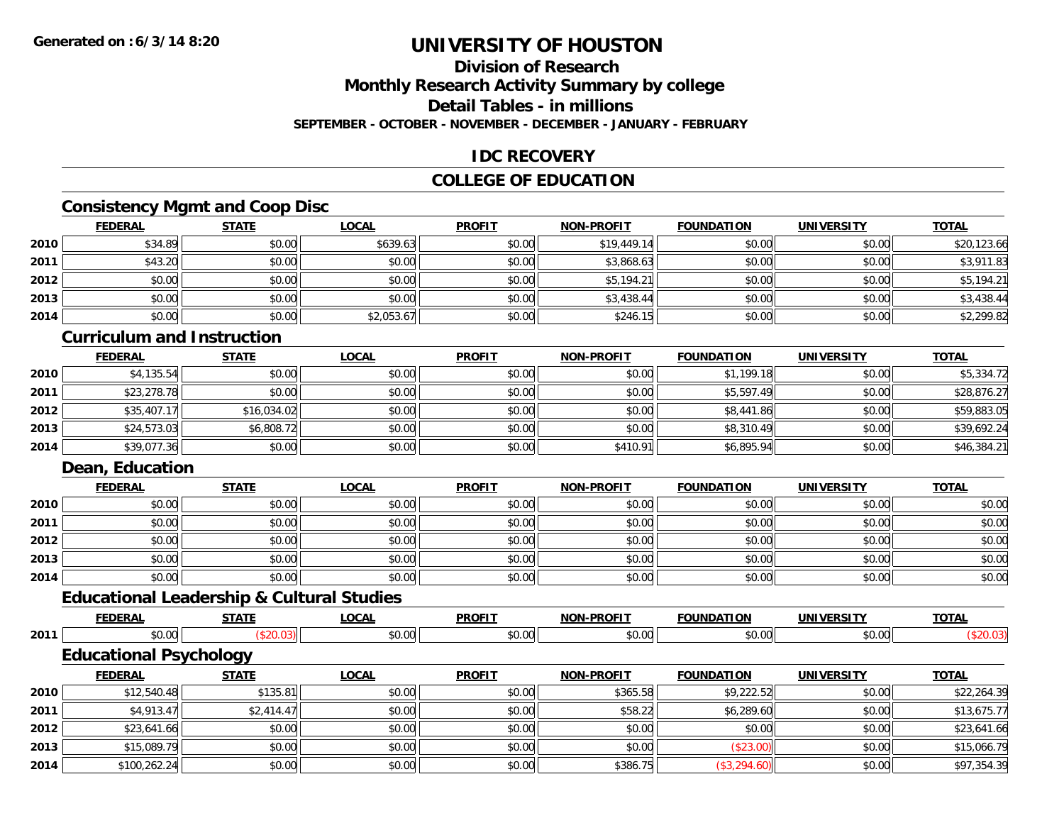# UNIVERSITY OF HOUSTON

## Division of Research

## Monthly Research Activity Summary by college

## Detail Tables - in millions

**SEPTEMBER - OCTOBER - NOVEMBER - DECEMBER - JANUARY - FEBRUARY**

## IDC RECOVERY

## COLLEGE OF EDUCATION

### Consistency Mgmt and Coop Disc

| | FEDERAL | STATE | LOCAL | PROFIT | NON-PROFIT | FOUNDATION | UNIVERSITY | TOTAL |
|---|---|---|---|---|---|---|---|---|
| 2010 | $34.89 | $0.00 | $639.63 | $0.00 | $19,449.14 | $0.00 | $0.00 | $20,123.66 |
| 2011 | $43.20 | $0.00 | $0.00 | $0.00 | $3,868.63 | $0.00 | $0.00 | $3,911.83 |
| 2012 | $0.00 | $0.00 | $0.00 | $0.00 | $5,194.21 | $0.00 | $0.00 | $5,194.21 |
| 2013 | $0.00 | $0.00 | $0.00 | $0.00 | $3,438.44 | $0.00 | $0.00 | $3,438.44 |
| 2014 | $0.00 | $0.00 | $2,053.67 | $0.00 | $246.15 | $0.00 | $0.00 | $2,299.82 |

### Curriculum and Instruction

| | FEDERAL | STATE | LOCAL | PROFIT | NON-PROFIT | FOUNDATION | UNIVERSITY | TOTAL |
|---|---|---|---|---|---|---|---|---|
| 2010 | $4,135.54 | $0.00 | $0.00 | $0.00 | $0.00 | $1,199.18 | $0.00 | $5,334.72 |
| 2011 | $23,278.78 | $0.00 | $0.00 | $0.00 | $0.00 | $5,597.49 | $0.00 | $28,876.27 |
| 2012 | $35,407.17 | $16,034.02 | $0.00 | $0.00 | $0.00 | $8,441.86 | $0.00 | $59,883.05 |
| 2013 | $24,573.03 | $6,808.72 | $0.00 | $0.00 | $0.00 | $8,310.49 | $0.00 | $39,692.24 |
| 2014 | $39,077.36 | $0.00 | $0.00 | $0.00 | $410.91 | $6,895.94 | $0.00 | $46,384.21 |

### Dean, Education

| | FEDERAL | STATE | LOCAL | PROFIT | NON-PROFIT | FOUNDATION | UNIVERSITY | TOTAL |
|---|---|---|---|---|---|---|---|---|
| 2010 | $0.00 | $0.00 | $0.00 | $0.00 | $0.00 | $0.00 | $0.00 | $0.00 |
| 2011 | $0.00 | $0.00 | $0.00 | $0.00 | $0.00 | $0.00 | $0.00 | $0.00 |
| 2012 | $0.00 | $0.00 | $0.00 | $0.00 | $0.00 | $0.00 | $0.00 | $0.00 |
| 2013 | $0.00 | $0.00 | $0.00 | $0.00 | $0.00 | $0.00 | $0.00 | $0.00 |
| 2014 | $0.00 | $0.00 | $0.00 | $0.00 | $0.00 | $0.00 | $0.00 | $0.00 |

### Educational Leadership & Cultural Studies

| | FEDERAL | STATE | LOCAL | PROFIT | NON-PROFIT | FOUNDATION | UNIVERSITY | TOTAL |
|---|---|---|---|---|---|---|---|---|
| 2011 | $0.00 | ($20.03) | $0.00 | $0.00 | $0.00 | $0.00 | $0.00 | ($20.03) |

### Educational Psychology

| | FEDERAL | STATE | LOCAL | PROFIT | NON-PROFIT | FOUNDATION | UNIVERSITY | TOTAL |
|---|---|---|---|---|---|---|---|---|
| 2010 | $12,540.48 | $135.81 | $0.00 | $0.00 | $365.58 | $9,222.52 | $0.00 | $22,264.39 |
| 2011 | $4,913.47 | $2,414.47 | $0.00 | $0.00 | $58.22 | $6,289.60 | $0.00 | $13,675.77 |
| 2012 | $23,641.66 | $0.00 | $0.00 | $0.00 | $0.00 | $0.00 | $0.00 | $23,641.66 |
| 2013 | $15,089.79 | $0.00 | $0.00 | $0.00 | $0.00 | ($23.00) | $0.00 | $15,066.79 |
| 2014 | $100,262.24 | $0.00 | $0.00 | $0.00 | $386.75 | ($3,294.60) | $0.00 | $97,354.39 |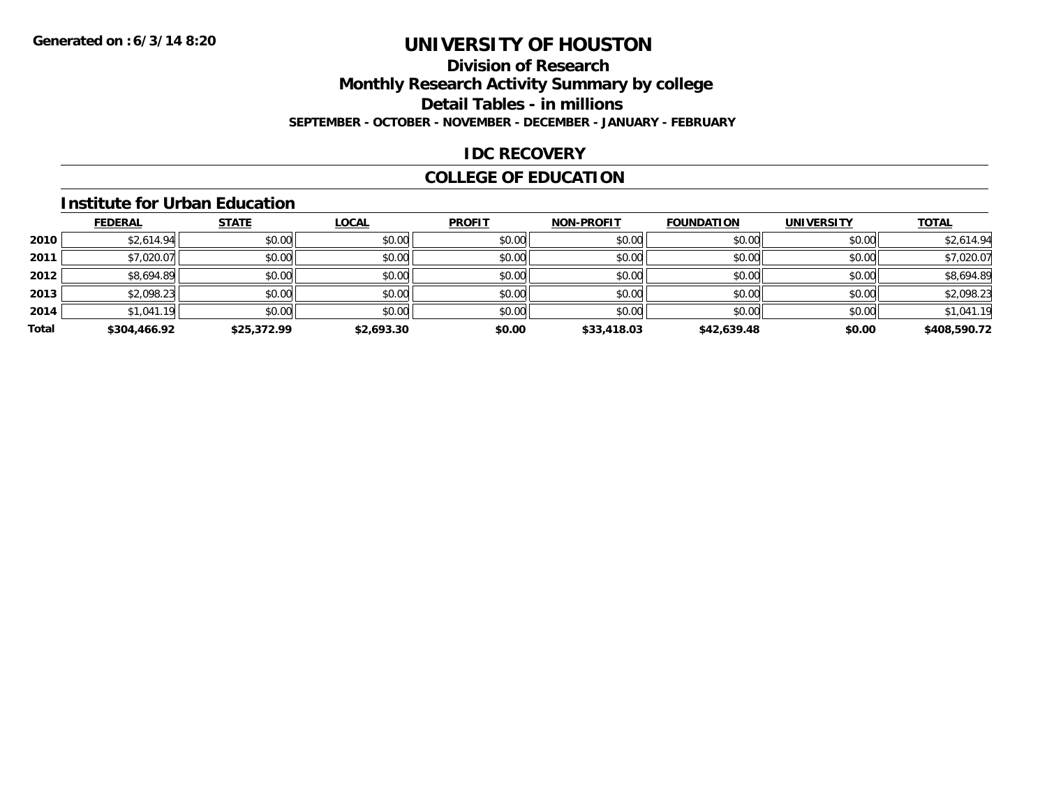# UNIVERSITY OF HOUSTON

## Division of Research
## Monthly Research Activity Summary by college
## Detail Tables - in millions

**SEPTEMBER - OCTOBER - NOVEMBER - DECEMBER - JANUARY - FEBRUARY**

**Generated on : 6/3/14 8:20**

## IDC RECOVERY

## COLLEGE OF EDUCATION

### Institute for Urban Education

| | FEDERAL | STATE | LOCAL | PROFIT | NON-PROFIT | FOUNDATION | UNIVERSITY | TOTAL |
|---|---|---|---|---|---|---|---|---|
| 2010 | $2,614.94 | $0.00 | $0.00 | $0.00 | $0.00 | $0.00 | $0.00 | $2,614.94 |
| 2011 | $7,020.07 | $0.00 | $0.00 | $0.00 | $0.00 | $0.00 | $0.00 | $7,020.07 |
| 2012 | $8,694.89 | $0.00 | $0.00 | $0.00 | $0.00 | $0.00 | $0.00 | $8,694.89 |
| 2013 | $2,098.23 | $0.00 | $0.00 | $0.00 | $0.00 | $0.00 | $0.00 | $2,098.23 |
| 2014 | $1,041.19 | $0.00 | $0.00 | $0.00 | $0.00 | $0.00 | $0.00 | $1,041.19 |
| **Total** | **$304,466.92** | **$25,372.99** | **$2,693.30** | **$0.00** | **$33,418.03** | **$42,639.48** | **$0.00** | **$408,590.72** |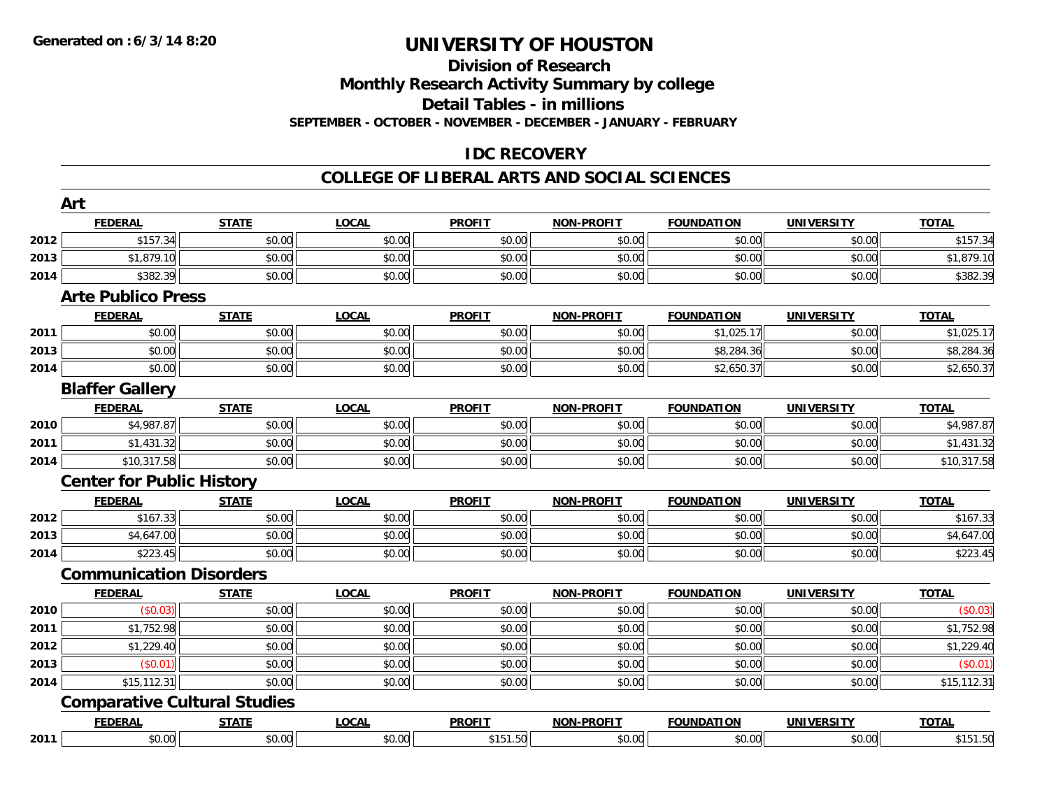**Generated on :6/3/14 8:20**

# UNIVERSITY OF HOUSTON

## Division of Research
## Monthly Research Activity Summary by college
## Detail Tables - in millions
### SEPTEMBER - OCTOBER - NOVEMBER - DECEMBER - JANUARY - FEBRUARY

## IDC RECOVERY

## COLLEGE OF LIBERAL ARTS AND SOCIAL SCIENCES

### Art

| | FEDERAL | STATE | LOCAL | PROFIT | NON-PROFIT | FOUNDATION | UNIVERSITY | TOTAL |
|---|---|---|---|---|---|---|---|---|
| 2012 | $157.34 | $0.00 | $0.00 | $0.00 | $0.00 | $0.00 | $0.00 | $157.34 |
| 2013 | $1,879.10 | $0.00 | $0.00 | $0.00 | $0.00 | $0.00 | $0.00 | $1,879.10 |
| 2014 | $382.39 | $0.00 | $0.00 | $0.00 | $0.00 | $0.00 | $0.00 | $382.39 |

### Arte Publico Press

| | FEDERAL | STATE | LOCAL | PROFIT | NON-PROFIT | FOUNDATION | UNIVERSITY | TOTAL |
|---|---|---|---|---|---|---|---|---|
| 2011 | $0.00 | $0.00 | $0.00 | $0.00 | $0.00 | $1,025.17 | $0.00 | $1,025.17 |
| 2013 | $0.00 | $0.00 | $0.00 | $0.00 | $0.00 | $8,284.36 | $0.00 | $8,284.36 |
| 2014 | $0.00 | $0.00 | $0.00 | $0.00 | $0.00 | $2,650.37 | $0.00 | $2,650.37 |

### Blaffer Gallery

| | FEDERAL | STATE | LOCAL | PROFIT | NON-PROFIT | FOUNDATION | UNIVERSITY | TOTAL |
|---|---|---|---|---|---|---|---|---|
| 2010 | $4,987.87 | $0.00 | $0.00 | $0.00 | $0.00 | $0.00 | $0.00 | $4,987.87 |
| 2011 | $1,431.32 | $0.00 | $0.00 | $0.00 | $0.00 | $0.00 | $0.00 | $1,431.32 |
| 2014 | $10,317.58 | $0.00 | $0.00 | $0.00 | $0.00 | $0.00 | $0.00 | $10,317.58 |

### Center for Public History

| | FEDERAL | STATE | LOCAL | PROFIT | NON-PROFIT | FOUNDATION | UNIVERSITY | TOTAL |
|---|---|---|---|---|---|---|---|---|
| 2012 | $167.33 | $0.00 | $0.00 | $0.00 | $0.00 | $0.00 | $0.00 | $167.33 |
| 2013 | $4,647.00 | $0.00 | $0.00 | $0.00 | $0.00 | $0.00 | $0.00 | $4,647.00 |
| 2014 | $223.45 | $0.00 | $0.00 | $0.00 | $0.00 | $0.00 | $0.00 | $223.45 |

### Communication Disorders

| | FEDERAL | STATE | LOCAL | PROFIT | NON-PROFIT | FOUNDATION | UNIVERSITY | TOTAL |
|---|---|---|---|---|---|---|---|---|
| 2010 | ($0.03) | $0.00 | $0.00 | $0.00 | $0.00 | $0.00 | $0.00 | ($0.03) |
| 2011 | $1,752.98 | $0.00 | $0.00 | $0.00 | $0.00 | $0.00 | $0.00 | $1,752.98 |
| 2012 | $1,229.40 | $0.00 | $0.00 | $0.00 | $0.00 | $0.00 | $0.00 | $1,229.40 |
| 2013 | ($0.01) | $0.00 | $0.00 | $0.00 | $0.00 | $0.00 | $0.00 | ($0.01) |
| 2014 | $15,112.31 | $0.00 | $0.00 | $0.00 | $0.00 | $0.00 | $0.00 | $15,112.31 |

### Comparative Cultural Studies

| | FEDERAL | STATE | LOCAL | PROFIT | NON-PROFIT | FOUNDATION | UNIVERSITY | TOTAL |
|---|---|---|---|---|---|---|---|---|
| 2011 | $0.00 | $0.00 | $0.00 | $151.50 | $0.00 | $0.00 | $0.00 | $151.50 |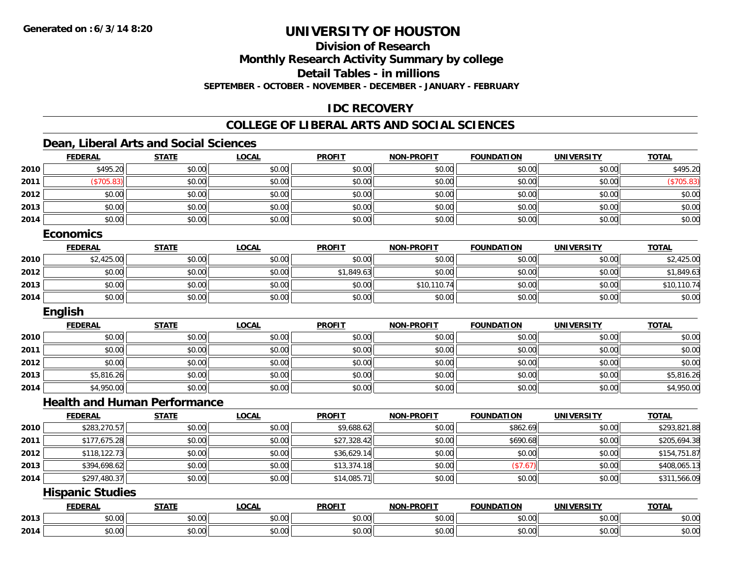**Generated on :6/3/14 8:20**

# UNIVERSITY OF HOUSTON

## Division of Research

## Monthly Research Activity Summary by college

## Detail Tables - in millions

**SEPTEMBER - OCTOBER - NOVEMBER - DECEMBER - JANUARY - FEBRUARY**

## IDC RECOVERY

## COLLEGE OF LIBERAL ARTS AND SOCIAL SCIENCES

### Dean, Liberal Arts and Social Sciences

| | FEDERAL | STATE | LOCAL | PROFIT | NON-PROFIT | FOUNDATION | UNIVERSITY | TOTAL |
|---|---|---|---|---|---|---|---|---|
| 2010 | $495.20 | $0.00 | $0.00 | $0.00 | $0.00 | $0.00 | $0.00 | $495.20 |
| 2011 | ($705.83) | $0.00 | $0.00 | $0.00 | $0.00 | $0.00 | $0.00 | ($705.83) |
| 2012 | $0.00 | $0.00 | $0.00 | $0.00 | $0.00 | $0.00 | $0.00 | $0.00 |
| 2013 | $0.00 | $0.00 | $0.00 | $0.00 | $0.00 | $0.00 | $0.00 | $0.00 |
| 2014 | $0.00 | $0.00 | $0.00 | $0.00 | $0.00 | $0.00 | $0.00 | $0.00 |

### Economics

| | FEDERAL | STATE | LOCAL | PROFIT | NON-PROFIT | FOUNDATION | UNIVERSITY | TOTAL |
|---|---|---|---|---|---|---|---|---|
| 2010 | $2,425.00 | $0.00 | $0.00 | $0.00 | $0.00 | $0.00 | $0.00 | $2,425.00 |
| 2012 | $0.00 | $0.00 | $0.00 | $1,849.63 | $0.00 | $0.00 | $0.00 | $1,849.63 |
| 2013 | $0.00 | $0.00 | $0.00 | $0.00 | $10,110.74 | $0.00 | $0.00 | $10,110.74 |
| 2014 | $0.00 | $0.00 | $0.00 | $0.00 | $0.00 | $0.00 | $0.00 | $0.00 |

### English

| | FEDERAL | STATE | LOCAL | PROFIT | NON-PROFIT | FOUNDATION | UNIVERSITY | TOTAL |
|---|---|---|---|---|---|---|---|---|
| 2010 | $0.00 | $0.00 | $0.00 | $0.00 | $0.00 | $0.00 | $0.00 | $0.00 |
| 2011 | $0.00 | $0.00 | $0.00 | $0.00 | $0.00 | $0.00 | $0.00 | $0.00 |
| 2012 | $0.00 | $0.00 | $0.00 | $0.00 | $0.00 | $0.00 | $0.00 | $0.00 |
| 2013 | $5,816.26 | $0.00 | $0.00 | $0.00 | $0.00 | $0.00 | $0.00 | $5,816.26 |
| 2014 | $4,950.00 | $0.00 | $0.00 | $0.00 | $0.00 | $0.00 | $0.00 | $4,950.00 |

### Health and Human Performance

| | FEDERAL | STATE | LOCAL | PROFIT | NON-PROFIT | FOUNDATION | UNIVERSITY | TOTAL |
|---|---|---|---|---|---|---|---|---|
| 2010 | $283,270.57 | $0.00 | $0.00 | $9,688.62 | $0.00 | $862.69 | $0.00 | $293,821.88 |
| 2011 | $177,675.28 | $0.00 | $0.00 | $27,328.42 | $0.00 | $690.68 | $0.00 | $205,694.38 |
| 2012 | $118,122.73 | $0.00 | $0.00 | $36,629.14 | $0.00 | $0.00 | $0.00 | $154,751.87 |
| 2013 | $394,698.62 | $0.00 | $0.00 | $13,374.18 | $0.00 | ($7.67) | $0.00 | $408,065.13 |
| 2014 | $297,480.37 | $0.00 | $0.00 | $14,085.71 | $0.00 | $0.00 | $0.00 | $311,566.09 |

### Hispanic Studies

| | FEDERAL | STATE | LOCAL | PROFIT | NON-PROFIT | FOUNDATION | UNIVERSITY | TOTAL |
|---|---|---|---|---|---|---|---|---|
| 2013 | $0.00 | $0.00 | $0.00 | $0.00 | $0.00 | $0.00 | $0.00 | $0.00 |
| 2014 | $0.00 | $0.00 | $0.00 | $0.00 | $0.00 | $0.00 | $0.00 | $0.00 |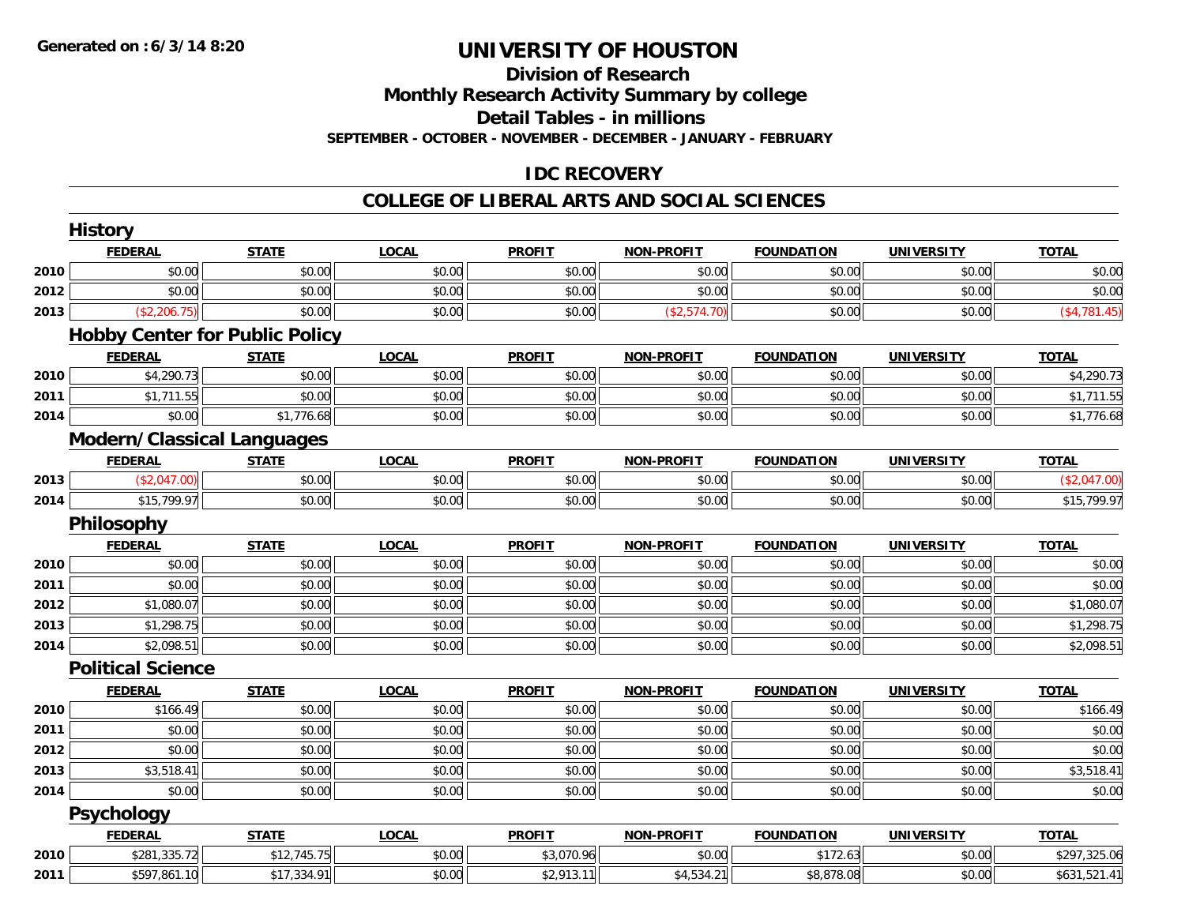**Generated on :6/3/14 8:20**

# UNIVERSITY OF HOUSTON

## Division of Research

## Monthly Research Activity Summary by college

## Detail Tables - in millions

**SEPTEMBER - OCTOBER - NOVEMBER - DECEMBER - JANUARY - FEBRUARY**

## IDC RECOVERY

## COLLEGE OF LIBERAL ARTS AND SOCIAL SCIENCES

### History

| | FEDERAL | STATE | LOCAL | PROFIT | NON-PROFIT | FOUNDATION | UNIVERSITY | TOTAL |
|---|---|---|---|---|---|---|---|---|
| 2010 | $0.00 | $0.00 | $0.00 | $0.00 | $0.00 | $0.00 | $0.00 | $0.00 |
| 2012 | $0.00 | $0.00 | $0.00 | $0.00 | $0.00 | $0.00 | $0.00 | $0.00 |
| 2013 | ($2,206.75) | $0.00 | $0.00 | $0.00 | ($2,574.70) | $0.00 | $0.00 | ($4,781.45) |

### Hobby Center for Public Policy

| | FEDERAL | STATE | LOCAL | PROFIT | NON-PROFIT | FOUNDATION | UNIVERSITY | TOTAL |
|---|---|---|---|---|---|---|---|---|
| 2010 | $4,290.73 | $0.00 | $0.00 | $0.00 | $0.00 | $0.00 | $0.00 | $4,290.73 |
| 2011 | $1,711.55 | $0.00 | $0.00 | $0.00 | $0.00 | $0.00 | $0.00 | $1,711.55 |
| 2014 | $0.00 | $1,776.68 | $0.00 | $0.00 | $0.00 | $0.00 | $0.00 | $1,776.68 |

### Modern/Classical Languages

| | FEDERAL | STATE | LOCAL | PROFIT | NON-PROFIT | FOUNDATION | UNIVERSITY | TOTAL |
|---|---|---|---|---|---|---|---|---|
| 2013 | ($2,047.00) | $0.00 | $0.00 | $0.00 | $0.00 | $0.00 | $0.00 | ($2,047.00) |
| 2014 | $15,799.97 | $0.00 | $0.00 | $0.00 | $0.00 | $0.00 | $0.00 | $15,799.97 |

### Philosophy

| | FEDERAL | STATE | LOCAL | PROFIT | NON-PROFIT | FOUNDATION | UNIVERSITY | TOTAL |
|---|---|---|---|---|---|---|---|---|
| 2010 | $0.00 | $0.00 | $0.00 | $0.00 | $0.00 | $0.00 | $0.00 | $0.00 |
| 2011 | $0.00 | $0.00 | $0.00 | $0.00 | $0.00 | $0.00 | $0.00 | $0.00 |
| 2012 | $1,080.07 | $0.00 | $0.00 | $0.00 | $0.00 | $0.00 | $0.00 | $1,080.07 |
| 2013 | $1,298.75 | $0.00 | $0.00 | $0.00 | $0.00 | $0.00 | $0.00 | $1,298.75 |
| 2014 | $2,098.51 | $0.00 | $0.00 | $0.00 | $0.00 | $0.00 | $0.00 | $2,098.51 |

### Political Science

| | FEDERAL | STATE | LOCAL | PROFIT | NON-PROFIT | FOUNDATION | UNIVERSITY | TOTAL |
|---|---|---|---|---|---|---|---|---|
| 2010 | $166.49 | $0.00 | $0.00 | $0.00 | $0.00 | $0.00 | $0.00 | $166.49 |
| 2011 | $0.00 | $0.00 | $0.00 | $0.00 | $0.00 | $0.00 | $0.00 | $0.00 |
| 2012 | $0.00 | $0.00 | $0.00 | $0.00 | $0.00 | $0.00 | $0.00 | $0.00 |
| 2013 | $3,518.41 | $0.00 | $0.00 | $0.00 | $0.00 | $0.00 | $0.00 | $3,518.41 |
| 2014 | $0.00 | $0.00 | $0.00 | $0.00 | $0.00 | $0.00 | $0.00 | $0.00 |

### Psychology

| | FEDERAL | STATE | LOCAL | PROFIT | NON-PROFIT | FOUNDATION | UNIVERSITY | TOTAL |
|---|---|---|---|---|---|---|---|---|
| 2010 | $281,335.72 | $12,745.75 | $0.00 | $3,070.96 | $0.00 | $172.63 | $0.00 | $297,325.06 |
| 2011 | $597,861.10 | $17,334.91 | $0.00 | $2,913.11 | $4,534.21 | $8,878.08 | $0.00 | $631,521.41 |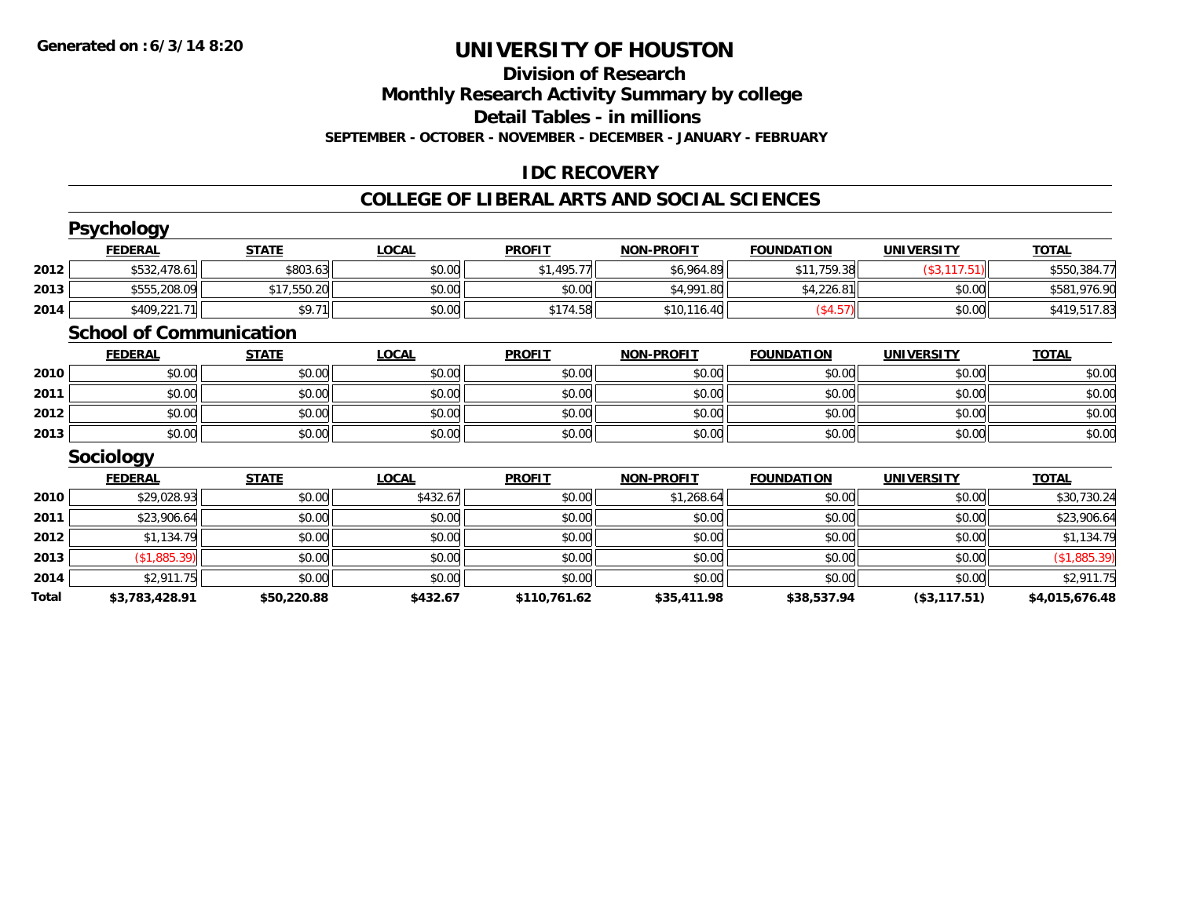**Generated on :6/3/14 8:20**

# UNIVERSITY OF HOUSTON

## Division of Research

## Monthly Research Activity Summary by college

## Detail Tables - in millions

**SEPTEMBER - OCTOBER - NOVEMBER - DECEMBER - JANUARY - FEBRUARY**

## IDC RECOVERY

## COLLEGE OF LIBERAL ARTS AND SOCIAL SCIENCES

### Psychology

| | FEDERAL | STATE | LOCAL | PROFIT | NON-PROFIT | FOUNDATION | UNIVERSITY | TOTAL |
|---|---|---|---|---|---|---|---|---|
| 2012 | $532,478.61 | $803.63 | $0.00 | $1,495.77 | $6,964.89 | $11,759.38 | ($3,117.51) | $550,384.77 |
| 2013 | $555,208.09 | $17,550.20 | $0.00 | $0.00 | $4,991.80 | $4,226.81 | $0.00 | $581,976.90 |
| 2014 | $409,221.71 | $9.71 | $0.00 | $174.58 | $10,116.40 | ($4.57) | $0.00 | $419,517.83 |

### School of Communication

| | FEDERAL | STATE | LOCAL | PROFIT | NON-PROFIT | FOUNDATION | UNIVERSITY | TOTAL |
|---|---|---|---|---|---|---|---|---|
| 2010 | $0.00 | $0.00 | $0.00 | $0.00 | $0.00 | $0.00 | $0.00 | $0.00 |
| 2011 | $0.00 | $0.00 | $0.00 | $0.00 | $0.00 | $0.00 | $0.00 | $0.00 |
| 2012 | $0.00 | $0.00 | $0.00 | $0.00 | $0.00 | $0.00 | $0.00 | $0.00 |
| 2013 | $0.00 | $0.00 | $0.00 | $0.00 | $0.00 | $0.00 | $0.00 | $0.00 |

### Sociology

| | FEDERAL | STATE | LOCAL | PROFIT | NON-PROFIT | FOUNDATION | UNIVERSITY | TOTAL |
|---|---|---|---|---|---|---|---|---|
| 2010 | $29,028.93 | $0.00 | $432.67 | $0.00 | $1,268.64 | $0.00 | $0.00 | $30,730.24 |
| 2011 | $23,906.64 | $0.00 | $0.00 | $0.00 | $0.00 | $0.00 | $0.00 | $23,906.64 |
| 2012 | $1,134.79 | $0.00 | $0.00 | $0.00 | $0.00 | $0.00 | $0.00 | $1,134.79 |
| 2013 | ($1,885.39) | $0.00 | $0.00 | $0.00 | $0.00 | $0.00 | $0.00 | ($1,885.39) |
| 2014 | $2,911.75 | $0.00 | $0.00 | $0.00 | $0.00 | $0.00 | $0.00 | $2,911.75 |
| **Total** | **$3,783,428.91** | **$50,220.88** | **$432.67** | **$110,761.62** | **$35,411.98** | **$38,537.94** | **($3,117.51)** | **$4,015,676.48** |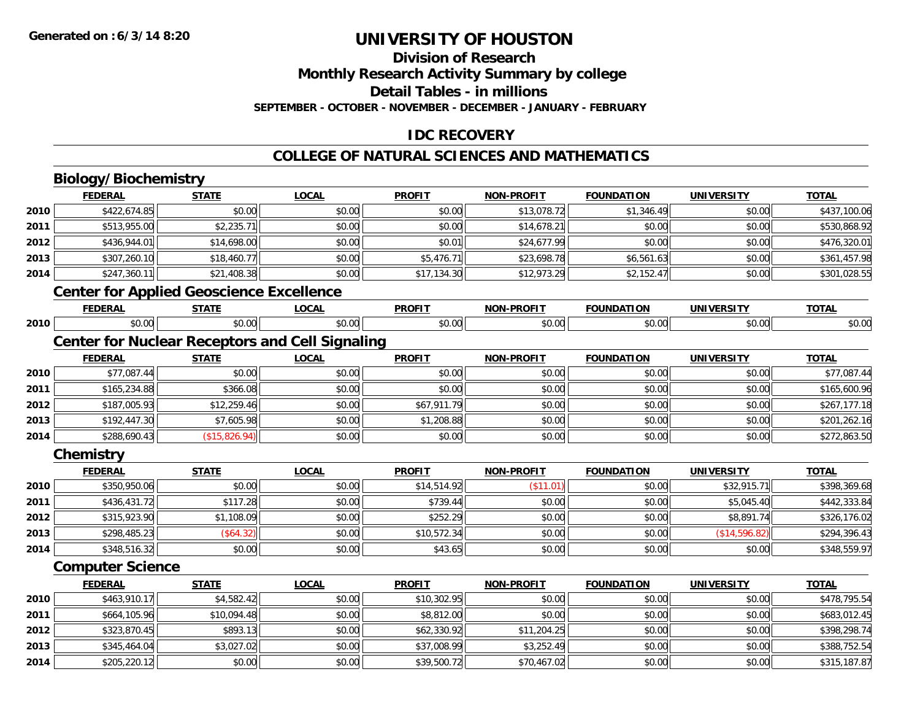# UNIVERSITY OF HOUSTON

## Division of Research

## Monthly Research Activity Summary by college

## Detail Tables - in millions

**SEPTEMBER - OCTOBER - NOVEMBER - DECEMBER - JANUARY - FEBRUARY**

## IDC RECOVERY

## COLLEGE OF NATURAL SCIENCES AND MATHEMATICS

### Biology/Biochemistry

| | FEDERAL | STATE | LOCAL | PROFIT | NON-PROFIT | FOUNDATION | UNIVERSITY | TOTAL |
|---|---|---|---|---|---|---|---|---|
| 2010 | $422,674.85 | $0.00 | $0.00 | $0.00 | $13,078.72 | $1,346.49 | $0.00 | $437,100.06 |
| 2011 | $513,955.00 | $2,235.71 | $0.00 | $0.00 | $14,678.21 | $0.00 | $0.00 | $530,868.92 |
| 2012 | $436,944.01 | $14,698.00 | $0.00 | $0.01 | $24,677.99 | $0.00 | $0.00 | $476,320.01 |
| 2013 | $307,260.10 | $18,460.77 | $0.00 | $5,476.71 | $23,698.78 | $6,561.63 | $0.00 | $361,457.98 |
| 2014 | $247,360.11 | $21,408.38 | $0.00 | $17,134.30 | $12,973.29 | $2,152.47 | $0.00 | $301,028.55 |

### Center for Applied Geoscience Excellence

| | FEDERAL | STATE | LOCAL | PROFIT | NON-PROFIT | FOUNDATION | UNIVERSITY | TOTAL |
|---|---|---|---|---|---|---|---|---|
| 2010 | $0.00 | $0.00 | $0.00 | $0.00 | $0.00 | $0.00 | $0.00 | $0.00 |

### Center for Nuclear Receptors and Cell Signaling

| | FEDERAL | STATE | LOCAL | PROFIT | NON-PROFIT | FOUNDATION | UNIVERSITY | TOTAL |
|---|---|---|---|---|---|---|---|---|
| 2010 | $77,087.44 | $0.00 | $0.00 | $0.00 | $0.00 | $0.00 | $0.00 | $77,087.44 |
| 2011 | $165,234.88 | $366.08 | $0.00 | $0.00 | $0.00 | $0.00 | $0.00 | $165,600.96 |
| 2012 | $187,005.93 | $12,259.46 | $0.00 | $67,911.79 | $0.00 | $0.00 | $0.00 | $267,177.18 |
| 2013 | $192,447.30 | $7,605.98 | $0.00 | $1,208.88 | $0.00 | $0.00 | $0.00 | $201,262.16 |
| 2014 | $288,690.43 | ($15,826.94) | $0.00 | $0.00 | $0.00 | $0.00 | $0.00 | $272,863.50 |

### Chemistry

| | FEDERAL | STATE | LOCAL | PROFIT | NON-PROFIT | FOUNDATION | UNIVERSITY | TOTAL |
|---|---|---|---|---|---|---|---|---|
| 2010 | $350,950.06 | $0.00 | $0.00 | $14,514.92 | ($11.01) | $0.00 | $32,915.71 | $398,369.68 |
| 2011 | $436,431.72 | $117.28 | $0.00 | $739.44 | $0.00 | $0.00 | $5,045.40 | $442,333.84 |
| 2012 | $315,923.90 | $1,108.09 | $0.00 | $252.29 | $0.00 | $0.00 | $8,891.74 | $326,176.02 |
| 2013 | $298,485.23 | ($64.32) | $0.00 | $10,572.34 | $0.00 | $0.00 | ($14,596.82) | $294,396.43 |
| 2014 | $348,516.32 | $0.00 | $0.00 | $43.65 | $0.00 | $0.00 | $0.00 | $348,559.97 |

### Computer Science

| | FEDERAL | STATE | LOCAL | PROFIT | NON-PROFIT | FOUNDATION | UNIVERSITY | TOTAL |
|---|---|---|---|---|---|---|---|---|
| 2010 | $463,910.17 | $4,582.42 | $0.00 | $10,302.95 | $0.00 | $0.00 | $0.00 | $478,795.54 |
| 2011 | $664,105.96 | $10,094.48 | $0.00 | $8,812.00 | $0.00 | $0.00 | $0.00 | $683,012.45 |
| 2012 | $323,870.45 | $893.13 | $0.00 | $62,330.92 | $11,204.25 | $0.00 | $0.00 | $398,298.74 |
| 2013 | $345,464.04 | $3,027.02 | $0.00 | $37,008.99 | $3,252.49 | $0.00 | $0.00 | $388,752.54 |
| 2014 | $205,220.12 | $0.00 | $0.00 | $39,500.72 | $70,467.02 | $0.00 | $0.00 | $315,187.87 |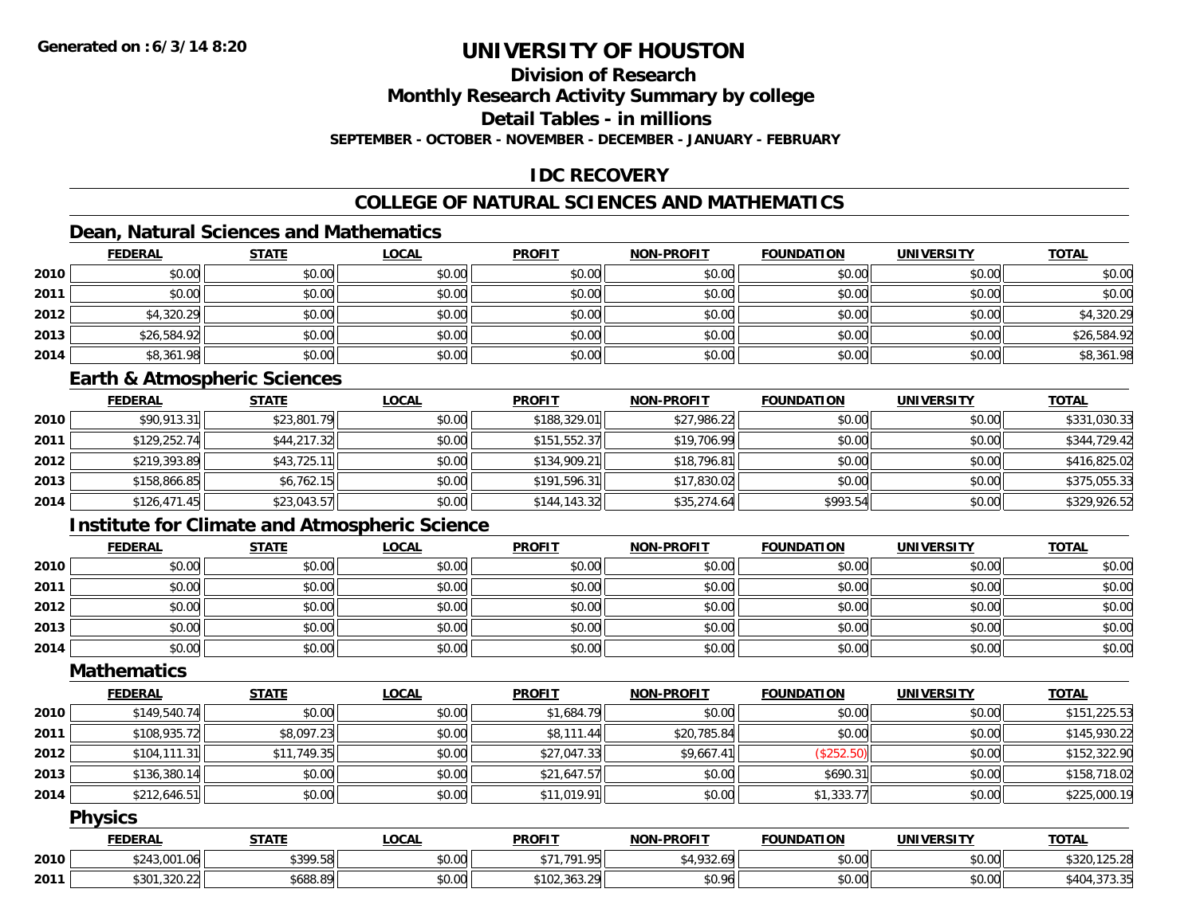**Generated on :6/3/14 8:20**

# UNIVERSITY OF HOUSTON

## Division of Research

## Monthly Research Activity Summary by college

## Detail Tables - in millions

**SEPTEMBER - OCTOBER - NOVEMBER - DECEMBER - JANUARY - FEBRUARY**

## IDC RECOVERY

## COLLEGE OF NATURAL SCIENCES AND MATHEMATICS

### Dean, Natural Sciences and Mathematics

| | FEDERAL | STATE | LOCAL | PROFIT | NON-PROFIT | FOUNDATION | UNIVERSITY | TOTAL |
|---|---|---|---|---|---|---|---|---|
| 2010 | $0.00 | $0.00 | $0.00 | $0.00 | $0.00 | $0.00 | $0.00 | $0.00 |
| 2011 | $0.00 | $0.00 | $0.00 | $0.00 | $0.00 | $0.00 | $0.00 | $0.00 |
| 2012 | $4,320.29 | $0.00 | $0.00 | $0.00 | $0.00 | $0.00 | $0.00 | $4,320.29 |
| 2013 | $26,584.92 | $0.00 | $0.00 | $0.00 | $0.00 | $0.00 | $0.00 | $26,584.92 |
| 2014 | $8,361.98 | $0.00 | $0.00 | $0.00 | $0.00 | $0.00 | $0.00 | $8,361.98 |

### Earth & Atmospheric Sciences

| | FEDERAL | STATE | LOCAL | PROFIT | NON-PROFIT | FOUNDATION | UNIVERSITY | TOTAL |
|---|---|---|---|---|---|---|---|---|
| 2010 | $90,913.31 | $23,801.79 | $0.00 | $188,329.01 | $27,986.22 | $0.00 | $0.00 | $331,030.33 |
| 2011 | $129,252.74 | $44,217.32 | $0.00 | $151,552.37 | $19,706.99 | $0.00 | $0.00 | $344,729.42 |
| 2012 | $219,393.89 | $43,725.11 | $0.00 | $134,909.21 | $18,796.81 | $0.00 | $0.00 | $416,825.02 |
| 2013 | $158,866.85 | $6,762.15 | $0.00 | $191,596.31 | $17,830.02 | $0.00 | $0.00 | $375,055.33 |
| 2014 | $126,471.45 | $23,043.57 | $0.00 | $144,143.32 | $35,274.64 | $993.54 | $0.00 | $329,926.52 |

### Institute for Climate and Atmospheric Science

| | FEDERAL | STATE | LOCAL | PROFIT | NON-PROFIT | FOUNDATION | UNIVERSITY | TOTAL |
|---|---|---|---|---|---|---|---|---|
| 2010 | $0.00 | $0.00 | $0.00 | $0.00 | $0.00 | $0.00 | $0.00 | $0.00 |
| 2011 | $0.00 | $0.00 | $0.00 | $0.00 | $0.00 | $0.00 | $0.00 | $0.00 |
| 2012 | $0.00 | $0.00 | $0.00 | $0.00 | $0.00 | $0.00 | $0.00 | $0.00 |
| 2013 | $0.00 | $0.00 | $0.00 | $0.00 | $0.00 | $0.00 | $0.00 | $0.00 |
| 2014 | $0.00 | $0.00 | $0.00 | $0.00 | $0.00 | $0.00 | $0.00 | $0.00 |

### Mathematics

| | FEDERAL | STATE | LOCAL | PROFIT | NON-PROFIT | FOUNDATION | UNIVERSITY | TOTAL |
|---|---|---|---|---|---|---|---|---|
| 2010 | $149,540.74 | $0.00 | $0.00 | $1,684.79 | $0.00 | $0.00 | $0.00 | $151,225.53 |
| 2011 | $108,935.72 | $8,097.23 | $0.00 | $8,111.44 | $20,785.84 | $0.00 | $0.00 | $145,930.22 |
| 2012 | $104,111.31 | $11,749.35 | $0.00 | $27,047.33 | $9,667.41 | ($252.50) | $0.00 | $152,322.90 |
| 2013 | $136,380.14 | $0.00 | $0.00 | $21,647.57 | $0.00 | $690.31 | $0.00 | $158,718.02 |
| 2014 | $212,646.51 | $0.00 | $0.00 | $11,019.91 | $0.00 | $1,333.77 | $0.00 | $225,000.19 |

### Physics

| | FEDERAL | STATE | LOCAL | PROFIT | NON-PROFIT | FOUNDATION | UNIVERSITY | TOTAL |
|---|---|---|---|---|---|---|---|---|
| 2010 | $243,001.06 | $399.58 | $0.00 | $71,791.95 | $4,932.69 | $0.00 | $0.00 | $320,125.28 |
| 2011 | $301,320.22 | $688.89 | $0.00 | $102,363.29 | $0.96 | $0.00 | $0.00 | $404,373.35 |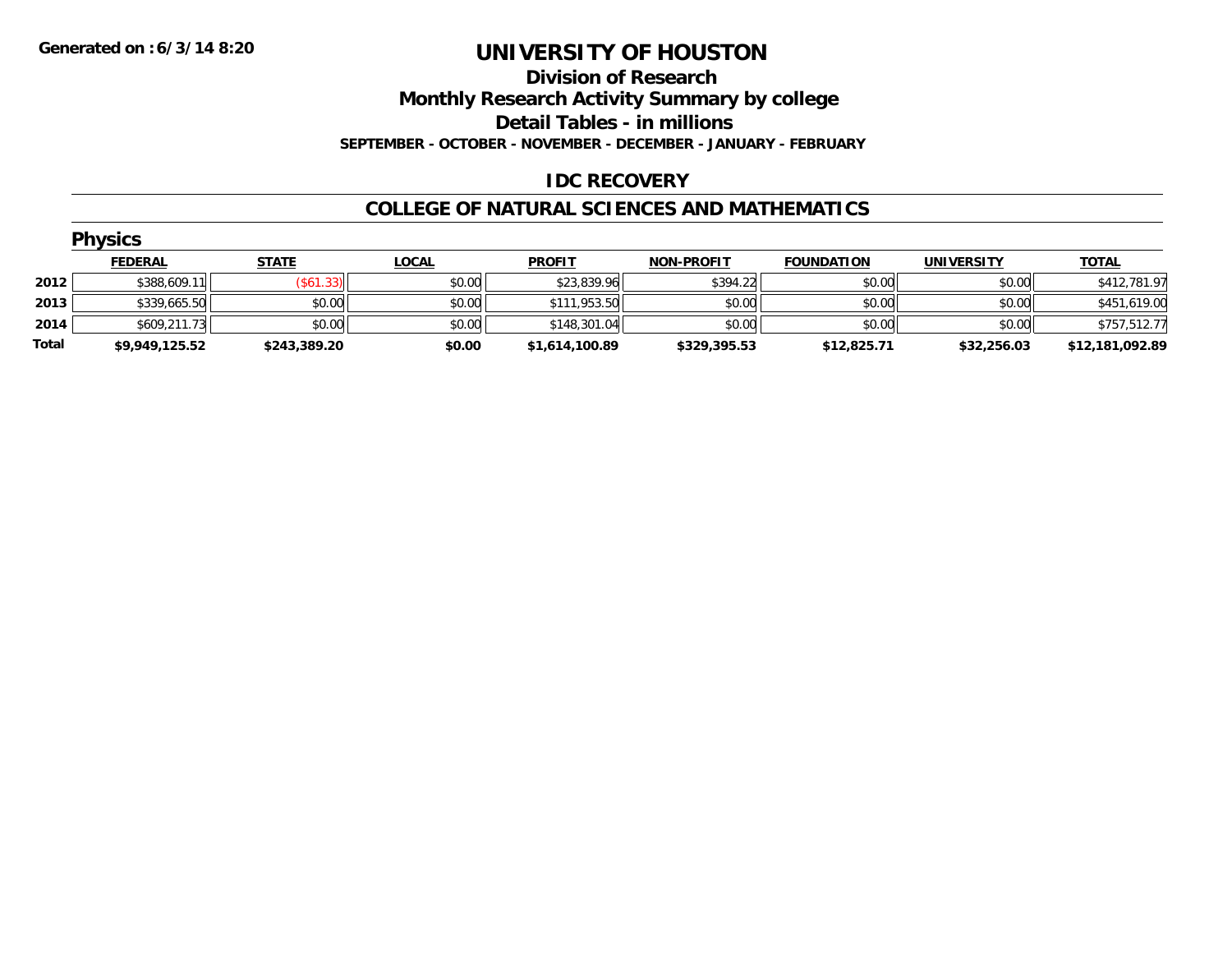Generated on :6/3/14 8:20

# UNIVERSITY OF HOUSTON

## Division of Research

## Monthly Research Activity Summary by college

## Detail Tables - in millions

**SEPTEMBER - OCTOBER - NOVEMBER - DECEMBER - JANUARY - FEBRUARY**

## IDC RECOVERY

## COLLEGE OF NATURAL SCIENCES AND MATHEMATICS

### Physics

| | FEDERAL | STATE | LOCAL | PROFIT | NON-PROFIT | FOUNDATION | UNIVERSITY | TOTAL |
|---|---|---|---|---|---|---|---|---|
| 2012 | $388,609.11 | ($61.33) | $0.00 | $23,839.96 | $394.22 | $0.00 | $0.00 | $412,781.97 |
| 2013 | $339,665.50 | $0.00 | $0.00 | $111,953.50 | $0.00 | $0.00 | $0.00 | $451,619.00 |
| 2014 | $609,211.73 | $0.00 | $0.00 | $148,301.04 | $0.00 | $0.00 | $0.00 | $757,512.77 |
| **Total** | **$9,949,125.52** | **$243,389.20** | **$0.00** | **$1,614,100.89** | **$329,395.53** | **$12,825.71** | **$32,256.03** | **$12,181,092.89** |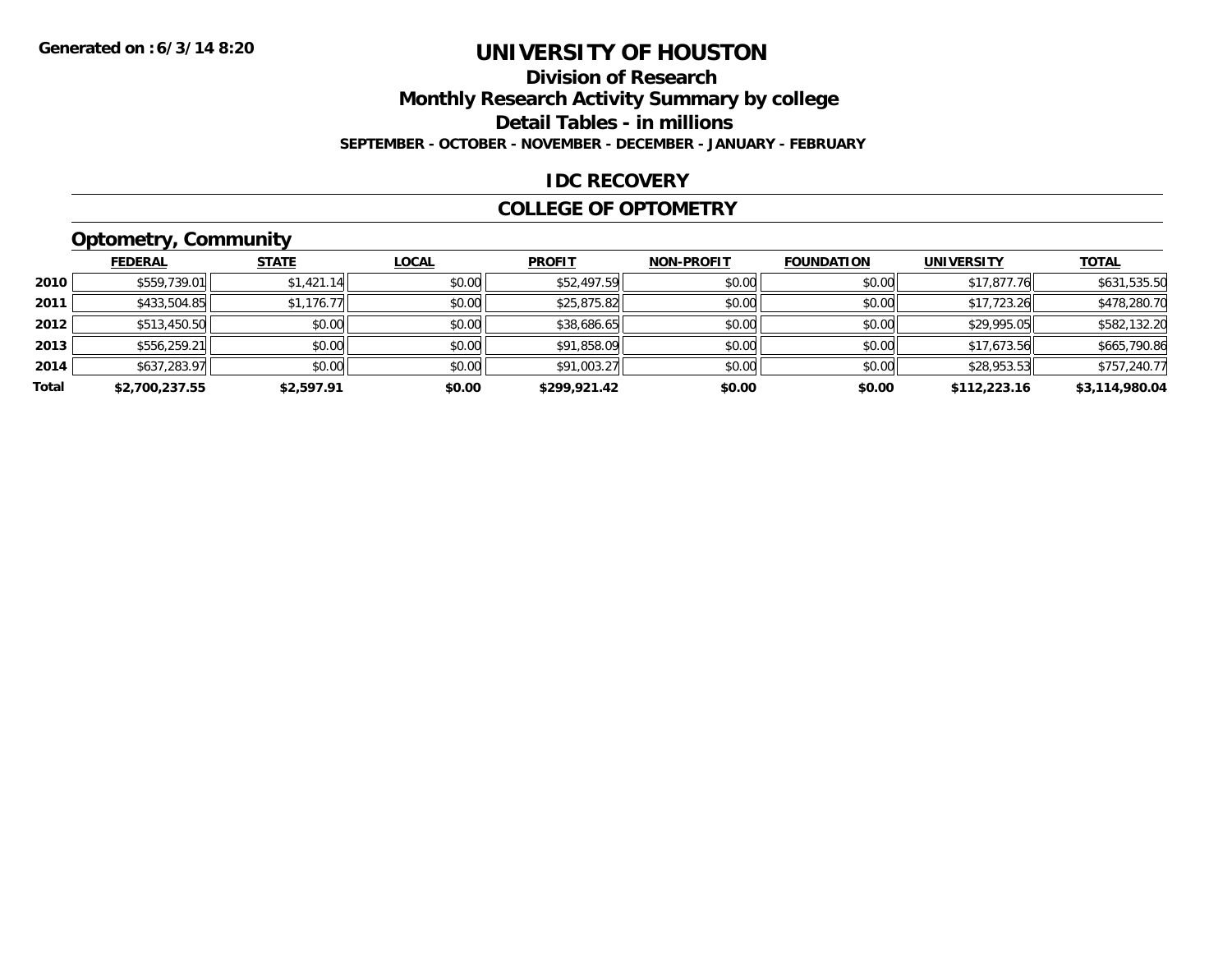**Generated on :6/3/14 8:20**

# UNIVERSITY OF HOUSTON

## Division of Research
## Monthly Research Activity Summary by college
## Detail Tables - in millions

**SEPTEMBER - OCTOBER - NOVEMBER - DECEMBER - JANUARY - FEBRUARY**

### IDC RECOVERY

### COLLEGE OF OPTOMETRY

### Optometry, Community

| | FEDERAL | STATE | LOCAL | PROFIT | NON-PROFIT | FOUNDATION | UNIVERSITY | TOTAL |
|---|---|---|---|---|---|---|---|---|
| 2010 | $559,739.01 | $1,421.14 | $0.00 | $52,497.59 | $0.00 | $0.00 | $17,877.76 | $631,535.50 |
| 2011 | $433,504.85 | $1,176.77 | $0.00 | $25,875.82 | $0.00 | $0.00 | $17,723.26 | $478,280.70 |
| 2012 | $513,450.50 | $0.00 | $0.00 | $38,686.65 | $0.00 | $0.00 | $29,995.05 | $582,132.20 |
| 2013 | $556,259.21 | $0.00 | $0.00 | $91,858.09 | $0.00 | $0.00 | $17,673.56 | $665,790.86 |
| 2014 | $637,283.97 | $0.00 | $0.00 | $91,003.27 | $0.00 | $0.00 | $28,953.53 | $757,240.77 |
| **Total** | **$2,700,237.55** | **$2,597.91** | **$0.00** | **$299,921.42** | **$0.00** | **$0.00** | **$112,223.16** | **$3,114,980.04** |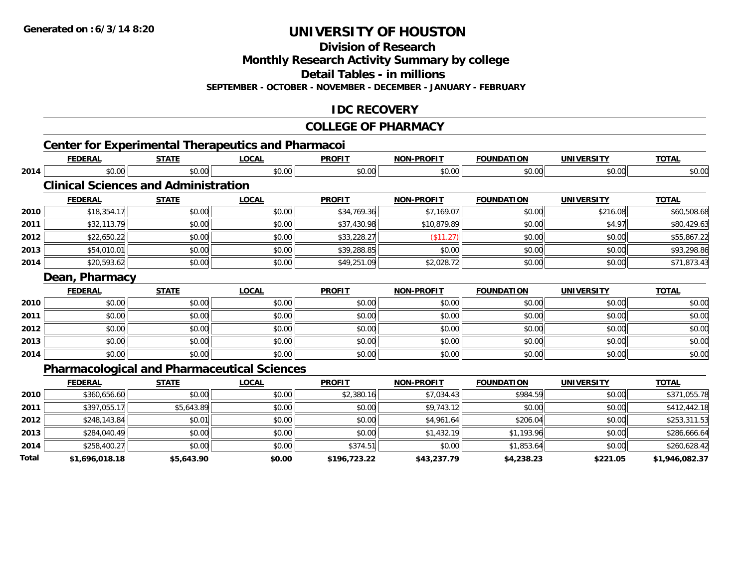**Generated on :6/3/14 8:20**

# UNIVERSITY OF HOUSTON

## Division of Research

## Monthly Research Activity Summary by college

## Detail Tables - in millions

**SEPTEMBER - OCTOBER - NOVEMBER - DECEMBER - JANUARY - FEBRUARY**

## IDC RECOVERY

## COLLEGE OF PHARMACY

### Center for Experimental Therapeutics and Pharmacoi

| | FEDERAL | STATE | LOCAL | PROFIT | NON-PROFIT | FOUNDATION | UNIVERSITY | TOTAL |
|---|---|---|---|---|---|---|---|---|
| 2014 | $0.00 | $0.00 | $0.00 | $0.00 | $0.00 | $0.00 | $0.00 | $0.00 |

### Clinical Sciences and Administration

| | FEDERAL | STATE | LOCAL | PROFIT | NON-PROFIT | FOUNDATION | UNIVERSITY | TOTAL |
|---|---|---|---|---|---|---|---|---|
| 2010 | $18,354.17 | $0.00 | $0.00 | $34,769.36 | $7,169.07 | $0.00 | $216.08 | $60,508.68 |
| 2011 | $32,113.79 | $0.00 | $0.00 | $37,430.98 | $10,879.89 | $0.00 | $4.97 | $80,429.63 |
| 2012 | $22,650.22 | $0.00 | $0.00 | $33,228.27 | ($11.27) | $0.00 | $0.00 | $55,867.22 |
| 2013 | $54,010.01 | $0.00 | $0.00 | $39,288.85 | $0.00 | $0.00 | $0.00 | $93,298.86 |
| 2014 | $20,593.62 | $0.00 | $0.00 | $49,251.09 | $2,028.72 | $0.00 | $0.00 | $71,873.43 |

### Dean, Pharmacy

| | FEDERAL | STATE | LOCAL | PROFIT | NON-PROFIT | FOUNDATION | UNIVERSITY | TOTAL |
|---|---|---|---|---|---|---|---|---|
| 2010 | $0.00 | $0.00 | $0.00 | $0.00 | $0.00 | $0.00 | $0.00 | $0.00 |
| 2011 | $0.00 | $0.00 | $0.00 | $0.00 | $0.00 | $0.00 | $0.00 | $0.00 |
| 2012 | $0.00 | $0.00 | $0.00 | $0.00 | $0.00 | $0.00 | $0.00 | $0.00 |
| 2013 | $0.00 | $0.00 | $0.00 | $0.00 | $0.00 | $0.00 | $0.00 | $0.00 |
| 2014 | $0.00 | $0.00 | $0.00 | $0.00 | $0.00 | $0.00 | $0.00 | $0.00 |

### Pharmacological and Pharmaceutical Sciences

| | FEDERAL | STATE | LOCAL | PROFIT | NON-PROFIT | FOUNDATION | UNIVERSITY | TOTAL |
|---|---|---|---|---|---|---|---|---|
| 2010 | $360,656.60 | $0.00 | $0.00 | $2,380.16 | $7,034.43 | $984.59 | $0.00 | $371,055.78 |
| 2011 | $397,055.17 | $5,643.89 | $0.00 | $0.00 | $9,743.12 | $0.00 | $0.00 | $412,442.18 |
| 2012 | $248,143.84 | $0.01 | $0.00 | $0.00 | $4,961.64 | $206.04 | $0.00 | $253,311.53 |
| 2013 | $284,040.49 | $0.00 | $0.00 | $0.00 | $1,432.19 | $1,193.96 | $0.00 | $286,666.64 |
| 2014 | $258,400.27 | $0.00 | $0.00 | $374.51 | $0.00 | $1,853.64 | $0.00 | $260,628.42 |
| **Total** | **$1,696,018.18** | **$5,643.90** | **$0.00** | **$196,723.22** | **$43,237.79** | **$4,238.23** | **$221.05** | **$1,946,082.37** |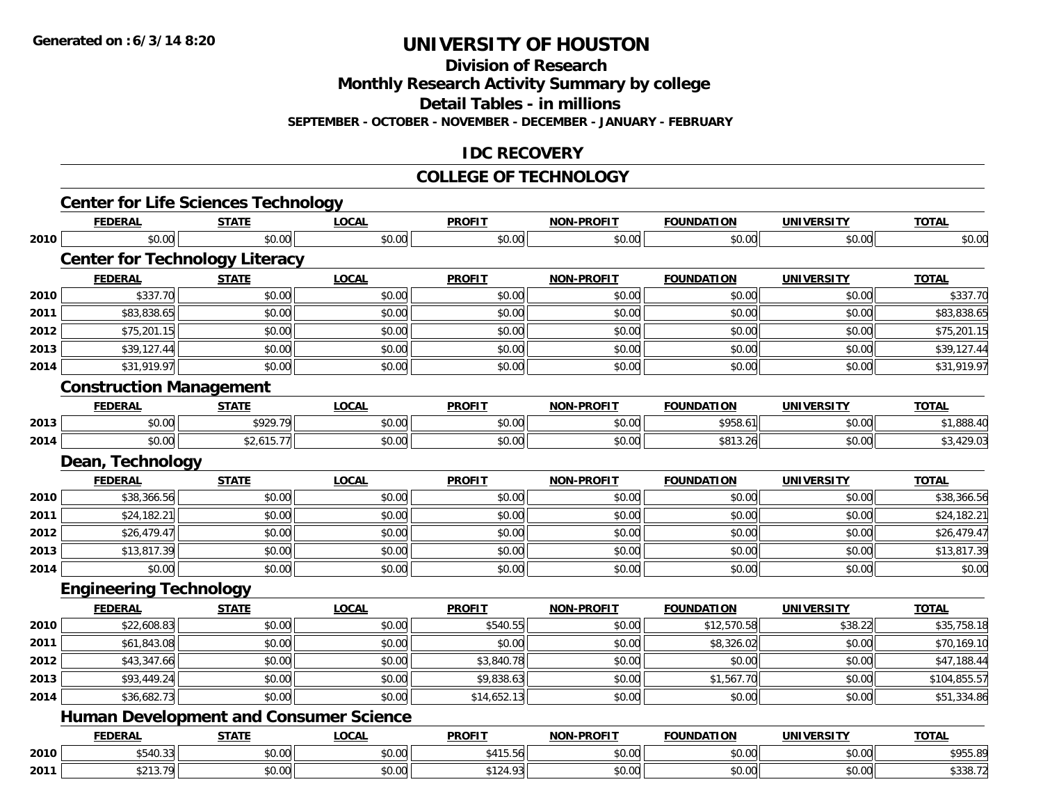**Generated on :6/3/14 8:20**

# UNIVERSITY OF HOUSTON

## Division of Research
## Monthly Research Activity Summary by college
## Detail Tables - in millions
### SEPTEMBER - OCTOBER - NOVEMBER - DECEMBER - JANUARY - FEBRUARY

## IDC RECOVERY

## COLLEGE OF TECHNOLOGY

### Center for Life Sciences Technology

| | FEDERAL | STATE | LOCAL | PROFIT | NON-PROFIT | FOUNDATION | UNIVERSITY | TOTAL |
|---|---|---|---|---|---|---|---|---|
| 2010 | $0.00 | $0.00 | $0.00 | $0.00 | $0.00 | $0.00 | $0.00 | $0.00 |

### Center for Technology Literacy

| | FEDERAL | STATE | LOCAL | PROFIT | NON-PROFIT | FOUNDATION | UNIVERSITY | TOTAL |
|---|---|---|---|---|---|---|---|---|
| 2010 | $337.70 | $0.00 | $0.00 | $0.00 | $0.00 | $0.00 | $0.00 | $337.70 |
| 2011 | $83,838.65 | $0.00 | $0.00 | $0.00 | $0.00 | $0.00 | $0.00 | $83,838.65 |
| 2012 | $75,201.15 | $0.00 | $0.00 | $0.00 | $0.00 | $0.00 | $0.00 | $75,201.15 |
| 2013 | $39,127.44 | $0.00 | $0.00 | $0.00 | $0.00 | $0.00 | $0.00 | $39,127.44 |
| 2014 | $31,919.97 | $0.00 | $0.00 | $0.00 | $0.00 | $0.00 | $0.00 | $31,919.97 |

### Construction Management

| | FEDERAL | STATE | LOCAL | PROFIT | NON-PROFIT | FOUNDATION | UNIVERSITY | TOTAL |
|---|---|---|---|---|---|---|---|---|
| 2013 | $0.00 | $929.79 | $0.00 | $0.00 | $0.00 | $958.61 | $0.00 | $1,888.40 |
| 2014 | $0.00 | $2,615.77 | $0.00 | $0.00 | $0.00 | $813.26 | $0.00 | $3,429.03 |

### Dean, Technology

| | FEDERAL | STATE | LOCAL | PROFIT | NON-PROFIT | FOUNDATION | UNIVERSITY | TOTAL |
|---|---|---|---|---|---|---|---|---|
| 2010 | $38,366.56 | $0.00 | $0.00 | $0.00 | $0.00 | $0.00 | $0.00 | $38,366.56 |
| 2011 | $24,182.21 | $0.00 | $0.00 | $0.00 | $0.00 | $0.00 | $0.00 | $24,182.21 |
| 2012 | $26,479.47 | $0.00 | $0.00 | $0.00 | $0.00 | $0.00 | $0.00 | $26,479.47 |
| 2013 | $13,817.39 | $0.00 | $0.00 | $0.00 | $0.00 | $0.00 | $0.00 | $13,817.39 |
| 2014 | $0.00 | $0.00 | $0.00 | $0.00 | $0.00 | $0.00 | $0.00 | $0.00 |

### Engineering Technology

| | FEDERAL | STATE | LOCAL | PROFIT | NON-PROFIT | FOUNDATION | UNIVERSITY | TOTAL |
|---|---|---|---|---|---|---|---|---|
| 2010 | $22,608.83 | $0.00 | $0.00 | $540.55 | $0.00 | $12,570.58 | $38.22 | $35,758.18 |
| 2011 | $61,843.08 | $0.00 | $0.00 | $0.00 | $0.00 | $8,326.02 | $0.00 | $70,169.10 |
| 2012 | $43,347.66 | $0.00 | $0.00 | $3,840.78 | $0.00 | $0.00 | $0.00 | $47,188.44 |
| 2013 | $93,449.24 | $0.00 | $0.00 | $9,838.63 | $0.00 | $1,567.70 | $0.00 | $104,855.57 |
| 2014 | $36,682.73 | $0.00 | $0.00 | $14,652.13 | $0.00 | $0.00 | $0.00 | $51,334.86 |

### Human Development and Consumer Science

| | FEDERAL | STATE | LOCAL | PROFIT | NON-PROFIT | FOUNDATION | UNIVERSITY | TOTAL |
|---|---|---|---|---|---|---|---|---|
| 2010 | $540.33 | $0.00 | $0.00 | $415.56 | $0.00 | $0.00 | $0.00 | $955.89 |
| 2011 | $213.79 | $0.00 | $0.00 | $124.93 | $0.00 | $0.00 | $0.00 | $338.72 |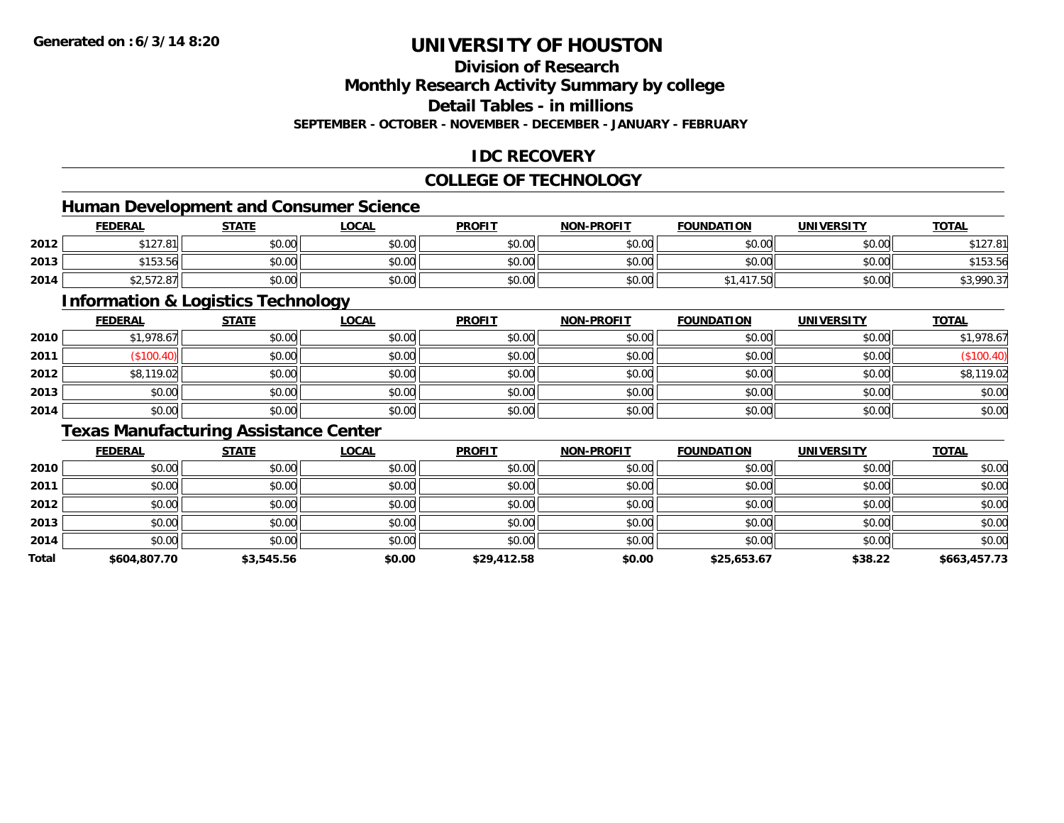**Generated on :6/3/14 8:20**

# UNIVERSITY OF HOUSTON

## Division of Research

## Monthly Research Activity Summary by college

## Detail Tables - in millions

**SEPTEMBER - OCTOBER - NOVEMBER - DECEMBER - JANUARY - FEBRUARY**

## IDC RECOVERY

## COLLEGE OF TECHNOLOGY

### Human Development and Consumer Science

| | FEDERAL | STATE | LOCAL | PROFIT | NON-PROFIT | FOUNDATION | UNIVERSITY | TOTAL |
|---|---|---|---|---|---|---|---|---|
| 2012 | $127.81 | $0.00 | $0.00 | $0.00 | $0.00 | $0.00 | $0.00 | $127.81 |
| 2013 | $153.56 | $0.00 | $0.00 | $0.00 | $0.00 | $0.00 | $0.00 | $153.56 |
| 2014 | $2,572.87 | $0.00 | $0.00 | $0.00 | $0.00 | $1,417.50 | $0.00 | $3,990.37 |

### Information & Logistics Technology

| | FEDERAL | STATE | LOCAL | PROFIT | NON-PROFIT | FOUNDATION | UNIVERSITY | TOTAL |
|---|---|---|---|---|---|---|---|---|
| 2010 | $1,978.67 | $0.00 | $0.00 | $0.00 | $0.00 | $0.00 | $0.00 | $1,978.67 |
| 2011 | ($100.40) | $0.00 | $0.00 | $0.00 | $0.00 | $0.00 | $0.00 | ($100.40) |
| 2012 | $8,119.02 | $0.00 | $0.00 | $0.00 | $0.00 | $0.00 | $0.00 | $8,119.02 |
| 2013 | $0.00 | $0.00 | $0.00 | $0.00 | $0.00 | $0.00 | $0.00 | $0.00 |
| 2014 | $0.00 | $0.00 | $0.00 | $0.00 | $0.00 | $0.00 | $0.00 | $0.00 |

### Texas Manufacturing Assistance Center

| | FEDERAL | STATE | LOCAL | PROFIT | NON-PROFIT | FOUNDATION | UNIVERSITY | TOTAL |
|---|---|---|---|---|---|---|---|---|
| 2010 | $0.00 | $0.00 | $0.00 | $0.00 | $0.00 | $0.00 | $0.00 | $0.00 |
| 2011 | $0.00 | $0.00 | $0.00 | $0.00 | $0.00 | $0.00 | $0.00 | $0.00 |
| 2012 | $0.00 | $0.00 | $0.00 | $0.00 | $0.00 | $0.00 | $0.00 | $0.00 |
| 2013 | $0.00 | $0.00 | $0.00 | $0.00 | $0.00 | $0.00 | $0.00 | $0.00 |
| 2014 | $0.00 | $0.00 | $0.00 | $0.00 | $0.00 | $0.00 | $0.00 | $0.00 |
| **Total** | **$604,807.70** | **$3,545.56** | **$0.00** | **$29,412.58** | **$0.00** | **$25,653.67** | **$38.22** | **$663,457.73** |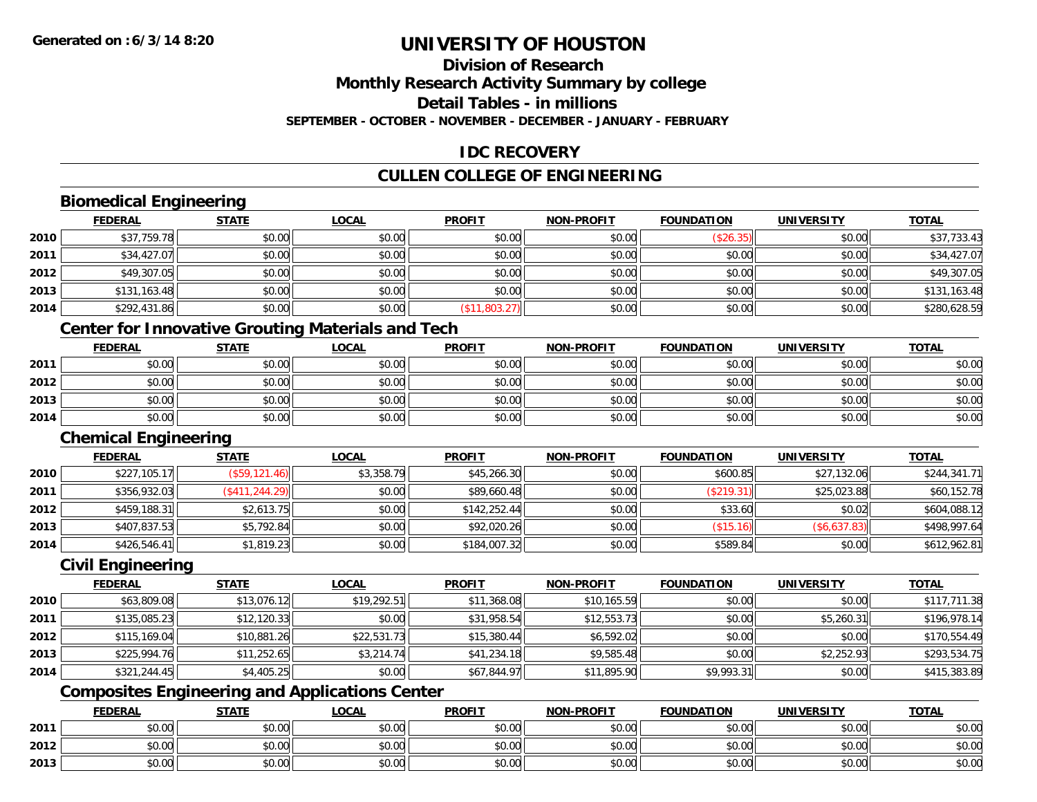# UNIVERSITY OF HOUSTON

## Division of Research

## Monthly Research Activity Summary by college

## Detail Tables - in millions

**SEPTEMBER - OCTOBER - NOVEMBER - DECEMBER - JANUARY - FEBRUARY**

## IDC RECOVERY

## CULLEN COLLEGE OF ENGINEERING

### Biomedical Engineering

| | FEDERAL | STATE | LOCAL | PROFIT | NON-PROFIT | FOUNDATION | UNIVERSITY | TOTAL |
|---|---|---|---|---|---|---|---|---|
| 2010 | $37,759.78 | $0.00 | $0.00 | $0.00 | $0.00 | ($26.35) | $0.00 | $37,733.43 |
| 2011 | $34,427.07 | $0.00 | $0.00 | $0.00 | $0.00 | $0.00 | $0.00 | $34,427.07 |
| 2012 | $49,307.05 | $0.00 | $0.00 | $0.00 | $0.00 | $0.00 | $0.00 | $49,307.05 |
| 2013 | $131,163.48 | $0.00 | $0.00 | $0.00 | $0.00 | $0.00 | $0.00 | $131,163.48 |
| 2014 | $292,431.86 | $0.00 | $0.00 | ($11,803.27) | $0.00 | $0.00 | $0.00 | $280,628.59 |

### Center for Innovative Grouting Materials and Tech

| | FEDERAL | STATE | LOCAL | PROFIT | NON-PROFIT | FOUNDATION | UNIVERSITY | TOTAL |
|---|---|---|---|---|---|---|---|---|
| 2011 | $0.00 | $0.00 | $0.00 | $0.00 | $0.00 | $0.00 | $0.00 | $0.00 |
| 2012 | $0.00 | $0.00 | $0.00 | $0.00 | $0.00 | $0.00 | $0.00 | $0.00 |
| 2013 | $0.00 | $0.00 | $0.00 | $0.00 | $0.00 | $0.00 | $0.00 | $0.00 |
| 2014 | $0.00 | $0.00 | $0.00 | $0.00 | $0.00 | $0.00 | $0.00 | $0.00 |

### Chemical Engineering

| | FEDERAL | STATE | LOCAL | PROFIT | NON-PROFIT | FOUNDATION | UNIVERSITY | TOTAL |
|---|---|---|---|---|---|---|---|---|
| 2010 | $227,105.17 | ($59,121.46) | $3,358.79 | $45,266.30 | $0.00 | $600.85 | $27,132.06 | $244,341.71 |
| 2011 | $356,932.03 | ($411,244.29) | $0.00 | $89,660.48 | $0.00 | ($219.31) | $25,023.88 | $60,152.78 |
| 2012 | $459,188.31 | $2,613.75 | $0.00 | $142,252.44 | $0.00 | $33.60 | $0.02 | $604,088.12 |
| 2013 | $407,837.53 | $5,792.84 | $0.00 | $92,020.26 | $0.00 | ($15.16) | ($6,637.83) | $498,997.64 |
| 2014 | $426,546.41 | $1,819.23 | $0.00 | $184,007.32 | $0.00 | $589.84 | $0.00 | $612,962.81 |

### Civil Engineering

| | FEDERAL | STATE | LOCAL | PROFIT | NON-PROFIT | FOUNDATION | UNIVERSITY | TOTAL |
|---|---|---|---|---|---|---|---|---|
| 2010 | $63,809.08 | $13,076.12 | $19,292.51 | $11,368.08 | $10,165.59 | $0.00 | $0.00 | $117,711.38 |
| 2011 | $135,085.23 | $12,120.33 | $0.00 | $31,958.54 | $12,553.73 | $0.00 | $5,260.31 | $196,978.14 |
| 2012 | $115,169.04 | $10,881.26 | $22,531.73 | $15,380.44 | $6,592.02 | $0.00 | $0.00 | $170,554.49 |
| 2013 | $225,994.76 | $11,252.65 | $3,214.74 | $41,234.18 | $9,585.48 | $0.00 | $2,252.93 | $293,534.75 |
| 2014 | $321,244.45 | $4,405.25 | $0.00 | $67,844.97 | $11,895.90 | $9,993.31 | $0.00 | $415,383.89 |

### Composites Engineering and Applications Center

| | FEDERAL | STATE | LOCAL | PROFIT | NON-PROFIT | FOUNDATION | UNIVERSITY | TOTAL |
|---|---|---|---|---|---|---|---|---|
| 2011 | $0.00 | $0.00 | $0.00 | $0.00 | $0.00 | $0.00 | $0.00 | $0.00 |
| 2012 | $0.00 | $0.00 | $0.00 | $0.00 | $0.00 | $0.00 | $0.00 | $0.00 |
| 2013 | $0.00 | $0.00 | $0.00 | $0.00 | $0.00 | $0.00 | $0.00 | $0.00 |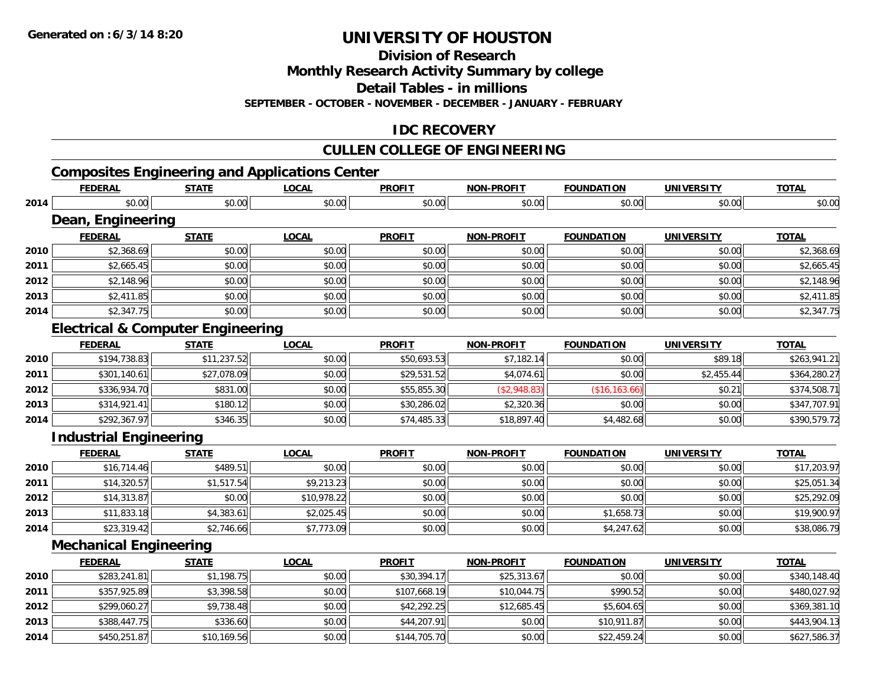**Generated on : 6/3/14 8:20**

# UNIVERSITY OF HOUSTON

## Division of Research
## Monthly Research Activity Summary by college
## Detail Tables - in millions
**SEPTEMBER - OCTOBER - NOVEMBER - DECEMBER - JANUARY - FEBRUARY**

## IDC RECOVERY

## CULLEN COLLEGE OF ENGINEERING

### Composites Engineering and Applications Center

| | FEDERAL | STATE | LOCAL | PROFIT | NON-PROFIT | FOUNDATION | UNIVERSITY | TOTAL |
|---|---|---|---|---|---|---|---|---|
| 2014 | $0.00 | $0.00 | $0.00 | $0.00 | $0.00 | $0.00 | $0.00 | $0.00 |

### Dean, Engineering

| | FEDERAL | STATE | LOCAL | PROFIT | NON-PROFIT | FOUNDATION | UNIVERSITY | TOTAL |
|---|---|---|---|---|---|---|---|---|
| 2010 | $2,368.69 | $0.00 | $0.00 | $0.00 | $0.00 | $0.00 | $0.00 | $2,368.69 |
| 2011 | $2,665.45 | $0.00 | $0.00 | $0.00 | $0.00 | $0.00 | $0.00 | $2,665.45 |
| 2012 | $2,148.96 | $0.00 | $0.00 | $0.00 | $0.00 | $0.00 | $0.00 | $2,148.96 |
| 2013 | $2,411.85 | $0.00 | $0.00 | $0.00 | $0.00 | $0.00 | $0.00 | $2,411.85 |
| 2014 | $2,347.75 | $0.00 | $0.00 | $0.00 | $0.00 | $0.00 | $0.00 | $2,347.75 |

### Electrical & Computer Engineering

| | FEDERAL | STATE | LOCAL | PROFIT | NON-PROFIT | FOUNDATION | UNIVERSITY | TOTAL |
|---|---|---|---|---|---|---|---|---|
| 2010 | $194,738.83 | $11,237.52 | $0.00 | $50,693.53 | $7,182.14 | $0.00 | $89.18 | $263,941.21 |
| 2011 | $301,140.61 | $27,078.09 | $0.00 | $29,531.52 | $4,074.61 | $0.00 | $2,455.44 | $364,280.27 |
| 2012 | $336,934.70 | $831.00 | $0.00 | $55,855.30 | ($2,948.83) | ($16,163.66) | $0.21 | $374,508.71 |
| 2013 | $314,921.41 | $180.12 | $0.00 | $30,286.02 | $2,320.36 | $0.00 | $0.00 | $347,707.91 |
| 2014 | $292,367.97 | $346.35 | $0.00 | $74,485.33 | $18,897.40 | $4,482.68 | $0.00 | $390,579.72 |

### Industrial Engineering

| | FEDERAL | STATE | LOCAL | PROFIT | NON-PROFIT | FOUNDATION | UNIVERSITY | TOTAL |
|---|---|---|---|---|---|---|---|---|
| 2010 | $16,714.46 | $489.51 | $0.00 | $0.00 | $0.00 | $0.00 | $0.00 | $17,203.97 |
| 2011 | $14,320.57 | $1,517.54 | $9,213.23 | $0.00 | $0.00 | $0.00 | $0.00 | $25,051.34 |
| 2012 | $14,313.87 | $0.00 | $10,978.22 | $0.00 | $0.00 | $0.00 | $0.00 | $25,292.09 |
| 2013 | $11,833.18 | $4,383.61 | $2,025.45 | $0.00 | $0.00 | $1,658.73 | $0.00 | $19,900.97 |
| 2014 | $23,319.42 | $2,746.66 | $7,773.09 | $0.00 | $0.00 | $4,247.62 | $0.00 | $38,086.79 |

### Mechanical Engineering

| | FEDERAL | STATE | LOCAL | PROFIT | NON-PROFIT | FOUNDATION | UNIVERSITY | TOTAL |
|---|---|---|---|---|---|---|---|---|
| 2010 | $283,241.81 | $1,198.75 | $0.00 | $30,394.17 | $25,313.67 | $0.00 | $0.00 | $340,148.40 |
| 2011 | $357,925.89 | $3,398.58 | $0.00 | $107,668.19 | $10,044.75 | $990.52 | $0.00 | $480,027.92 |
| 2012 | $299,060.27 | $9,738.48 | $0.00 | $42,292.25 | $12,685.45 | $5,604.65 | $0.00 | $369,381.10 |
| 2013 | $388,447.75 | $336.60 | $0.00 | $44,207.91 | $0.00 | $10,911.87 | $0.00 | $443,904.13 |
| 2014 | $450,251.87 | $10,169.56 | $0.00 | $144,705.70 | $0.00 | $22,459.24 | $0.00 | $627,586.37 |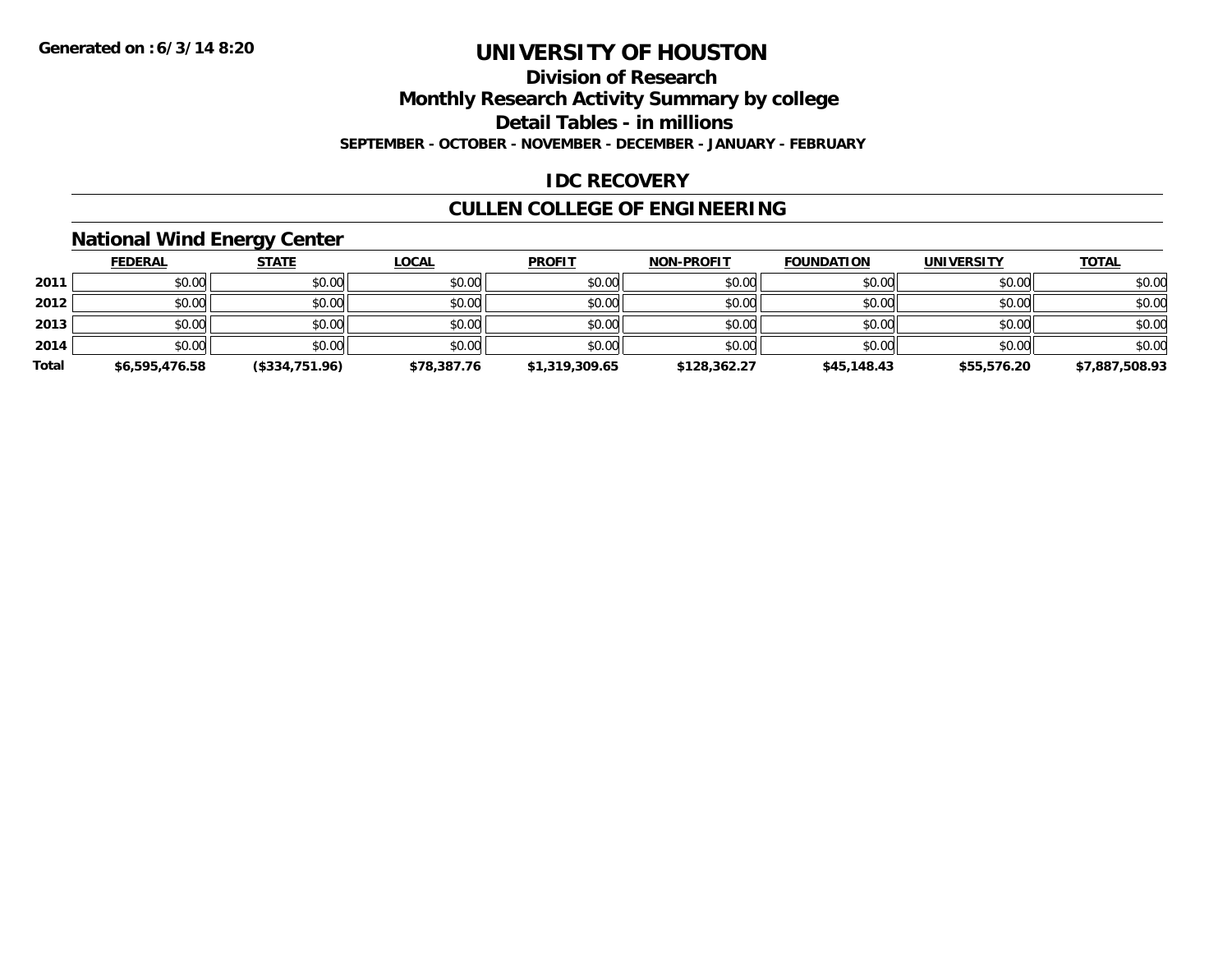# UNIVERSITY OF HOUSTON

## Division of Research

## Monthly Research Activity Summary by college

## Detail Tables - in millions

**SEPTEMBER - OCTOBER - NOVEMBER - DECEMBER - JANUARY - FEBRUARY**

**Generated on : 6/3/14 8:20**

## IDC RECOVERY

## CULLEN COLLEGE OF ENGINEERING

### National Wind Energy Center

| | FEDERAL | STATE | LOCAL | PROFIT | NON-PROFIT | FOUNDATION | UNIVERSITY | TOTAL |
|---|---|---|---|---|---|---|---|---|
| **2011** | $0.00 | $0.00 | $0.00 | $0.00 | $0.00 | $0.00 | $0.00 | $0.00 |
| **2012** | $0.00 | $0.00 | $0.00 | $0.00 | $0.00 | $0.00 | $0.00 | $0.00 |
| **2013** | $0.00 | $0.00 | $0.00 | $0.00 | $0.00 | $0.00 | $0.00 | $0.00 |
| **2014** | $0.00 | $0.00 | $0.00 | $0.00 | $0.00 | $0.00 | $0.00 | $0.00 |
| **Total** | **$6,595,476.58** | **($334,751.96)** | **$78,387.76** | **$1,319,309.65** | **$128,362.27** | **$45,148.43** | **$55,576.20** | **$7,887,508.93** |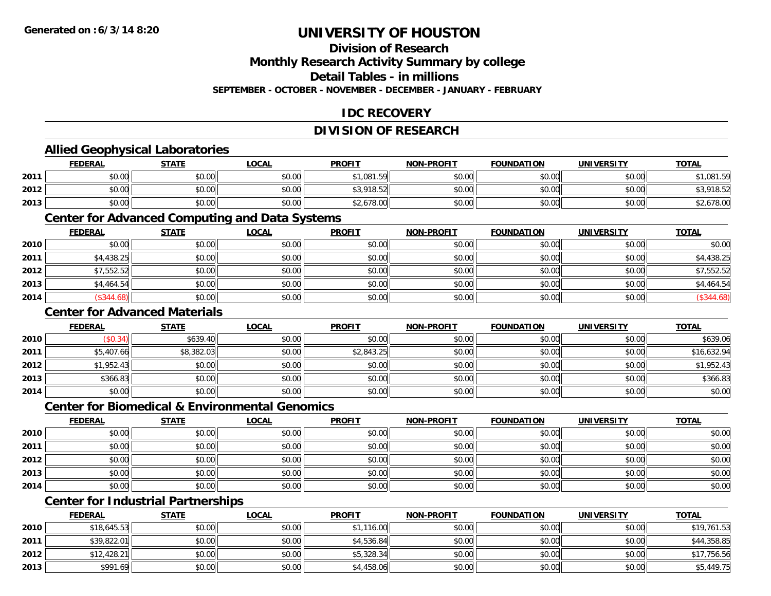# UNIVERSITY OF HOUSTON

## Division of Research

## Monthly Research Activity Summary by college

## Detail Tables - in millions

### SEPTEMBER - OCTOBER - NOVEMBER - DECEMBER - JANUARY - FEBRUARY

## IDC RECOVERY

## DIVISION OF RESEARCH

### Allied Geophysical Laboratories

| | FEDERAL | STATE | LOCAL | PROFIT | NON-PROFIT | FOUNDATION | UNIVERSITY | TOTAL |
|---|---|---|---|---|---|---|---|---|
| 2011 | $0.00 | $0.00 | $0.00 | $1,081.59 | $0.00 | $0.00 | $0.00 | $1,081.59 |
| 2012 | $0.00 | $0.00 | $0.00 | $3,918.52 | $0.00 | $0.00 | $0.00 | $3,918.52 |
| 2013 | $0.00 | $0.00 | $0.00 | $2,678.00 | $0.00 | $0.00 | $0.00 | $2,678.00 |

### Center for Advanced Computing and Data Systems

| | FEDERAL | STATE | LOCAL | PROFIT | NON-PROFIT | FOUNDATION | UNIVERSITY | TOTAL |
|---|---|---|---|---|---|---|---|---|
| 2010 | $0.00 | $0.00 | $0.00 | $0.00 | $0.00 | $0.00 | $0.00 | $0.00 |
| 2011 | $4,438.25 | $0.00 | $0.00 | $0.00 | $0.00 | $0.00 | $0.00 | $4,438.25 |
| 2012 | $7,552.52 | $0.00 | $0.00 | $0.00 | $0.00 | $0.00 | $0.00 | $7,552.52 |
| 2013 | $4,464.54 | $0.00 | $0.00 | $0.00 | $0.00 | $0.00 | $0.00 | $4,464.54 |
| 2014 | ($344.68) | $0.00 | $0.00 | $0.00 | $0.00 | $0.00 | $0.00 | ($344.68) |

### Center for Advanced Materials

| | FEDERAL | STATE | LOCAL | PROFIT | NON-PROFIT | FOUNDATION | UNIVERSITY | TOTAL |
|---|---|---|---|---|---|---|---|---|
| 2010 | ($0.34) | $639.40 | $0.00 | $0.00 | $0.00 | $0.00 | $0.00 | $639.06 |
| 2011 | $5,407.66 | $8,382.03 | $0.00 | $2,843.25 | $0.00 | $0.00 | $0.00 | $16,632.94 |
| 2012 | $1,952.43 | $0.00 | $0.00 | $0.00 | $0.00 | $0.00 | $0.00 | $1,952.43 |
| 2013 | $366.83 | $0.00 | $0.00 | $0.00 | $0.00 | $0.00 | $0.00 | $366.83 |
| 2014 | $0.00 | $0.00 | $0.00 | $0.00 | $0.00 | $0.00 | $0.00 | $0.00 |

### Center for Biomedical & Environmental Genomics

| | FEDERAL | STATE | LOCAL | PROFIT | NON-PROFIT | FOUNDATION | UNIVERSITY | TOTAL |
|---|---|---|---|---|---|---|---|---|
| 2010 | $0.00 | $0.00 | $0.00 | $0.00 | $0.00 | $0.00 | $0.00 | $0.00 |
| 2011 | $0.00 | $0.00 | $0.00 | $0.00 | $0.00 | $0.00 | $0.00 | $0.00 |
| 2012 | $0.00 | $0.00 | $0.00 | $0.00 | $0.00 | $0.00 | $0.00 | $0.00 |
| 2013 | $0.00 | $0.00 | $0.00 | $0.00 | $0.00 | $0.00 | $0.00 | $0.00 |
| 2014 | $0.00 | $0.00 | $0.00 | $0.00 | $0.00 | $0.00 | $0.00 | $0.00 |

### Center for Industrial Partnerships

| | FEDERAL | STATE | LOCAL | PROFIT | NON-PROFIT | FOUNDATION | UNIVERSITY | TOTAL |
|---|---|---|---|---|---|---|---|---|
| 2010 | $18,645.53 | $0.00 | $0.00 | $1,116.00 | $0.00 | $0.00 | $0.00 | $19,761.53 |
| 2011 | $39,822.01 | $0.00 | $0.00 | $4,536.84 | $0.00 | $0.00 | $0.00 | $44,358.85 |
| 2012 | $12,428.21 | $0.00 | $0.00 | $5,328.34 | $0.00 | $0.00 | $0.00 | $17,756.56 |
| 2013 | $991.69 | $0.00 | $0.00 | $4,458.06 | $0.00 | $0.00 | $0.00 | $5,449.75 |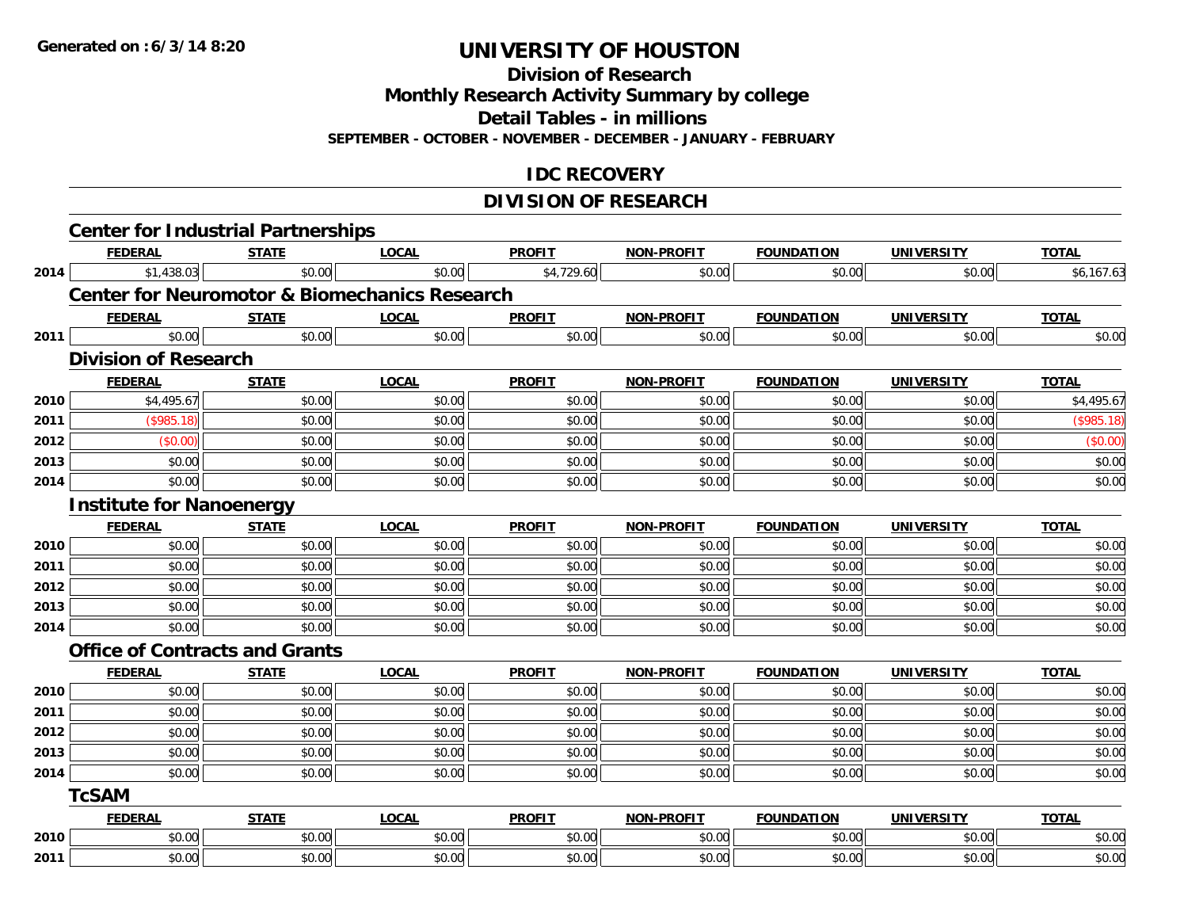**Generated on :6/3/14 8:20**

# UNIVERSITY OF HOUSTON

## Division of Research

## Monthly Research Activity Summary by college

## Detail Tables - in millions

**SEPTEMBER - OCTOBER - NOVEMBER - DECEMBER - JANUARY - FEBRUARY**

## IDC RECOVERY

## DIVISION OF RESEARCH

### Center for Industrial Partnerships

| | FEDERAL | STATE | LOCAL | PROFIT | NON-PROFIT | FOUNDATION | UNIVERSITY | TOTAL |
|---|---|---|---|---|---|---|---|---|
| 2014 | $1,438.03 | $0.00 | $0.00 | $4,729.60 | $0.00 | $0.00 | $0.00 | $6,167.63 |

### Center for Neuromotor & Biomechanics Research

| | FEDERAL | STATE | LOCAL | PROFIT | NON-PROFIT | FOUNDATION | UNIVERSITY | TOTAL |
|---|---|---|---|---|---|---|---|---|
| 2011 | $0.00 | $0.00 | $0.00 | $0.00 | $0.00 | $0.00 | $0.00 | $0.00 |

### Division of Research

| | FEDERAL | STATE | LOCAL | PROFIT | NON-PROFIT | FOUNDATION | UNIVERSITY | TOTAL |
|---|---|---|---|---|---|---|---|---|
| 2010 | $4,495.67 | $0.00 | $0.00 | $0.00 | $0.00 | $0.00 | $0.00 | $4,495.67 |
| 2011 | ($985.18) | $0.00 | $0.00 | $0.00 | $0.00 | $0.00 | $0.00 | ($985.18) |
| 2012 | ($0.00) | $0.00 | $0.00 | $0.00 | $0.00 | $0.00 | $0.00 | ($0.00) |
| 2013 | $0.00 | $0.00 | $0.00 | $0.00 | $0.00 | $0.00 | $0.00 | $0.00 |
| 2014 | $0.00 | $0.00 | $0.00 | $0.00 | $0.00 | $0.00 | $0.00 | $0.00 |

### Institute for Nanoenergy

| | FEDERAL | STATE | LOCAL | PROFIT | NON-PROFIT | FOUNDATION | UNIVERSITY | TOTAL |
|---|---|---|---|---|---|---|---|---|
| 2010 | $0.00 | $0.00 | $0.00 | $0.00 | $0.00 | $0.00 | $0.00 | $0.00 |
| 2011 | $0.00 | $0.00 | $0.00 | $0.00 | $0.00 | $0.00 | $0.00 | $0.00 |
| 2012 | $0.00 | $0.00 | $0.00 | $0.00 | $0.00 | $0.00 | $0.00 | $0.00 |
| 2013 | $0.00 | $0.00 | $0.00 | $0.00 | $0.00 | $0.00 | $0.00 | $0.00 |
| 2014 | $0.00 | $0.00 | $0.00 | $0.00 | $0.00 | $0.00 | $0.00 | $0.00 |

### Office of Contracts and Grants

| | FEDERAL | STATE | LOCAL | PROFIT | NON-PROFIT | FOUNDATION | UNIVERSITY | TOTAL |
|---|---|---|---|---|---|---|---|---|
| 2010 | $0.00 | $0.00 | $0.00 | $0.00 | $0.00 | $0.00 | $0.00 | $0.00 |
| 2011 | $0.00 | $0.00 | $0.00 | $0.00 | $0.00 | $0.00 | $0.00 | $0.00 |
| 2012 | $0.00 | $0.00 | $0.00 | $0.00 | $0.00 | $0.00 | $0.00 | $0.00 |
| 2013 | $0.00 | $0.00 | $0.00 | $0.00 | $0.00 | $0.00 | $0.00 | $0.00 |
| 2014 | $0.00 | $0.00 | $0.00 | $0.00 | $0.00 | $0.00 | $0.00 | $0.00 |

### TcSAM

| | FEDERAL | STATE | LOCAL | PROFIT | NON-PROFIT | FOUNDATION | UNIVERSITY | TOTAL |
|---|---|---|---|---|---|---|---|---|
| 2010 | $0.00 | $0.00 | $0.00 | $0.00 | $0.00 | $0.00 | $0.00 | $0.00 |
| 2011 | $0.00 | $0.00 | $0.00 | $0.00 | $0.00 | $0.00 | $0.00 | $0.00 |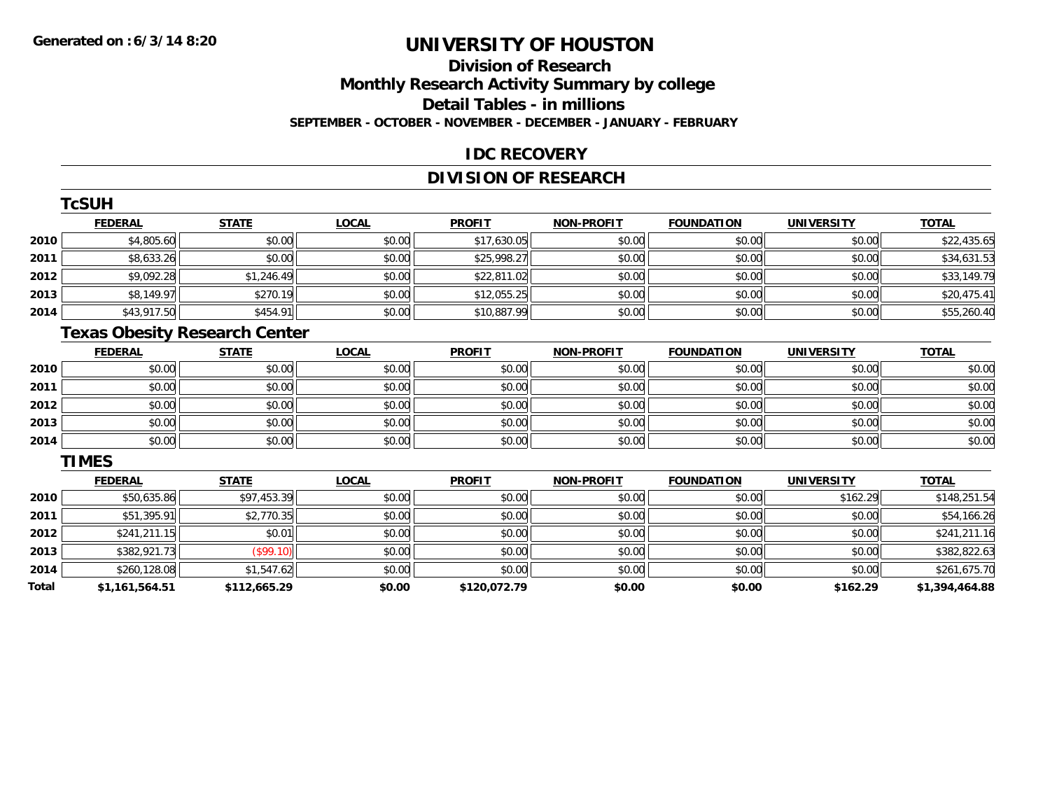# UNIVERSITY OF HOUSTON

## Division of Research
## Monthly Research Activity Summary by college
## Detail Tables - in millions

**SEPTEMBER - OCTOBER - NOVEMBER - DECEMBER - JANUARY - FEBRUARY**

## IDC RECOVERY

## DIVISION OF RESEARCH

### TcSUH

| | FEDERAL | STATE | LOCAL | PROFIT | NON-PROFIT | FOUNDATION | UNIVERSITY | TOTAL |
|---|---|---|---|---|---|---|---|---|
| 2010 | $4,805.60 | $0.00 | $0.00 | $17,630.05 | $0.00 | $0.00 | $0.00 | $22,435.65 |
| 2011 | $8,633.26 | $0.00 | $0.00 | $25,998.27 | $0.00 | $0.00 | $0.00 | $34,631.53 |
| 2012 | $9,092.28 | $1,246.49 | $0.00 | $22,811.02 | $0.00 | $0.00 | $0.00 | $33,149.79 |
| 2013 | $8,149.97 | $270.19 | $0.00 | $12,055.25 | $0.00 | $0.00 | $0.00 | $20,475.41 |
| 2014 | $43,917.50 | $454.91 | $0.00 | $10,887.99 | $0.00 | $0.00 | $0.00 | $55,260.40 |

### Texas Obesity Research Center

| | FEDERAL | STATE | LOCAL | PROFIT | NON-PROFIT | FOUNDATION | UNIVERSITY | TOTAL |
|---|---|---|---|---|---|---|---|---|
| 2010 | $0.00 | $0.00 | $0.00 | $0.00 | $0.00 | $0.00 | $0.00 | $0.00 |
| 2011 | $0.00 | $0.00 | $0.00 | $0.00 | $0.00 | $0.00 | $0.00 | $0.00 |
| 2012 | $0.00 | $0.00 | $0.00 | $0.00 | $0.00 | $0.00 | $0.00 | $0.00 |
| 2013 | $0.00 | $0.00 | $0.00 | $0.00 | $0.00 | $0.00 | $0.00 | $0.00 |
| 2014 | $0.00 | $0.00 | $0.00 | $0.00 | $0.00 | $0.00 | $0.00 | $0.00 |

### TIMES

| | FEDERAL | STATE | LOCAL | PROFIT | NON-PROFIT | FOUNDATION | UNIVERSITY | TOTAL |
|---|---|---|---|---|---|---|---|---|
| 2010 | $50,635.86 | $97,453.39 | $0.00 | $0.00 | $0.00 | $0.00 | $162.29 | $148,251.54 |
| 2011 | $51,395.91 | $2,770.35 | $0.00 | $0.00 | $0.00 | $0.00 | $0.00 | $54,166.26 |
| 2012 | $241,211.15 | $0.01 | $0.00 | $0.00 | $0.00 | $0.00 | $0.00 | $241,211.16 |
| 2013 | $382,921.73 | ($99.10) | $0.00 | $0.00 | $0.00 | $0.00 | $0.00 | $382,822.63 |
| 2014 | $260,128.08 | $1,547.62 | $0.00 | $0.00 | $0.00 | $0.00 | $0.00 | $261,675.70 |
| **Total** | **$1,161,564.51** | **$112,665.29** | **$0.00** | **$120,072.79** | **$0.00** | **$0.00** | **$162.29** | **$1,394,464.88** |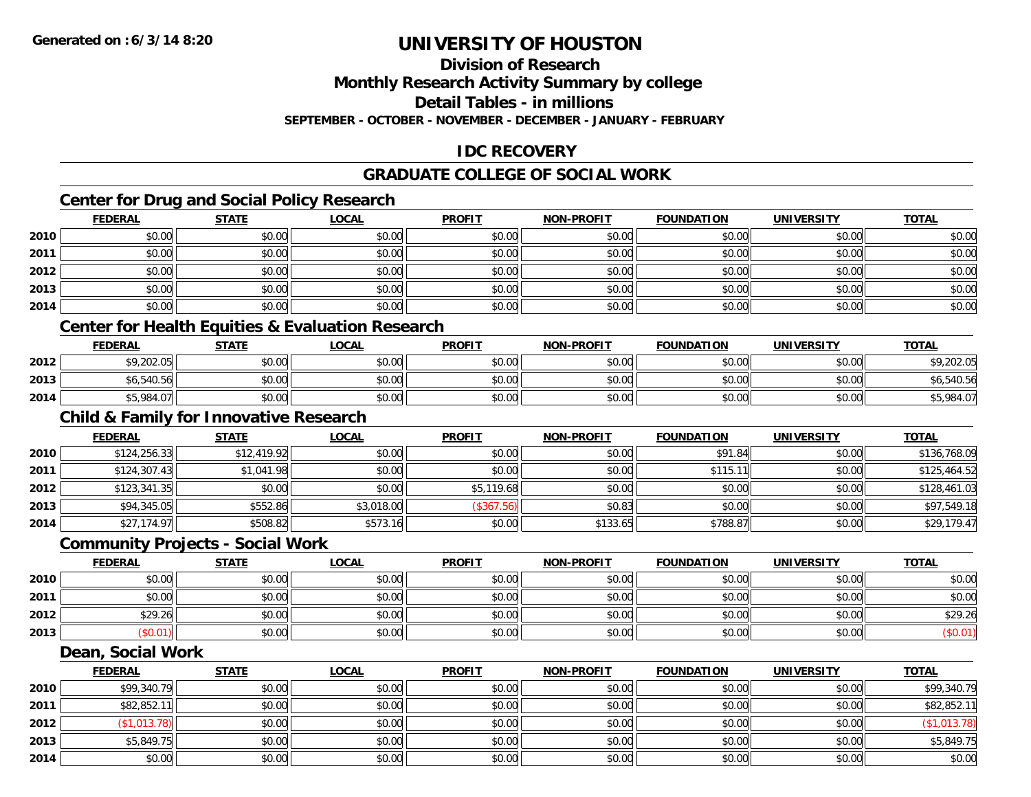**Generated on :6/3/14 8:20**

# UNIVERSITY OF HOUSTON

## Division of Research

## Monthly Research Activity Summary by college

## Detail Tables - in millions

**SEPTEMBER - OCTOBER - NOVEMBER - DECEMBER - JANUARY - FEBRUARY**

## IDC RECOVERY

## GRADUATE COLLEGE OF SOCIAL WORK

### Center for Drug and Social Policy Research

| | FEDERAL | STATE | LOCAL | PROFIT | NON-PROFIT | FOUNDATION | UNIVERSITY | TOTAL |
|---|---|---|---|---|---|---|---|---|
| 2010 | $0.00 | $0.00 | $0.00 | $0.00 | $0.00 | $0.00 | $0.00 | $0.00 |
| 2011 | $0.00 | $0.00 | $0.00 | $0.00 | $0.00 | $0.00 | $0.00 | $0.00 |
| 2012 | $0.00 | $0.00 | $0.00 | $0.00 | $0.00 | $0.00 | $0.00 | $0.00 |
| 2013 | $0.00 | $0.00 | $0.00 | $0.00 | $0.00 | $0.00 | $0.00 | $0.00 |
| 2014 | $0.00 | $0.00 | $0.00 | $0.00 | $0.00 | $0.00 | $0.00 | $0.00 |

### Center for Health Equities & Evaluation Research

| | FEDERAL | STATE | LOCAL | PROFIT | NON-PROFIT | FOUNDATION | UNIVERSITY | TOTAL |
|---|---|---|---|---|---|---|---|---|
| 2012 | $9,202.05 | $0.00 | $0.00 | $0.00 | $0.00 | $0.00 | $0.00 | $9,202.05 |
| 2013 | $6,540.56 | $0.00 | $0.00 | $0.00 | $0.00 | $0.00 | $0.00 | $6,540.56 |
| 2014 | $5,984.07 | $0.00 | $0.00 | $0.00 | $0.00 | $0.00 | $0.00 | $5,984.07 |

### Child & Family for Innovative Research

| | FEDERAL | STATE | LOCAL | PROFIT | NON-PROFIT | FOUNDATION | UNIVERSITY | TOTAL |
|---|---|---|---|---|---|---|---|---|
| 2010 | $124,256.33 | $12,419.92 | $0.00 | $0.00 | $0.00 | $91.84 | $0.00 | $136,768.09 |
| 2011 | $124,307.43 | $1,041.98 | $0.00 | $0.00 | $0.00 | $115.11 | $0.00 | $125,464.52 |
| 2012 | $123,341.35 | $0.00 | $0.00 | $5,119.68 | $0.00 | $0.00 | $0.00 | $128,461.03 |
| 2013 | $94,345.05 | $552.86 | $3,018.00 | ($367.56) | $0.83 | $0.00 | $0.00 | $97,549.18 |
| 2014 | $27,174.97 | $508.82 | $573.16 | $0.00 | $133.65 | $788.87 | $0.00 | $29,179.47 |

### Community Projects - Social Work

| | FEDERAL | STATE | LOCAL | PROFIT | NON-PROFIT | FOUNDATION | UNIVERSITY | TOTAL |
|---|---|---|---|---|---|---|---|---|
| 2010 | $0.00 | $0.00 | $0.00 | $0.00 | $0.00 | $0.00 | $0.00 | $0.00 |
| 2011 | $0.00 | $0.00 | $0.00 | $0.00 | $0.00 | $0.00 | $0.00 | $0.00 |
| 2012 | $29.26 | $0.00 | $0.00 | $0.00 | $0.00 | $0.00 | $0.00 | $29.26 |
| 2013 | ($0.01) | $0.00 | $0.00 | $0.00 | $0.00 | $0.00 | $0.00 | ($0.01) |

### Dean, Social Work

| | FEDERAL | STATE | LOCAL | PROFIT | NON-PROFIT | FOUNDATION | UNIVERSITY | TOTAL |
|---|---|---|---|---|---|---|---|---|
| 2010 | $99,340.79 | $0.00 | $0.00 | $0.00 | $0.00 | $0.00 | $0.00 | $99,340.79 |
| 2011 | $82,852.11 | $0.00 | $0.00 | $0.00 | $0.00 | $0.00 | $0.00 | $82,852.11 |
| 2012 | ($1,013.78) | $0.00 | $0.00 | $0.00 | $0.00 | $0.00 | $0.00 | ($1,013.78) |
| 2013 | $5,849.75 | $0.00 | $0.00 | $0.00 | $0.00 | $0.00 | $0.00 | $5,849.75 |
| 2014 | $0.00 | $0.00 | $0.00 | $0.00 | $0.00 | $0.00 | $0.00 | $0.00 |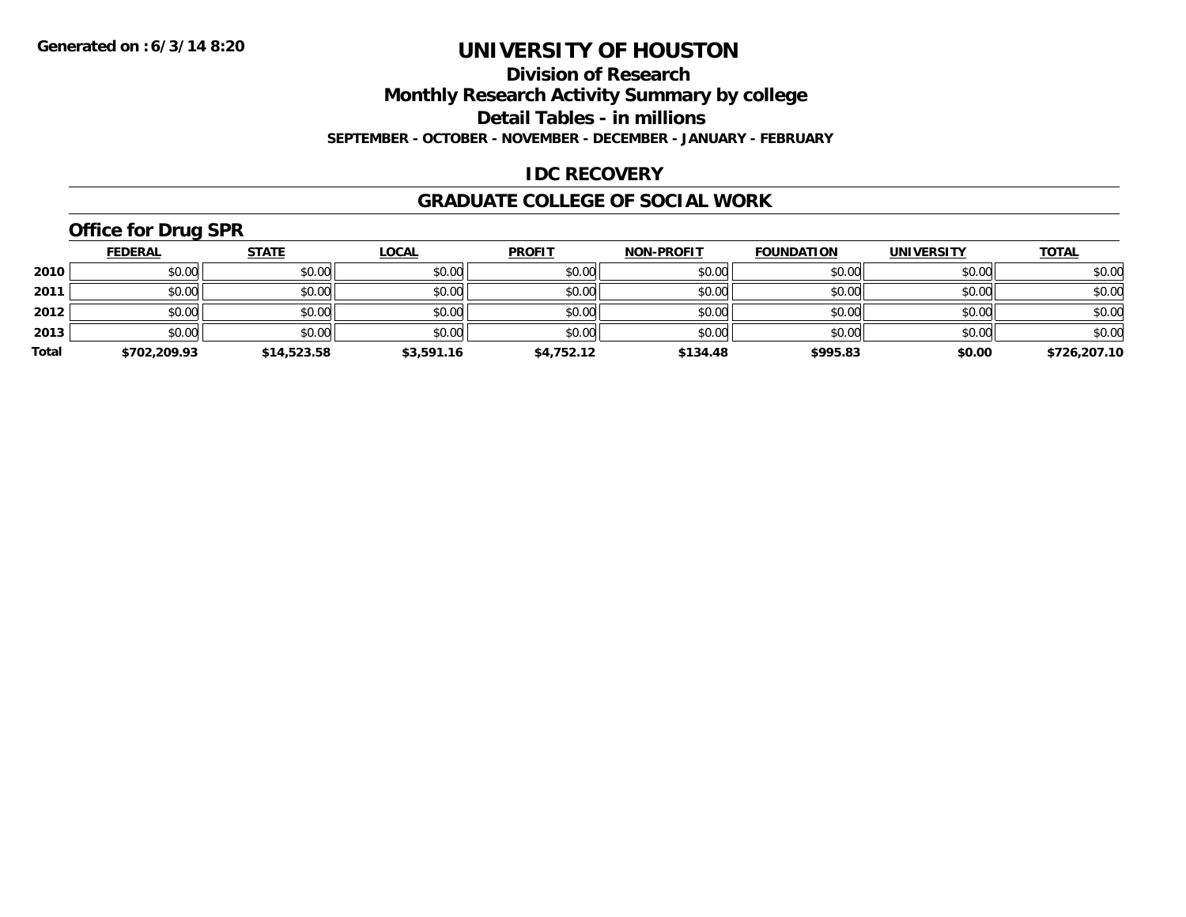Generated on :6/3/14 8:20

# UNIVERSITY OF HOUSTON

## Division of Research

## Monthly Research Activity Summary by college

## Detail Tables - in millions

**SEPTEMBER - OCTOBER - NOVEMBER - DECEMBER - JANUARY - FEBRUARY**

## IDC RECOVERY

## GRADUATE COLLEGE OF SOCIAL WORK

### Office for Drug SPR

| | FEDERAL | STATE | LOCAL | PROFIT | NON-PROFIT | FOUNDATION | UNIVERSITY | TOTAL |
|---|---|---|---|---|---|---|---|---|
| 2010 | $0.00 | $0.00 | $0.00 | $0.00 | $0.00 | $0.00 | $0.00 | $0.00 |
| 2011 | $0.00 | $0.00 | $0.00 | $0.00 | $0.00 | $0.00 | $0.00 | $0.00 |
| 2012 | $0.00 | $0.00 | $0.00 | $0.00 | $0.00 | $0.00 | $0.00 | $0.00 |
| 2013 | $0.00 | $0.00 | $0.00 | $0.00 | $0.00 | $0.00 | $0.00 | $0.00 |
| **Total** | **$702,209.93** | **$14,523.58** | **$3,591.16** | **$4,752.12** | **$134.48** | **$995.83** | **$0.00** | **$726,207.10** |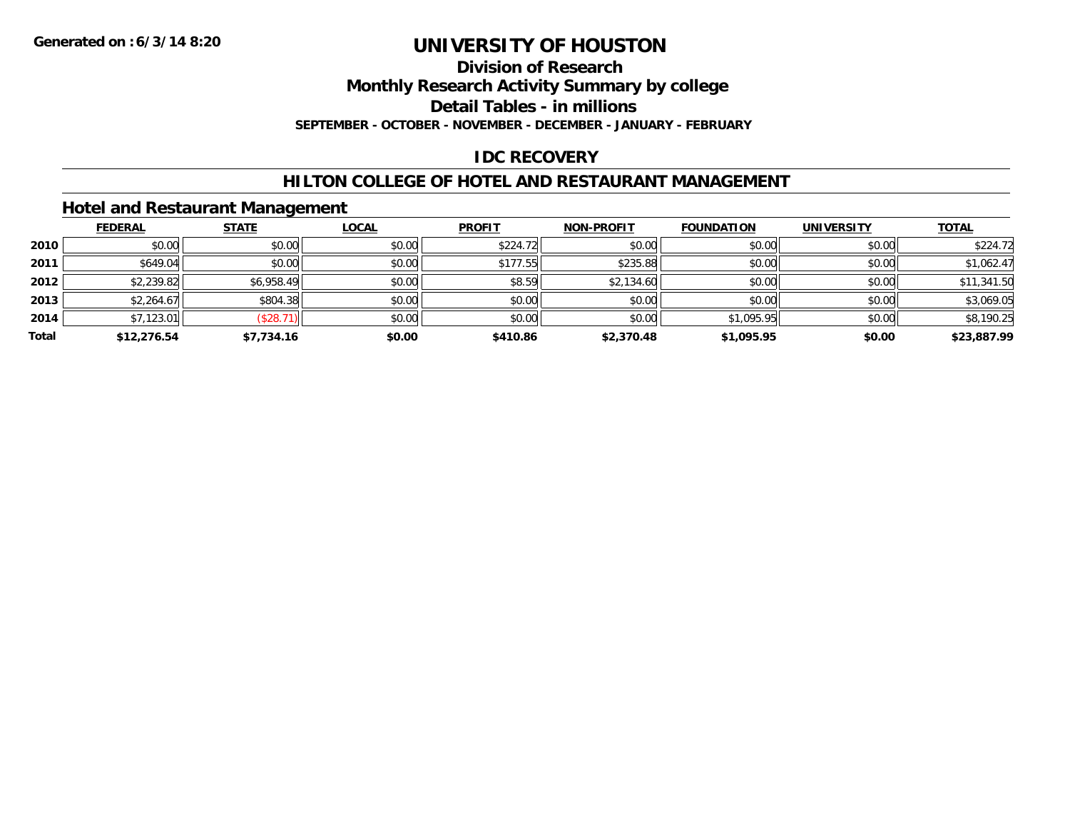Generated on :6/3/14 8:20

# UNIVERSITY OF HOUSTON

## Division of Research

## Monthly Research Activity Summary by college

## Detail Tables - in millions

**SEPTEMBER - OCTOBER - NOVEMBER - DECEMBER - JANUARY - FEBRUARY**

## IDC RECOVERY

## HILTON COLLEGE OF HOTEL AND RESTAURANT MANAGEMENT

### Hotel and Restaurant Management

| | FEDERAL | STATE | LOCAL | PROFIT | NON-PROFIT | FOUNDATION | UNIVERSITY | TOTAL |
|---|---|---|---|---|---|---|---|---|
| **2010** | $0.00 | $0.00 | $0.00 | $224.72 | $0.00 | $0.00 | $0.00 | $224.72 |
| **2011** | $649.04 | $0.00 | $0.00 | $177.55 | $235.88 | $0.00 | $0.00 | $1,062.47 |
| **2012** | $2,239.82 | $6,958.49 | $0.00 | $8.59 | $2,134.60 | $0.00 | $0.00 | $11,341.50 |
| **2013** | $2,264.67 | $804.38 | $0.00 | $0.00 | $0.00 | $0.00 | $0.00 | $3,069.05 |
| **2014** | $7,123.01 | ($28.71) | $0.00 | $0.00 | $0.00 | $1,095.95 | $0.00 | $8,190.25 |
| **Total** | **$12,276.54** | **$7,734.16** | **$0.00** | **$410.86** | **$2,370.48** | **$1,095.95** | **$0.00** | **$23,887.99** |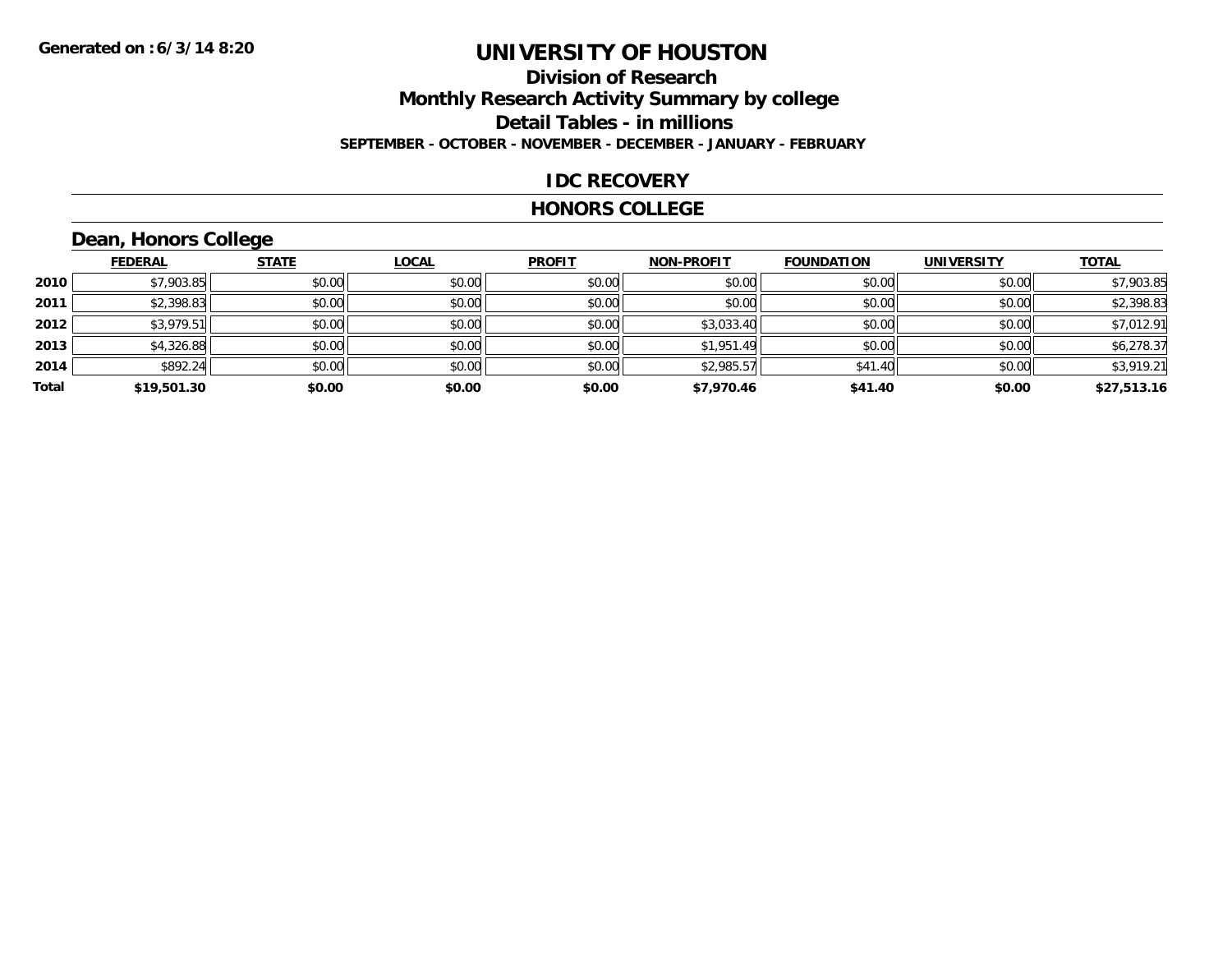Generated on :6/3/14 8:20

# UNIVERSITY OF HOUSTON

## Division of Research

## Monthly Research Activity Summary by college

## Detail Tables - in millions

**SEPTEMBER - OCTOBER - NOVEMBER - DECEMBER - JANUARY - FEBRUARY**

## IDC RECOVERY

## HONORS COLLEGE

### Dean, Honors College

| | FEDERAL | STATE | LOCAL | PROFIT | NON-PROFIT | FOUNDATION | UNIVERSITY | TOTAL |
|---|---|---|---|---|---|---|---|---|
| 2010 | $7,903.85 | $0.00 | $0.00 | $0.00 | $0.00 | $0.00 | $0.00 | $7,903.85 |
| 2011 | $2,398.83 | $0.00 | $0.00 | $0.00 | $0.00 | $0.00 | $0.00 | $2,398.83 |
| 2012 | $3,979.51 | $0.00 | $0.00 | $0.00 | $3,033.40 | $0.00 | $0.00 | $7,012.91 |
| 2013 | $4,326.88 | $0.00 | $0.00 | $0.00 | $1,951.49 | $0.00 | $0.00 | $6,278.37 |
| 2014 | $892.24 | $0.00 | $0.00 | $0.00 | $2,985.57 | $41.40 | $0.00 | $3,919.21 |
| **Total** | **$19,501.30** | **$0.00** | **$0.00** | **$0.00** | **$7,970.46** | **$41.40** | **$0.00** | **$27,513.16** |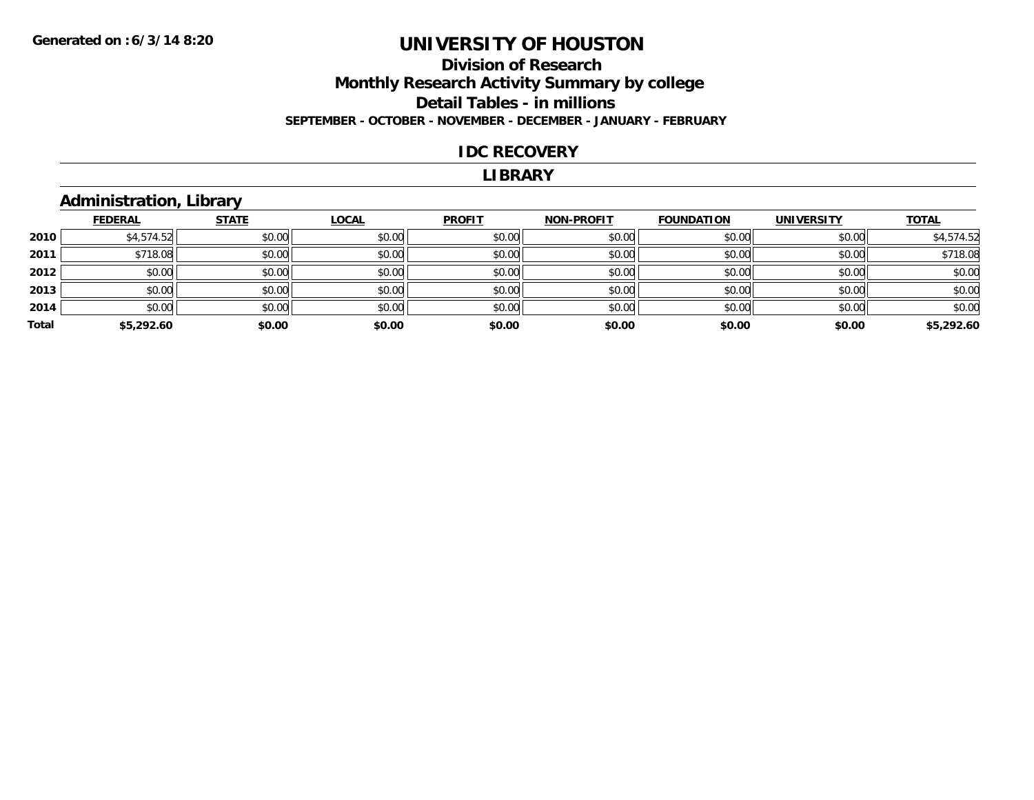Generated on :6/3/14 8:20

# UNIVERSITY OF HOUSTON

## Division of Research
## Monthly Research Activity Summary by college
## Detail Tables - in millions
### SEPTEMBER - OCTOBER - NOVEMBER - DECEMBER - JANUARY - FEBRUARY

### IDC RECOVERY

### LIBRARY

### Administration, Library

| | FEDERAL | STATE | LOCAL | PROFIT | NON-PROFIT | FOUNDATION | UNIVERSITY | TOTAL |
|---|---|---|---|---|---|---|---|---|
| 2010 | $4,574.52 | $0.00 | $0.00 | $0.00 | $0.00 | $0.00 | $0.00 | $4,574.52 |
| 2011 | $718.08 | $0.00 | $0.00 | $0.00 | $0.00 | $0.00 | $0.00 | $718.08 |
| 2012 | $0.00 | $0.00 | $0.00 | $0.00 | $0.00 | $0.00 | $0.00 | $0.00 |
| 2013 | $0.00 | $0.00 | $0.00 | $0.00 | $0.00 | $0.00 | $0.00 | $0.00 |
| 2014 | $0.00 | $0.00 | $0.00 | $0.00 | $0.00 | $0.00 | $0.00 | $0.00 |
| **Total** | **$5,292.60** | **$0.00** | **$0.00** | **$0.00** | **$0.00** | **$0.00** | **$0.00** | **$5,292.60** |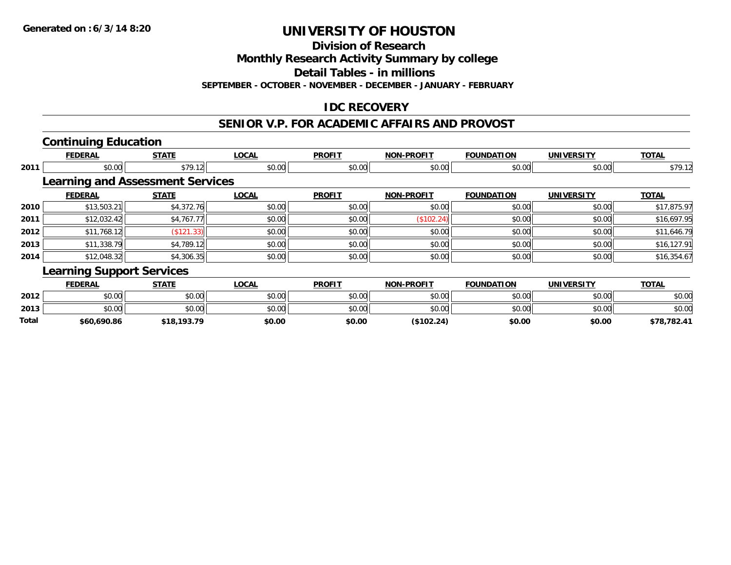**Generated on :6/3/14 8:20**

# UNIVERSITY OF HOUSTON

## Division of Research

## Monthly Research Activity Summary by college

## Detail Tables - in millions

**SEPTEMBER - OCTOBER - NOVEMBER - DECEMBER - JANUARY - FEBRUARY**

## IDC RECOVERY

## SENIOR V.P. FOR ACADEMIC AFFAIRS AND PROVOST

### Continuing Education

| | FEDERAL | STATE | LOCAL | PROFIT | NON-PROFIT | FOUNDATION | UNIVERSITY | TOTAL |
|---|---|---|---|---|---|---|---|---|
| 2011 | $0.00 | $79.12 | $0.00 | $0.00 | $0.00 | $0.00 | $0.00 | $79.12 |

### Learning and Assessment Services

| | FEDERAL | STATE | LOCAL | PROFIT | NON-PROFIT | FOUNDATION | UNIVERSITY | TOTAL |
|---|---|---|---|---|---|---|---|---|
| 2010 | $13,503.21 | $4,372.76 | $0.00 | $0.00 | $0.00 | $0.00 | $0.00 | $17,875.97 |
| 2011 | $12,032.42 | $4,767.77 | $0.00 | $0.00 | ($102.24) | $0.00 | $0.00 | $16,697.95 |
| 2012 | $11,768.12 | ($121.33) | $0.00 | $0.00 | $0.00 | $0.00 | $0.00 | $11,646.79 |
| 2013 | $11,338.79 | $4,789.12 | $0.00 | $0.00 | $0.00 | $0.00 | $0.00 | $16,127.91 |
| 2014 | $12,048.32 | $4,306.35 | $0.00 | $0.00 | $0.00 | $0.00 | $0.00 | $16,354.67 |

### Learning Support Services

| | FEDERAL | STATE | LOCAL | PROFIT | NON-PROFIT | FOUNDATION | UNIVERSITY | TOTAL |
|---|---|---|---|---|---|---|---|---|
| 2012 | $0.00 | $0.00 | $0.00 | $0.00 | $0.00 | $0.00 | $0.00 | $0.00 |
| 2013 | $0.00 | $0.00 | $0.00 | $0.00 | $0.00 | $0.00 | $0.00 | $0.00 |
| **Total** | **$60,690.86** | **$18,193.79** | **$0.00** | **$0.00** | **($102.24)** | **$0.00** | **$0.00** | **$78,782.41** |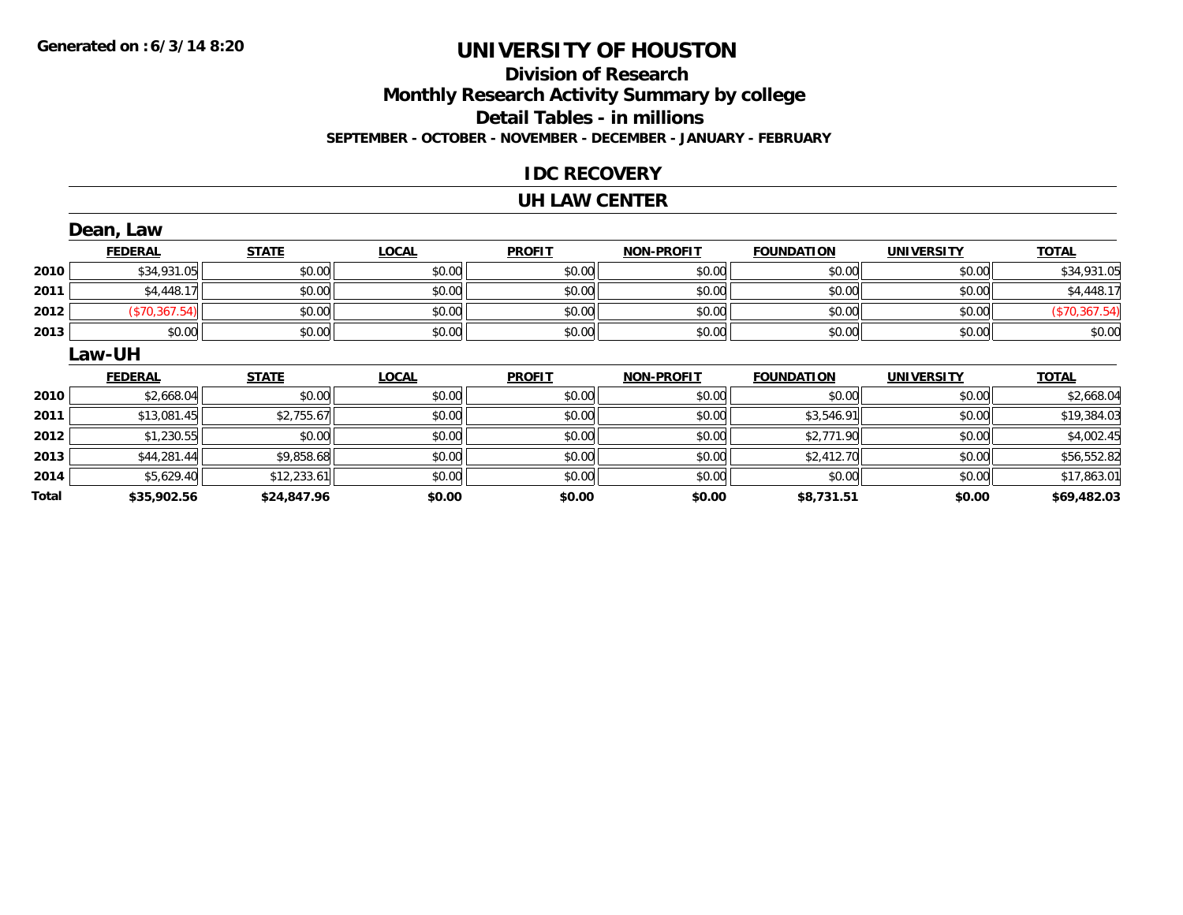Generated on : 6/3/14 8:20

# UNIVERSITY OF HOUSTON

## Division of Research

## Monthly Research Activity Summary by college

## Detail Tables - in millions

### SEPTEMBER - OCTOBER - NOVEMBER - DECEMBER - JANUARY - FEBRUARY

## IDC RECOVERY

## UH LAW CENTER

### Dean, Law

| | FEDERAL | STATE | LOCAL | PROFIT | NON-PROFIT | FOUNDATION | UNIVERSITY | TOTAL |
|---|---|---|---|---|---|---|---|---|
| 2010 | $34,931.05 | $0.00 | $0.00 | $0.00 | $0.00 | $0.00 | $0.00 | $34,931.05 |
| 2011 | $4,448.17 | $0.00 | $0.00 | $0.00 | $0.00 | $0.00 | $0.00 | $4,448.17 |
| 2012 | ($70,367.54) | $0.00 | $0.00 | $0.00 | $0.00 | $0.00 | $0.00 | ($70,367.54) |
| 2013 | $0.00 | $0.00 | $0.00 | $0.00 | $0.00 | $0.00 | $0.00 | $0.00 |

### Law-UH

| | FEDERAL | STATE | LOCAL | PROFIT | NON-PROFIT | FOUNDATION | UNIVERSITY | TOTAL |
|---|---|---|---|---|---|---|---|---|
| 2010 | $2,668.04 | $0.00 | $0.00 | $0.00 | $0.00 | $0.00 | $0.00 | $2,668.04 |
| 2011 | $13,081.45 | $2,755.67 | $0.00 | $0.00 | $0.00 | $3,546.91 | $0.00 | $19,384.03 |
| 2012 | $1,230.55 | $0.00 | $0.00 | $0.00 | $0.00 | $2,771.90 | $0.00 | $4,002.45 |
| 2013 | $44,281.44 | $9,858.68 | $0.00 | $0.00 | $0.00 | $2,412.70 | $0.00 | $56,552.82 |
| 2014 | $5,629.40 | $12,233.61 | $0.00 | $0.00 | $0.00 | $0.00 | $0.00 | $17,863.01 |
| **Total** | **$35,902.56** | **$24,847.96** | **$0.00** | **$0.00** | **$0.00** | **$8,731.51** | **$0.00** | **$69,482.03** |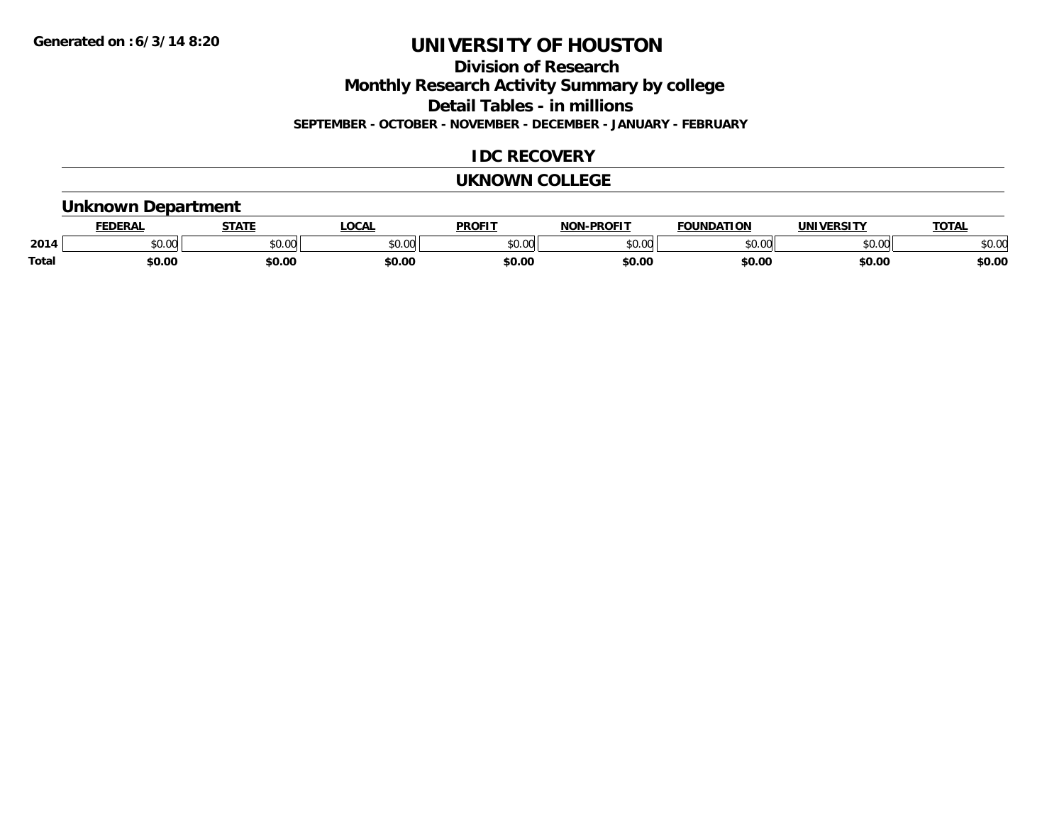Generated on :6/3/14 8:20

# UNIVERSITY OF HOUSTON

## Division of Research

## Monthly Research Activity Summary by college

## Detail Tables - in millions

**SEPTEMBER - OCTOBER - NOVEMBER - DECEMBER - JANUARY - FEBRUARY**

## IDC RECOVERY

## UKNOWN COLLEGE

### Unknown Department

| | FEDERAL | STATE | LOCAL | PROFIT | NON-PROFIT | FOUNDATION | UNIVERSITY | TOTAL |
|---|---|---|---|---|---|---|---|---|
| 2014 | $0.00 | $0.00 | $0.00 | $0.00 | $0.00 | $0.00 | $0.00 | $0.00 |
| **Total** | **$0.00** | **$0.00** | **$0.00** | **$0.00** | **$0.00** | **$0.00** | **$0.00** | **$0.00** |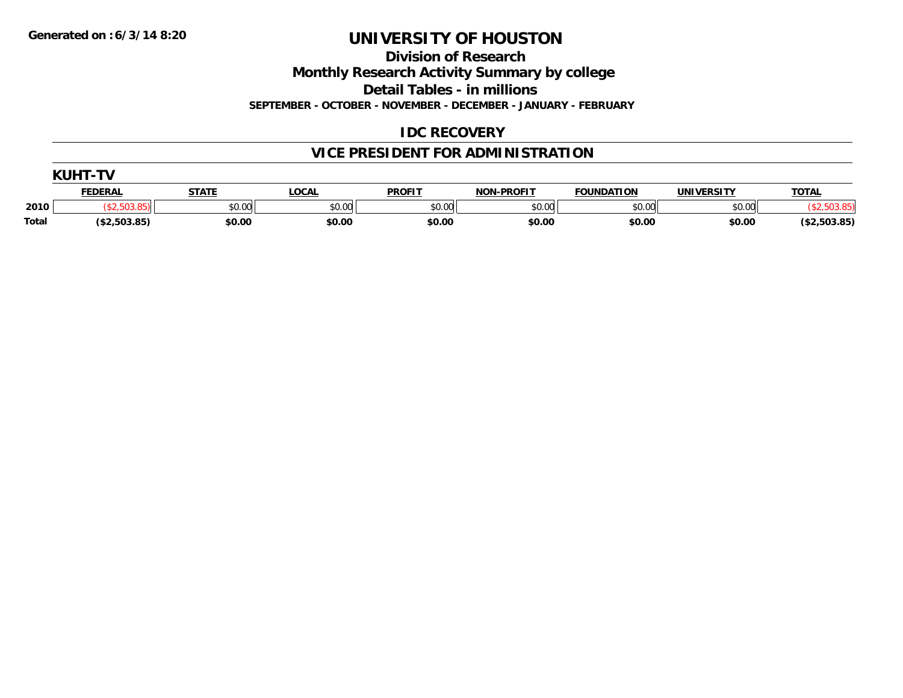Generated on :6/3/14 8:20

# UNIVERSITY OF HOUSTON

## Division of Research

## Monthly Research Activity Summary by college

## Detail Tables - in millions

**SEPTEMBER - OCTOBER - NOVEMBER - DECEMBER - JANUARY - FEBRUARY**

## IDC RECOVERY

## VICE PRESIDENT FOR ADMINISTRATION

### KUHT-TV

| | FEDERAL | STATE | LOCAL | PROFIT | NON-PROFIT | FOUNDATION | UNIVERSITY | TOTAL |
|---|---|---|---|---|---|---|---|---|
| 2010 | ($2,503.85) | $0.00 | $0.00 | $0.00 | $0.00 | $0.00 | $0.00 | ($2,503.85) |
| Total | ($2,503.85) | $0.00 | $0.00 | $0.00 | $0.00 | $0.00 | $0.00 | ($2,503.85) |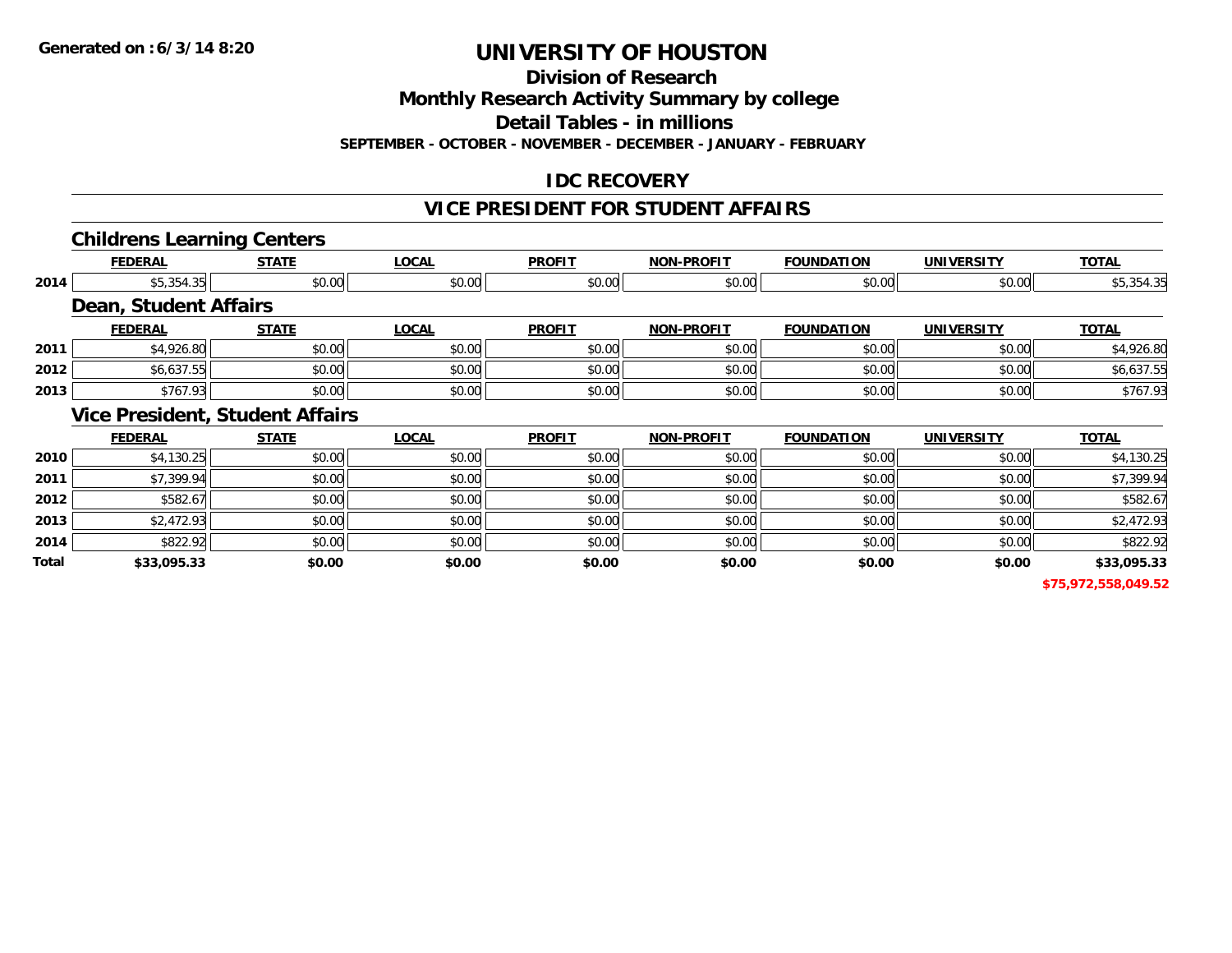Generated on :6/3/14 8:20

# UNIVERSITY OF HOUSTON

## Division of Research
## Monthly Research Activity Summary by college
## Detail Tables - in millions

SEPTEMBER - OCTOBER - NOVEMBER - DECEMBER - JANUARY - FEBRUARY

### IDC RECOVERY

### VICE PRESIDENT FOR STUDENT AFFAIRS

#### Childrens Learning Centers

| | FEDERAL | STATE | LOCAL | PROFIT | NON-PROFIT | FOUNDATION | UNIVERSITY | TOTAL |
|---|---|---|---|---|---|---|---|---|
| 2014 | $5,354.35 | $0.00 | $0.00 | $0.00 | $0.00 | $0.00 | $0.00 | $5,354.35 |

#### Dean, Student Affairs

| | FEDERAL | STATE | LOCAL | PROFIT | NON-PROFIT | FOUNDATION | UNIVERSITY | TOTAL |
|---|---|---|---|---|---|---|---|---|
| 2011 | $4,926.80 | $0.00 | $0.00 | $0.00 | $0.00 | $0.00 | $0.00 | $4,926.80 |
| 2012 | $6,637.55 | $0.00 | $0.00 | $0.00 | $0.00 | $0.00 | $0.00 | $6,637.55 |
| 2013 | $767.93 | $0.00 | $0.00 | $0.00 | $0.00 | $0.00 | $0.00 | $767.93 |

#### Vice President, Student Affairs

| | FEDERAL | STATE | LOCAL | PROFIT | NON-PROFIT | FOUNDATION | UNIVERSITY | TOTAL |
|---|---|---|---|---|---|---|---|---|
| 2010 | $4,130.25 | $0.00 | $0.00 | $0.00 | $0.00 | $0.00 | $0.00 | $4,130.25 |
| 2011 | $7,399.94 | $0.00 | $0.00 | $0.00 | $0.00 | $0.00 | $0.00 | $7,399.94 |
| 2012 | $582.67 | $0.00 | $0.00 | $0.00 | $0.00 | $0.00 | $0.00 | $582.67 |
| 2013 | $2,472.93 | $0.00 | $0.00 | $0.00 | $0.00 | $0.00 | $0.00 | $2,472.93 |
| 2014 | $822.92 | $0.00 | $0.00 | $0.00 | $0.00 | $0.00 | $0.00 | $822.92 |
| **Total** | **$33,095.33** | **$0.00** | **$0.00** | **$0.00** | **$0.00** | **$0.00** | **$0.00** | **$33,095.33** |

**$75,972,558,049.52**